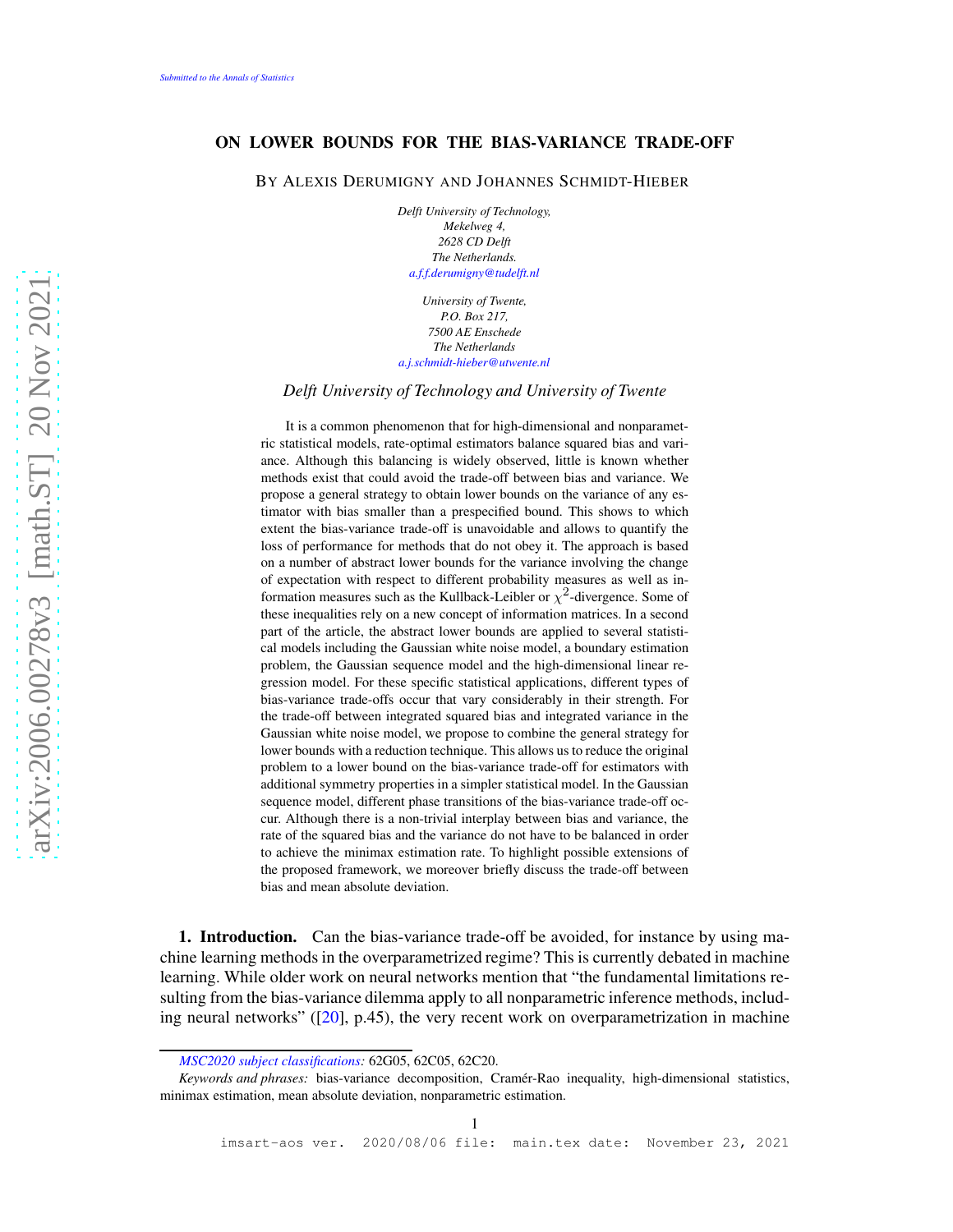# ON LOWER BOUNDS FOR THE BIAS-VARIANCE TRADE-OFF

By Alexis Derumigny and Johannes Schmidt-Hieber

*Delft University of Technology,*
*Mekelweg 4,*
*2628 CD Delft*
*The Netherlands.*
*a.f.f.derumigny@tudelft.nl*

*University of Twente,*
*P.O. Box 217,*
*7500 AE Enschede*
*The Netherlands*
*a.j.schmidt-hieber@utwente.nl*

*Delft University of Technology and University of Twente*

It is a common phenomenon that for high-dimensional and nonparametric statistical models, rate-optimal estimators balance squared bias and variance. Although this balancing is widely observed, little is known whether methods exist that could avoid the trade-off between bias and variance. We propose a general strategy to obtain lower bounds on the variance of any estimator with bias smaller than a prespecified bound. This shows to which extent the bias-variance trade-off is unavoidable and allows to quantify the loss of performance for methods that do not obey it. The approach is based on a number of abstract lower bounds for the variance involving the change of expectation with respect to different probability measures as well as information measures such as the Kullback-Leibler or $\chi^2$-divergence. Some of these inequalities rely on a new concept of information matrices. In a second part of the article, the abstract lower bounds are applied to several statistical models including the Gaussian white noise model, a boundary estimation problem, the Gaussian sequence model and the high-dimensional linear regression model. For these specific statistical applications, different types of bias-variance trade-offs occur that vary considerably in their strength. For the trade-off between integrated squared bias and integrated variance in the Gaussian white noise model, we propose to combine the general strategy for lower bounds with a reduction technique. This allows us to reduce the original problem to a lower bound on the bias-variance trade-off for estimators with additional symmetry properties in a simpler statistical model. In the Gaussian sequence model, different phase transitions of the bias-variance trade-off occur. Although there is a non-trivial interplay between bias and variance, the rate of the squared bias and the variance do not have to be balanced in order to achieve the minimax estimation rate. To highlight possible extensions of the proposed framework, we moreover briefly discuss the trade-off between bias and mean absolute deviation.

## 1. Introduction.

Can the bias-variance trade-off be avoided, for instance by using machine learning methods in the overparametrized regime? This is currently debated in machine learning. While older work on neural networks mention that "the fundamental limitations resulting from the bias-variance dilemma apply to all nonparametric inference methods, including neural networks" ([20], p.45), the very recent work on overparametrization in machine

*MSC2020 subject classifications:* 62G05, 62C05, 62C20.

*Keywords and phrases:* bias-variance decomposition, Cramér-Rao inequality, high-dimensional statistics, minimax estimation, mean absolute deviation, nonparametric estimation.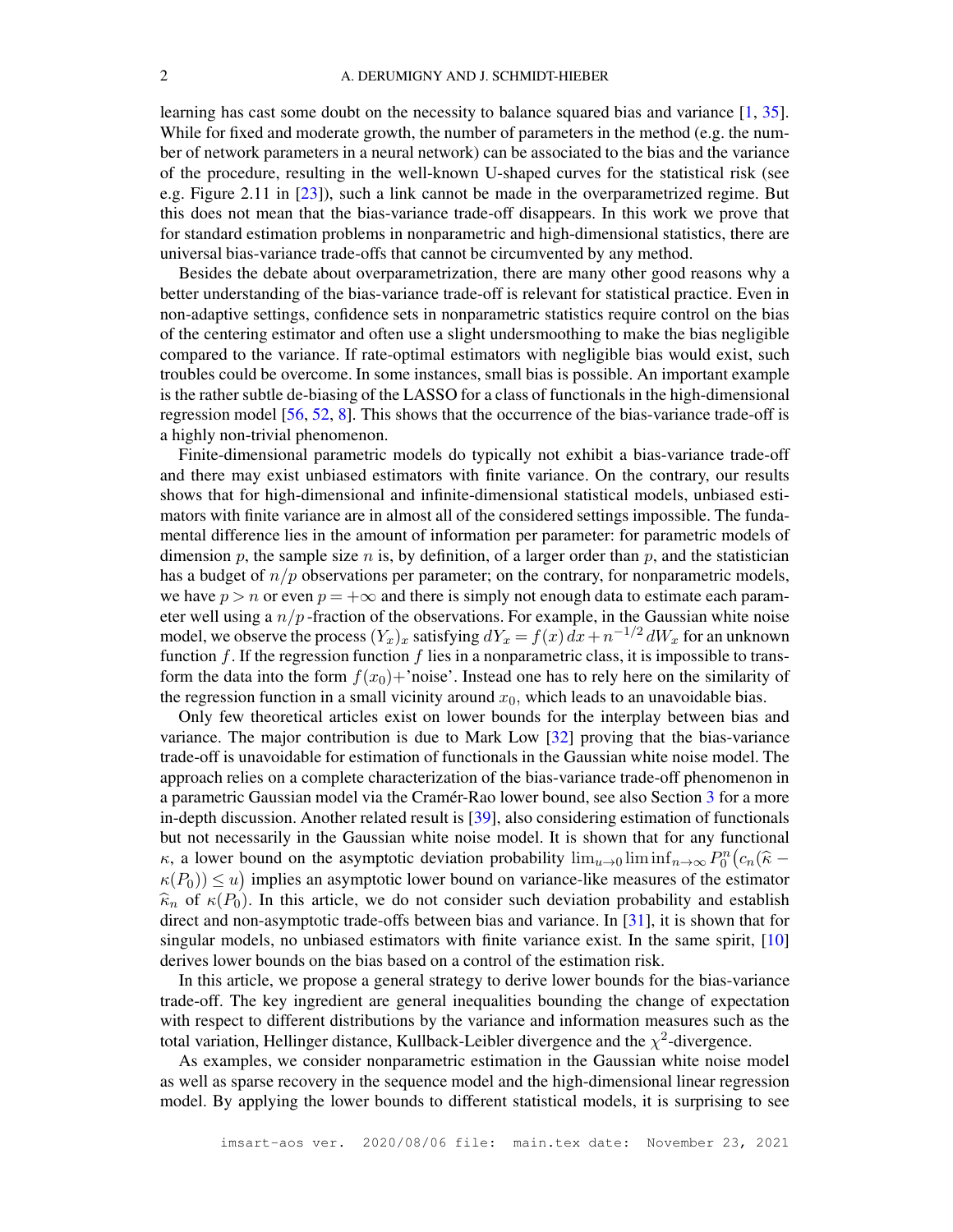learning has cast some doubt on the necessity to balance squared bias and variance [1, 35]. While for fixed and moderate growth, the number of parameters in the method (e.g. the number of network parameters in a neural network) can be associated to the bias and the variance of the procedure, resulting in the well-known U-shaped curves for the statistical risk (see e.g. Figure 2.11 in [23]), such a link cannot be made in the overparametrized regime. But this does not mean that the bias-variance trade-off disappears. In this work we prove that for standard estimation problems in nonparametric and high-dimensional statistics, there are universal bias-variance trade-offs that cannot be circumvented by any method.

Besides the debate about overparametrization, there are many other good reasons why a better understanding of the bias-variance trade-off is relevant for statistical practice. Even in non-adaptive settings, confidence sets in nonparametric statistics require control on the bias of the centering estimator and often use a slight undersmoothing to make the bias negligible compared to the variance. If rate-optimal estimators with negligible bias would exist, such troubles could be overcome. In some instances, small bias is possible. An important example is the rather subtle de-biasing of the LASSO for a class of functionals in the high-dimensional regression model [56, 52, 8]. This shows that the occurrence of the bias-variance trade-off is a highly non-trivial phenomenon.

Finite-dimensional parametric models do typically not exhibit a bias-variance trade-off and there may exist unbiased estimators with finite variance. On the contrary, our results shows that for high-dimensional and infinite-dimensional statistical models, unbiased estimators with finite variance are in almost all of the considered settings impossible. The fundamental difference lies in the amount of information per parameter: for parametric models of dimension $p$, the sample size $n$ is, by definition, of a larger order than $p$, and the statistician has a budget of $n/p$ observations per parameter; on the contrary, for nonparametric models, we have $p > n$ or even $p = +\infty$ and there is simply not enough data to estimate each parameter well using a $n/p$-fraction of the observations. For example, in the Gaussian white noise model, we observe the process $(Y_x)_x$ satisfying $dY_x = f(x)\,dx + n^{-1/2}\,dW_x$ for an unknown function $f$. If the regression function $f$ lies in a nonparametric class, it is impossible to transform the data into the form $f(x_0)+$'noise'. Instead one has to rely here on the similarity of the regression function in a small vicinity around $x_0$, which leads to an unavoidable bias.

Only few theoretical articles exist on lower bounds for the interplay between bias and variance. The major contribution is due to Mark Low [32] proving that the bias-variance trade-off is unavoidable for estimation of functionals in the Gaussian white noise model. The approach relies on a complete characterization of the bias-variance trade-off phenomenon in a parametric Gaussian model via the Cramér-Rao lower bound, see also Section 3 for a more in-depth discussion. Another related result is [39], also considering estimation of functionals but not necessarily in the Gaussian white noise model. It is shown that for any functional $\kappa$, a lower bound on the asymptotic deviation probability $\lim_{u\to 0}\liminf_{n\to\infty} P_0^n\big(c_n(\widehat{\kappa} - \kappa(P_0)) \leq u\big)$ implies an asymptotic lower bound on variance-like measures of the estimator $\widehat{\kappa}_n$ of $\kappa(P_0)$. In this article, we do not consider such deviation probability and establish direct and non-asymptotic trade-offs between bias and variance. In [31], it is shown that for singular models, no unbiased estimators with finite variance exist. In the same spirit, [10] derives lower bounds on the bias based on a control of the estimation risk.

In this article, we propose a general strategy to derive lower bounds for the bias-variance trade-off. The key ingredient are general inequalities bounding the change of expectation with respect to different distributions by the variance and information measures such as the total variation, Hellinger distance, Kullback-Leibler divergence and the $\chi^2$-divergence.

As examples, we consider nonparametric estimation in the Gaussian white noise model as well as sparse recovery in the sequence model and the high-dimensional linear regression model. By applying the lower bounds to different statistical models, it is surprising to see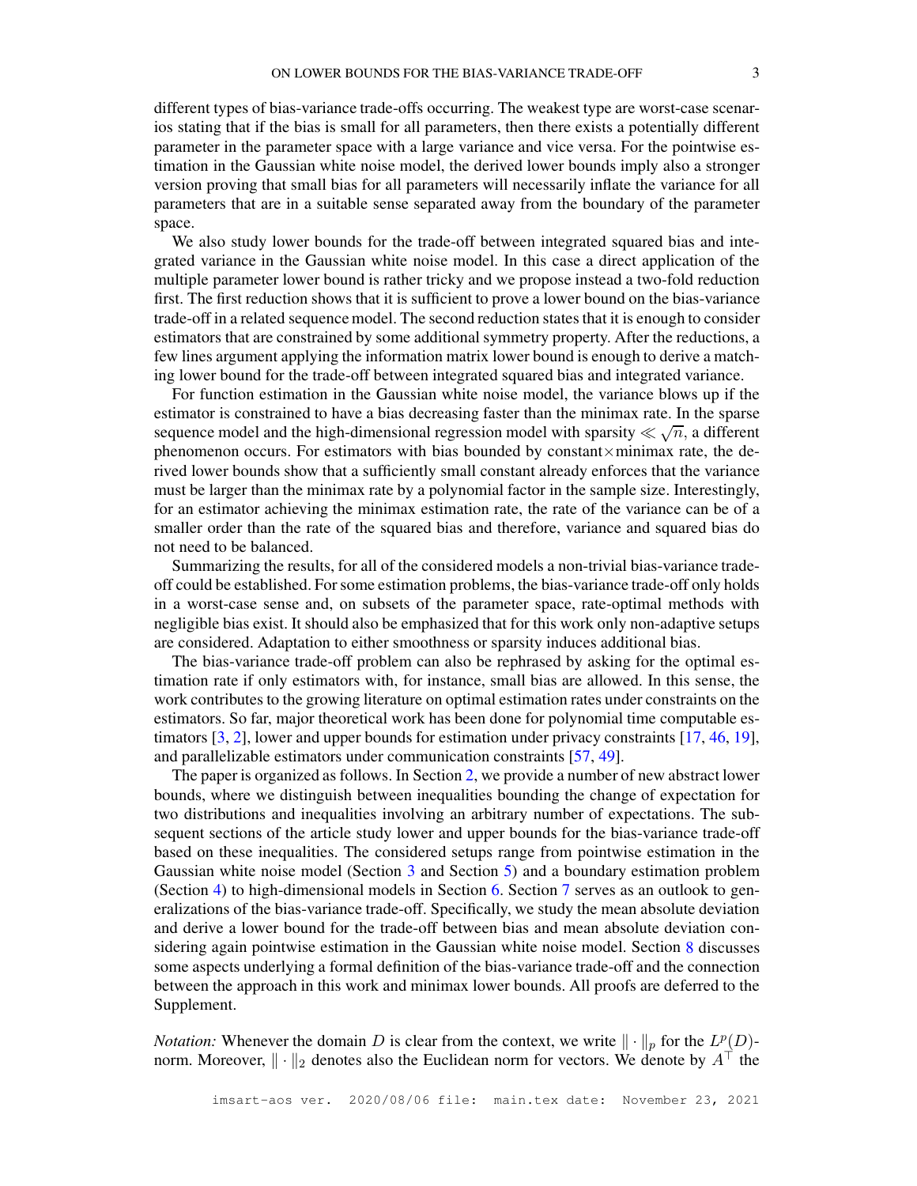different types of bias-variance trade-offs occurring. The weakest type are worst-case scenarios stating that if the bias is small for all parameters, then there exists a potentially different parameter in the parameter space with a large variance and vice versa. For the pointwise estimation in the Gaussian white noise model, the derived lower bounds imply also a stronger version proving that small bias for all parameters will necessarily inflate the variance for all parameters that are in a suitable sense separated away from the boundary of the parameter space.

We also study lower bounds for the trade-off between integrated squared bias and integrated variance in the Gaussian white noise model. In this case a direct application of the multiple parameter lower bound is rather tricky and we propose instead a two-fold reduction first. The first reduction shows that it is sufficient to prove a lower bound on the bias-variance trade-off in a related sequence model. The second reduction states that it is enough to consider estimators that are constrained by some additional symmetry property. After the reductions, a few lines argument applying the information matrix lower bound is enough to derive a matching lower bound for the trade-off between integrated squared bias and integrated variance.

For function estimation in the Gaussian white noise model, the variance blows up if the estimator is constrained to have a bias decreasing faster than the minimax rate. In the sparse sequence model and the high-dimensional regression model with sparsity $\ll \sqrt{n}$, a different phenomenon occurs. For estimators with bias bounded by constant$\times$minimax rate, the derived lower bounds show that a sufficiently small constant already enforces that the variance must be larger than the minimax rate by a polynomial factor in the sample size. Interestingly, for an estimator achieving the minimax estimation rate, the rate of the variance can be of a smaller order than the rate of the squared bias and therefore, variance and squared bias do not need to be balanced.

Summarizing the results, for all of the considered models a non-trivial bias-variance trade-off could be established. For some estimation problems, the bias-variance trade-off only holds in a worst-case sense and, on subsets of the parameter space, rate-optimal methods with negligible bias exist. It should also be emphasized that for this work only non-adaptive setups are considered. Adaptation to either smoothness or sparsity induces additional bias.

The bias-variance trade-off problem can also be rephrased by asking for the optimal estimation rate if only estimators with, for instance, small bias are allowed. In this sense, the work contributes to the growing literature on optimal estimation rates under constraints on the estimators. So far, major theoretical work has been done for polynomial time computable estimators [3, 2], lower and upper bounds for estimation under privacy constraints [17, 46, 19], and parallelizable estimators under communication constraints [57, 49].

The paper is organized as follows. In Section 2, we provide a number of new abstract lower bounds, where we distinguish between inequalities bounding the change of expectation for two distributions and inequalities involving an arbitrary number of expectations. The subsequent sections of the article study lower and upper bounds for the bias-variance trade-off based on these inequalities. The considered setups range from pointwise estimation in the Gaussian white noise model (Section 3 and Section 5) and a boundary estimation problem (Section 4) to high-dimensional models in Section 6. Section 7 serves as an outlook to generalizations of the bias-variance trade-off. Specifically, we study the mean absolute deviation and derive a lower bound for the trade-off between bias and mean absolute deviation considering again pointwise estimation in the Gaussian white noise model. Section 8 discusses some aspects underlying a formal definition of the bias-variance trade-off and the connection between the approach in this work and minimax lower bounds. All proofs are deferred to the Supplement.

*Notation:* Whenever the domain $D$ is clear from the context, we write $\|\cdot\|_p$ for the $L^p(D)$-norm. Moreover, $\|\cdot\|_2$ denotes also the Euclidean norm for vectors. We denote by $A^\top$ the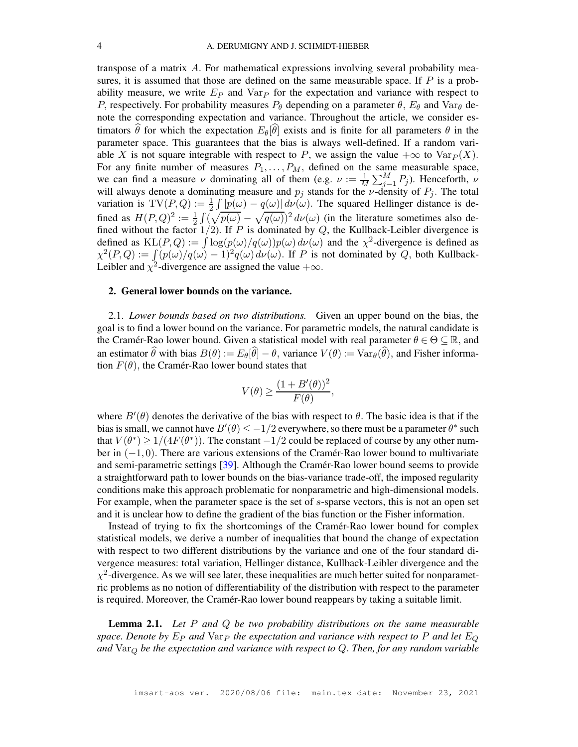transpose of a matrix $A$. For mathematical expressions involving several probability measures, it is assumed that those are defined on the same measurable space. If $P$ is a probability measure, we write $E_P$ and $\operatorname{Var}_P$ for the expectation and variance with respect to $P$, respectively. For probability measures $P_\theta$ depending on a parameter $\theta$, $E_\theta$ and $\operatorname{Var}_\theta$ denote the corresponding expectation and variance. Throughout the article, we consider estimators $\widehat{\theta}$ for which the expectation $E_\theta[\widehat{\theta}]$ exists and is finite for all parameters $\theta$ in the parameter space. This guarantees that the bias is always well-defined. If a random variable $X$ is not square integrable with respect to $P$, we assign the value $+\infty$ to $\operatorname{Var}_P(X)$. For any finite number of measures $P_1, \dots, P_M$, defined on the same measurable space, we can find a measure $\nu$ dominating all of them (e.g. $\nu := \frac{1}{M}\sum_{j=1}^M P_j$). Henceforth, $\nu$ will always denote a dominating measure and $p_j$ stands for the $\nu$-density of $P_j$. The total variation is $\operatorname{TV}(P,Q) := \frac{1}{2}\int |p(\omega) - q(\omega)|\, d\nu(\omega)$. The squared Hellinger distance is defined as $H(P,Q)^2 := \frac{1}{2}\int (\sqrt{p(\omega)} - \sqrt{q(\omega)})^2\, d\nu(\omega)$ (in the literature sometimes also defined without the factor $1/2$). If $P$ is dominated by $Q$, the Kullback-Leibler divergence is defined as $\operatorname{KL}(P,Q) := \int \log(p(\omega)/q(\omega)) p(\omega)\, d\nu(\omega)$ and the $\chi^2$-divergence is defined as $\chi^2(P,Q) := \int (p(\omega)/q(\omega) - 1)^2 q(\omega)\, d\nu(\omega)$. If $P$ is not dominated by $Q$, both Kullback-Leibler and $\chi^2$-divergence are assigned the value $+\infty$.

## 2. General lower bounds on the variance.

2.1. *Lower bounds based on two distributions.* Given an upper bound on the bias, the goal is to find a lower bound on the variance. For parametric models, the natural candidate is the Cramér-Rao lower bound. Given a statistical model with real parameter $\theta \in \Theta \subseteq \mathbb{R}$, and an estimator $\widehat{\theta}$ with bias $B(\theta) := E_\theta[\widehat{\theta}] - \theta$, variance $V(\theta) := \operatorname{Var}_\theta(\widehat{\theta})$, and Fisher information $F(\theta)$, the Cramér-Rao lower bound states that

$$V(\theta) \geq \frac{(1 + B'(\theta))^2}{F(\theta)},$$

where $B'(\theta)$ denotes the derivative of the bias with respect to $\theta$. The basic idea is that if the bias is small, we cannot have $B'(\theta) \leq -1/2$ everywhere, so there must be a parameter $\theta^*$ such that $V(\theta^*) \geq 1/(4F(\theta^*))$. The constant $-1/2$ could be replaced of course by any other number in $(-1, 0)$. There are various extensions of the Cramér-Rao lower bound to multivariate and semi-parametric settings [39]. Although the Cramér-Rao lower bound seems to provide a straightforward path to lower bounds on the bias-variance trade-off, the imposed regularity conditions make this approach problematic for nonparametric and high-dimensional models. For example, when the parameter space is the set of $s$-sparse vectors, this is not an open set and it is unclear how to define the gradient of the bias function or the Fisher information.

Instead of trying to fix the shortcomings of the Cramér-Rao lower bound for complex statistical models, we derive a number of inequalities that bound the change of expectation with respect to two different distributions by the variance and one of the four standard divergence measures: total variation, Hellinger distance, Kullback-Leibler divergence and the $\chi^2$-divergence. As we will see later, these inequalities are much better suited for nonparametric problems as no notion of differentiability of the distribution with respect to the parameter is required. Moreover, the Cramér-Rao lower bound reappears by taking a suitable limit.

**Lemma 2.1.** *Let $P$ and $Q$ be two probability distributions on the same measurable space. Denote by $E_P$ and $\operatorname{Var}_P$ the expectation and variance with respect to $P$ and let $E_Q$ and $\operatorname{Var}_Q$ be the expectation and variance with respect to $Q$. Then, for any random variable*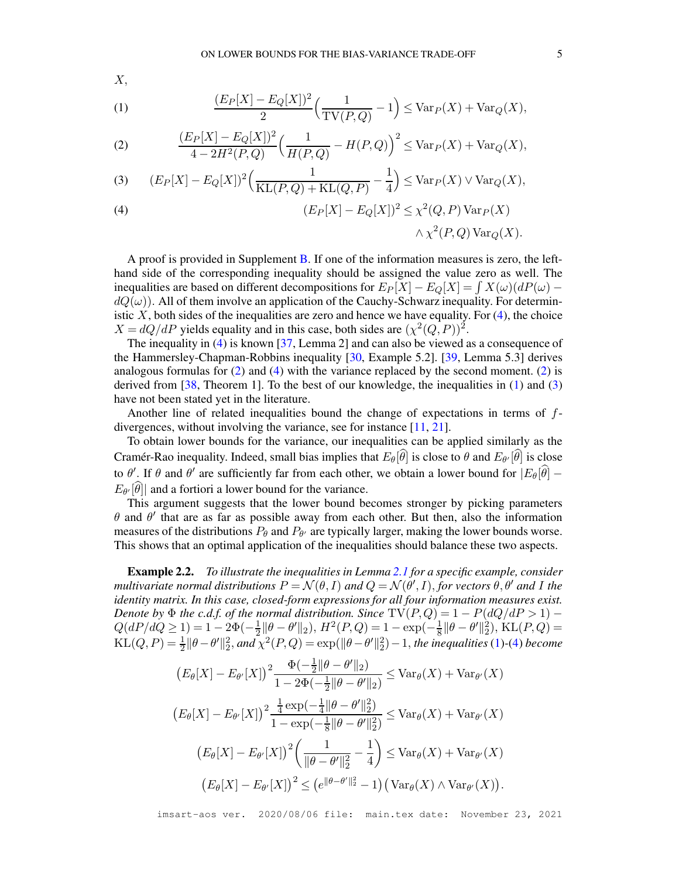$X$,

$$\frac{(E_P[X]-E_Q[X])^2}{2}\Big(\frac{1}{\mathrm{TV}(P,Q)}-1\Big)\le \mathrm{Var}_P(X)+\mathrm{Var}_Q(X), \tag{1}$$

$$\frac{(E_P[X]-E_Q[X])^2}{4-2H^2(P,Q)}\Big(\frac{1}{H(P,Q)}-H(P,Q)\Big)^2\le \mathrm{Var}_P(X)+\mathrm{Var}_Q(X), \tag{2}$$

$$(E_P[X]-E_Q[X])^2\Big(\frac{1}{\mathrm{KL}(P,Q)+\mathrm{KL}(Q,P)}-\frac{1}{4}\Big)\le \mathrm{Var}_P(X)\vee \mathrm{Var}_Q(X), \tag{3}$$

$$(E_P[X]-E_Q[X])^2\le \chi^2(Q,P)\,\mathrm{Var}_P(X) \wedge \chi^2(P,Q)\,\mathrm{Var}_Q(X). \tag{4}$$

A proof is provided in Supplement B. If one of the information measures is zero, the left-hand side of the corresponding inequality should be assigned the value zero as well. The inequalities are based on different decompositions for $E_P[X]-E_Q[X]=\int X(\omega)(dP(\omega)-dQ(\omega))$. All of them involve an application of the Cauchy-Schwarz inequality. For deterministic $X$, both sides of the inequalities are zero and hence we have equality. For (4), the choice $X=dQ/dP$ yields equality and in this case, both sides are $(\chi^2(Q,P))^2$.

The inequality in (4) is known [37, Lemma 2] and can also be viewed as a consequence of the Hammersley-Chapman-Robbins inequality [30, Example 5.2]. [39, Lemma 5.3] derives analogous formulas for (2) and (4) with the variance replaced by the second moment. (2) is derived from [38, Theorem 1]. To the best of our knowledge, the inequalities in (1) and (3) have not been stated yet in the literature.

Another line of related inequalities bound the change of expectations in terms of $f$-divergences, without involving the variance, see for instance [11, 21].

To obtain lower bounds for the variance, our inequalities can be applied similarly as the Cramér-Rao inequality. Indeed, small bias implies that $E_\theta[\widehat{\theta}]$ is close to $\theta$ and $E_{\theta'}[\widehat{\theta}]$ is close to $\theta'$. If $\theta$ and $\theta'$ are sufficiently far from each other, we obtain a lower bound for $|E_\theta[\widehat{\theta}]-E_{\theta'}[\widehat{\theta}]|$ and a fortiori a lower bound for the variance.

This argument suggests that the lower bound becomes stronger by picking parameters $\theta$ and $\theta'$ that are as far as possible away from each other. But then, also the information measures of the distributions $P_\theta$ and $P_{\theta'}$ are typically larger, making the lower bounds worse. This shows that an optimal application of the inequalities should balance these two aspects.

**Example 2.2.** *To illustrate the inequalities in Lemma 2.1 for a specific example, consider multivariate normal distributions $P=\mathcal{N}(\theta,I)$ and $Q=\mathcal{N}(\theta',I)$, for vectors $\theta,\theta'$ and $I$ the identity matrix. In this case, closed-form expressions for all four information measures exist. Denote by $\Phi$ the c.d.f. of the normal distribution. Since $\mathrm{TV}(P,Q)=1-P(dQ/dP>1)-Q(dP/dQ\ge 1)=1-2\Phi(-\frac12\|\theta-\theta'\|_2)$, $H^2(P,Q)=1-\exp(-\frac18\|\theta-\theta'\|_2^2)$, $\mathrm{KL}(P,Q)=\mathrm{KL}(Q,P)=\frac12\|\theta-\theta'\|_2^2$, and $\chi^2(P,Q)=\exp(\|\theta-\theta'\|_2^2)-1$, the inequalities (1)-(4) become*

$$\big(E_\theta[X]-E_{\theta'}[X]\big)^2\frac{\Phi(-\frac12\|\theta-\theta'\|_2)}{1-2\Phi(-\frac12\|\theta-\theta'\|_2)}\le \mathrm{Var}_\theta(X)+\mathrm{Var}_{\theta'}(X)$$

$$\big(E_\theta[X]-E_{\theta'}[X]\big)^2\frac{\frac14\exp(-\frac14\|\theta-\theta'\|_2^2)}{1-\exp(-\frac18\|\theta-\theta'\|_2^2)}\le \mathrm{Var}_\theta(X)+\mathrm{Var}_{\theta'}(X)$$

$$\big(E_\theta[X]-E_{\theta'}[X]\big)^2\Big(\frac{1}{\|\theta-\theta'\|_2^2}-\frac14\Big)\le \mathrm{Var}_\theta(X)+\mathrm{Var}_{\theta'}(X)$$

$$\big(E_\theta[X]-E_{\theta'}[X]\big)^2\le \big(e^{\|\theta-\theta'\|_2^2}-1\big)\big(\mathrm{Var}_\theta(X)\wedge \mathrm{Var}_{\theta'}(X)\big).$$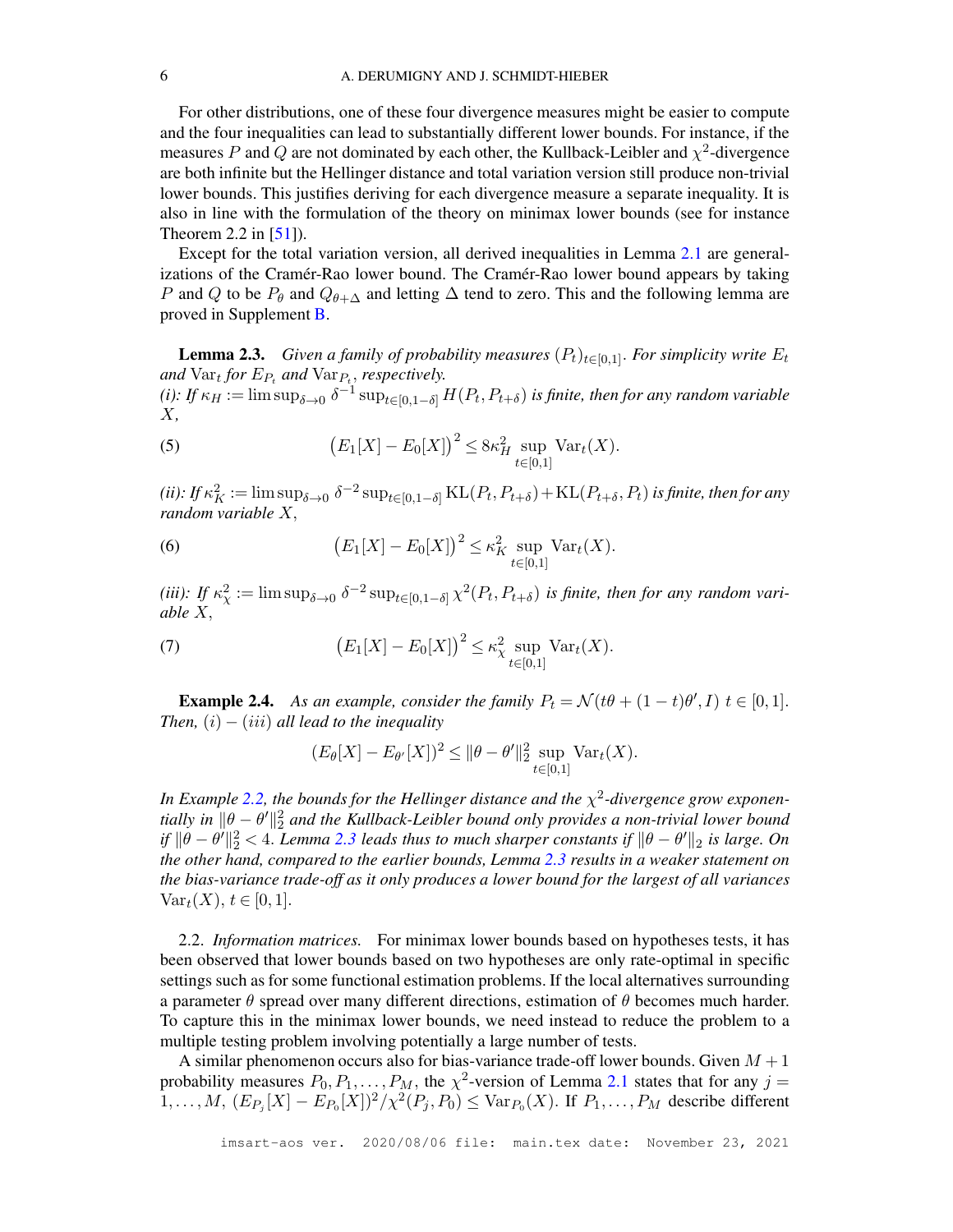For other distributions, one of these four divergence measures might be easier to compute and the four inequalities can lead to substantially different lower bounds. For instance, if the measures $P$ and $Q$ are not dominated by each other, the Kullback-Leibler and $\chi^2$-divergence are both infinite but the Hellinger distance and total variation version still produce non-trivial lower bounds. This justifies deriving for each divergence measure a separate inequality. It is also in line with the formulation of the theory on minimax lower bounds (see for instance Theorem 2.2 in [51]).

Except for the total variation version, all derived inequalities in Lemma 2.1 are generalizations of the Cramér-Rao lower bound. The Cramér-Rao lower bound appears by taking $P$ and $Q$ to be $P_\theta$ and $Q_{\theta+\Delta}$ and letting $\Delta$ tend to zero. This and the following lemma are proved in Supplement B.

**Lemma 2.3.** *Given a family of probability measures $(P_t)_{t\in[0,1]}$. For simplicity write $E_t$ and $\operatorname{Var}_t$ for $E_{P_t}$ and $\operatorname{Var}_{P_t}$, respectively.*
*(i): If $\kappa_H := \limsup_{\delta\to 0} \delta^{-1} \sup_{t\in[0,1-\delta]} H(P_t, P_{t+\delta})$ is finite, then for any random variable $X$,*

$$\big(E_1[X] - E_0[X]\big)^2 \leq 8\kappa_H^2 \sup_{t\in[0,1]} \operatorname{Var}_t(X). \tag{5}$$

*(ii): If $\kappa_K^2 := \limsup_{\delta\to 0} \delta^{-2} \sup_{t\in[0,1-\delta]} \mathrm{KL}(P_t, P_{t+\delta}) + \mathrm{KL}(P_{t+\delta}, P_t)$ is finite, then for any random variable $X$,*

$$\big(E_1[X] - E_0[X]\big)^2 \leq \kappa_K^2 \sup_{t\in[0,1]} \operatorname{Var}_t(X). \tag{6}$$

*(iii): If $\kappa_\chi^2 := \limsup_{\delta\to 0} \delta^{-2} \sup_{t\in[0,1-\delta]} \chi^2(P_t, P_{t+\delta})$ is finite, then for any random variable $X$,*

$$\big(E_1[X] - E_0[X]\big)^2 \leq \kappa_\chi^2 \sup_{t\in[0,1]} \operatorname{Var}_t(X). \tag{7}$$

**Example 2.4.** *As an example, consider the family $P_t = \mathcal{N}(t\theta + (1-t)\theta', I)$ $t \in [0,1]$. Then, $(i) - (iii)$ all lead to the inequality*

$$(E_\theta[X] - E_{\theta'}[X])^2 \leq \|\theta - \theta'\|_2^2 \sup_{t\in[0,1]} \operatorname{Var}_t(X).$$

*In Example 2.2, the bounds for the Hellinger distance and the $\chi^2$-divergence grow exponentially in $\|\theta - \theta'\|_2^2$ and the Kullback-Leibler bound only provides a non-trivial lower bound if $\|\theta - \theta'\|_2^2 < 4$. Lemma 2.3 leads thus to much sharper constants if $\|\theta - \theta'\|_2$ is large. On the other hand, compared to the earlier bounds, Lemma 2.3 results in a weaker statement on the bias-variance trade-off as it only produces a lower bound for the largest of all variances $\operatorname{Var}_t(X)$, $t \in [0,1]$.*

2.2. *Information matrices.* For minimax lower bounds based on hypotheses tests, it has been observed that lower bounds based on two hypotheses are only rate-optimal in specific settings such as for some functional estimation problems. If the local alternatives surrounding a parameter $\theta$ spread over many different directions, estimation of $\theta$ becomes much harder. To capture this in the minimax lower bounds, we need instead to reduce the problem to a multiple testing problem involving potentially a large number of tests.

A similar phenomenon occurs also for bias-variance trade-off lower bounds. Given $M+1$ probability measures $P_0, P_1, \ldots, P_M$, the $\chi^2$-version of Lemma 2.1 states that for any $j = 1, \ldots, M$, $(E_{P_j}[X] - E_{P_0}[X])^2/\chi^2(P_j, P_0) \leq \operatorname{Var}_{P_0}(X)$. If $P_1, \ldots, P_M$ describe different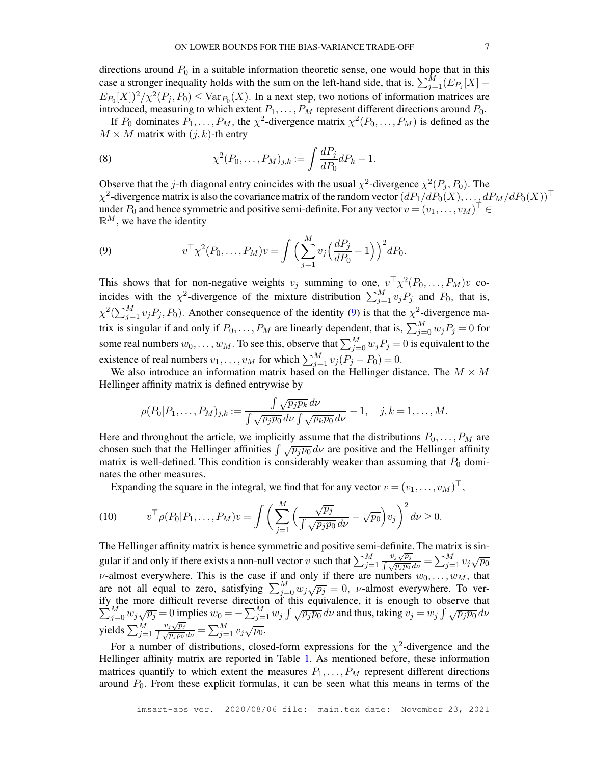directions around $P_0$ in a suitable information theoretic sense, one would hope that in this case a stronger inequality holds with the sum on the left-hand side, that is, $\sum_{j=1}^M (E_{P_j}[X] - E_{P_0}[X])^2/\chi^2(P_j,P_0) \leq \operatorname{Var}_{P_0}(X)$. In a next step, two notions of information matrices are introduced, measuring to which extent $P_1,\dots,P_M$ represent different directions around $P_0$.

If $P_0$ dominates $P_1,\dots,P_M$, the $\chi^2$-divergence matrix $\chi^2(P_0,\dots,P_M)$ is defined as the $M\times M$ matrix with $(j,k)$-th entry

$$\chi^2(P_0,\dots,P_M)_{j,k} := \int \frac{dP_j}{dP_0} dP_k - 1. \tag{8}$$

Observe that the $j$-th diagonal entry coincides with the usual $\chi^2$-divergence $\chi^2(P_j,P_0)$. The $\chi^2$-divergence matrix is also the covariance matrix of the random vector $(dP_1/dP_0(X),\dots,dP_M/dP_0(X))^\top$ under $P_0$ and hence symmetric and positive semi-definite. For any vector $v=(v_1,\dots,v_M)^\top \in \mathbb{R}^M$, we have the identity

$$v^\top \chi^2(P_0,\dots,P_M) v = \int \Big(\sum_{j=1}^M v_j\Big(\frac{dP_j}{dP_0}-1\Big)\Big)^2 dP_0. \tag{9}$$

This shows that for non-negative weights $v_j$ summing to one, $v^\top\chi^2(P_0,\dots,P_M)v$ coincides with the $\chi^2$-divergence of the mixture distribution $\sum_{j=1}^M v_j P_j$ and $P_0$, that is, $\chi^2(\sum_{j=1}^M v_jP_j, P_0)$. Another consequence of the identity (9) is that the $\chi^2$-divergence matrix is singular if and only if $P_0,\dots,P_M$ are linearly dependent, that is, $\sum_{j=0}^M w_jP_j = 0$ for some real numbers $w_0,\dots,w_M$. To see this, observe that $\sum_{j=0}^M w_jP_j=0$ is equivalent to the existence of real numbers $v_1,\dots,v_M$ for which $\sum_{j=1}^M v_j(P_j-P_0)=0$.

We also introduce an information matrix based on the Hellinger distance. The $M\times M$ Hellinger affinity matrix is defined entrywise by

$$\rho(P_0|P_1,\dots,P_M)_{j,k} := \frac{\int \sqrt{p_jp_k}\,d\nu}{\int\sqrt{p_jp_0}\,d\nu\int\sqrt{p_kp_0}\,d\nu} - 1, \quad j,k=1,\dots,M.$$

Here and throughout the article, we implicitly assume that the distributions $P_0,\dots,P_M$ are chosen such that the Hellinger affinities $\int\sqrt{p_jp_0}\,d\nu$ are positive and the Hellinger affinity matrix is well-defined. This condition is considerably weaker than assuming that $P_0$ dominates the other measures.

Expanding the square in the integral, we find that for any vector $v=(v_1,\dots,v_M)^\top$,

$$v^\top\rho(P_0|P_1,\dots,P_M)v = \int\bigg(\sum_{j=1}^M\Big(\frac{\sqrt{p_j}}{\int\sqrt{p_jp_0}\,d\nu}-\sqrt{p_0}\Big)v_j\bigg)^2 d\nu \geq 0. \tag{10}$$

The Hellinger affinity matrix is hence symmetric and positive semi-definite. The matrix is singular if and only if there exists a non-null vector $v$ such that $\sum_{j=1}^M \frac{v_j\sqrt{p_j}}{\int\sqrt{p_jp_0}\,d\nu} = \sum_{j=1}^M v_j\sqrt{p_0}$ $\nu$-almost everywhere. This is the case if and only if there are numbers $w_0,\dots,w_M$, that are not all equal to zero, satisfying $\sum_{j=0}^M w_j\sqrt{p_j}=0$, $\nu$-almost everywhere. To verify the more difficult reverse direction of this equivalence, it is enough to observe that $\sum_{j=0}^M w_j\sqrt{p_j}=0$ implies $w_0 = -\sum_{j=1}^M w_j\int\sqrt{p_jp_0}\,d\nu$ and thus, taking $v_j = w_j\int\sqrt{p_jp_0}\,d\nu$ yields $\sum_{j=1}^M\frac{v_j\sqrt{p_j}}{\int\sqrt{p_jp_0}\,d\nu} = \sum_{j=1}^M v_j\sqrt{p_0}$.

For a number of distributions, closed-form expressions for the $\chi^2$-divergence and the Hellinger affinity matrix are reported in Table 1. As mentioned before, these information matrices quantify to which extent the measures $P_1,\dots,P_M$ represent different directions around $P_0$. From these explicit formulas, it can be seen what this means in terms of the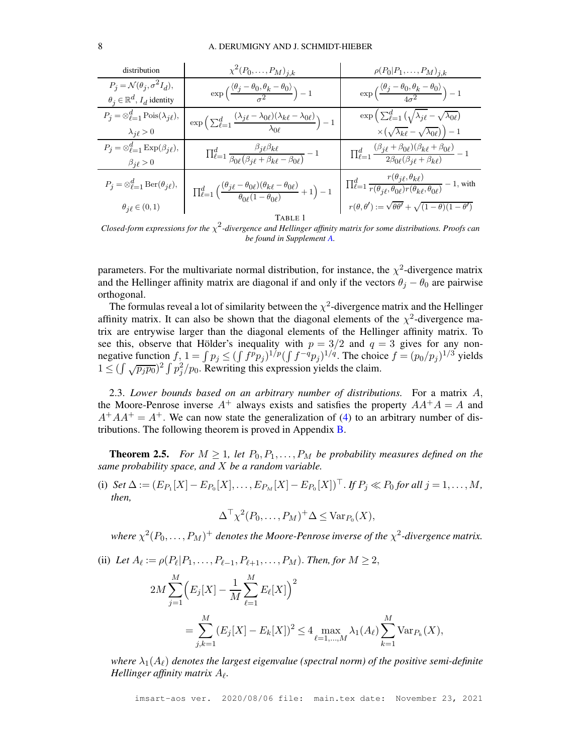| distribution | $\chi^2(P_0,\ldots,P_M)_{j,k}$ | $\rho(P_0\|P_1,\ldots,P_M)_{j,k}$ |
|---|---|---|
| $P_j = \mathcal{N}(\theta_j, \sigma^2 I_d)$, $\theta_j \in \mathbb{R}^d$, $I_d$ identity | $\exp\Big(\dfrac{\langle \theta_j - \theta_0, \theta_k - \theta_0\rangle}{\sigma^2}\Big) - 1$ | $\exp\Big(\dfrac{\langle \theta_j - \theta_0, \theta_k - \theta_0\rangle}{4\sigma^2}\Big) - 1$ |
| $P_j = \otimes_{\ell=1}^d \mathrm{Pois}(\lambda_{j\ell})$, $\lambda_{j\ell} > 0$ | $\exp\Big(\sum_{\ell=1}^d \dfrac{(\lambda_{j\ell} - \lambda_{0\ell})(\lambda_{k\ell} - \lambda_{0\ell})}{\lambda_{0\ell}}\Big) - 1$ | $\exp\Big(\sum_{\ell=1}^d \big(\sqrt{\lambda_{j\ell}} - \sqrt{\lambda_{0\ell}}\big) \times \big(\sqrt{\lambda_{k\ell}} - \sqrt{\lambda_{0\ell}}\big)\Big) - 1$ |
| $P_j = \otimes_{\ell=1}^d \mathrm{Exp}(\beta_{j\ell})$, $\beta_{j\ell} > 0$ | $\prod_{\ell=1}^d \dfrac{\beta_{j\ell}\beta_{k\ell}}{\beta_{0\ell}(\beta_{j\ell} + \beta_{k\ell} - \beta_{0\ell})} - 1$ | $\prod_{\ell=1}^d \dfrac{(\beta_{j\ell} + \beta_{0\ell})(\beta_{k\ell} + \beta_{0\ell})}{2\beta_{0\ell}(\beta_{j\ell} + \beta_{k\ell})} - 1$ |
| $P_j = \otimes_{\ell=1}^d \mathrm{Ber}(\theta_{j\ell})$, $\theta_{j\ell} \in (0,1)$ | $\prod_{\ell=1}^d \Big(\dfrac{(\theta_{j\ell} - \theta_{0\ell})(\theta_{k\ell} - \theta_{0\ell})}{\theta_{0\ell}(1 - \theta_{0\ell})} + 1\Big) - 1$ | $\prod_{\ell=1}^d \dfrac{r(\theta_{j\ell}, \theta_{k\ell})}{r(\theta_{j\ell}, \theta_{0\ell}) r(\theta_{k\ell}, \theta_{0\ell})} - 1$, with $r(\theta, \theta') := \sqrt{\theta\theta'} + \sqrt{(1-\theta)(1-\theta')}$ |

TABLE 1

*Closed-form expressions for the $\chi^2$-divergence and Hellinger affinity matrix for some distributions. Proofs can be found in Supplement A.*

parameters. For the multivariate normal distribution, for instance, the $\chi^2$-divergence matrix and the Hellinger affinity matrix are diagonal if and only if the vectors $\theta_j - \theta_0$ are pairwise orthogonal.

The formulas reveal a lot of similarity between the $\chi^2$-divergence matrix and the Hellinger affinity matrix. It can also be shown that the diagonal elements of the $\chi^2$-divergence matrix are entrywise larger than the diagonal elements of the Hellinger affinity matrix. To see this, observe that Hölder's inequality with $p = 3/2$ and $q = 3$ gives for any non-negative function $f$, $1 = \int p_j \leq (\int f^p p_j)^{1/p} (\int f^{-q} p_j)^{1/q}$. The choice $f = (p_0/p_j)^{1/3}$ yields $1 \leq (\int \sqrt{p_j p_0})^2 \int p_j^2/p_0$. Rewriting this expression yields the claim.

2.3. *Lower bounds based on an arbitrary number of distributions.* For a matrix $A$, the Moore-Penrose inverse $A^+$ always exists and satisfies the property $AA^+A = A$ and $A^+AA^+ = A^+$. We can now state the generalization of (4) to an arbitrary number of distributions. The following theorem is proved in Appendix B.

**Theorem 2.5.** *For $M \geq 1$, let $P_0, P_1, \ldots, P_M$ be probability measures defined on the same probability space, and $X$ be a random variable.*

(i) *Set $\Delta := (E_{P_1}[X] - E_{P_0}[X], \ldots, E_{P_M}[X] - E_{P_0}[X])^\top$. If $P_j \ll P_0$ for all $j = 1, \ldots, M$, then,*

$$\Delta^\top \chi^2(P_0, \ldots, P_M)^+ \Delta \leq \mathrm{Var}_{P_0}(X),$$

*where $\chi^2(P_0, \ldots, P_M)^+$ denotes the Moore-Penrose inverse of the $\chi^2$-divergence matrix.*

(ii) *Let $A_\ell := \rho(P_\ell | P_1, \ldots, P_{\ell-1}, P_{\ell+1}, \ldots, P_M)$. Then, for $M \geq 2$,*

$$2M \sum_{j=1}^M \Big(E_j[X] - \frac{1}{M}\sum_{\ell=1}^M E_\ell[X]\Big)^2$$
$$= \sum_{j,k=1}^M (E_j[X] - E_k[X])^2 \leq 4 \max_{\ell=1,\ldots,M} \lambda_1(A_\ell) \sum_{k=1}^M \mathrm{Var}_{P_k}(X),$$

*where $\lambda_1(A_\ell)$ denotes the largest eigenvalue (spectral norm) of the positive semi-definite Hellinger affinity matrix $A_\ell$.*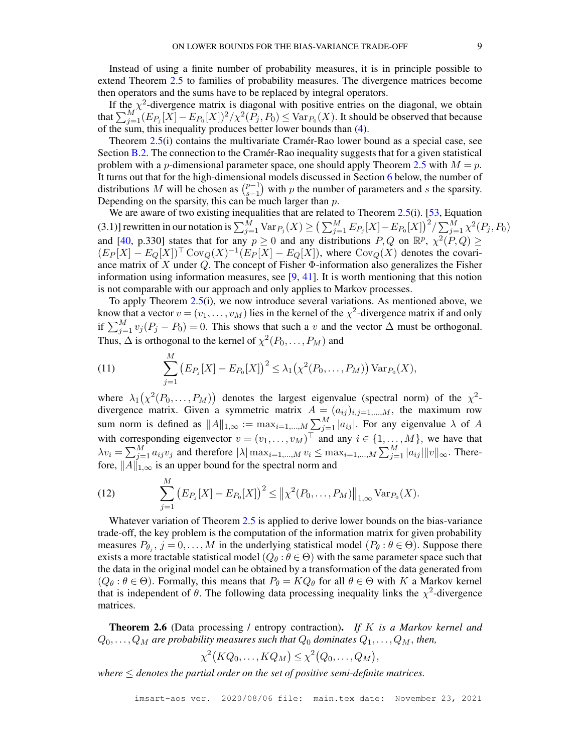Instead of using a finite number of probability measures, it is in principle possible to extend Theorem 2.5 to families of probability measures. The divergence matrices become then operators and the sums have to be replaced by integral operators.

If the $\chi^2$-divergence matrix is diagonal with positive entries on the diagonal, we obtain that $\sum_{j=1}^M (E_{P_j}[X]-E_{P_0}[X])^2/\chi^2(P_j,P_0) \leq \operatorname{Var}_{P_0}(X)$. It should be observed that because of the sum, this inequality produces better lower bounds than (4).

Theorem 2.5(i) contains the multivariate Cramér-Rao lower bound as a special case, see Section B.2. The connection to the Cramér-Rao inequality suggests that for a given statistical problem with a $p$-dimensional parameter space, one should apply Theorem 2.5 with $M=p$. It turns out that for the high-dimensional models discussed in Section 6 below, the number of distributions $M$ will be chosen as $\binom{p-1}{s-1}$ with $p$ the number of parameters and $s$ the sparsity. Depending on the sparsity, this can be much larger than $p$.

We are aware of two existing inequalities that are related to Theorem 2.5(i). [53, Equation (3.1)] rewritten in our notation is $\sum_{j=1}^M \operatorname{Var}_{P_j}(X) \geq \big(\sum_{j=1}^M E_{P_j}[X]-E_{P_0}[X]\big)^2/\sum_{j=1}^M \chi^2(P_j,P_0)$ and [40, p.330] states that for any $p\geq 0$ and any distributions $P,Q$ on $\mathbb{R}^p$, $\chi^2(P,Q)\geq (E_P[X]-E_Q[X])^\top \operatorname{Cov}_Q(X)^{-1}(E_P[X]-E_Q[X])$, where $\operatorname{Cov}_Q(X)$ denotes the covariance matrix of $X$ under $Q$. The concept of Fisher $\Phi$-information also generalizes the Fisher information using information measures, see [9, 41]. It is worth mentioning that this notion is not comparable with our approach and only applies to Markov processes.

To apply Theorem 2.5(i), we now introduce several variations. As mentioned above, we know that a vector $v=(v_1,\ldots,v_M)$ lies in the kernel of the $\chi^2$-divergence matrix if and only if $\sum_{j=1}^M v_j(P_j-P_0)=0$. This shows that such a $v$ and the vector $\Delta$ must be orthogonal. Thus, $\Delta$ is orthogonal to the kernel of $\chi^2(P_0,\ldots,P_M)$ and

$$
\sum_{j=1}^M \big(E_{P_j}[X]-E_{P_0}[X]\big)^2 \leq \lambda_1\big(\chi^2(P_0,\ldots,P_M)\big)\operatorname{Var}_{P_0}(X), \tag{11}
$$

where $\lambda_1\big(\chi^2(P_0,\ldots,P_M)\big)$ denotes the largest eigenvalue (spectral norm) of the $\chi^2$-divergence matrix. Given a symmetric matrix $A=(a_{ij})_{i,j=1,\ldots,M}$, the maximum row sum norm is defined as $\|A\|_{1,\infty}:=\max_{i=1,\ldots,M}\sum_{j=1}^M |a_{ij}|$. For any eigenvalue $\lambda$ of $A$ with corresponding eigenvector $v=(v_1,\ldots,v_M)^\top$ and any $i\in\{1,\ldots,M\}$, we have that $\lambda v_i=\sum_{j=1}^M a_{ij}v_j$ and therefore $|\lambda|\max_{i=1,\ldots,M} v_i \leq \max_{i=1,\ldots,M}\sum_{j=1}^M |a_{ij}|\|v\|_\infty$. Therefore, $\|A\|_{1,\infty}$ is an upper bound for the spectral norm and

$$
\sum_{j=1}^M \big(E_{P_j}[X]-E_{P_0}[X]\big)^2 \leq \big\|\chi^2(P_0,\ldots,P_M)\big\|_{1,\infty}\operatorname{Var}_{P_0}(X). \tag{12}
$$

Whatever variation of Theorem 2.5 is applied to derive lower bounds on the bias-variance trade-off, the key problem is the computation of the information matrix for given probability measures $P_{\theta_j}$, $j=0,\ldots,M$ in the underlying statistical model $(P_\theta:\theta\in\Theta)$. Suppose there exists a more tractable statistical model $(Q_\theta:\theta\in\Theta)$ with the same parameter space such that the data in the original model can be obtained by a transformation of the data generated from $(Q_\theta:\theta\in\Theta)$. Formally, this means that $P_\theta=KQ_\theta$ for all $\theta\in\Theta$ with $K$ a Markov kernel that is independent of $\theta$. The following data processing inequality links the $\chi^2$-divergence matrices.

**Theorem 2.6** (Data processing / entropy contraction)**.** *If $K$ is a Markov kernel and $Q_0,\ldots,Q_M$ are probability measures such that $Q_0$ dominates $Q_1,\ldots,Q_M$, then,*

$$
\chi^2\big(KQ_0,\ldots,KQ_M\big)\leq \chi^2\big(Q_0,\ldots,Q_M\big),
$$

*where $\leq$ denotes the partial order on the set of positive semi-definite matrices.*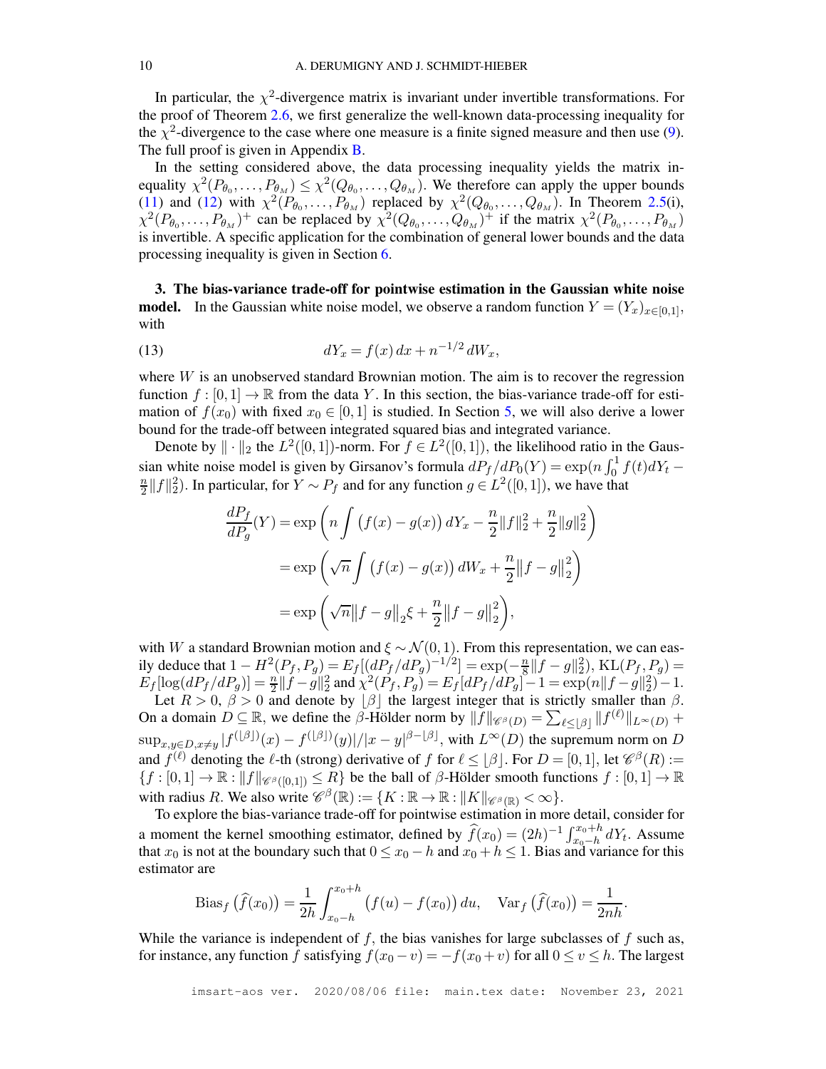In particular, the $\chi^2$-divergence matrix is invariant under invertible transformations. For the proof of Theorem 2.6, we first generalize the well-known data-processing inequality for the $\chi^2$-divergence to the case where one measure is a finite signed measure and then use (9). The full proof is given in Appendix B.

In the setting considered above, the data processing inequality yields the matrix inequality $\chi^2(P_{\theta_0}, \dots, P_{\theta_M}) \leq \chi^2(Q_{\theta_0}, \dots, Q_{\theta_M})$. We therefore can apply the upper bounds (11) and (12) with $\chi^2(P_{\theta_0}, \dots, P_{\theta_M})$ replaced by $\chi^2(Q_{\theta_0}, \dots, Q_{\theta_M})$. In Theorem 2.5(i), $\chi^2(P_{\theta_0}, \dots, P_{\theta_M})^+$ can be replaced by $\chi^2(Q_{\theta_0}, \dots, Q_{\theta_M})^+$ if the matrix $\chi^2(P_{\theta_0}, \dots, P_{\theta_M})$ is invertible. A specific application for the combination of general lower bounds and the data processing inequality is given in Section 6.

## 3. The bias-variance trade-off for pointwise estimation in the Gaussian white noise model.

In the Gaussian white noise model, we observe a random function $Y = (Y_x)_{x \in [0,1]}$, with

$$dY_x = f(x)\, dx + n^{-1/2}\, dW_x, \tag{13}$$

where $W$ is an unobserved standard Brownian motion. The aim is to recover the regression function $f : [0,1] \to \mathbb{R}$ from the data $Y$. In this section, the bias-variance trade-off for estimation of $f(x_0)$ with fixed $x_0 \in [0,1]$ is studied. In Section 5, we will also derive a lower bound for the trade-off between integrated squared bias and integrated variance.

Denote by $\|\cdot\|_2$ the $L^2([0,1])$-norm. For $f \in L^2([0,1])$, the likelihood ratio in the Gaussian white noise model is given by Girsanov's formula $dP_f/dP_0(Y) = \exp(n\int_0^1 f(t)dY_t - \frac{n}{2}\|f\|_2^2)$. In particular, for $Y \sim P_f$ and for any function $g \in L^2([0,1])$, we have that

$$\begin{aligned}
\frac{dP_f}{dP_g}(Y) &= \exp\left(n \int \big(f(x) - g(x)\big)\, dY_x - \frac{n}{2}\|f\|_2^2 + \frac{n}{2}\|g\|_2^2\right) \\
&= \exp\left(\sqrt{n} \int \big(f(x) - g(x)\big)\, dW_x + \frac{n}{2}\big\|f - g\big\|_2^2\right) \\
&= \exp\left(\sqrt{n}\big\|f - g\big\|_2 \xi + \frac{n}{2}\big\|f - g\big\|_2^2\right),
\end{aligned}$$

with $W$ a standard Brownian motion and $\xi \sim \mathcal{N}(0,1)$. From this representation, we can easily deduce that $1 - H^2(P_f, P_g) = E_f[(dP_f/dP_g)^{-1/2}] = \exp(-\frac{n}{8}\|f - g\|_2^2)$, $\mathrm{KL}(P_f, P_g) = E_f[\log(dP_f/dP_g)] = \frac{n}{2}\|f - g\|_2^2$ and $\chi^2(P_f, P_g) = E_f[dP_f/dP_g] - 1 = \exp(n\|f - g\|_2^2) - 1$.

Let $R > 0$, $\beta > 0$ and denote by $\lfloor \beta \rfloor$ the largest integer that is strictly smaller than $\beta$. On a domain $D \subseteq \mathbb{R}$, we define the $\beta$-Hölder norm by $\|f\|_{\mathscr{C}^\beta(D)} = \sum_{\ell \leq \lfloor \beta \rfloor} \|f^{(\ell)}\|_{L^\infty(D)} + \sup_{x,y \in D, x \neq y} |f^{(\lfloor \beta \rfloor)}(x) - f^{(\lfloor \beta \rfloor)}(y)|/|x - y|^{\beta - \lfloor \beta \rfloor}$, with $L^\infty(D)$ the supremum norm on $D$ and $f^{(\ell)}$ denoting the $\ell$-th (strong) derivative of $f$ for $\ell \leq \lfloor \beta \rfloor$. For $D = [0,1]$, let $\mathscr{C}^\beta(R) := \{f : [0,1] \to \mathbb{R} : \|f\|_{\mathscr{C}^\beta([0,1])} \leq R\}$ be the ball of $\beta$-Hölder smooth functions $f : [0,1] \to \mathbb{R}$ with radius $R$. We also write $\mathscr{C}^\beta(\mathbb{R}) := \{K : \mathbb{R} \to \mathbb{R} : \|K\|_{\mathscr{C}^\beta(\mathbb{R})} < \infty\}$.

To explore the bias-variance trade-off for pointwise estimation in more detail, consider for a moment the kernel smoothing estimator, defined by $\widehat{f}(x_0) = (2h)^{-1}\int_{x_0 - h}^{x_0 + h} dY_t$. Assume that $x_0$ is not at the boundary such that $0 \leq x_0 - h$ and $x_0 + h \leq 1$. Bias and variance for this estimator are

$$\mathrm{Bias}_f\big(\widehat{f}(x_0)\big) = \frac{1}{2h}\int_{x_0 - h}^{x_0 + h} \big(f(u) - f(x_0)\big)\, du, \quad \mathrm{Var}_f\big(\widehat{f}(x_0)\big) = \frac{1}{2nh}.$$

While the variance is independent of $f$, the bias vanishes for large subclasses of $f$ such as, for instance, any function $f$ satisfying $f(x_0 - v) = -f(x_0 + v)$ for all $0 \leq v \leq h$. The largest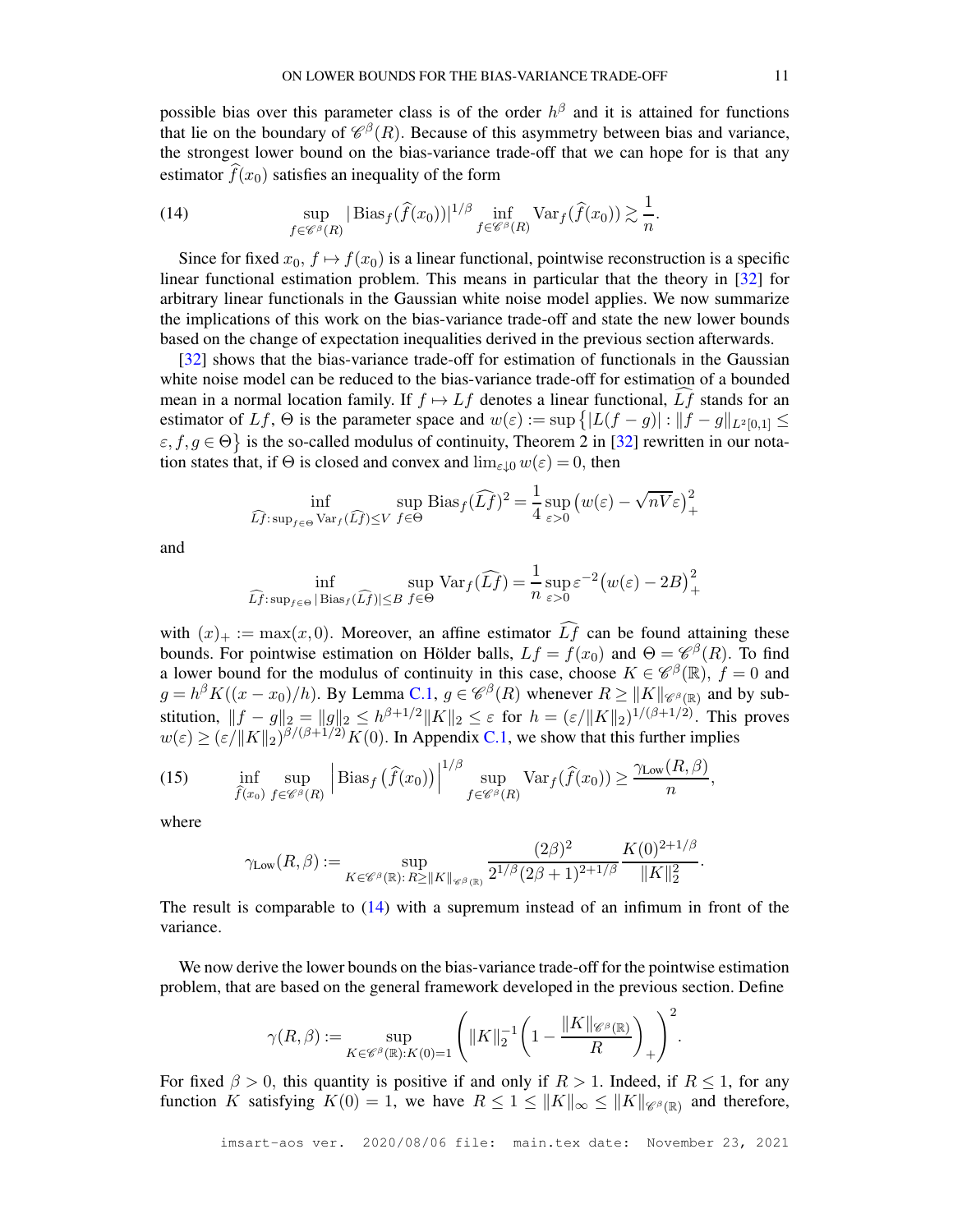possible bias over this parameter class is of the order $h^\beta$ and it is attained for functions that lie on the boundary of $\mathscr{C}^\beta(R)$. Because of this asymmetry between bias and variance, the strongest lower bound on the bias-variance trade-off that we can hope for is that any estimator $\widehat{f}(x_0)$ satisfies an inequality of the form

$$\sup_{f\in\mathscr{C}^\beta(R)} |\operatorname{Bias}_f(\widehat{f}(x_0))|^{1/\beta} \inf_{f\in\mathscr{C}^\beta(R)} \operatorname{Var}_f(\widehat{f}(x_0)) \gtrsim \frac{1}{n}. \tag{14}$$

Since for fixed $x_0$, $f\mapsto f(x_0)$ is a linear functional, pointwise reconstruction is a specific linear functional estimation problem. This means in particular that the theory in [32] for arbitrary linear functionals in the Gaussian white noise model applies. We now summarize the implications of this work on the bias-variance trade-off and state the new lower bounds based on the change of expectation inequalities derived in the previous section afterwards.

[32] shows that the bias-variance trade-off for estimation of functionals in the Gaussian white noise model can be reduced to the bias-variance trade-off for estimation of a bounded mean in a normal location family. If $f\mapsto Lf$ denotes a linear functional, $\widehat{Lf}$ stands for an estimator of $Lf$, $\Theta$ is the parameter space and $w(\varepsilon) := \sup\{|L(f-g)| : \|f-g\|_{L^2[0,1]} \le \varepsilon, f, g\in\Theta\}$ is the so-called modulus of continuity, Theorem 2 in [32] rewritten in our notation states that, if $\Theta$ is closed and convex and $\lim_{\varepsilon\downarrow 0} w(\varepsilon)=0$, then

$$\inf_{\widehat{Lf}:\, \sup_{f\in\Theta}\operatorname{Var}_f(\widehat{Lf})\le V}\ \sup_{f\in\Theta} \operatorname{Bias}_f(\widehat{Lf})^2 = \frac{1}{4}\sup_{\varepsilon>0}\big(w(\varepsilon)-\sqrt{nV}\varepsilon\big)_+^2$$

and

$$\inf_{\widehat{Lf}:\, \sup_{f\in\Theta}|\operatorname{Bias}_f(\widehat{Lf})|\le B}\ \sup_{f\in\Theta} \operatorname{Var}_f(\widehat{Lf}) = \frac{1}{n}\sup_{\varepsilon>0}\varepsilon^{-2}\big(w(\varepsilon)-2B\big)_+^2$$

with $(x)_+ := \max(x,0)$. Moreover, an affine estimator $\widehat{Lf}$ can be found attaining these bounds. For pointwise estimation on Hölder balls, $Lf = f(x_0)$ and $\Theta = \mathscr{C}^\beta(R)$. To find a lower bound for the modulus of continuity in this case, choose $K\in\mathscr{C}^\beta(\mathbb{R})$, $f=0$ and $g = h^\beta K((x-x_0)/h)$. By Lemma C.1, $g\in\mathscr{C}^\beta(R)$ whenever $R\ge \|K\|_{\mathscr{C}^\beta(\mathbb{R})}$ and by substitution, $\|f-g\|_2 = \|g\|_2 \le h^{\beta+1/2}\|K\|_2 \le \varepsilon$ for $h = (\varepsilon/\|K\|_2)^{1/(\beta+1/2)}$. This proves $w(\varepsilon)\ge (\varepsilon/\|K\|_2)^{\beta/(\beta+1/2)}K(0)$. In Appendix C.1, we show that this further implies

$$\inf_{\widehat{f}(x_0)}\sup_{f\in\mathscr{C}^\beta(R)} \Big|\operatorname{Bias}_f\big(\widehat{f}(x_0)\big)\Big|^{1/\beta} \sup_{f\in\mathscr{C}^\beta(R)} \operatorname{Var}_f(\widehat{f}(x_0)) \ge \frac{\gamma_{\mathrm{Low}}(R,\beta)}{n}, \tag{15}$$

where

$$\gamma_{\mathrm{Low}}(R,\beta) := \sup_{K\in\mathscr{C}^\beta(\mathbb{R}):\, R\ge\|K\|_{\mathscr{C}^\beta(\mathbb{R})}} \frac{(2\beta)^2}{2^{1/\beta}(2\beta+1)^{2+1/\beta}}\frac{K(0)^{2+1/\beta}}{\|K\|_2^2}.$$

The result is comparable to (14) with a supremum instead of an infimum in front of the variance.

We now derive the lower bounds on the bias-variance trade-off for the pointwise estimation problem, that are based on the general framework developed in the previous section. Define

$$\gamma(R,\beta) := \sup_{K\in\mathscr{C}^\beta(\mathbb{R}):K(0)=1}\left(\|K\|_2^{-1}\left(1-\frac{\|K\|_{\mathscr{C}^\beta(\mathbb{R})}}{R}\right)_+\right)^2.$$

For fixed $\beta>0$, this quantity is positive if and only if $R>1$. Indeed, if $R\le 1$, for any function $K$ satisfying $K(0)=1$, we have $R\le 1\le \|K\|_\infty \le \|K\|_{\mathscr{C}^\beta(\mathbb{R})}$ and therefore,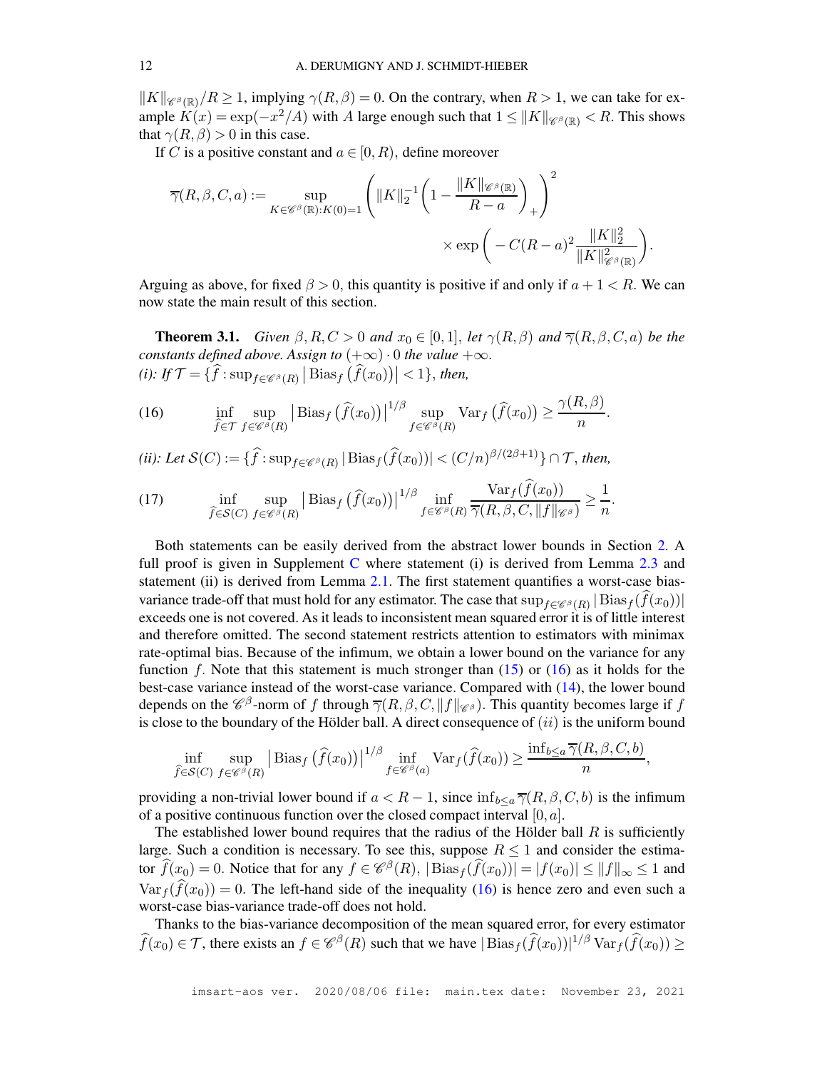$\|K\|_{\mathscr{C}^\beta(\mathbb{R})}/R \geq 1$, implying $\gamma(R,\beta) = 0$. On the contrary, when $R > 1$, we can take for example $K(x) = \exp(-x^2/A)$ with $A$ large enough such that $1 \leq \|K\|_{\mathscr{C}^\beta(\mathbb{R})} < R$. This shows that $\gamma(R,\beta) > 0$ in this case.

If $C$ is a positive constant and $a \in [0, R)$, define moreover

$$
\overline{\gamma}(R,\beta,C,a) := \sup_{K \in \mathscr{C}^\beta(\mathbb{R}): K(0)=1} \left( \|K\|_2^{-1} \left( 1 - \frac{\|K\|_{\mathscr{C}^\beta(\mathbb{R})}}{R-a} \right)_+ \right)^2 \times \exp\left( -C(R-a)^2 \frac{\|K\|_2^2}{\|K\|_{\mathscr{C}^\beta(\mathbb{R})}^2} \right).
$$

Arguing as above, for fixed $\beta > 0$, this quantity is positive if and only if $a + 1 < R$. We can now state the main result of this section.

**Theorem 3.1.** *Given $\beta, R, C > 0$ and $x_0 \in [0,1]$, let $\gamma(R,\beta)$ and $\overline{\gamma}(R,\beta,C,a)$ be the constants defined above. Assign to $(+\infty) \cdot 0$ the value $+\infty$.*
*(i): If $\mathcal{T} = \{\widehat{f} : \sup_{f \in \mathscr{C}^\beta(R)} \left| \operatorname{Bias}_f\left(\widehat{f}(x_0)\right)\right| < 1\}$, then,*

$$
\inf_{\widehat{f} \in \mathcal{T}} \sup_{f \in \mathscr{C}^\beta(R)} \left| \operatorname{Bias}_f\left(\widehat{f}(x_0)\right)\right|^{1/\beta} \sup_{f \in \mathscr{C}^\beta(R)} \operatorname{Var}_f\left(\widehat{f}(x_0)\right) \geq \frac{\gamma(R,\beta)}{n}. \tag{16}
$$

*(ii): Let $\mathcal{S}(C) := \{\widehat{f} : \sup_{f \in \mathscr{C}^\beta(R)} |\operatorname{Bias}_f(\widehat{f}(x_0))| < (C/n)^{\beta/(2\beta+1)}\} \cap \mathcal{T}$, then,*

$$
\inf_{\widehat{f} \in \mathcal{S}(C)} \sup_{f \in \mathscr{C}^\beta(R)} \left| \operatorname{Bias}_f\left(\widehat{f}(x_0)\right)\right|^{1/\beta} \inf_{f \in \mathscr{C}^\beta(R)} \frac{\operatorname{Var}_f(\widehat{f}(x_0))}{\overline{\gamma}(R,\beta,C,\|f\|_{\mathscr{C}^\beta})} \geq \frac{1}{n}. \tag{17}
$$

Both statements can be easily derived from the abstract lower bounds in Section 2. A full proof is given in Supplement C where statement (i) is derived from Lemma 2.3 and statement (ii) is derived from Lemma 2.1. The first statement quantifies a worst-case bias-variance trade-off that must hold for any estimator. The case that $\sup_{f \in \mathscr{C}^\beta(R)} |\operatorname{Bias}_f(\widehat{f}(x_0))|$ exceeds one is not covered. As it leads to inconsistent mean squared error it is of little interest and therefore omitted. The second statement restricts attention to estimators with minimax rate-optimal bias. Because of the infimum, we obtain a lower bound on the variance for any function $f$. Note that this statement is much stronger than (15) or (16) as it holds for the best-case variance instead of the worst-case variance. Compared with (14), the lower bound depends on the $\mathscr{C}^\beta$-norm of $f$ through $\overline{\gamma}(R,\beta,C,\|f\|_{\mathscr{C}^\beta})$. This quantity becomes large if $f$ is close to the boundary of the Hölder ball. A direct consequence of $(ii)$ is the uniform bound

$$
\inf_{\widehat{f} \in \mathcal{S}(C)} \sup_{f \in \mathscr{C}^\beta(R)} \left| \operatorname{Bias}_f\left(\widehat{f}(x_0)\right)\right|^{1/\beta} \inf_{f \in \mathscr{C}^\beta(a)} \operatorname{Var}_f(\widehat{f}(x_0)) \geq \frac{\inf_{b \leq a} \overline{\gamma}(R,\beta,C,b)}{n},
$$

providing a non-trivial lower bound if $a < R - 1$, since $\inf_{b \leq a} \overline{\gamma}(R,\beta,C,b)$ is the infimum of a positive continuous function over the closed compact interval $[0,a]$.

The established lower bound requires that the radius of the Hölder ball $R$ is sufficiently large. Such a condition is necessary. To see this, suppose $R \leq 1$ and consider the estimator $\widehat{f}(x_0) = 0$. Notice that for any $f \in \mathscr{C}^\beta(R)$, $|\operatorname{Bias}_f(\widehat{f}(x_0))| = |f(x_0)| \leq \|f\|_\infty \leq 1$ and $\operatorname{Var}_f(\widehat{f}(x_0)) = 0$. The left-hand side of the inequality (16) is hence zero and even such a worst-case bias-variance trade-off does not hold.

Thanks to the bias-variance decomposition of the mean squared error, for every estimator $\widehat{f}(x_0) \in \mathcal{T}$, there exists an $f \in \mathscr{C}^\beta(R)$ such that we have $|\operatorname{Bias}_f(\widehat{f}(x_0))|^{1/\beta} \operatorname{Var}_f(\widehat{f}(x_0)) \geq$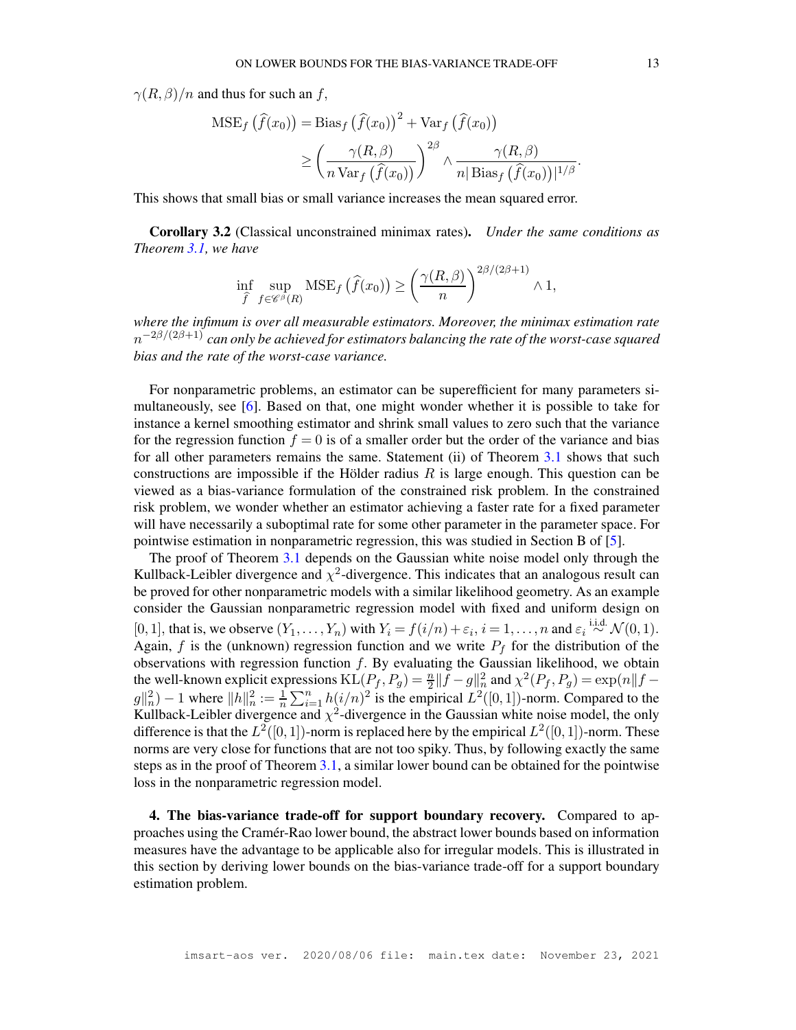$\gamma(R,\beta)/n$ and thus for such an $f$,

$$
\begin{aligned}
\operatorname{MSE}_f\left(\widehat{f}(x_0)\right) &= \operatorname{Bias}_f\left(\widehat{f}(x_0)\right)^2 + \operatorname{Var}_f\left(\widehat{f}(x_0)\right) \\
&\geq \left(\frac{\gamma(R,\beta)}{n\operatorname{Var}_f\left(\widehat{f}(x_0)\right)}\right)^{2\beta} \wedge \frac{\gamma(R,\beta)}{n|\operatorname{Bias}_f\left(\widehat{f}(x_0)\right)|^{1/\beta}}.
\end{aligned}
$$

This shows that small bias or small variance increases the mean squared error.

**Corollary 3.2** (Classical unconstrained minimax rates). *Under the same conditions as Theorem 3.1, we have*

$$
\inf_{\widehat{f}} \sup_{f\in\mathscr{C}^\beta(R)} \operatorname{MSE}_f\left(\widehat{f}(x_0)\right) \geq \left(\frac{\gamma(R,\beta)}{n}\right)^{2\beta/(2\beta+1)} \wedge 1,
$$

*where the infimum is over all measurable estimators. Moreover, the minimax estimation rate $n^{-2\beta/(2\beta+1)}$ can only be achieved for estimators balancing the rate of the worst-case squared bias and the rate of the worst-case variance.*

For nonparametric problems, an estimator can be superefficient for many parameters simultaneously, see [6]. Based on that, one might wonder whether it is possible to take for instance a kernel smoothing estimator and shrink small values to zero such that the variance for the regression function $f = 0$ is of a smaller order but the order of the variance and bias for all other parameters remains the same. Statement (ii) of Theorem 3.1 shows that such constructions are impossible if the Hölder radius $R$ is large enough. This question can be viewed as a bias-variance formulation of the constrained risk problem. In the constrained risk problem, we wonder whether an estimator achieving a faster rate for a fixed parameter will have necessarily a suboptimal rate for some other parameter in the parameter space. For pointwise estimation in nonparametric regression, this was studied in Section B of [5].

The proof of Theorem 3.1 depends on the Gaussian white noise model only through the Kullback-Leibler divergence and $\chi^2$-divergence. This indicates that an analogous result can be proved for other nonparametric models with a similar likelihood geometry. As an example consider the Gaussian nonparametric regression model with fixed and uniform design on $[0,1]$, that is, we observe $(Y_1,\ldots,Y_n)$ with $Y_i = f(i/n)+\varepsilon_i$, $i = 1,\ldots,n$ and $\varepsilon_i \overset{\text{i.i.d.}}{\sim} \mathcal{N}(0,1)$. Again, $f$ is the (unknown) regression function and we write $P_f$ for the distribution of the observations with regression function $f$. By evaluating the Gaussian likelihood, we obtain the well-known explicit expressions $\operatorname{KL}(P_f,P_g) = \frac{n}{2}\|f-g\|_n^2$ and $\chi^2(P_f,P_g) = \exp(n\|f-g\|_n^2)-1$ where $\|h\|_n^2 := \frac{1}{n}\sum_{i=1}^n h(i/n)^2$ is the empirical $L^2([0,1])$-norm. Compared to the Kullback-Leibler divergence and $\chi^2$-divergence in the Gaussian white noise model, the only difference is that the $L^2([0,1])$-norm is replaced here by the empirical $L^2([0,1])$-norm. These norms are very close for functions that are not too spiky. Thus, by following exactly the same steps as in the proof of Theorem 3.1, a similar lower bound can be obtained for the pointwise loss in the nonparametric regression model.

**4. The bias-variance trade-off for support boundary recovery.** Compared to approaches using the Cramér-Rao lower bound, the abstract lower bounds based on information measures have the advantage to be applicable also for irregular models. This is illustrated in this section by deriving lower bounds on the bias-variance trade-off for a support boundary estimation problem.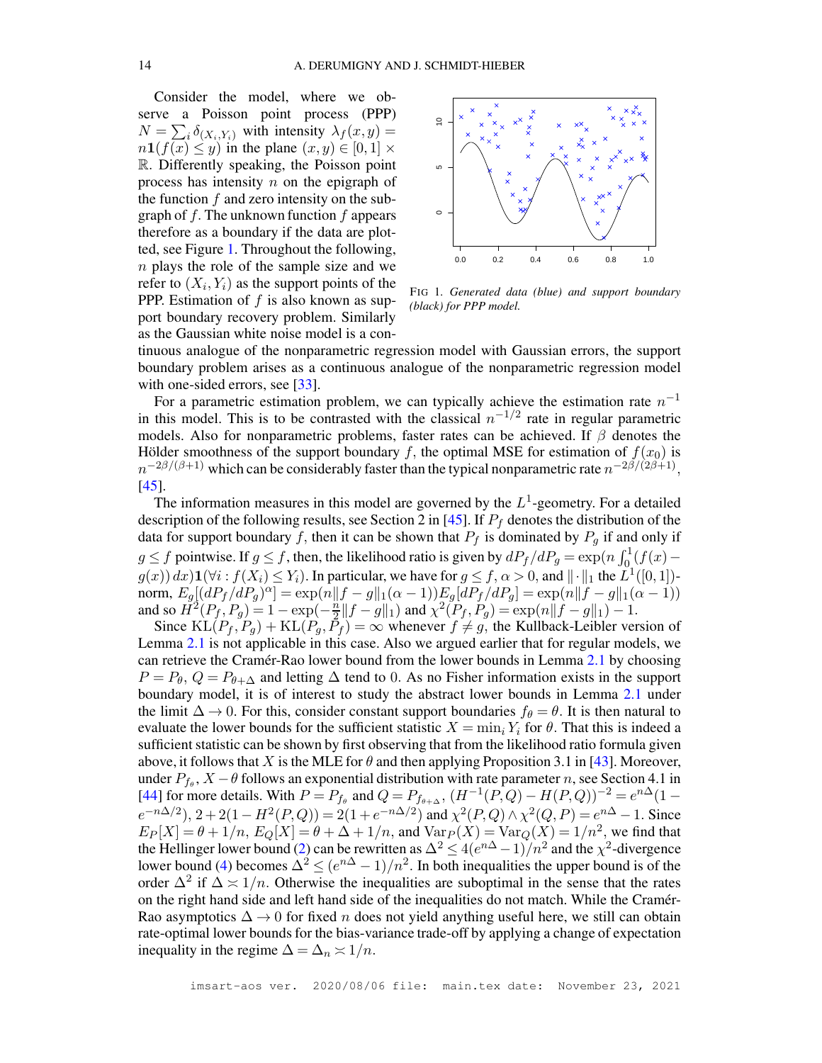Consider the model, where we observe a Poisson point process (PPP) $N = \sum_i \delta_{(X_i, Y_i)}$ with intensity $\lambda_f(x,y) = n\mathbf{1}(f(x) \leq y)$ in the plane $(x,y) \in [0,1] \times \mathbb{R}$. Differently speaking, the Poisson point process has intensity $n$ on the epigraph of the function $f$ and zero intensity on the subgraph of $f$. The unknown function $f$ appears therefore as a boundary if the data are plotted, see Figure 1. Throughout the following, $n$ plays the role of the sample size and we refer to $(X_i, Y_i)$ as the support points of the PPP. Estimation of $f$ is also known as support boundary recovery problem. Similarly as the Gaussian white noise model is a continuous analogue of the nonparametric regression model with Gaussian errors, the support boundary problem arises as a continuous analogue of the nonparametric regression model with one-sided errors, see [33].

FIG 1. *Generated data (blue) and support boundary (black) for PPP model.*

For a parametric estimation problem, we can typically achieve the estimation rate $n^{-1}$ in this model. This is to be contrasted with the classical $n^{-1/2}$ rate in regular parametric models. Also for nonparametric problems, faster rates can be achieved. If $\beta$ denotes the Hölder smoothness of the support boundary $f$, the optimal MSE for estimation of $f(x_0)$ is $n^{-2\beta/(\beta+1)}$ which can be considerably faster than the typical nonparametric rate $n^{-2\beta/(2\beta+1)}$, [45].

The information measures in this model are governed by the $L^1$-geometry. For a detailed description of the following results, see Section 2 in [45]. If $P_f$ denotes the distribution of the data for support boundary $f$, then it can be shown that $P_f$ is dominated by $P_g$ if and only if $g \leq f$ pointwise. If $g \leq f$, then, the likelihood ratio is given by $dP_f/dP_g = \exp(n\int_0^1 (f(x) - g(x))\,dx)\mathbf{1}(\forall i : f(X_i) \leq Y_i)$. In particular, we have for $g \leq f$, $\alpha > 0$, and $\|\cdot\|_1$ the $L^1([0,1])$-norm, $E_g[(dP_f/dP_g)^\alpha] = \exp(n\|f-g\|_1(\alpha-1))E_g[dP_f/dP_g] = \exp(n\|f-g\|_1(\alpha-1))$ and so $H^2(P_f, P_g) = 1 - \exp(-\frac{n}{2}\|f-g\|_1)$ and $\chi^2(P_f, P_g) = \exp(n\|f-g\|_1) - 1$.

Since $\mathrm{KL}(P_f, P_g) + \mathrm{KL}(P_g, P_f) = \infty$ whenever $f \neq g$, the Kullback-Leibler version of Lemma 2.1 is not applicable in this case. Also we argued earlier that for regular models, we can retrieve the Cramér-Rao lower bound from the lower bounds in Lemma 2.1 by choosing $P = P_\theta$, $Q = P_{\theta+\Delta}$ and letting $\Delta$ tend to 0. As no Fisher information exists in the support boundary model, it is of interest to study the abstract lower bounds in Lemma 2.1 under the limit $\Delta \to 0$. For this, consider constant support boundaries $f_\theta = \theta$. It is then natural to evaluate the lower bounds for the sufficient statistic $X = \min_i Y_i$ for $\theta$. That this is indeed a sufficient statistic can be shown by first observing that from the likelihood ratio formula given above, it follows that $X$ is the MLE for $\theta$ and then applying Proposition 3.1 in [43]. Moreover, under $P_{f_\theta}$, $X - \theta$ follows an exponential distribution with rate parameter $n$, see Section 4.1 in [44] for more details. With $P = P_{f_\theta}$ and $Q = P_{f_{\theta+\Delta}}$, $(H^{-1}(P,Q) - H(P,Q))^{-2} = e^{n\Delta}(1 - e^{-n\Delta/2})$, $2 + 2(1 - H^2(P,Q)) = 2(1 + e^{-n\Delta/2})$ and $\chi^2(P,Q) \wedge \chi^2(Q,P) = e^{n\Delta} - 1$. Since $E_P[X] = \theta + 1/n$, $E_Q[X] = \theta + \Delta + 1/n$, and $\mathrm{Var}_P(X) = \mathrm{Var}_Q(X) = 1/n^2$, we find that the Hellinger lower bound (2) can be rewritten as $\Delta^2 \leq 4(e^{n\Delta} - 1)/n^2$ and the $\chi^2$-divergence lower bound (4) becomes $\Delta^2 \leq (e^{n\Delta} - 1)/n^2$. In both inequalities the upper bound is of the order $\Delta^2$ if $\Delta \asymp 1/n$. Otherwise the inequalities are suboptimal in the sense that the rates on the right hand side and left hand side of the inequalities do not match. While the Cramér-Rao asymptotics $\Delta \to 0$ for fixed $n$ does not yield anything useful here, we still can obtain rate-optimal lower bounds for the bias-variance trade-off by applying a change of expectation inequality in the regime $\Delta = \Delta_n \asymp 1/n$.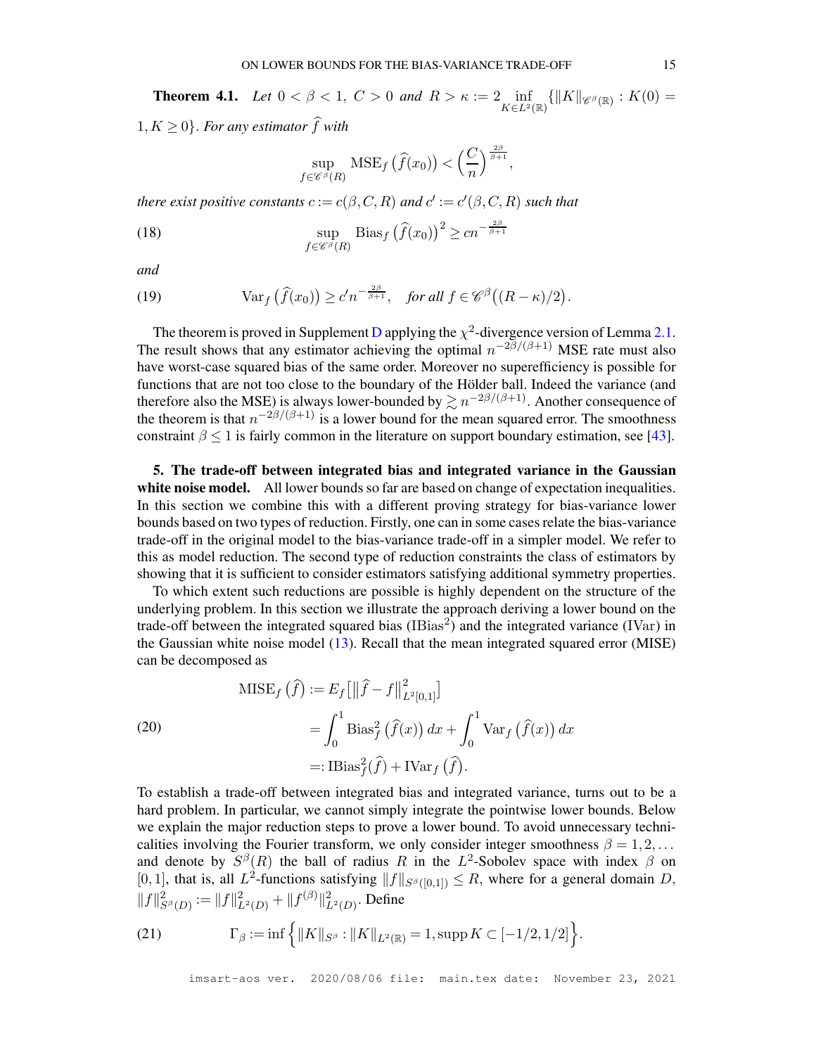**Theorem 4.1.** *Let $0 < \beta < 1$, $C > 0$ and $R > \kappa := 2 \inf_{K \in L^2(\mathbb{R})} \{\|K\|_{\mathscr{C}^\beta(\mathbb{R})} : K(0) = 1, K \geq 0\}$. For any estimator $\widehat{f}$ with*

$$\sup_{f \in \mathscr{C}^\beta(R)} \operatorname{MSE}_f\big(\widehat{f}(x_0)\big) < \Big(\frac{C}{n}\Big)^{\frac{2\beta}{\beta+1}},$$

*there exist positive constants $c := c(\beta, C, R)$ and $c' := c'(\beta, C, R)$ such that*

$$\sup_{f \in \mathscr{C}^\beta(R)} \operatorname{Bias}_f\big(\widehat{f}(x_0)\big)^2 \geq c n^{-\frac{2\beta}{\beta+1}} \tag{18}$$

*and*

$$\operatorname{Var}_f\big(\widehat{f}(x_0)\big) \geq c' n^{-\frac{2\beta}{\beta+1}}, \quad \text{for all } f \in \mathscr{C}^\beta\big((R-\kappa)/2\big). \tag{19}$$

The theorem is proved in Supplement D applying the $\chi^2$-divergence version of Lemma 2.1. The result shows that any estimator achieving the optimal $n^{-2\beta/(\beta+1)}$ MSE rate must also have worst-case squared bias of the same order. Moreover no superefficiency is possible for functions that are not too close to the boundary of the Hölder ball. Indeed the variance (and therefore also the MSE) is always lower-bounded by $\gtrsim n^{-2\beta/(\beta+1)}$. Another consequence of the theorem is that $n^{-2\beta/(\beta+1)}$ is a lower bound for the mean squared error. The smoothness constraint $\beta \leq 1$ is fairly common in the literature on support boundary estimation, see [43].

**5. The trade-off between integrated bias and integrated variance in the Gaussian white noise model.** All lower bounds so far are based on change of expectation inequalities. In this section we combine this with a different proving strategy for bias-variance lower bounds based on two types of reduction. Firstly, one can in some cases relate the bias-variance trade-off in the original model to the bias-variance trade-off in a simpler model. We refer to this as model reduction. The second type of reduction constraints the class of estimators by showing that it is sufficient to consider estimators satisfying additional symmetry properties.

To which extent such reductions are possible is highly dependent on the structure of the underlying problem. In this section we illustrate the approach deriving a lower bound on the trade-off between the integrated squared bias ($\mathrm{IBias}^2$) and the integrated variance (IVar) in the Gaussian white noise model (13). Recall that the mean integrated squared error (MISE) can be decomposed as

$$\begin{aligned}
\operatorname{MISE}_f\big(\widehat{f}\big) &:= E_f\big[\|\widehat{f} - f\|_{L^2[0,1]}^2\big] \\
&= \int_0^1 \operatorname{Bias}_f^2\big(\widehat{f}(x)\big)\, dx + \int_0^1 \operatorname{Var}_f\big(\widehat{f}(x)\big)\, dx \\
&=: \operatorname{IBias}_f^2(\widehat{f}) + \operatorname{IVar}_f\big(\widehat{f}\big).
\end{aligned} \tag{20}$$

To establish a trade-off between integrated bias and integrated variance, turns out to be a hard problem. In particular, we cannot simply integrate the pointwise lower bounds. Below we explain the major reduction steps to prove a lower bound. To avoid unnecessary technicalities involving the Fourier transform, we only consider integer smoothness $\beta = 1, 2, \ldots$ and denote by $S^\beta(R)$ the ball of radius $R$ in the $L^2$-Sobolev space with index $\beta$ on $[0,1]$, that is, all $L^2$-functions satisfying $\|f\|_{S^\beta([0,1])} \leq R$, where for a general domain $D$, $\|f\|_{S^\beta(D)}^2 := \|f\|_{L^2(D)}^2 + \|f^{(\beta)}\|_{L^2(D)}^2$. Define

$$\Gamma_\beta := \inf\Big\{\|K\|_{S^\beta} : \|K\|_{L^2(\mathbb{R})} = 1, \operatorname{supp} K \subset [-1/2, 1/2]\Big\}. \tag{21}$$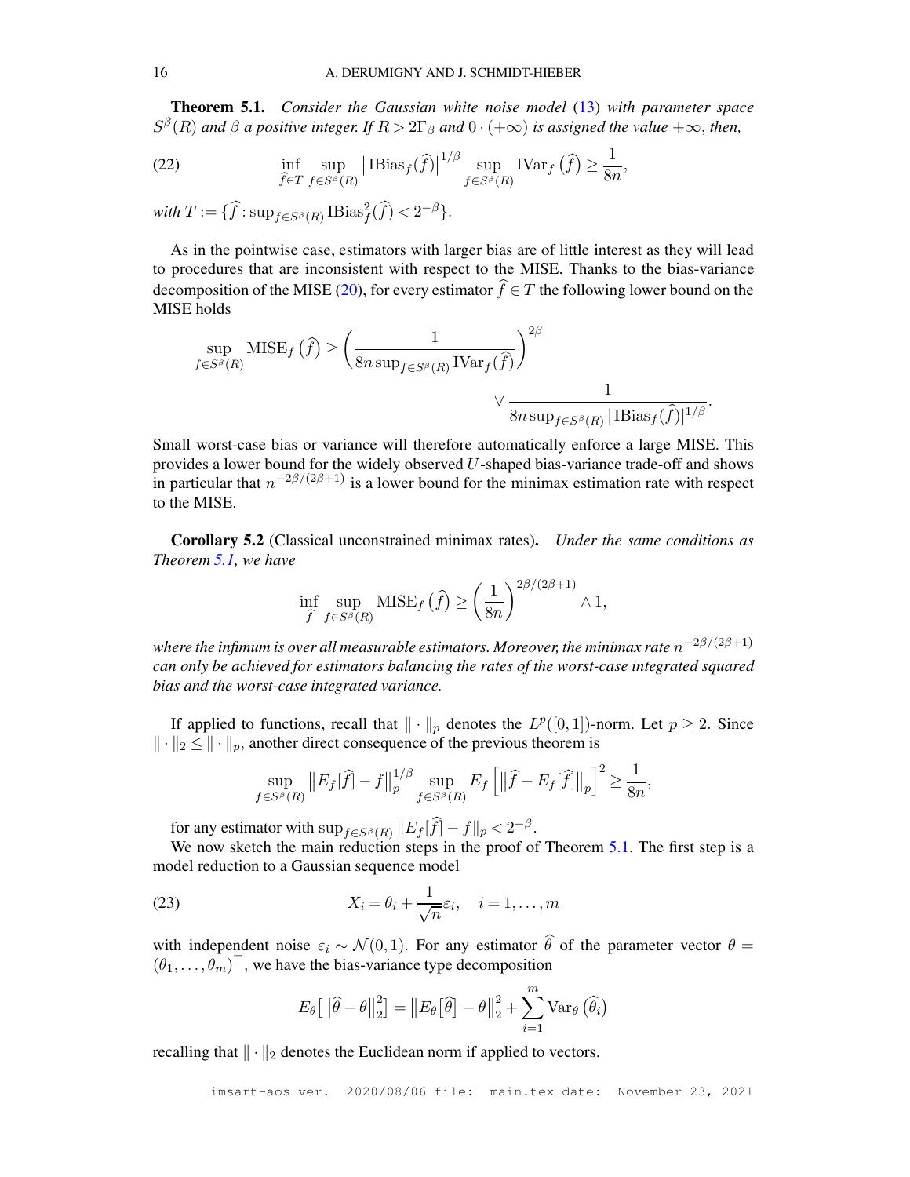**Theorem 5.1.** *Consider the Gaussian white noise model* (13) *with parameter space* $S^\beta(R)$ *and* $\beta$ *a positive integer. If* $R > 2\Gamma_\beta$ *and* $0 \cdot (+\infty)$ *is assigned the value* $+\infty$*, then,*

$$\inf_{\widehat{f} \in T} \sup_{f \in S^\beta(R)} \left| \mathrm{IBias}_f(\widehat{f}) \right|^{1/\beta} \sup_{f \in S^\beta(R)} \mathrm{IVar}_f\left(\widehat{f}\right) \geq \frac{1}{8n}, \tag{22}$$

*with* $T := \{\widehat{f} : \sup_{f \in S^\beta(R)} \mathrm{IBias}_f^2(\widehat{f}) < 2^{-\beta}\}$.

As in the pointwise case, estimators with larger bias are of little interest as they will lead to procedures that are inconsistent with respect to the MISE. Thanks to the bias-variance decomposition of the MISE (20), for every estimator $\widehat{f} \in T$ the following lower bound on the MISE holds

$$\sup_{f \in S^\beta(R)} \mathrm{MISE}_f\left(\widehat{f}\right) \geq \left( \frac{1}{8n \sup_{f \in S^\beta(R)} \mathrm{IVar}_f(\widehat{f})} \right)^{2\beta} \vee \frac{1}{8n \sup_{f \in S^\beta(R)} |\mathrm{IBias}_f(\widehat{f})|^{1/\beta}}.$$

Small worst-case bias or variance will therefore automatically enforce a large MISE. This provides a lower bound for the widely observed $U$-shaped bias-variance trade-off and shows in particular that $n^{-2\beta/(2\beta+1)}$ is a lower bound for the minimax estimation rate with respect to the MISE.

**Corollary 5.2** (Classical unconstrained minimax rates). *Under the same conditions as Theorem 5.1, we have*

$$\inf_{\widehat{f}} \sup_{f \in S^\beta(R)} \mathrm{MISE}_f\left(\widehat{f}\right) \geq \left(\frac{1}{8n}\right)^{2\beta/(2\beta+1)} \wedge 1,$$

*where the infimum is over all measurable estimators. Moreover, the minimax rate* $n^{-2\beta/(2\beta+1)}$ *can only be achieved for estimators balancing the rates of the worst-case integrated squared bias and the worst-case integrated variance.*

If applied to functions, recall that $\|\cdot\|_p$ denotes the $L^p([0,1])$-norm. Let $p \geq 2$. Since $\|\cdot\|_2 \leq \|\cdot\|_p$, another direct consequence of the previous theorem is

$$\sup_{f \in S^\beta(R)} \left\|E_f[\widehat{f}] - f\right\|_p^{1/\beta} \sup_{f \in S^\beta(R)} E_f\left[\left\|\widehat{f} - E_f[\widehat{f}]\right\|_p\right]^2 \geq \frac{1}{8n},$$

for any estimator with $\sup_{f \in S^\beta(R)} \|E_f[\widehat{f}] - f\|_p < 2^{-\beta}$.

We now sketch the main reduction steps in the proof of Theorem 5.1. The first step is a model reduction to a Gaussian sequence model

$$X_i = \theta_i + \frac{1}{\sqrt{n}}\varepsilon_i, \quad i = 1, \ldots, m \tag{23}$$

with independent noise $\varepsilon_i \sim \mathcal{N}(0,1)$. For any estimator $\widehat{\theta}$ of the parameter vector $\theta = (\theta_1, \ldots, \theta_m)^\top$, we have the bias-variance type decomposition

$$E_\theta\left[\left\|\widehat{\theta} - \theta\right\|_2^2\right] = \left\|E_\theta\left[\widehat{\theta}\right] - \theta\right\|_2^2 + \sum_{i=1}^m \mathrm{Var}_\theta\left(\widehat{\theta}_i\right)$$

recalling that $\|\cdot\|_2$ denotes the Euclidean norm if applied to vectors.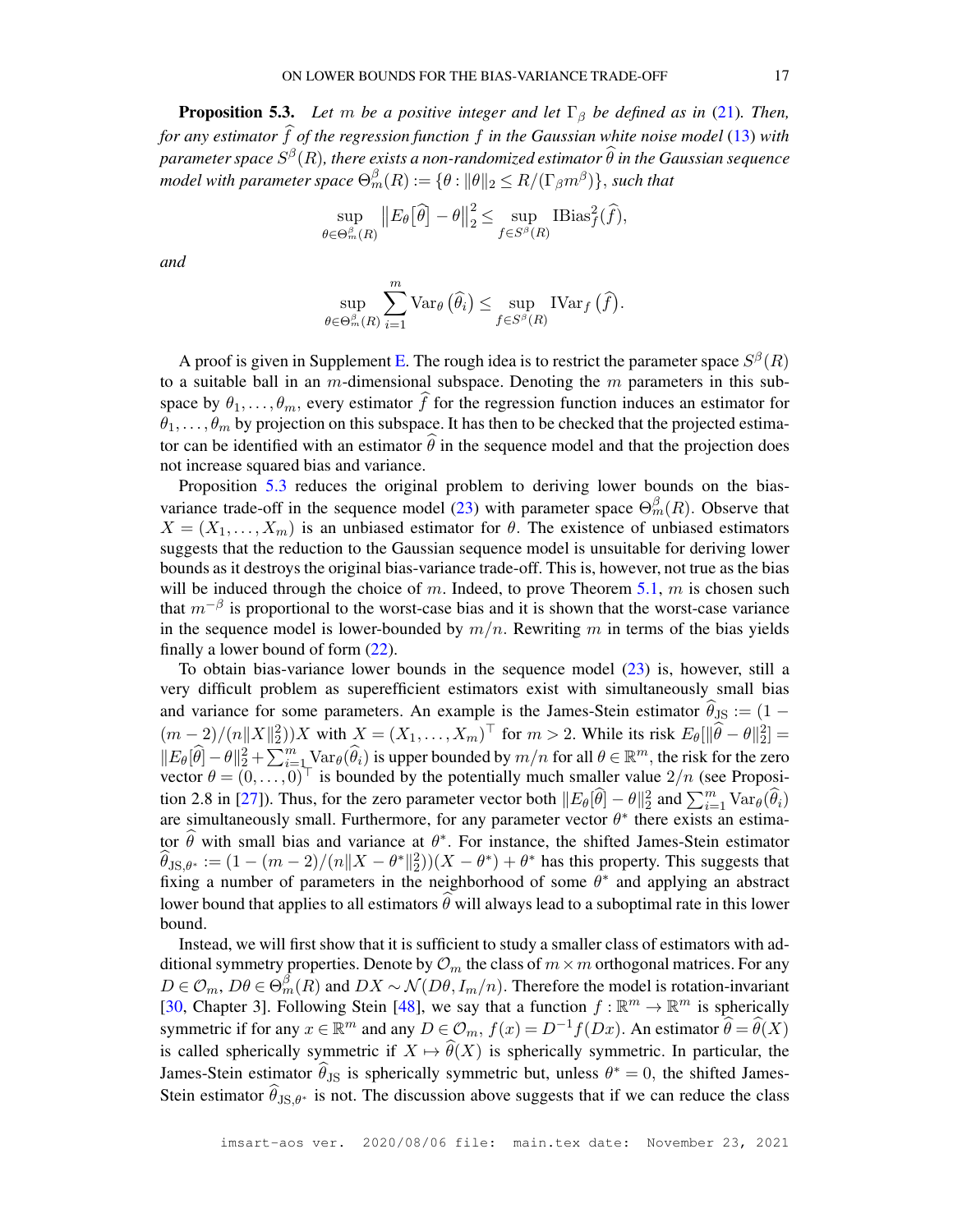**Proposition 5.3.** *Let $m$ be a positive integer and let $\Gamma_\beta$ be defined as in (21). Then, for any estimator $\widehat{f}$ of the regression function $f$ in the Gaussian white noise model (13) with parameter space $S^\beta(R)$, there exists a non-randomized estimator $\widehat{\theta}$ in the Gaussian sequence model with parameter space $\Theta_m^\beta(R) := \{\theta : \|\theta\|_2 \leq R/(\Gamma_\beta m^\beta)\}$, such that*

$$\sup_{\theta \in \Theta_m^\beta(R)} \left\| E_\theta\big[\widehat{\theta}\big] - \theta \right\|_2^2 \leq \sup_{f \in S^\beta(R)} \operatorname{IBias}_f^2(\widehat{f}),$$

*and*

$$\sup_{\theta \in \Theta_m^\beta(R)} \sum_{i=1}^m \operatorname{Var}_\theta\big(\widehat{\theta}_i\big) \leq \sup_{f \in S^\beta(R)} \operatorname{IVar}_f\big(\widehat{f}\big).$$

A proof is given in Supplement E. The rough idea is to restrict the parameter space $S^\beta(R)$ to a suitable ball in an $m$-dimensional subspace. Denoting the $m$ parameters in this subspace by $\theta_1, \ldots, \theta_m$, every estimator $\widehat{f}$ for the regression function induces an estimator for $\theta_1, \ldots, \theta_m$ by projection on this subspace. It has then to be checked that the projected estimator can be identified with an estimator $\widehat{\theta}$ in the sequence model and that the projection does not increase squared bias and variance.

Proposition 5.3 reduces the original problem to deriving lower bounds on the bias-variance trade-off in the sequence model (23) with parameter space $\Theta_m^\beta(R)$. Observe that $X = (X_1, \ldots, X_m)$ is an unbiased estimator for $\theta$. The existence of unbiased estimators suggests that the reduction to the Gaussian sequence model is unsuitable for deriving lower bounds as it destroys the original bias-variance trade-off. This is, however, not true as the bias will be induced through the choice of $m$. Indeed, to prove Theorem 5.1, $m$ is chosen such that $m^{-\beta}$ is proportional to the worst-case bias and it is shown that the worst-case variance in the sequence model is lower-bounded by $m/n$. Rewriting $m$ in terms of the bias yields finally a lower bound of form (22).

To obtain bias-variance lower bounds in the sequence model (23) is, however, still a very difficult problem as superefficient estimators exist with simultaneously small bias and variance for some parameters. An example is the James-Stein estimator $\widehat{\theta}_{\mathrm{JS}} := (1 - (m-2)/(n\|X\|_2^2))X$ with $X = (X_1, \ldots, X_m)^\top$ for $m > 2$. While its risk $E_\theta[\|\widehat{\theta} - \theta\|_2^2] = \|E_\theta[\widehat{\theta}] - \theta\|_2^2 + \sum_{i=1}^m \operatorname{Var}_\theta(\widehat{\theta}_i)$ is upper bounded by $m/n$ for all $\theta \in \mathbb{R}^m$, the risk for the zero vector $\theta = (0, \ldots, 0)^\top$ is bounded by the potentially much smaller value $2/n$ (see Proposition 2.8 in [27]). Thus, for the zero parameter vector both $\|E_\theta[\widehat{\theta}] - \theta\|_2^2$ and $\sum_{i=1}^m \operatorname{Var}_\theta(\widehat{\theta}_i)$ are simultaneously small. Furthermore, for any parameter vector $\theta^*$ there exists an estimator $\widehat{\theta}$ with small bias and variance at $\theta^*$. For instance, the shifted James-Stein estimator $\widehat{\theta}_{\mathrm{JS},\theta^*} := (1 - (m-2)/(n\|X - \theta^*\|_2^2))(X - \theta^*) + \theta^*$ has this property. This suggests that fixing a number of parameters in the neighborhood of some $\theta^*$ and applying an abstract lower bound that applies to all estimators $\widehat{\theta}$ will always lead to a suboptimal rate in this lower bound.

Instead, we will first show that it is sufficient to study a smaller class of estimators with additional symmetry properties. Denote by $\mathcal{O}_m$ the class of $m \times m$ orthogonal matrices. For any $D \in \mathcal{O}_m$, $D\theta \in \Theta_m^\beta(R)$ and $DX \sim \mathcal{N}(D\theta, I_m/n)$. Therefore the model is rotation-invariant [30, Chapter 3]. Following Stein [48], we say that a function $f : \mathbb{R}^m \to \mathbb{R}^m$ is spherically symmetric if for any $x \in \mathbb{R}^m$ and any $D \in \mathcal{O}_m$, $f(x) = D^{-1} f(Dx)$. An estimator $\widehat{\theta} = \widehat{\theta}(X)$ is called spherically symmetric if $X \mapsto \widehat{\theta}(X)$ is spherically symmetric. In particular, the James-Stein estimator $\widehat{\theta}_{\mathrm{JS}}$ is spherically symmetric but, unless $\theta^* = 0$, the shifted James-Stein estimator $\widehat{\theta}_{\mathrm{JS},\theta^*}$ is not. The discussion above suggests that if we can reduce the class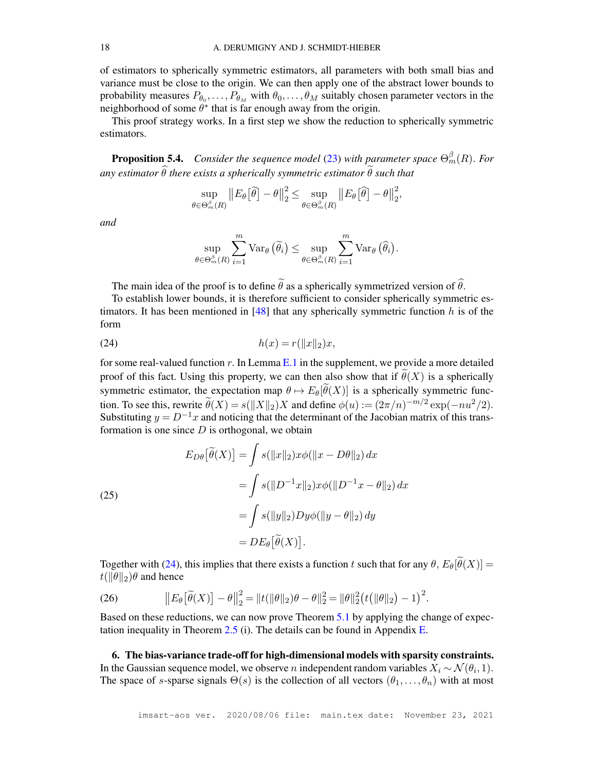of estimators to spherically symmetric estimators, all parameters with both small bias and variance must be close to the origin. We can then apply one of the abstract lower bounds to probability measures $P_{\theta_0}, \ldots, P_{\theta_M}$ with $\theta_0, \ldots, \theta_M$ suitably chosen parameter vectors in the neighborhood of some $\theta^*$ that is far enough away from the origin.

This proof strategy works. In a first step we show the reduction to spherically symmetric estimators.

**Proposition 5.4.** *Consider the sequence model (23) with parameter space $\Theta_m^\beta(R)$. For any estimator $\widehat{\theta}$ there exists a spherically symmetric estimator $\widetilde{\theta}$ such that*

$$\sup_{\theta \in \Theta_m^\beta(R)} \left\| E_\theta\big[\widetilde{\theta}\big] - \theta \right\|_2^2 \le \sup_{\theta \in \Theta_m^\beta(R)} \left\| E_\theta\big[\widehat{\theta}\big] - \theta \right\|_2^2,$$

*and*

$$\sup_{\theta \in \Theta_m^\beta(R)} \sum_{i=1}^m \operatorname{Var}_\theta\big(\widetilde{\theta}_i\big) \le \sup_{\theta \in \Theta_m^\beta(R)} \sum_{i=1}^m \operatorname{Var}_\theta\big(\widehat{\theta}_i\big).$$

The main idea of the proof is to define $\widetilde{\theta}$ as a spherically symmetrized version of $\widehat{\theta}$.

To establish lower bounds, it is therefore sufficient to consider spherically symmetric estimators. It has been mentioned in [48] that any spherically symmetric function $h$ is of the form

$$h(x) = r(\|x\|_2)x, \tag{24}$$

for some real-valued function $r$. In Lemma E.1 in the supplement, we provide a more detailed proof of this fact. Using this property, we can then also show that if $\widetilde{\theta}(X)$ is a spherically symmetric estimator, the expectation map $\theta \mapsto E_\theta[\widetilde{\theta}(X)]$ is a spherically symmetric function. To see this, rewrite $\widetilde{\theta}(X) = s(\|X\|_2)X$ and define $\phi(u) := (2\pi/n)^{-m/2}\exp(-nu^2/2)$. Substituting $y = D^{-1}x$ and noticing that the determinant of the Jacobian matrix of this transformation is one since $D$ is orthogonal, we obtain

$$\begin{aligned}
E_{D\theta}\big[\widetilde{\theta}(X)\big] &= \int s(\|x\|_2)x\phi(\|x - D\theta\|_2)\,dx \\
&= \int s(\|D^{-1}x\|_2)x\phi(\|D^{-1}x - \theta\|_2)\,dx \\
&= \int s(\|y\|_2)Dy\phi(\|y - \theta\|_2)\,dy \\
&= DE_\theta\big[\widetilde{\theta}(X)\big].
\end{aligned} \tag{25}$$

Together with (24), this implies that there exists a function $t$ such that for any $\theta$, $E_\theta[\widetilde{\theta}(X)] = t(\|\theta\|_2)\theta$ and hence

$$\left\| E_\theta\big[\widetilde{\theta}(X)\big] - \theta \right\|_2^2 = \|t(\|\theta\|_2)\theta - \theta\|_2^2 = \|\theta\|_2^2\big(t\big(\|\theta\|_2\big) - 1\big)^2. \tag{26}$$

Based on these reductions, we can now prove Theorem 5.1 by applying the change of expectation inequality in Theorem 2.5 (i). The details can be found in Appendix E.

## 6. The bias-variance trade-off for high-dimensional models with sparsity constraints.

In the Gaussian sequence model, we observe $n$ independent random variables $X_i \sim \mathcal{N}(\theta_i, 1)$. The space of $s$-sparse signals $\Theta(s)$ is the collection of all vectors $(\theta_1, \ldots, \theta_n)$ with at most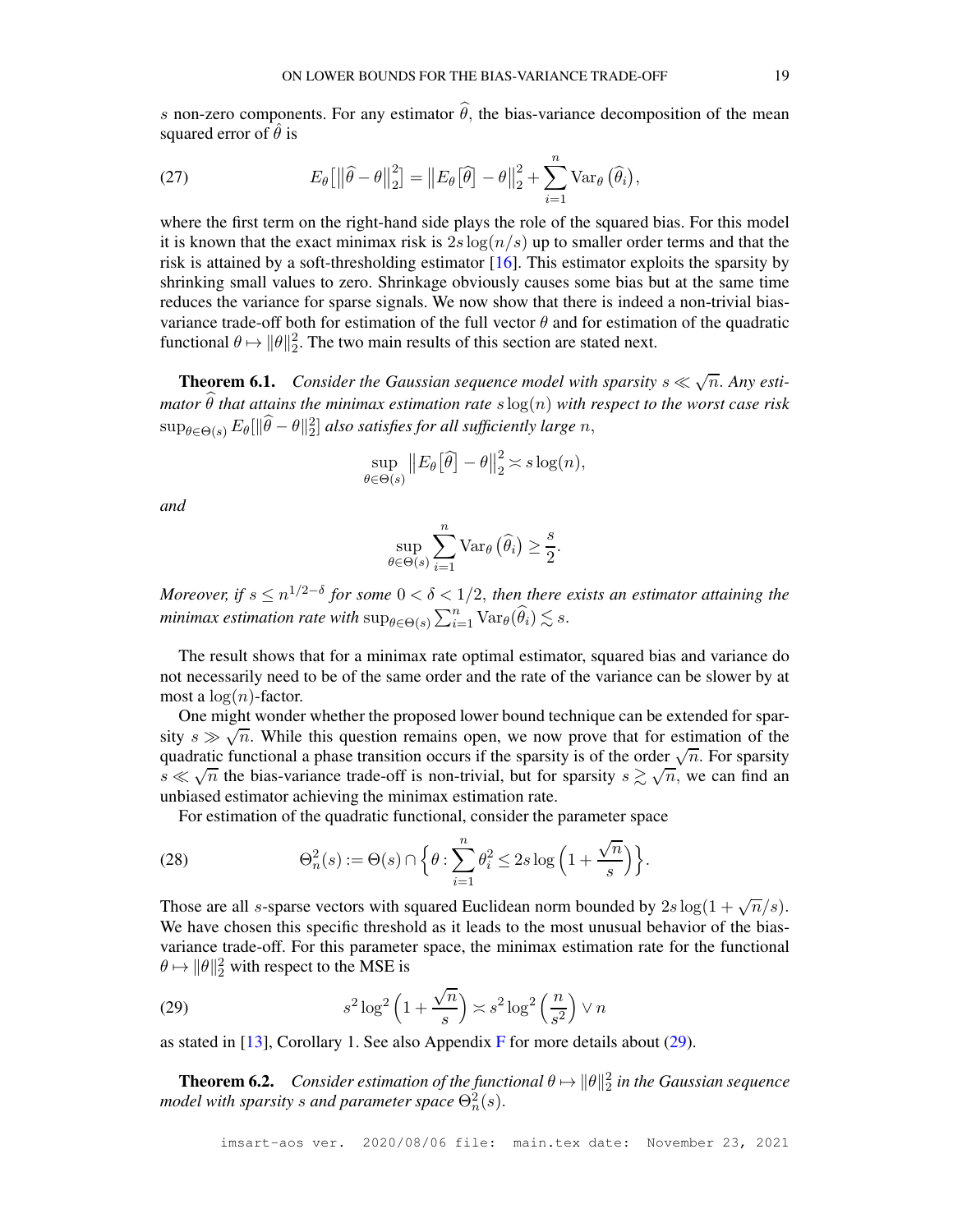$s$ non-zero components. For any estimator $\widehat{\theta}$, the bias-variance decomposition of the mean squared error of $\hat{\theta}$ is

$$E_\theta\big[\|\widehat{\theta}-\theta\|_2^2\big] = \big\|E_\theta\big[\widehat{\theta}\big]-\theta\big\|_2^2 + \sum_{i=1}^n \operatorname{Var}_\theta\big(\widehat{\theta}_i\big), \tag{27}$$

where the first term on the right-hand side plays the role of the squared bias. For this model it is known that the exact minimax risk is $2s\log(n/s)$ up to smaller order terms and that the risk is attained by a soft-thresholding estimator [16]. This estimator exploits the sparsity by shrinking small values to zero. Shrinkage obviously causes some bias but at the same time reduces the variance for sparse signals. We now show that there is indeed a non-trivial bias-variance trade-off both for estimation of the full vector $\theta$ and for estimation of the quadratic functional $\theta \mapsto \|\theta\|_2^2$. The two main results of this section are stated next.

**Theorem 6.1.** *Consider the Gaussian sequence model with sparsity $s \ll \sqrt{n}$. Any estimator $\widehat{\theta}$ that attains the minimax estimation rate $s\log(n)$ with respect to the worst case risk $\sup_{\theta\in\Theta(s)} E_\theta[\|\widehat{\theta}-\theta\|_2^2]$ also satisfies for all sufficiently large $n$,*

$$\sup_{\theta\in\Theta(s)} \big\|E_\theta\big[\widehat{\theta}\big]-\theta\big\|_2^2 \asymp s\log(n),$$

*and*

$$\sup_{\theta\in\Theta(s)} \sum_{i=1}^n \operatorname{Var}_\theta\big(\widehat{\theta}_i\big) \geq \frac{s}{2}.$$

*Moreover, if $s \leq n^{1/2-\delta}$ for some $0<\delta<1/2$, then there exists an estimator attaining the minimax estimation rate with $\sup_{\theta\in\Theta(s)} \sum_{i=1}^n \operatorname{Var}_\theta(\widehat{\theta}_i) \lesssim s$.*

The result shows that for a minimax rate optimal estimator, squared bias and variance do not necessarily need to be of the same order and the rate of the variance can be slower by at most a $\log(n)$-factor.

One might wonder whether the proposed lower bound technique can be extended for sparsity $s \gg \sqrt{n}$. While this question remains open, we now prove that for estimation of the quadratic functional a phase transition occurs if the sparsity is of the order $\sqrt{n}$. For sparsity $s \ll \sqrt{n}$ the bias-variance trade-off is non-trivial, but for sparsity $s \gtrsim \sqrt{n}$, we can find an unbiased estimator achieving the minimax estimation rate.

For estimation of the quadratic functional, consider the parameter space

$$\Theta_n^2(s) := \Theta(s) \cap \Big\{\theta : \sum_{i=1}^n \theta_i^2 \leq 2s\log\Big(1+\frac{\sqrt{n}}{s}\Big)\Big\}. \tag{28}$$

Those are all $s$-sparse vectors with squared Euclidean norm bounded by $2s\log(1+\sqrt{n}/s)$. We have chosen this specific threshold as it leads to the most unusual behavior of the bias-variance trade-off. For this parameter space, the minimax estimation rate for the functional $\theta \mapsto \|\theta\|_2^2$ with respect to the MSE is

$$s^2\log^2\Big(1+\frac{\sqrt{n}}{s}\Big) \asymp s^2\log^2\Big(\frac{n}{s^2}\Big) \vee n \tag{29}$$

as stated in [13], Corollary 1. See also Appendix F for more details about (29).

**Theorem 6.2.** *Consider estimation of the functional $\theta \mapsto \|\theta\|_2^2$ in the Gaussian sequence model with sparsity $s$ and parameter space $\Theta_n^2(s)$.*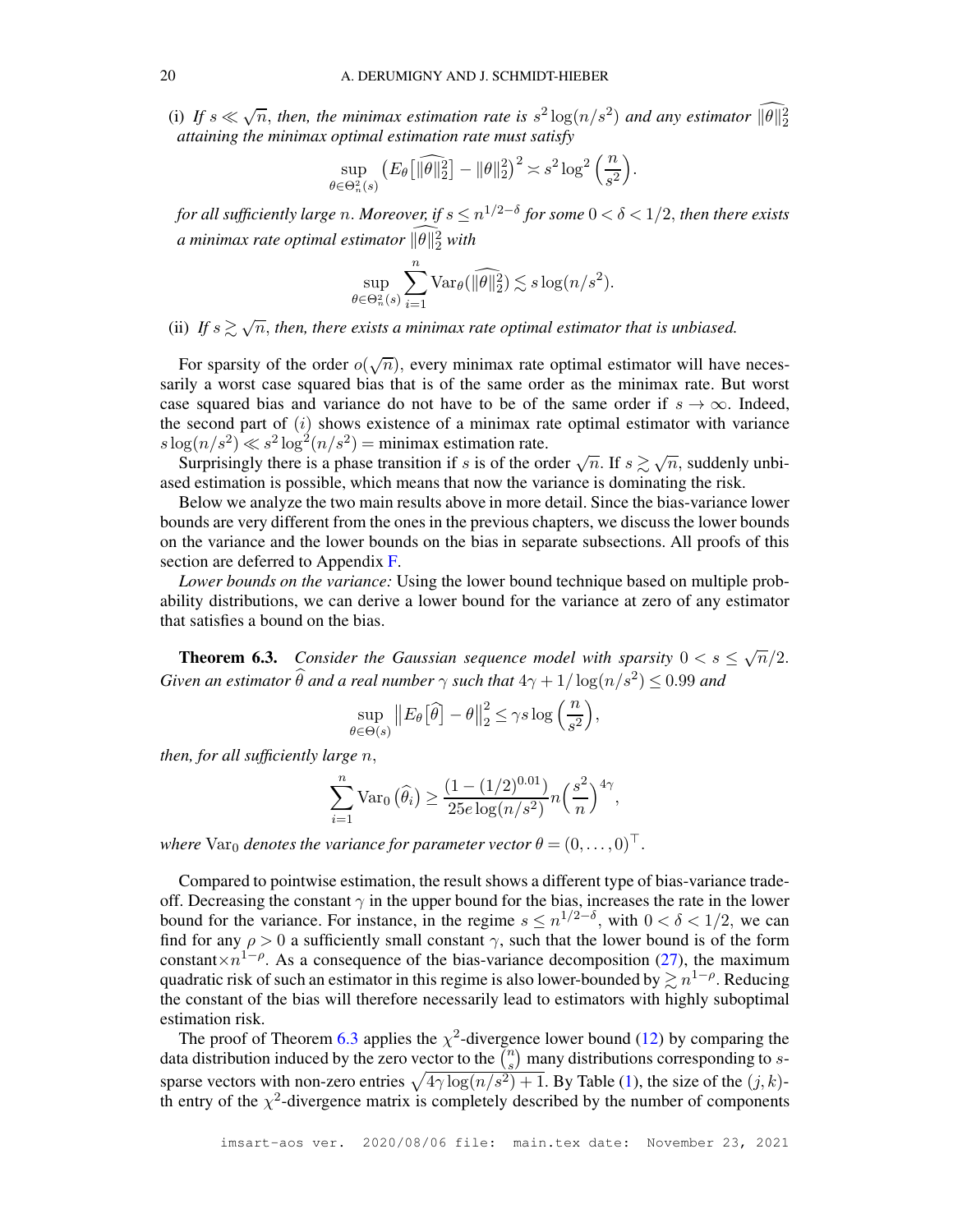(i) *If $s \ll \sqrt{n}$, then, the minimax estimation rate is $s^2 \log(n/s^2)$ and any estimator $\widehat{\|\theta\|_2^2}$ attaining the minimax optimal estimation rate must satisfy*

$$\sup_{\theta \in \Theta_n^2(s)} \left( E_\theta \big[ \widehat{\|\theta\|_2^2} \big] - \|\theta\|_2^2 \right)^2 \asymp s^2 \log^2 \left( \frac{n}{s^2} \right).$$

*for all sufficiently large $n$. Moreover, if $s \leq n^{1/2-\delta}$ for some $0 < \delta < 1/2$, then there exists a minimax rate optimal estimator $\widehat{\|\theta\|_2^2}$ with*

$$\sup_{\theta \in \Theta_n^2(s)} \sum_{i=1}^n \operatorname{Var}_\theta (\widehat{\|\theta\|_2^2}) \lesssim s \log(n/s^2).$$

(ii) *If $s \gtrsim \sqrt{n}$, then, there exists a minimax rate optimal estimator that is unbiased.*

For sparsity of the order $o(\sqrt{n})$, every minimax rate optimal estimator will have necessarily a worst case squared bias that is of the same order as the minimax rate. But worst case squared bias and variance do not have to be of the same order if $s \to \infty$. Indeed, the second part of $(i)$ shows existence of a minimax rate optimal estimator with variance $s \log(n/s^2) \ll s^2 \log^2(n/s^2) =$ minimax estimation rate.

Surprisingly there is a phase transition if $s$ is of the order $\sqrt{n}$. If $s \gtrsim \sqrt{n}$, suddenly unbiased estimation is possible, which means that now the variance is dominating the risk.

Below we analyze the two main results above in more detail. Since the bias-variance lower bounds are very different from the ones in the previous chapters, we discuss the lower bounds on the variance and the lower bounds on the bias in separate subsections. All proofs of this section are deferred to Appendix F.

*Lower bounds on the variance:* Using the lower bound technique based on multiple probability distributions, we can derive a lower bound for the variance at zero of any estimator that satisfies a bound on the bias.

**Theorem 6.3.** *Consider the Gaussian sequence model with sparsity $0 < s \leq \sqrt{n}/2$. Given an estimator $\widehat{\theta}$ and a real number $\gamma$ such that $4\gamma + 1/\log(n/s^2) \leq 0.99$ and*

$$\sup_{\theta \in \Theta(s)} \left\| E_\theta \big[ \widehat{\theta} \big] - \theta \right\|_2^2 \leq \gamma s \log \left( \frac{n}{s^2} \right),$$

*then, for all sufficiently large $n$,*

$$\sum_{i=1}^n \operatorname{Var}_0 \big( \widehat{\theta}_i \big) \geq \frac{(1 - (1/2)^{0.01})}{25 e \log(n/s^2)} n \Big( \frac{s^2}{n} \Big)^{4\gamma},$$

*where $\operatorname{Var}_0$ denotes the variance for parameter vector $\theta = (0, \dots, 0)^\top$.*

Compared to pointwise estimation, the result shows a different type of bias-variance trade-off. Decreasing the constant $\gamma$ in the upper bound for the bias, increases the rate in the lower bound for the variance. For instance, in the regime $s \leq n^{1/2-\delta}$, with $0 < \delta < 1/2$, we can find for any $\rho > 0$ a sufficiently small constant $\gamma$, such that the lower bound is of the form constant$\times n^{1-\rho}$. As a consequence of the bias-variance decomposition (27), the maximum quadratic risk of such an estimator in this regime is also lower-bounded by $\gtrsim n^{1-\rho}$. Reducing the constant of the bias will therefore necessarily lead to estimators with highly suboptimal estimation risk.

The proof of Theorem 6.3 applies the $\chi^2$-divergence lower bound (12) by comparing the data distribution induced by the zero vector to the $\binom{n}{s}$ many distributions corresponding to $s$-sparse vectors with non-zero entries $\sqrt{4\gamma \log(n/s^2) + 1}$. By Table (1), the size of the $(j,k)$-th entry of the $\chi^2$-divergence matrix is completely described by the number of components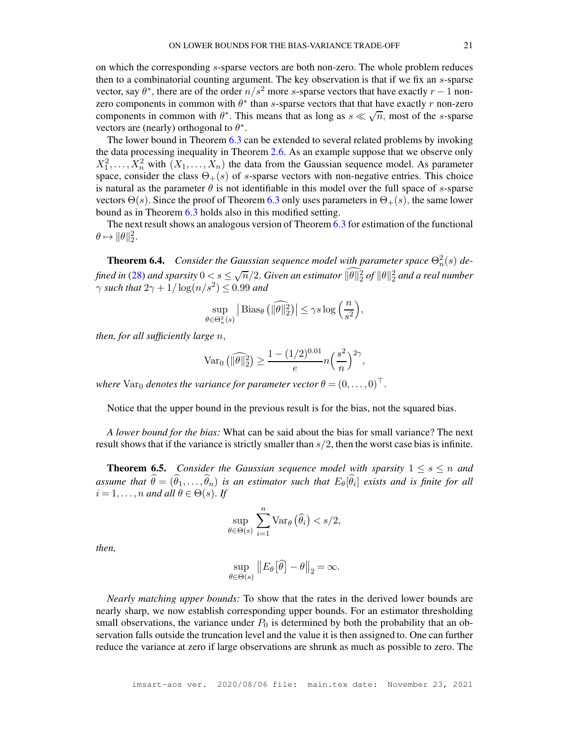on which the corresponding $s$-sparse vectors are both non-zero. The whole problem reduces then to a combinatorial counting argument. The key observation is that if we fix an $s$-sparse vector, say $\theta^*$, there are of the order $n/s^2$ more $s$-sparse vectors that have exactly $r-1$ non-zero components in common with $\theta^*$ than $s$-sparse vectors that that have exactly $r$ non-zero components in common with $\theta^*$. This means that as long as $s \ll \sqrt{n}$, most of the $s$-sparse vectors are (nearly) orthogonal to $\theta^*$.

The lower bound in Theorem 6.3 can be extended to several related problems by invoking the data processing inequality in Theorem 2.6. As an example suppose that we observe only $X_1^2, \dots, X_n^2$ with $(X_1, \dots, X_n)$ the data from the Gaussian sequence model. As parameter space, consider the class $\Theta_+(s)$ of $s$-sparse vectors with non-negative entries. This choice is natural as the parameter $\theta$ is not identifiable in this model over the full space of $s$-sparse vectors $\Theta(s)$. Since the proof of Theorem 6.3 only uses parameters in $\Theta_+(s)$, the same lower bound as in Theorem 6.3 holds also in this modified setting.

The next result shows an analogous version of Theorem 6.3 for estimation of the functional $\theta \mapsto \|\theta\|_2^2$.

**Theorem 6.4.** *Consider the Gaussian sequence model with parameter space $\Theta_n^2(s)$ defined in (28) and sparsity $0 < s \leq \sqrt{n}/2$. Given an estimator $\widehat{\|\theta\|_2^2}$ of $\|\theta\|_2^2$ and a real number $\gamma$ such that $2\gamma + 1/\log(n/s^2) \leq 0.99$ and*

$$\sup_{\theta \in \Theta_n^2(s)} \left| \operatorname{Bias}_\theta\left(\widehat{\|\theta\|_2^2}\right) \right| \leq \gamma s \log\left(\frac{n}{s^2}\right),$$

*then, for all sufficiently large $n$,*

$$\operatorname{Var}_0\left(\widehat{\|\theta\|_2^2}\right) \geq \frac{1 - (1/2)^{0.01}}{e} n \left(\frac{s^2}{n}\right)^{2\gamma},$$

*where $\operatorname{Var}_0$ denotes the variance for parameter vector $\theta = (0, \dots, 0)^\top$.*

Notice that the upper bound in the previous result is for the bias, not the squared bias.

*A lower bound for the bias:* What can be said about the bias for small variance? The next result shows that if the variance is strictly smaller than $s/2$, then the worst case bias is infinite.

**Theorem 6.5.** *Consider the Gaussian sequence model with sparsity $1 \leq s \leq n$ and assume that $\widehat{\theta} = (\widehat{\theta}_1, \dots, \widehat{\theta}_n)$ is an estimator such that $E_\theta[\widehat{\theta}_i]$ exists and is finite for all $i = 1, \dots, n$ and all $\theta \in \Theta(s)$. If*

$$\sup_{\theta \in \Theta(s)} \sum_{i=1}^n \operatorname{Var}_\theta\left(\widehat{\theta}_i\right) < s/2,$$

*then,*

$$\sup_{\theta \in \Theta(s)} \left\| E_\theta\left[\widehat{\theta}\right] - \theta \right\|_2 = \infty.$$

*Nearly matching upper bounds:* To show that the rates in the derived lower bounds are nearly sharp, we now establish corresponding upper bounds. For an estimator thresholding small observations, the variance under $P_0$ is determined by both the probability that an observation falls outside the truncation level and the value it is then assigned to. One can further reduce the variance at zero if large observations are shrunk as much as possible to zero. The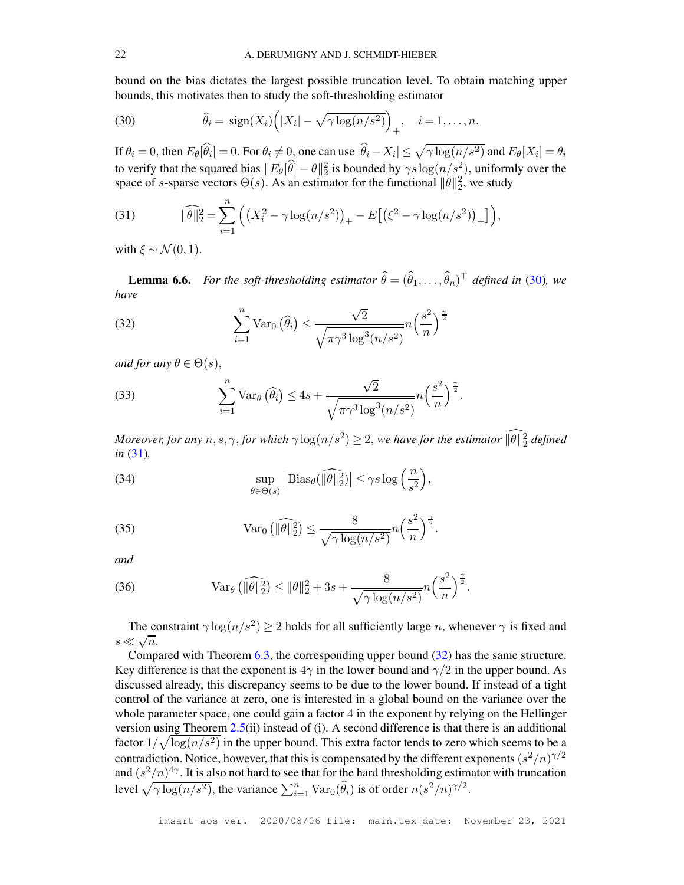bound on the bias dictates the largest possible truncation level. To obtain matching upper bounds, this motivates then to study the soft-thresholding estimator

$$\widehat{\theta}_i = \operatorname{sign}(X_i)\Big(|X_i| - \sqrt{\gamma \log(n/s^2)}\Big)_+, \quad i = 1, \dots, n. \tag{30}$$

If $\theta_i = 0$, then $E_\theta[\widehat{\theta}_i] = 0$. For $\theta_i \neq 0$, one can use $|\widehat{\theta}_i - X_i| \leq \sqrt{\gamma \log(n/s^2)}$ and $E_\theta[X_i] = \theta_i$ to verify that the squared bias $\|E_\theta[\widehat{\theta}] - \theta\|_2^2$ is bounded by $\gamma s \log(n/s^2)$, uniformly over the space of $s$-sparse vectors $\Theta(s)$. As an estimator for the functional $\|\theta\|_2^2$, we study

$$\widehat{\|\theta\|_2^2} = \sum_{i=1}^n \Big( \big(X_i^2 - \gamma \log(n/s^2)\big)_+ - E\big[\big(\xi^2 - \gamma \log(n/s^2)\big)_+\big] \Big), \tag{31}$$

with $\xi \sim \mathcal{N}(0,1)$.

**Lemma 6.6.** *For the soft-thresholding estimator $\widehat{\theta} = (\widehat{\theta}_1, \dots, \widehat{\theta}_n)^\top$ defined in (30), we have*

$$\sum_{i=1}^n \operatorname{Var}_0\big(\widehat{\theta}_i\big) \leq \frac{\sqrt{2}}{\sqrt{\pi \gamma^3 \log^3(n/s^2)}} n \Big(\frac{s^2}{n}\Big)^{\frac{\gamma}{2}} \tag{32}$$

*and for any $\theta \in \Theta(s)$,*

$$\sum_{i=1}^n \operatorname{Var}_\theta\big(\widehat{\theta}_i\big) \leq 4s + \frac{\sqrt{2}}{\sqrt{\pi \gamma^3 \log^3(n/s^2)}} n \Big(\frac{s^2}{n}\Big)^{\frac{\gamma}{2}}. \tag{33}$$

*Moreover, for any $n, s, \gamma$, for which $\gamma \log(n/s^2) \geq 2$, we have for the estimator $\widehat{\|\theta\|_2^2}$ defined in (31),*

$$\sup_{\theta \in \Theta(s)} \big| \operatorname{Bias}_\theta(\widehat{\|\theta\|_2^2}) \big| \leq \gamma s \log\Big(\frac{n}{s^2}\Big), \tag{34}$$

$$\operatorname{Var}_0\big(\widehat{\|\theta\|_2^2}\big) \leq \frac{8}{\sqrt{\gamma \log(n/s^2)}} n \Big(\frac{s^2}{n}\Big)^{\frac{\gamma}{2}}. \tag{35}$$

*and*

$$\operatorname{Var}_\theta\big(\widehat{\|\theta\|_2^2}\big) \leq \|\theta\|_2^2 + 3s + \frac{8}{\sqrt{\gamma \log(n/s^2)}} n \Big(\frac{s^2}{n}\Big)^{\frac{\gamma}{2}}. \tag{36}$$

The constraint $\gamma \log(n/s^2) \geq 2$ holds for all sufficiently large $n$, whenever $\gamma$ is fixed and $s \ll \sqrt{n}$.

Compared with Theorem 6.3, the corresponding upper bound (32) has the same structure. Key difference is that the exponent is $4\gamma$ in the lower bound and $\gamma/2$ in the upper bound. As discussed already, this discrepancy seems to be due to the lower bound. If instead of a tight control of the variance at zero, one is interested in a global bound on the variance over the whole parameter space, one could gain a factor 4 in the exponent by relying on the Hellinger version using Theorem 2.5(ii) instead of (i). A second difference is that there is an additional factor $1/\sqrt{\log(n/s^2)}$ in the upper bound. This extra factor tends to zero which seems to be a contradiction. Notice, however, that this is compensated by the different exponents $(s^2/n)^{\gamma/2}$ and $(s^2/n)^{4\gamma}$. It is also not hard to see that for the hard thresholding estimator with truncation level $\sqrt{\gamma \log(n/s^2)}$, the variance $\sum_{i=1}^n \operatorname{Var}_0(\widehat{\theta}_i)$ is of order $n(s^2/n)^{\gamma/2}$.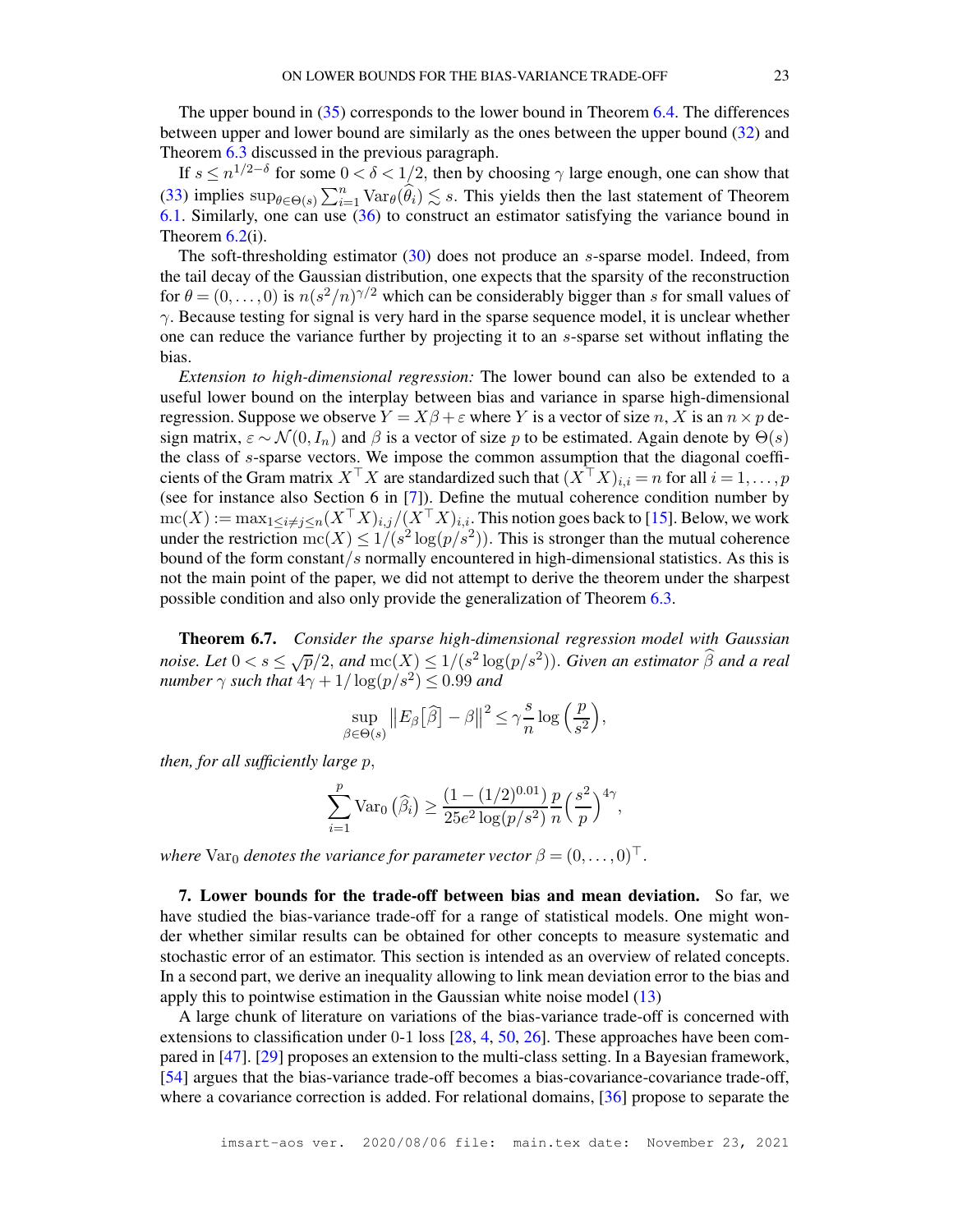The upper bound in (35) corresponds to the lower bound in Theorem 6.4. The differences between upper and lower bound are similarly as the ones between the upper bound (32) and Theorem 6.3 discussed in the previous paragraph.

If $s \leq n^{1/2-\delta}$ for some $0 < \delta < 1/2$, then by choosing $\gamma$ large enough, one can show that (33) implies $\sup_{\theta \in \Theta(s)} \sum_{i=1}^n \operatorname{Var}_\theta(\widehat{\theta}_i) \lesssim s$. This yields then the last statement of Theorem 6.1. Similarly, one can use (36) to construct an estimator satisfying the variance bound in Theorem 6.2(i).

The soft-thresholding estimator (30) does not produce an $s$-sparse model. Indeed, from the tail decay of the Gaussian distribution, one expects that the sparsity of the reconstruction for $\theta = (0, \ldots, 0)$ is $n(s^2/n)^{\gamma/2}$ which can be considerably bigger than $s$ for small values of $\gamma$. Because testing for signal is very hard in the sparse sequence model, it is unclear whether one can reduce the variance further by projecting it to an $s$-sparse set without inflating the bias.

*Extension to high-dimensional regression:* The lower bound can also be extended to a useful lower bound on the interplay between bias and variance in sparse high-dimensional regression. Suppose we observe $Y = X\beta + \varepsilon$ where $Y$ is a vector of size $n$, $X$ is an $n \times p$ design matrix, $\varepsilon \sim \mathcal{N}(0, I_n)$ and $\beta$ is a vector of size $p$ to be estimated. Again denote by $\Theta(s)$ the class of $s$-sparse vectors. We impose the common assumption that the diagonal coefficients of the Gram matrix $X^\top X$ are standardized such that $(X^\top X)_{i,i} = n$ for all $i = 1, \ldots, p$ (see for instance also Section 6 in [7]). Define the mutual coherence condition number by $\operatorname{mc}(X) := \max_{1 \leq i \neq j \leq n} (X^\top X)_{i,j}/(X^\top X)_{i,i}$. This notion goes back to [15]. Below, we work under the restriction $\operatorname{mc}(X) \leq 1/(s^2 \log(p/s^2))$. This is stronger than the mutual coherence bound of the form constant$/s$ normally encountered in high-dimensional statistics. As this is not the main point of the paper, we did not attempt to derive the theorem under the sharpest possible condition and also only provide the generalization of Theorem 6.3.

**Theorem 6.7.** *Consider the sparse high-dimensional regression model with Gaussian noise. Let $0 < s \leq \sqrt{p}/2$, and $\operatorname{mc}(X) \leq 1/(s^2 \log(p/s^2))$. Given an estimator $\widehat{\beta}$ and a real number $\gamma$ such that $4\gamma + 1/\log(p/s^2) \leq 0.99$ and*

$$\sup_{\beta \in \Theta(s)} \left\| E_\beta\big[\widehat{\beta}\big] - \beta \right\|^2 \leq \gamma \frac{s}{n} \log\Big(\frac{p}{s^2}\Big),$$

*then, for all sufficiently large $p$,*

$$\sum_{i=1}^p \operatorname{Var}_0\big(\widehat{\beta}_i\big) \geq \frac{(1 - (1/2)^{0.01})}{25e^2 \log(p/s^2)} \frac{p}{n} \Big(\frac{s^2}{p}\Big)^{4\gamma},$$

*where $\operatorname{Var}_0$ denotes the variance for parameter vector $\beta = (0, \ldots, 0)^\top$.*

## 7. Lower bounds for the trade-off between bias and mean deviation.

So far, we have studied the bias-variance trade-off for a range of statistical models. One might wonder whether similar results can be obtained for other concepts to measure systematic and stochastic error of an estimator. This section is intended as an overview of related concepts. In a second part, we derive an inequality allowing to link mean deviation error to the bias and apply this to pointwise estimation in the Gaussian white noise model (13)

A large chunk of literature on variations of the bias-variance trade-off is concerned with extensions to classification under 0-1 loss [28, 4, 50, 26]. These approaches have been compared in [47]. [29] proposes an extension to the multi-class setting. In a Bayesian framework, [54] argues that the bias-variance trade-off becomes a bias-covariance-covariance trade-off, where a covariance correction is added. For relational domains, [36] propose to separate the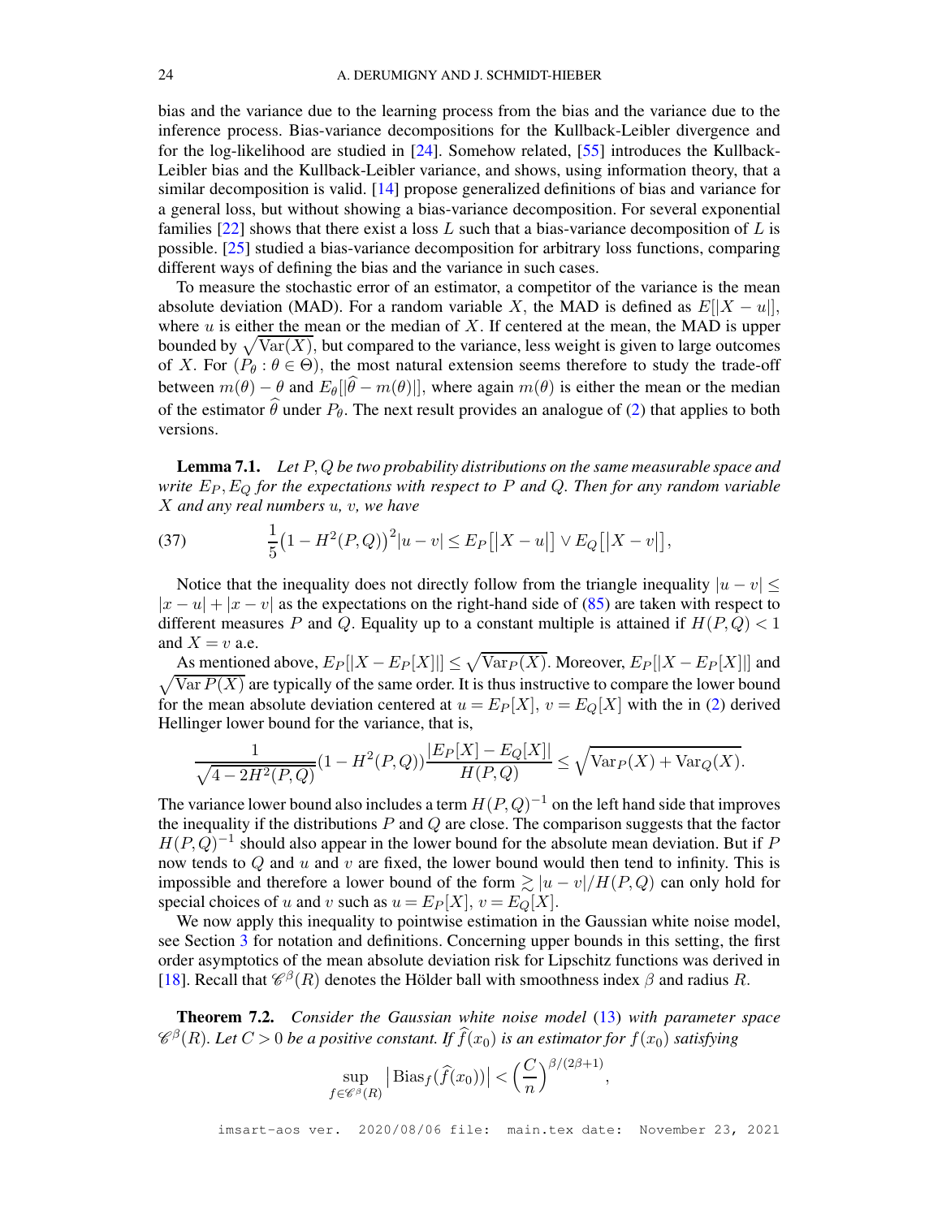bias and the variance due to the learning process from the bias and the variance due to the inference process. Bias-variance decompositions for the Kullback-Leibler divergence and for the log-likelihood are studied in [24]. Somehow related, [55] introduces the Kullback-Leibler bias and the Kullback-Leibler variance, and shows, using information theory, that a similar decomposition is valid. [14] propose generalized definitions of bias and variance for a general loss, but without showing a bias-variance decomposition. For several exponential families [22] shows that there exist a loss $L$ such that a bias-variance decomposition of $L$ is possible. [25] studied a bias-variance decomposition for arbitrary loss functions, comparing different ways of defining the bias and the variance in such cases.

To measure the stochastic error of an estimator, a competitor of the variance is the mean absolute deviation (MAD). For a random variable $X$, the MAD is defined as $E[|X-u|]$, where $u$ is either the mean or the median of $X$. If centered at the mean, the MAD is upper bounded by $\sqrt{\operatorname{Var}(X)}$, but compared to the variance, less weight is given to large outcomes of $X$. For $(P_\theta : \theta \in \Theta)$, the most natural extension seems therefore to study the trade-off between $m(\theta) - \theta$ and $E_\theta[|\widehat{\theta} - m(\theta)|]$, where again $m(\theta)$ is either the mean or the median of the estimator $\widehat{\theta}$ under $P_\theta$. The next result provides an analogue of (2) that applies to both versions.

**Lemma 7.1.** *Let $P, Q$ be two probability distributions on the same measurable space and write $E_P, E_Q$ for the expectations with respect to $P$ and $Q$. Then for any random variable $X$ and any real numbers $u$, $v$, we have*

$$\frac{1}{5}\big(1 - H^2(P,Q)\big)^2 |u-v| \leq E_P\big[|X-u|\big] \vee E_Q\big[|X-v|\big], \tag{37}$$

Notice that the inequality does not directly follow from the triangle inequality $|u-v| \leq |x-u| + |x-v|$ as the expectations on the right-hand side of (85) are taken with respect to different measures $P$ and $Q$. Equality up to a constant multiple is attained if $H(P,Q) < 1$ and $X = v$ a.e.

As mentioned above, $E_P[|X - E_P[X]|] \leq \sqrt{\operatorname{Var}_P(X)}$. Moreover, $E_P[|X - E_P[X]|]$ and $\sqrt{\operatorname{Var} P(X)}$ are typically of the same order. It is thus instructive to compare the lower bound for the mean absolute deviation centered at $u = E_P[X]$, $v = E_Q[X]$ with the in (2) derived Hellinger lower bound for the variance, that is,

$$\frac{1}{\sqrt{4 - 2H^2(P,Q)}}(1 - H^2(P,Q))\frac{|E_P[X] - E_Q[X]|}{H(P,Q)} \leq \sqrt{\operatorname{Var}_P(X) + \operatorname{Var}_Q(X)}.$$

The variance lower bound also includes a term $H(P,Q)^{-1}$ on the left hand side that improves the inequality if the distributions $P$ and $Q$ are close. The comparison suggests that the factor $H(P,Q)^{-1}$ should also appear in the lower bound for the absolute mean deviation. But if $P$ now tends to $Q$ and $u$ and $v$ are fixed, the lower bound would then tend to infinity. This is impossible and therefore a lower bound of the form $\gtrsim |u-v|/H(P,Q)$ can only hold for special choices of $u$ and $v$ such as $u = E_P[X]$, $v = E_Q[X]$.

We now apply this inequality to pointwise estimation in the Gaussian white noise model, see Section 3 for notation and definitions. Concerning upper bounds in this setting, the first order asymptotics of the mean absolute deviation risk for Lipschitz functions was derived in [18]. Recall that $\mathscr{C}^\beta(R)$ denotes the Hölder ball with smoothness index $\beta$ and radius $R$.

**Theorem 7.2.** *Consider the Gaussian white noise model (13) with parameter space $\mathscr{C}^\beta(R)$. Let $C > 0$ be a positive constant. If $\widehat{f}(x_0)$ is an estimator for $f(x_0)$ satisfying*

$$\sup_{f \in \mathscr{C}^\beta(R)} \big|\operatorname{Bias}_f(\widehat{f}(x_0))\big| < \Big(\frac{C}{n}\Big)^{\beta/(2\beta+1)},$$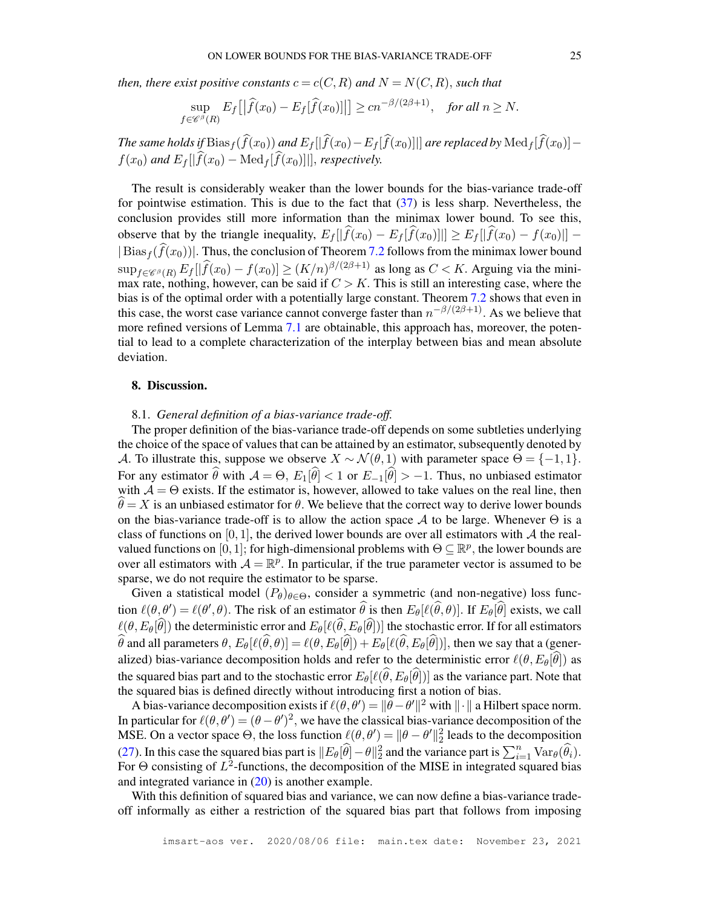*then, there exist positive constants $c = c(C, R)$ and $N = N(C, R)$, such that*

$$\sup_{f \in \mathscr{C}^\beta(R)} E_f\big[\big|\widehat{f}(x_0) - E_f[\widehat{f}(x_0)]\big|\big] \geq c n^{-\beta/(2\beta+1)}, \quad \text{for all } n \geq N.$$

*The same holds if* $\operatorname{Bias}_f(\widehat{f}(x_0))$ *and* $E_f[|\widehat{f}(x_0) - E_f[\widehat{f}(x_0)]|]$ *are replaced by* $\operatorname{Med}_f[\widehat{f}(x_0)] - f(x_0)$ *and* $E_f[|\widehat{f}(x_0) - \operatorname{Med}_f[\widehat{f}(x_0)]|]$, *respectively.*

The result is considerably weaker than the lower bounds for the bias-variance trade-off for pointwise estimation. This is due to the fact that (37) is less sharp. Nevertheless, the conclusion provides still more information than the minimax lower bound. To see this, observe that by the triangle inequality, $E_f[|\widehat{f}(x_0) - E_f[\widehat{f}(x_0)]|] \geq E_f[|\widehat{f}(x_0) - f(x_0)|] - |\operatorname{Bias}_f(\widehat{f}(x_0))|$. Thus, the conclusion of Theorem 7.2 follows from the minimax lower bound $\sup_{f \in \mathscr{C}^\beta(R)} E_f[|\widehat{f}(x_0) - f(x_0)] \geq (K/n)^{\beta/(2\beta+1)}$ as long as $C < K$. Arguing via the minimax rate, nothing, however, can be said if $C > K$. This is still an interesting case, where the bias is of the optimal order with a potentially large constant. Theorem 7.2 shows that even in this case, the worst case variance cannot converge faster than $n^{-\beta/(2\beta+1)}$. As we believe that more refined versions of Lemma 7.1 are obtainable, this approach has, moreover, the potential to lead to a complete characterization of the interplay between bias and mean absolute deviation.

## 8. Discussion.

### 8.1. *General definition of a bias-variance trade-off.*

The proper definition of the bias-variance trade-off depends on some subtleties underlying the choice of the space of values that can be attained by an estimator, subsequently denoted by $\mathcal{A}$. To illustrate this, suppose we observe $X \sim \mathcal{N}(\theta, 1)$ with parameter space $\Theta = \{-1, 1\}$. For any estimator $\widehat{\theta}$ with $\mathcal{A} = \Theta$, $E_1[\widehat{\theta}] < 1$ or $E_{-1}[\widehat{\theta}] > -1$. Thus, no unbiased estimator with $\mathcal{A} = \Theta$ exists. If the estimator is, however, allowed to take values on the real line, then $\widehat{\theta} = X$ is an unbiased estimator for $\theta$. We believe that the correct way to derive lower bounds on the bias-variance trade-off is to allow the action space $\mathcal{A}$ to be large. Whenever $\Theta$ is a class of functions on $[0, 1]$, the derived lower bounds are over all estimators with $\mathcal{A}$ the real-valued functions on $[0, 1]$; for high-dimensional problems with $\Theta \subseteq \mathbb{R}^p$, the lower bounds are over all estimators with $\mathcal{A} = \mathbb{R}^p$. In particular, if the true parameter vector is assumed to be sparse, we do not require the estimator to be sparse.

Given a statistical model $(P_\theta)_{\theta \in \Theta}$, consider a symmetric (and non-negative) loss function $\ell(\theta, \theta') = \ell(\theta', \theta)$. The risk of an estimator $\widehat{\theta}$ is then $E_\theta[\ell(\widehat{\theta}, \theta)]$. If $E_\theta[\widehat{\theta}]$ exists, we call $\ell(\theta, E_\theta[\widehat{\theta}])$ the deterministic error and $E_\theta[\ell(\widehat{\theta}, E_\theta[\widehat{\theta}])]$ the stochastic error. If for all estimators $\widehat{\theta}$ and all parameters $\theta$, $E_\theta[\ell(\widehat{\theta}, \theta)] = \ell(\theta, E_\theta[\widehat{\theta}]) + E_\theta[\ell(\widehat{\theta}, E_\theta[\widehat{\theta}])]$, then we say that a (generalized) bias-variance decomposition holds and refer to the deterministic error $\ell(\theta, E_\theta[\widehat{\theta}])$ as the squared bias part and to the stochastic error $E_\theta[\ell(\widehat{\theta}, E_\theta[\widehat{\theta}])]$ as the variance part. Note that the squared bias is defined directly without introducing first a notion of bias.

A bias-variance decomposition exists if $\ell(\theta, \theta') = \|\theta - \theta'\|^2$ with $\|\cdot\|$ a Hilbert space norm. In particular for $\ell(\theta, \theta') = (\theta - \theta')^2$, we have the classical bias-variance decomposition of the MSE. On a vector space $\Theta$, the loss function $\ell(\theta, \theta') = \|\theta - \theta'\|_2^2$ leads to the decomposition (27). In this case the squared bias part is $\|E_\theta[\widehat{\theta}] - \theta\|_2^2$ and the variance part is $\sum_{i=1}^n \operatorname{Var}_\theta(\widehat{\theta}_i)$. For $\Theta$ consisting of $L^2$-functions, the decomposition of the MISE in integrated squared bias and integrated variance in (20) is another example.

With this definition of squared bias and variance, we can now define a bias-variance trade-off informally as either a restriction of the squared bias part that follows from imposing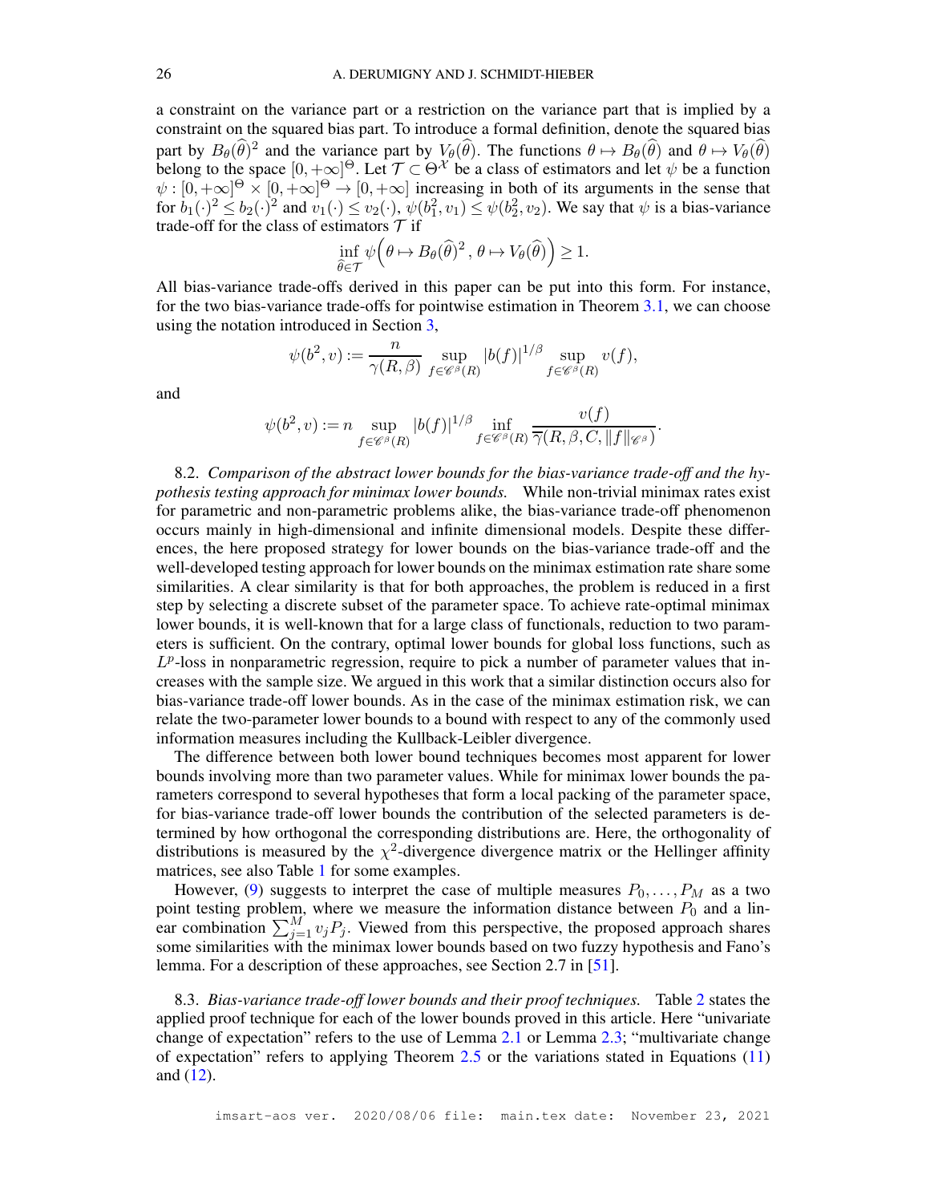a constraint on the variance part or a restriction on the variance part that is implied by a constraint on the squared bias part. To introduce a formal definition, denote the squared bias part by $B_\theta(\widehat{\theta})^2$ and the variance part by $V_\theta(\widehat{\theta})$. The functions $\theta \mapsto B_\theta(\widehat{\theta})$ and $\theta \mapsto V_\theta(\widehat{\theta})$ belong to the space $[0, +\infty]^\Theta$. Let $\mathcal{T} \subset \Theta^{\mathcal{X}}$ be a class of estimators and let $\psi$ be a function $\psi : [0, +\infty]^\Theta \times [0, +\infty]^\Theta \to [0, +\infty]$ increasing in both of its arguments in the sense that for $b_1(\cdot)^2 \leq b_2(\cdot)^2$ and $v_1(\cdot) \leq v_2(\cdot)$, $\psi(b_1^2, v_1) \leq \psi(b_2^2, v_2)$. We say that $\psi$ is a bias-variance trade-off for the class of estimators $\mathcal{T}$ if

$$\inf_{\widehat{\theta} \in \mathcal{T}} \psi\Big(\theta \mapsto B_\theta(\widehat{\theta})^2 \, , \, \theta \mapsto V_\theta(\widehat{\theta})\Big) \geq 1.$$

All bias-variance trade-offs derived in this paper can be put into this form. For instance, for the two bias-variance trade-offs for pointwise estimation in Theorem 3.1, we can choose using the notation introduced in Section 3,

$$\psi(b^2, v) := \frac{n}{\gamma(R, \beta)} \sup_{f \in \mathscr{C}^\beta(R)} |b(f)|^{1/\beta} \sup_{f \in \mathscr{C}^\beta(R)} v(f),$$

and

$$\psi(b^2, v) := n \sup_{f \in \mathscr{C}^\beta(R)} |b(f)|^{1/\beta} \inf_{f \in \mathscr{C}^\beta(R)} \frac{v(f)}{\overline{\gamma}(R, \beta, C, \|f\|_{\mathscr{C}^\beta})}.$$

8.2. *Comparison of the abstract lower bounds for the bias-variance trade-off and the hypothesis testing approach for minimax lower bounds.* While non-trivial minimax rates exist for parametric and non-parametric problems alike, the bias-variance trade-off phenomenon occurs mainly in high-dimensional and infinite dimensional models. Despite these differences, the here proposed strategy for lower bounds on the bias-variance trade-off and the well-developed testing approach for lower bounds on the minimax estimation rate share some similarities. A clear similarity is that for both approaches, the problem is reduced in a first step by selecting a discrete subset of the parameter space. To achieve rate-optimal minimax lower bounds, it is well-known that for a large class of functionals, reduction to two parameters is sufficient. On the contrary, optimal lower bounds for global loss functions, such as $L^p$-loss in nonparametric regression, require to pick a number of parameter values that increases with the sample size. We argued in this work that a similar distinction occurs also for bias-variance trade-off lower bounds. As in the case of the minimax estimation risk, we can relate the two-parameter lower bounds to a bound with respect to any of the commonly used information measures including the Kullback-Leibler divergence.

The difference between both lower bound techniques becomes most apparent for lower bounds involving more than two parameter values. While for minimax lower bounds the parameters correspond to several hypotheses that form a local packing of the parameter space, for bias-variance trade-off lower bounds the contribution of the selected parameters is determined by how orthogonal the corresponding distributions are. Here, the orthogonality of distributions is measured by the $\chi^2$-divergence divergence matrix or the Hellinger affinity matrices, see also Table 1 for some examples.

However, (9) suggests to interpret the case of multiple measures $P_0, \ldots, P_M$ as a two point testing problem, where we measure the information distance between $P_0$ and a linear combination $\sum_{j=1}^M v_j P_j$. Viewed from this perspective, the proposed approach shares some similarities with the minimax lower bounds based on two fuzzy hypothesis and Fano's lemma. For a description of these approaches, see Section 2.7 in [51].

8.3. *Bias-variance trade-off lower bounds and their proof techniques.* Table 2 states the applied proof technique for each of the lower bounds proved in this article. Here "univariate change of expectation" refers to the use of Lemma 2.1 or Lemma 2.3; "multivariate change of expectation" refers to applying Theorem 2.5 or the variations stated in Equations (11) and (12).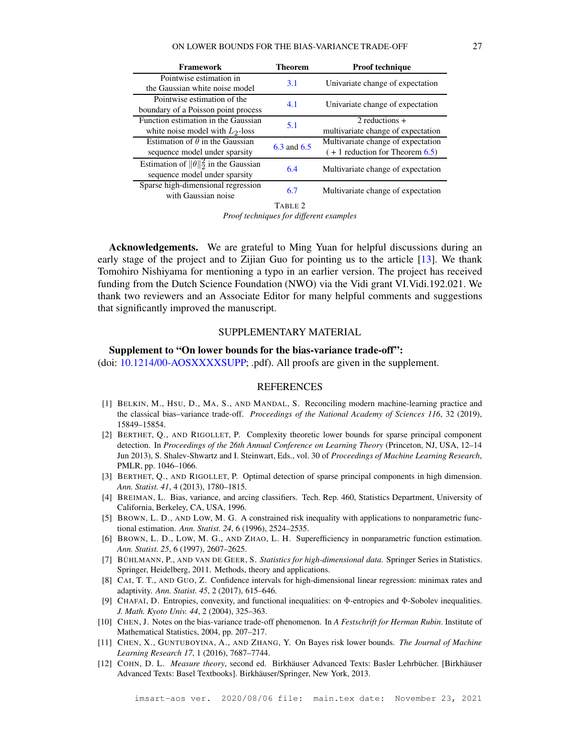| Framework | Theorem | Proof technique |
|---|---|---|
| Pointwise estimation in the Gaussian white noise model | 3.1 | Univariate change of expectation |
| Pointwise estimation of the boundary of a Poisson point process | 4.1 | Univariate change of expectation |
| Function estimation in the Gaussian white noise model with $L_2$-loss | 5.1 | 2 reductions + multivariate change of expectation |
| Estimation of $\theta$ in the Gaussian sequence model under sparsity | 6.3 and 6.5 | Multivariate change of expectation ( + 1 reduction for Theorem 6.5) |
| Estimation of $\|\theta\|_2^2$ in the Gaussian sequence model under sparsity | 6.4 | Multivariate change of expectation |
| Sparse high-dimensional regression with Gaussian noise | 6.7 | Multivariate change of expectation |

TABLE 2
*Proof techniques for different examples*

**Acknowledgements.** We are grateful to Ming Yuan for helpful discussions during an early stage of the project and to Zijian Guo for pointing us to the article [13]. We thank Tomohiro Nishiyama for mentioning a typo in an earlier version. The project has received funding from the Dutch Science Foundation (NWO) via the Vidi grant VI.Vidi.192.021. We thank two reviewers and an Associate Editor for many helpful comments and suggestions that significantly improved the manuscript.

## SUPPLEMENTARY MATERIAL

**Supplement to "On lower bounds for the bias-variance trade-off":**
(doi: 10.1214/00-AOSXXXXSUPP; .pdf). All proofs are given in the supplement.

## REFERENCES

[1] BELKIN, M., HSU, D., MA, S., AND MANDAL, S. Reconciling modern machine-learning practice and the classical bias–variance trade-off. *Proceedings of the National Academy of Sciences 116*, 32 (2019), 15849–15854.

[2] BERTHET, Q., AND RIGOLLET, P. Complexity theoretic lower bounds for sparse principal component detection. In *Proceedings of the 26th Annual Conference on Learning Theory* (Princeton, NJ, USA, 12–14 Jun 2013), S. Shalev-Shwartz and I. Steinwart, Eds., vol. 30 of *Proceedings of Machine Learning Research*, PMLR, pp. 1046–1066.

[3] BERTHET, Q., AND RIGOLLET, P. Optimal detection of sparse principal components in high dimension. *Ann. Statist. 41*, 4 (2013), 1780–1815.

[4] BREIMAN, L. Bias, variance, and arcing classifiers. Tech. Rep. 460, Statistics Department, University of California, Berkeley, CA, USA, 1996.

[5] BROWN, L. D., AND LOW, M. G. A constrained risk inequality with applications to nonparametric functional estimation. *Ann. Statist. 24*, 6 (1996), 2524–2535.

[6] BROWN, L. D., LOW, M. G., AND ZHAO, L. H. Superefficiency in nonparametric function estimation. *Ann. Statist. 25*, 6 (1997), 2607–2625.

[7] BÜHLMANN, P., AND VAN DE GEER, S. *Statistics for high-dimensional data*. Springer Series in Statistics. Springer, Heidelberg, 2011. Methods, theory and applications.

[8] CAI, T. T., AND GUO, Z. Confidence intervals for high-dimensional linear regression: minimax rates and adaptivity. *Ann. Statist. 45*, 2 (2017), 615–646.

[9] CHAFAÏ, D. Entropies, convexity, and functional inequalities: on $\Phi$-entropies and $\Phi$-Sobolev inequalities. *J. Math. Kyoto Univ. 44*, 2 (2004), 325–363.

[10] CHEN, J. Notes on the bias-variance trade-off phenomenon. In *A Festschrift for Herman Rubin*. Institute of Mathematical Statistics, 2004, pp. 207–217.

[11] CHEN, X., GUNTUBOYINA, A., AND ZHANG, Y. On Bayes risk lower bounds. *The Journal of Machine Learning Research 17*, 1 (2016), 7687–7744.

[12] COHN, D. L. *Measure theory*, second ed. Birkhäuser Advanced Texts: Basler Lehrbücher. [Birkhäuser Advanced Texts: Basel Textbooks]. Birkhäuser/Springer, New York, 2013.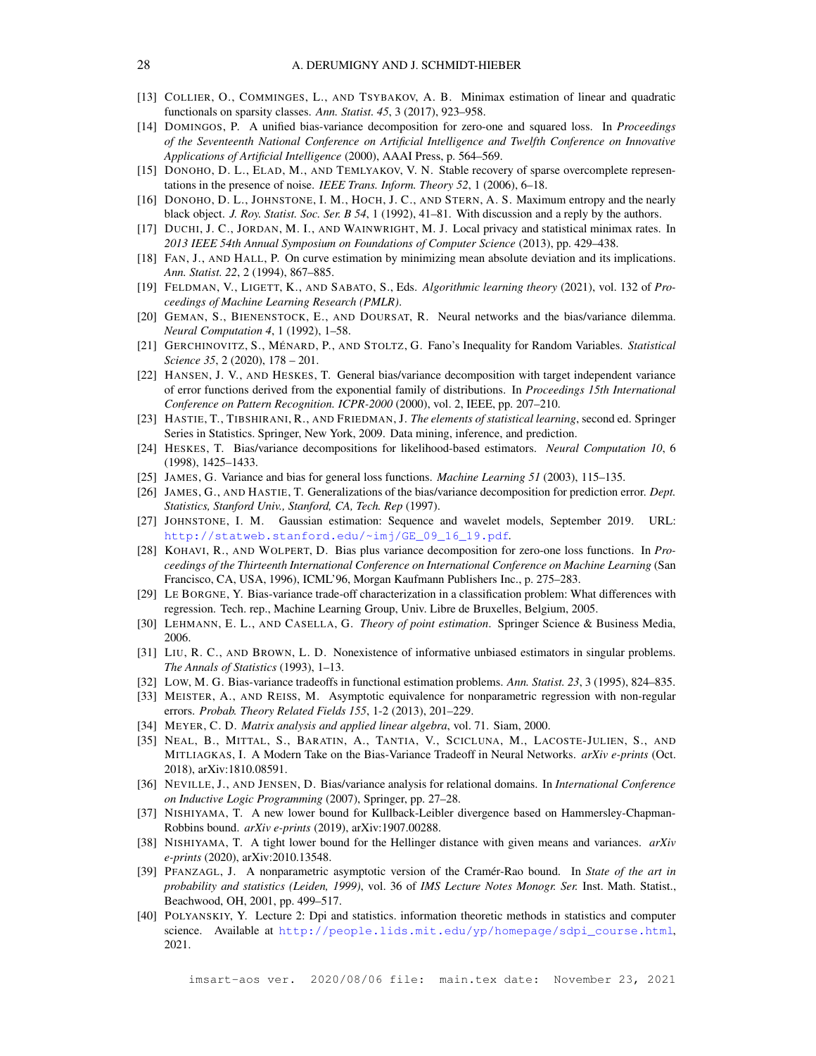[13] Collier, O., Comminges, L., and Tsybakov, A. B. Minimax estimation of linear and quadratic functionals on sparsity classes. *Ann. Statist. 45*, 3 (2017), 923–958.

[14] Domingos, P. A unified bias-variance decomposition for zero-one and squared loss. In *Proceedings of the Seventeenth National Conference on Artificial Intelligence and Twelfth Conference on Innovative Applications of Artificial Intelligence* (2000), AAAI Press, p. 564–569.

[15] Donoho, D. L., Elad, M., and Temlyakov, V. N. Stable recovery of sparse overcomplete representations in the presence of noise. *IEEE Trans. Inform. Theory 52*, 1 (2006), 6–18.

[16] Donoho, D. L., Johnstone, I. M., Hoch, J. C., and Stern, A. S. Maximum entropy and the nearly black object. *J. Roy. Statist. Soc. Ser. B 54*, 1 (1992), 41–81. With discussion and a reply by the authors.

[17] Duchi, J. C., Jordan, M. I., and Wainwright, M. J. Local privacy and statistical minimax rates. In *2013 IEEE 54th Annual Symposium on Foundations of Computer Science* (2013), pp. 429–438.

[18] Fan, J., and Hall, P. On curve estimation by minimizing mean absolute deviation and its implications. *Ann. Statist. 22*, 2 (1994), 867–885.

[19] Feldman, V., Ligett, K., and Sabato, S., Eds. *Algorithmic learning theory* (2021), vol. 132 of *Proceedings of Machine Learning Research (PMLR)*.

[20] Geman, S., Bienenstock, E., and Doursat, R. Neural networks and the bias/variance dilemma. *Neural Computation 4*, 1 (1992), 1–58.

[21] Gerchinovitz, S., Ménard, P., and Stoltz, G. Fano's Inequality for Random Variables. *Statistical Science 35*, 2 (2020), 178 – 201.

[22] Hansen, J. V., and Heskes, T. General bias/variance decomposition with target independent variance of error functions derived from the exponential family of distributions. In *Proceedings 15th International Conference on Pattern Recognition. ICPR-2000* (2000), vol. 2, IEEE, pp. 207–210.

[23] Hastie, T., Tibshirani, R., and Friedman, J. *The elements of statistical learning*, second ed. Springer Series in Statistics. Springer, New York, 2009. Data mining, inference, and prediction.

[24] Heskes, T. Bias/variance decompositions for likelihood-based estimators. *Neural Computation 10*, 6 (1998), 1425–1433.

[25] James, G. Variance and bias for general loss functions. *Machine Learning 51* (2003), 115–135.

[26] James, G., and Hastie, T. Generalizations of the bias/variance decomposition for prediction error. *Dept. Statistics, Stanford Univ., Stanford, CA, Tech. Rep* (1997).

[27] Johnstone, I. M. Gaussian estimation: Sequence and wavelet models, September 2019. URL: http://statweb.stanford.edu/~imj/GE_09_16_19.pdf.

[28] Kohavi, R., and Wolpert, D. Bias plus variance decomposition for zero-one loss functions. In *Proceedings of the Thirteenth International Conference on International Conference on Machine Learning* (San Francisco, CA, USA, 1996), ICML'96, Morgan Kaufmann Publishers Inc., p. 275–283.

[29] Le Borgne, Y. Bias-variance trade-off characterization in a classification problem: What differences with regression. Tech. rep., Machine Learning Group, Univ. Libre de Bruxelles, Belgium, 2005.

[30] Lehmann, E. L., and Casella, G. *Theory of point estimation*. Springer Science & Business Media, 2006.

[31] Liu, R. C., and Brown, L. D. Nonexistence of informative unbiased estimators in singular problems. *The Annals of Statistics* (1993), 1–13.

[32] Low, M. G. Bias-variance tradeoffs in functional estimation problems. *Ann. Statist. 23*, 3 (1995), 824–835.

[33] Meister, A., and Reiss, M. Asymptotic equivalence for nonparametric regression with non-regular errors. *Probab. Theory Related Fields 155*, 1-2 (2013), 201–229.

[34] Meyer, C. D. *Matrix analysis and applied linear algebra*, vol. 71. Siam, 2000.

[35] Neal, B., Mittal, S., Baratin, A., Tantia, V., Scicluna, M., Lacoste-Julien, S., and Mitliagkas, I. A Modern Take on the Bias-Variance Tradeoff in Neural Networks. *arXiv e-prints* (Oct. 2018), arXiv:1810.08591.

[36] Neville, J., and Jensen, D. Bias/variance analysis for relational domains. In *International Conference on Inductive Logic Programming* (2007), Springer, pp. 27–28.

[37] Nishiyama, T. A new lower bound for Kullback-Leibler divergence based on Hammersley-Chapman-Robbins bound. *arXiv e-prints* (2019), arXiv:1907.00288.

[38] Nishiyama, T. A tight lower bound for the Hellinger distance with given means and variances. *arXiv e-prints* (2020), arXiv:2010.13548.

[39] Pfanzagl, J. A nonparametric asymptotic version of the Cramér-Rao bound. In *State of the art in probability and statistics (Leiden, 1999)*, vol. 36 of *IMS Lecture Notes Monogr. Ser.* Inst. Math. Statist., Beachwood, OH, 2001, pp. 499–517.

[40] Polyanskiy, Y. Lecture 2: Dpi and statistics. information theoretic methods in statistics and computer science. Available at http://people.lids.mit.edu/yp/homepage/sdpi_course.html, 2021.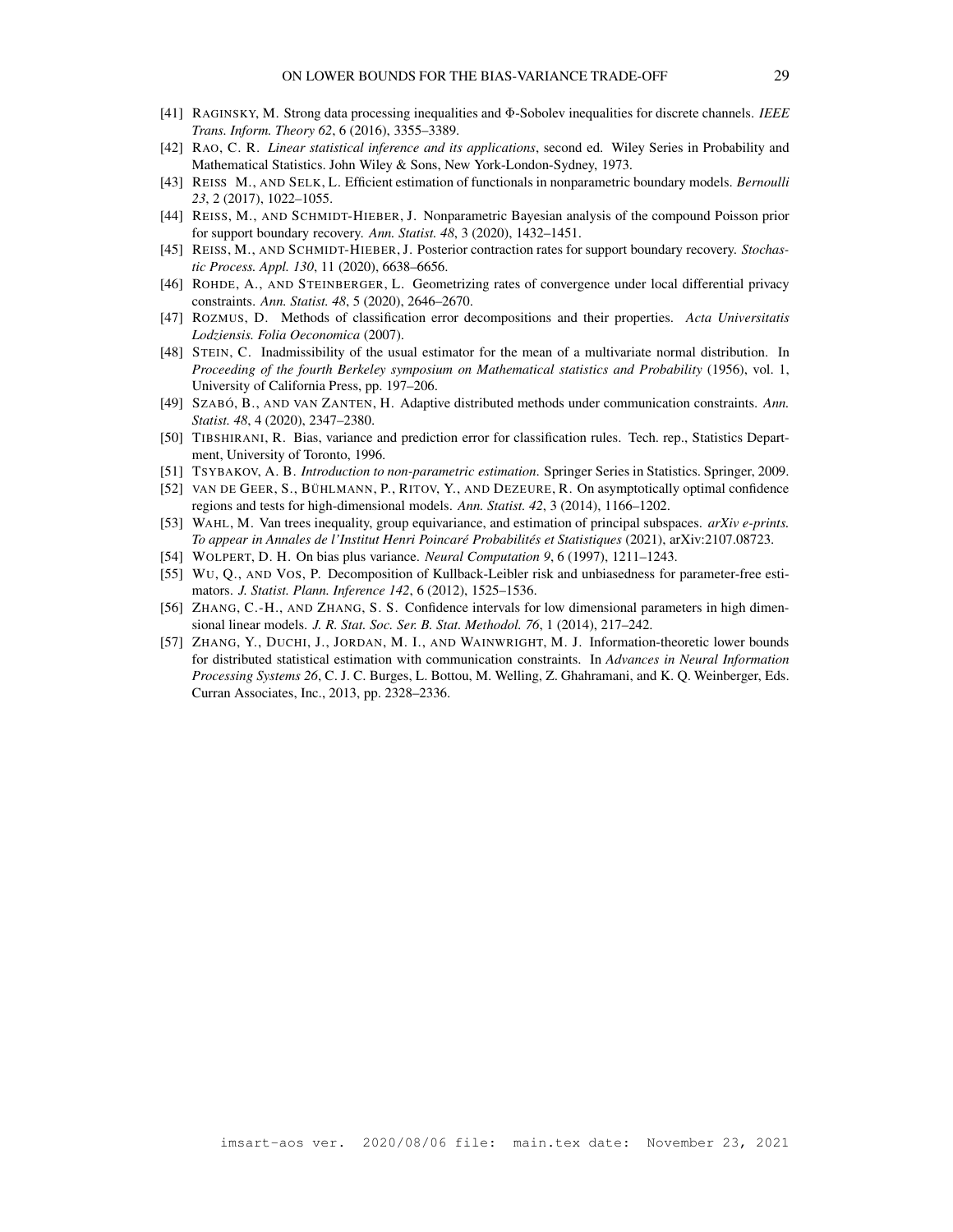[41] RAGINSKY, M. Strong data processing inequalities and $\Phi$-Sobolev inequalities for discrete channels. *IEEE Trans. Inform. Theory 62*, 6 (2016), 3355–3389.

[42] RAO, C. R. *Linear statistical inference and its applications*, second ed. Wiley Series in Probability and Mathematical Statistics. John Wiley & Sons, New York-London-Sydney, 1973.

[43] REISS M., AND SELK, L. Efficient estimation of functionals in nonparametric boundary models. *Bernoulli 23*, 2 (2017), 1022–1055.

[44] REISS, M., AND SCHMIDT-HIEBER, J. Nonparametric Bayesian analysis of the compound Poisson prior for support boundary recovery. *Ann. Statist. 48*, 3 (2020), 1432–1451.

[45] REISS, M., AND SCHMIDT-HIEBER, J. Posterior contraction rates for support boundary recovery. *Stochastic Process. Appl. 130*, 11 (2020), 6638–6656.

[46] ROHDE, A., AND STEINBERGER, L. Geometrizing rates of convergence under local differential privacy constraints. *Ann. Statist. 48*, 5 (2020), 2646–2670.

[47] ROZMUS, D. Methods of classification error decompositions and their properties. *Acta Universitatis Lodziensis. Folia Oeconomica* (2007).

[48] STEIN, C. Inadmissibility of the usual estimator for the mean of a multivariate normal distribution. In *Proceeding of the fourth Berkeley symposium on Mathematical statistics and Probability* (1956), vol. 1, University of California Press, pp. 197–206.

[49] SZABÓ, B., AND VAN ZANTEN, H. Adaptive distributed methods under communication constraints. *Ann. Statist. 48*, 4 (2020), 2347–2380.

[50] TIBSHIRANI, R. Bias, variance and prediction error for classification rules. Tech. rep., Statistics Department, University of Toronto, 1996.

[51] TSYBAKOV, A. B. *Introduction to non-parametric estimation*. Springer Series in Statistics. Springer, 2009.

[52] VAN DE GEER, S., BÜHLMANN, P., RITOV, Y., AND DEZEURE, R. On asymptotically optimal confidence regions and tests for high-dimensional models. *Ann. Statist. 42*, 3 (2014), 1166–1202.

[53] WAHL, M. Van trees inequality, group equivariance, and estimation of principal subspaces. *arXiv e-prints. To appear in Annales de l'Institut Henri Poincaré Probabilités et Statistiques* (2021), arXiv:2107.08723.

[54] WOLPERT, D. H. On bias plus variance. *Neural Computation 9*, 6 (1997), 1211–1243.

[55] WU, Q., AND VOS, P. Decomposition of Kullback-Leibler risk and unbiasedness for parameter-free estimators. *J. Statist. Plann. Inference 142*, 6 (2012), 1525–1536.

[56] ZHANG, C.-H., AND ZHANG, S. S. Confidence intervals for low dimensional parameters in high dimensional linear models. *J. R. Stat. Soc. Ser. B. Stat. Methodol. 76*, 1 (2014), 217–242.

[57] ZHANG, Y., DUCHI, J., JORDAN, M. I., AND WAINWRIGHT, M. J. Information-theoretic lower bounds for distributed statistical estimation with communication constraints. In *Advances in Neural Information Processing Systems 26*, C. J. C. Burges, L. Bottou, M. Welling, Z. Ghahramani, and K. Q. Weinberger, Eds. Curran Associates, Inc., 2013, pp. 2328–2336.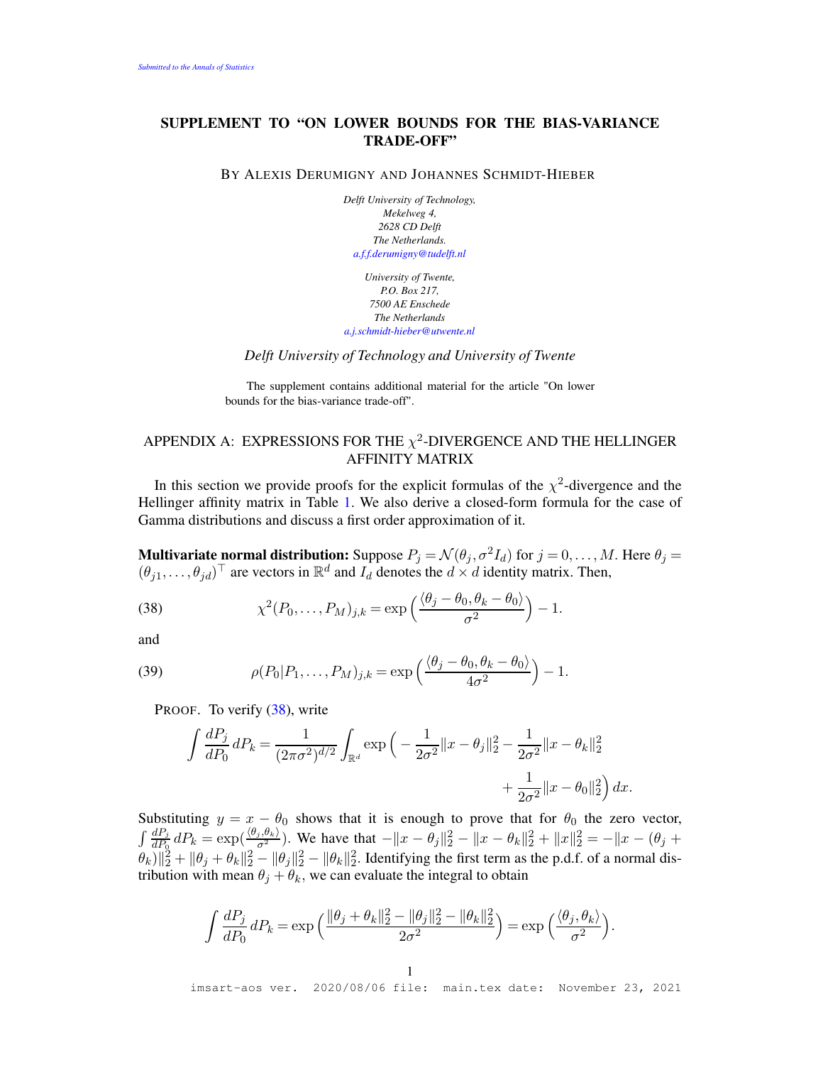# SUPPLEMENT TO "ON LOWER BOUNDS FOR THE BIAS-VARIANCE TRADE-OFF"

By Alexis Derumigny and Johannes Schmidt-Hieber

*Delft University of Technology,*
*Mekelweg 4,*
*2628 CD Delft*
*The Netherlands.*
*a.f.f.derumigny@tudelft.nl*

*University of Twente,*
*P.O. Box 217,*
*7500 AE Enschede*
*The Netherlands*
*a.j.schmidt-hieber@utwente.nl*

*Delft University of Technology and University of Twente*

The supplement contains additional material for the article "On lower bounds for the bias-variance trade-off".

## APPENDIX A: EXPRESSIONS FOR THE $\chi^2$-DIVERGENCE AND THE HELLINGER AFFINITY MATRIX

In this section we provide proofs for the explicit formulas of the $\chi^2$-divergence and the Hellinger affinity matrix in Table 1. We also derive a closed-form formula for the case of Gamma distributions and discuss a first order approximation of it.

**Multivariate normal distribution:** Suppose $P_j = \mathcal{N}(\theta_j, \sigma^2 I_d)$ for $j = 0, \dots, M$. Here $\theta_j = (\theta_{j1}, \dots, \theta_{jd})^\top$ are vectors in $\mathbb{R}^d$ and $I_d$ denotes the $d \times d$ identity matrix. Then,

$$\chi^2(P_0, \dots, P_M)_{j,k} = \exp\Big(\frac{\langle \theta_j - \theta_0, \theta_k - \theta_0 \rangle}{\sigma^2}\Big) - 1. \tag{38}$$

and

$$\rho(P_0|P_1, \dots, P_M)_{j,k} = \exp\Big(\frac{\langle \theta_j - \theta_0, \theta_k - \theta_0 \rangle}{4\sigma^2}\Big) - 1. \tag{39}$$

Proof. To verify (38), write

$$\int \frac{dP_j}{dP_0}\, dP_k = \frac{1}{(2\pi\sigma^2)^{d/2}} \int_{\mathbb{R}^d} \exp\Big( -\frac{1}{2\sigma^2}\|x - \theta_j\|_2^2 - \frac{1}{2\sigma^2}\|x - \theta_k\|_2^2 + \frac{1}{2\sigma^2}\|x - \theta_0\|_2^2\Big)\, dx.$$

Substituting $y = x - \theta_0$ shows that it is enough to prove that for $\theta_0$ the zero vector, $\int \frac{dP_j}{dP_0}\, dP_k = \exp(\frac{\langle \theta_j, \theta_k \rangle}{\sigma^2})$. We have that $-\|x - \theta_j\|_2^2 - \|x - \theta_k\|_2^2 + \|x\|_2^2 = -\|x - (\theta_j + \theta_k)\|_2^2 + \|\theta_j + \theta_k\|_2^2 - \|\theta_j\|_2^2 - \|\theta_k\|_2^2$. Identifying the first term as the p.d.f. of a normal distribution with mean $\theta_j + \theta_k$, we can evaluate the integral to obtain

$$\int \frac{dP_j}{dP_0}\, dP_k = \exp\Big(\frac{\|\theta_j + \theta_k\|_2^2 - \|\theta_j\|_2^2 - \|\theta_k\|_2^2}{2\sigma^2}\Big) = \exp\Big(\frac{\langle \theta_j, \theta_k \rangle}{\sigma^2}\Big).$$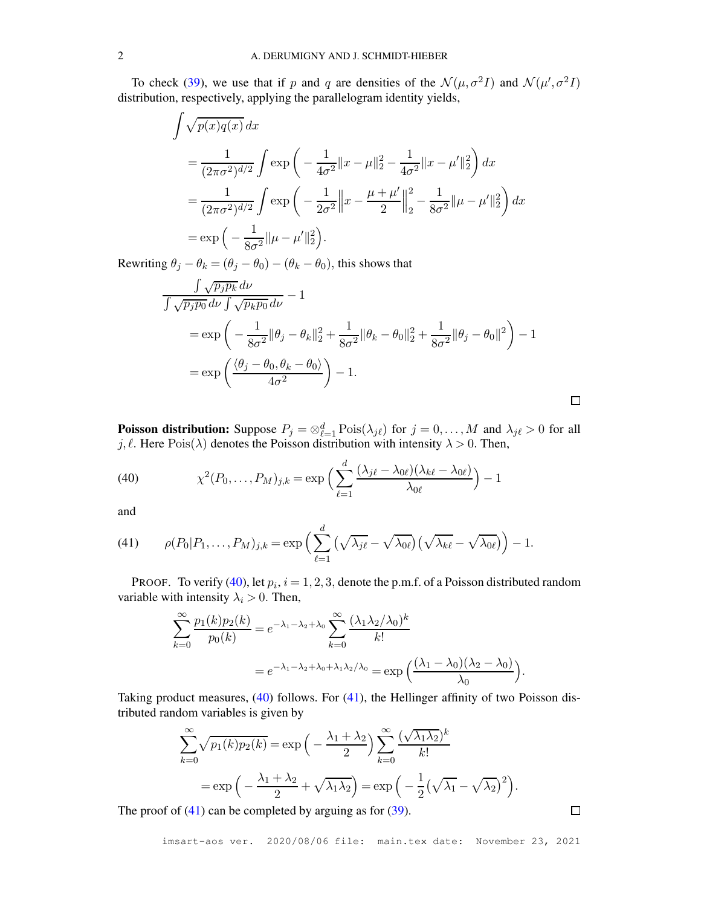To check (39), we use that if $p$ and $q$ are densities of the $\mathcal{N}(\mu, \sigma^2 I)$ and $\mathcal{N}(\mu', \sigma^2 I)$ distribution, respectively, applying the parallelogram identity yields,

$$
\begin{aligned}
&\int \sqrt{p(x)q(x)}\, dx \\
&= \frac{1}{(2\pi\sigma^2)^{d/2}} \int \exp\Big( - \frac{1}{4\sigma^2}\|x-\mu\|_2^2 - \frac{1}{4\sigma^2}\|x-\mu'\|_2^2 \Big)\, dx \\
&= \frac{1}{(2\pi\sigma^2)^{d/2}} \int \exp\Big( - \frac{1}{2\sigma^2}\Big\|x - \frac{\mu+\mu'}{2}\Big\|_2^2 - \frac{1}{8\sigma^2}\|\mu-\mu'\|_2^2 \Big)\, dx \\
&= \exp\Big( - \frac{1}{8\sigma^2}\|\mu-\mu'\|_2^2 \Big).
\end{aligned}
$$

Rewriting $\theta_j - \theta_k = (\theta_j - \theta_0) - (\theta_k - \theta_0)$, this shows that

$$
\begin{aligned}
&\frac{\int \sqrt{p_j p_k}\, d\nu}{\int \sqrt{p_j p_0}\, d\nu \int \sqrt{p_k p_0}\, d\nu} - 1 \\
&= \exp\bigg( - \frac{1}{8\sigma^2}\|\theta_j - \theta_k\|_2^2 + \frac{1}{8\sigma^2}\|\theta_k - \theta_0\|_2^2 + \frac{1}{8\sigma^2}\|\theta_j - \theta_0\|^2 \bigg) - 1 \\
&= \exp\bigg( \frac{\langle \theta_j - \theta_0, \theta_k - \theta_0 \rangle}{4\sigma^2} \bigg) - 1.
\end{aligned}
$$

□

**Poisson distribution:** Suppose $P_j = \otimes_{\ell=1}^d \operatorname{Pois}(\lambda_{j\ell})$ for $j = 0, \ldots, M$ and $\lambda_{j\ell} > 0$ for all $j, \ell$. Here $\operatorname{Pois}(\lambda)$ denotes the Poisson distribution with intensity $\lambda > 0$. Then,

$$
\chi^2(P_0, \ldots, P_M)_{j,k} = \exp\Big( \sum_{\ell=1}^d \frac{(\lambda_{j\ell} - \lambda_{0\ell})(\lambda_{k\ell} - \lambda_{0\ell})}{\lambda_{0\ell}} \Big) - 1 \tag{40}
$$

and

$$
\rho(P_0 | P_1, \ldots, P_M)_{j,k} = \exp\Big( \sum_{\ell=1}^d \big(\sqrt{\lambda_{j\ell}} - \sqrt{\lambda_{0\ell}}\big)\big(\sqrt{\lambda_{k\ell}} - \sqrt{\lambda_{0\ell}}\big) \Big) - 1. \tag{41}
$$

PROOF. To verify (40), let $p_i$, $i = 1, 2, 3$, denote the p.m.f. of a Poisson distributed random variable with intensity $\lambda_i > 0$. Then,

$$
\begin{aligned}
\sum_{k=0}^\infty \frac{p_1(k)p_2(k)}{p_0(k)} &= e^{-\lambda_1 - \lambda_2 + \lambda_0} \sum_{k=0}^\infty \frac{(\lambda_1\lambda_2/\lambda_0)^k}{k!} \\
&= e^{-\lambda_1 - \lambda_2 + \lambda_0 + \lambda_1\lambda_2/\lambda_0} = \exp\Big( \frac{(\lambda_1 - \lambda_0)(\lambda_2 - \lambda_0)}{\lambda_0} \Big).
\end{aligned}
$$

Taking product measures, (40) follows. For (41), the Hellinger affinity of two Poisson distributed random variables is given by

$$
\begin{aligned}
\sum_{k=0}^\infty \sqrt{p_1(k)p_2(k)} &= \exp\Big( - \frac{\lambda_1 + \lambda_2}{2} \Big) \sum_{k=0}^\infty \frac{(\sqrt{\lambda_1\lambda_2})^k}{k!} \\
&= \exp\Big( - \frac{\lambda_1 + \lambda_2}{2} + \sqrt{\lambda_1\lambda_2} \Big) = \exp\Big( - \frac{1}{2}\big(\sqrt{\lambda_1} - \sqrt{\lambda_2}\big)^2 \Big).
\end{aligned}
$$

The proof of (41) can be completed by arguing as for (39).

□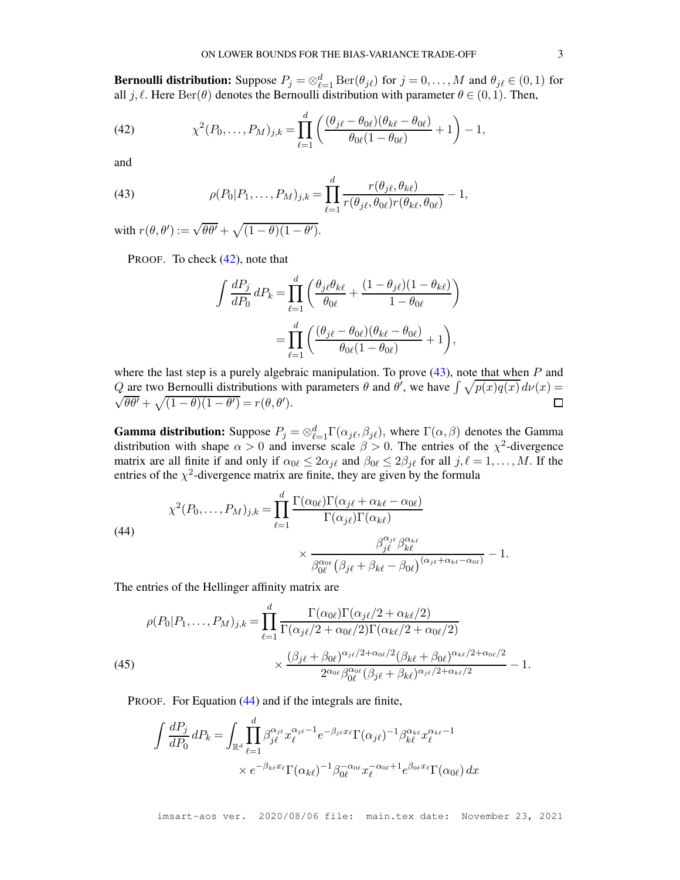**Bernoulli distribution:** Suppose $P_j = \otimes_{\ell=1}^d \operatorname{Ber}(\theta_{j\ell})$ for $j = 0, \ldots, M$ and $\theta_{j\ell} \in (0,1)$ for all $j, \ell$. Here $\operatorname{Ber}(\theta)$ denotes the Bernoulli distribution with parameter $\theta \in (0,1)$. Then,

$$\chi^2(P_0, \ldots, P_M)_{j,k} = \prod_{\ell=1}^d \left( \frac{(\theta_{j\ell} - \theta_{0\ell})(\theta_{k\ell} - \theta_{0\ell})}{\theta_{0\ell}(1 - \theta_{0\ell})} + 1 \right) - 1, \tag{42}$$

and

$$\rho(P_0 | P_1, \ldots, P_M)_{j,k} = \prod_{\ell=1}^d \frac{r(\theta_{j\ell}, \theta_{k\ell})}{r(\theta_{j\ell}, \theta_{0\ell}) r(\theta_{k\ell}, \theta_{0\ell})} - 1, \tag{43}$$

with $r(\theta, \theta') := \sqrt{\theta\theta'} + \sqrt{(1-\theta)(1-\theta')}$.

PROOF. To check (42), note that

$$\begin{aligned}
\int \frac{dP_j}{dP_0} \, dP_k &= \prod_{\ell=1}^d \left( \frac{\theta_{j\ell}\theta_{k\ell}}{\theta_{0\ell}} + \frac{(1-\theta_{j\ell})(1-\theta_{k\ell})}{1-\theta_{0\ell}} \right) \\
&= \prod_{\ell=1}^d \left( \frac{(\theta_{j\ell} - \theta_{0\ell})(\theta_{k\ell} - \theta_{0\ell})}{\theta_{0\ell}(1-\theta_{0\ell})} + 1 \right),
\end{aligned}$$

where the last step is a purely algebraic manipulation. To prove (43), note that when $P$ and $Q$ are two Bernoulli distributions with parameters $\theta$ and $\theta'$, we have $\int \sqrt{p(x)q(x)} \, d\nu(x) = \sqrt{\theta\theta'} + \sqrt{(1-\theta)(1-\theta')} = r(\theta, \theta')$. $\square$

**Gamma distribution:** Suppose $P_j = \otimes_{\ell=1}^d \Gamma(\alpha_{j\ell}, \beta_{j\ell})$, where $\Gamma(\alpha, \beta)$ denotes the Gamma distribution with shape $\alpha > 0$ and inverse scale $\beta > 0$. The entries of the $\chi^2$-divergence matrix are all finite if and only if $\alpha_{0\ell} \le 2\alpha_{j\ell}$ and $\beta_{0\ell} \le 2\beta_{j\ell}$ for all $j, \ell = 1, \ldots, M$. If the entries of the $\chi^2$-divergence matrix are finite, they are given by the formula

$$\begin{aligned}
\chi^2(P_0, \ldots, P_M)_{j,k} = \prod_{\ell=1}^d & \frac{\Gamma(\alpha_{0\ell})\Gamma(\alpha_{j\ell} + \alpha_{k\ell} - \alpha_{0\ell})}{\Gamma(\alpha_{j\ell})\Gamma(\alpha_{k\ell})} \\
& \times \frac{\beta_{j\ell}^{\alpha_{j\ell}} \beta_{k\ell}^{\alpha_{k\ell}}}{\beta_{0\ell}^{\alpha_{0\ell}} \left(\beta_{j\ell} + \beta_{k\ell} - \beta_{0\ell}\right)^{(\alpha_{j\ell} + \alpha_{k\ell} - \alpha_{0\ell})}} - 1.
\end{aligned} \tag{44}$$

The entries of the Hellinger affinity matrix are

$$\begin{aligned}
\rho(P_0 | P_1, \ldots, P_M)_{j,k} = \prod_{\ell=1}^d & \frac{\Gamma(\alpha_{0\ell})\Gamma(\alpha_{j\ell}/2 + \alpha_{k\ell}/2)}{\Gamma(\alpha_{j\ell}/2 + \alpha_{0\ell}/2)\Gamma(\alpha_{k\ell}/2 + \alpha_{0\ell}/2)} \\
& \times \frac{(\beta_{j\ell} + \beta_{0\ell})^{\alpha_{j\ell}/2 + \alpha_{0\ell}/2} (\beta_{k\ell} + \beta_{0\ell})^{\alpha_{k\ell}/2 + \alpha_{0\ell}/2}}{2^{\alpha_{0\ell}} \beta_{0\ell}^{\alpha_{0\ell}} (\beta_{j\ell} + \beta_{k\ell})^{\alpha_{j\ell}/2 + \alpha_{k\ell}/2}} - 1.
\end{aligned} \tag{45}$$

PROOF. For Equation (44) and if the integrals are finite,

$$\begin{aligned}
\int \frac{dP_j}{dP_0} \, dP_k = \int_{\mathbb{R}^d} \prod_{\ell=1}^d & \beta_{j\ell}^{\alpha_{j\ell}} x_\ell^{\alpha_{j\ell}-1} e^{-\beta_{j\ell} x_\ell} \Gamma(\alpha_{j\ell})^{-1} \beta_{k\ell}^{\alpha_{k\ell}} x_\ell^{\alpha_{k\ell}-1} \\
& \times e^{-\beta_{k\ell} x_\ell} \Gamma(\alpha_{k\ell})^{-1} \beta_{0\ell}^{-\alpha_{0\ell}} x_\ell^{-\alpha_{0\ell}+1} e^{\beta_{0\ell} x_\ell} \Gamma(\alpha_{0\ell}) \, dx
\end{aligned}$$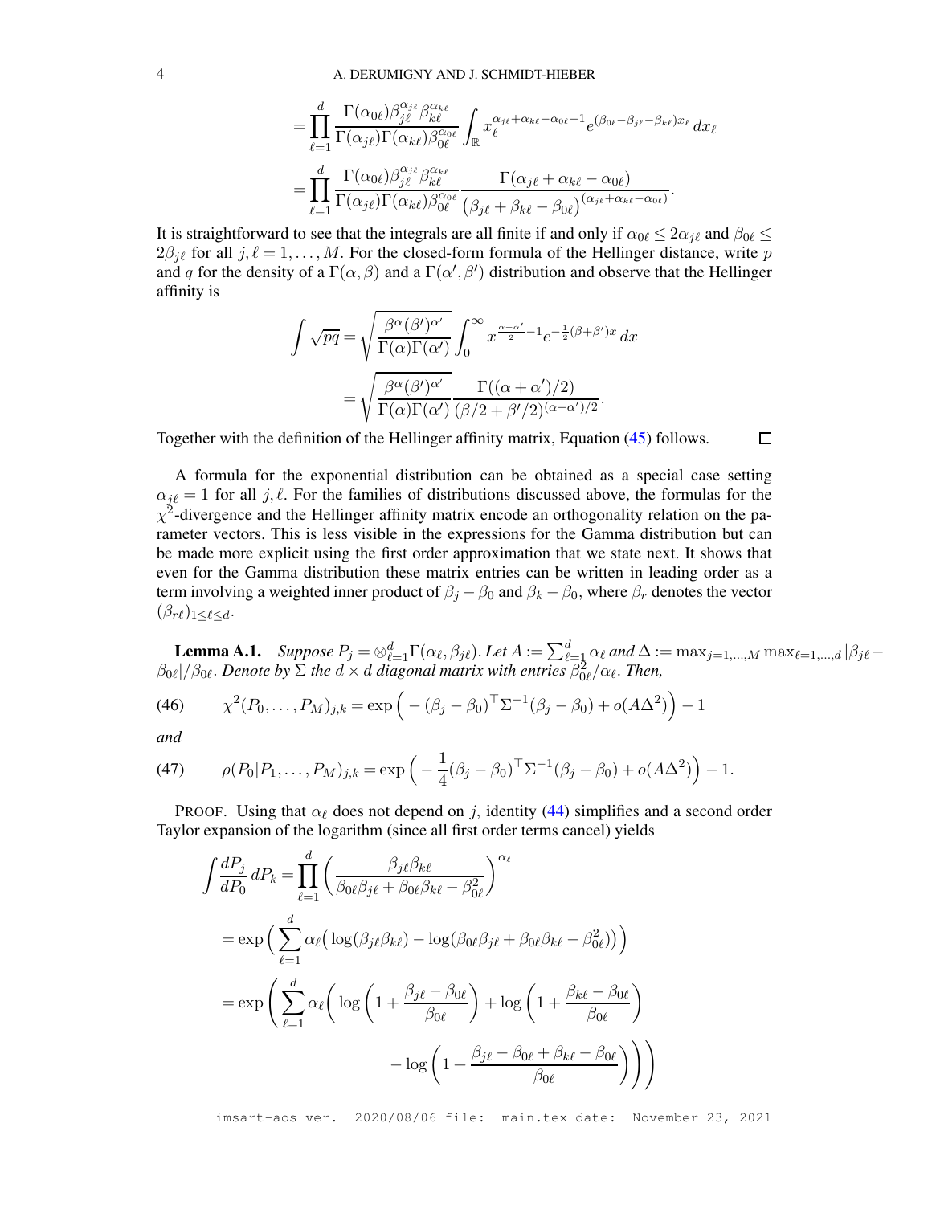$$= \prod_{\ell=1}^d \frac{\Gamma(\alpha_{0\ell})\beta_{j\ell}^{\alpha_{j\ell}}\beta_{k\ell}^{\alpha_{k\ell}}}{\Gamma(\alpha_{j\ell})\Gamma(\alpha_{k\ell})\beta_{0\ell}^{\alpha_{0\ell}}} \int_{\mathbb{R}} x_\ell^{\alpha_{j\ell}+\alpha_{k\ell}-\alpha_{0\ell}-1} e^{(\beta_{0\ell}-\beta_{j\ell}-\beta_{k\ell})x_\ell}\, dx_\ell$$

$$= \prod_{\ell=1}^d \frac{\Gamma(\alpha_{0\ell})\beta_{j\ell}^{\alpha_{j\ell}}\beta_{k\ell}^{\alpha_{k\ell}}}{\Gamma(\alpha_{j\ell})\Gamma(\alpha_{k\ell})\beta_{0\ell}^{\alpha_{0\ell}}} \frac{\Gamma(\alpha_{j\ell}+\alpha_{k\ell}-\alpha_{0\ell})}{\big(\beta_{j\ell}+\beta_{k\ell}-\beta_{0\ell}\big)^{(\alpha_{j\ell}+\alpha_{k\ell}-\alpha_{0\ell})}}.$$

It is straightforward to see that the integrals are all finite if and only if $\alpha_{0\ell} \leq 2\alpha_{j\ell}$ and $\beta_{0\ell} \leq 2\beta_{j\ell}$ for all $j, \ell = 1, \ldots, M$. For the closed-form formula of the Hellinger distance, write $p$ and $q$ for the density of a $\Gamma(\alpha, \beta)$ and a $\Gamma(\alpha', \beta')$ distribution and observe that the Hellinger affinity is

$$\int \sqrt{pq} = \sqrt{\frac{\beta^\alpha (\beta')^{\alpha'}}{\Gamma(\alpha)\Gamma(\alpha')}} \int_0^\infty x^{\frac{\alpha+\alpha'}{2}-1} e^{-\frac{1}{2}(\beta+\beta')x}\, dx$$

$$= \sqrt{\frac{\beta^\alpha (\beta')^{\alpha'}}{\Gamma(\alpha)\Gamma(\alpha')}} \frac{\Gamma((\alpha+\alpha')/2)}{(\beta/2+\beta'/2)^{(\alpha+\alpha')/2}}.$$

Together with the definition of the Hellinger affinity matrix, Equation (45) follows. ∎

A formula for the exponential distribution can be obtained as a special case setting $\alpha_{j\ell} = 1$ for all $j, \ell$. For the families of distributions discussed above, the formulas for the $\chi^2$-divergence and the Hellinger affinity matrix encode an orthogonality relation on the parameter vectors. This is less visible in the expressions for the Gamma distribution but can be made more explicit using the first order approximation that we state next. It shows that even for the Gamma distribution these matrix entries can be written in leading order as a term involving a weighted inner product of $\beta_j - \beta_0$ and $\beta_k - \beta_0$, where $\beta_r$ denotes the vector $(\beta_{r\ell})_{1\leq \ell \leq d}$.

**Lemma A.1.** *Suppose $P_j = \otimes_{\ell=1}^d \Gamma(\alpha_\ell, \beta_{j\ell})$. Let $A := \sum_{\ell=1}^d \alpha_\ell$ and $\Delta := \max_{j=1,\ldots,M} \max_{\ell=1,\ldots,d} |\beta_{j\ell} - \beta_{0\ell}|/\beta_{0\ell}$. Denote by $\Sigma$ the $d \times d$ diagonal matrix with entries $\beta_{0\ell}^2/\alpha_\ell$. Then,*

$$\chi^2(P_0, \ldots, P_M)_{j,k} = \exp\Big( -(\beta_j - \beta_0)^\top \Sigma^{-1} (\beta_j - \beta_0) + o(A\Delta^2)\Big) - 1 \tag{46}$$

*and*

$$\rho(P_0|P_1, \ldots, P_M)_{j,k} = \exp\Big( -\frac{1}{4}(\beta_j - \beta_0)^\top \Sigma^{-1} (\beta_j - \beta_0) + o(A\Delta^2)\Big) - 1. \tag{47}$$

PROOF. Using that $\alpha_\ell$ does not depend on $j$, identity (44) simplifies and a second order Taylor expansion of the logarithm (since all first order terms cancel) yields

$$\int \frac{dP_j}{dP_0}\, dP_k = \prod_{\ell=1}^d \Big( \frac{\beta_{j\ell}\beta_{k\ell}}{\beta_{0\ell}\beta_{j\ell} + \beta_{0\ell}\beta_{k\ell} - \beta_{0\ell}^2} \Big)^{\alpha_\ell}$$

$$= \exp\Big( \sum_{\ell=1}^d \alpha_\ell \big( \log(\beta_{j\ell}\beta_{k\ell}) - \log(\beta_{0\ell}\beta_{j\ell} + \beta_{0\ell}\beta_{k\ell} - \beta_{0\ell}^2)\big)\Big)$$

$$= \exp\Bigg( \sum_{\ell=1}^d \alpha_\ell \Bigg( \log\Big(1 + \frac{\beta_{j\ell} - \beta_{0\ell}}{\beta_{0\ell}}\Big) + \log\Big(1 + \frac{\beta_{k\ell} - \beta_{0\ell}}{\beta_{0\ell}}\Big) - \log\Big(1 + \frac{\beta_{j\ell} - \beta_{0\ell} + \beta_{k\ell} - \beta_{0\ell}}{\beta_{0\ell}}\Big)\Bigg)\Bigg)$$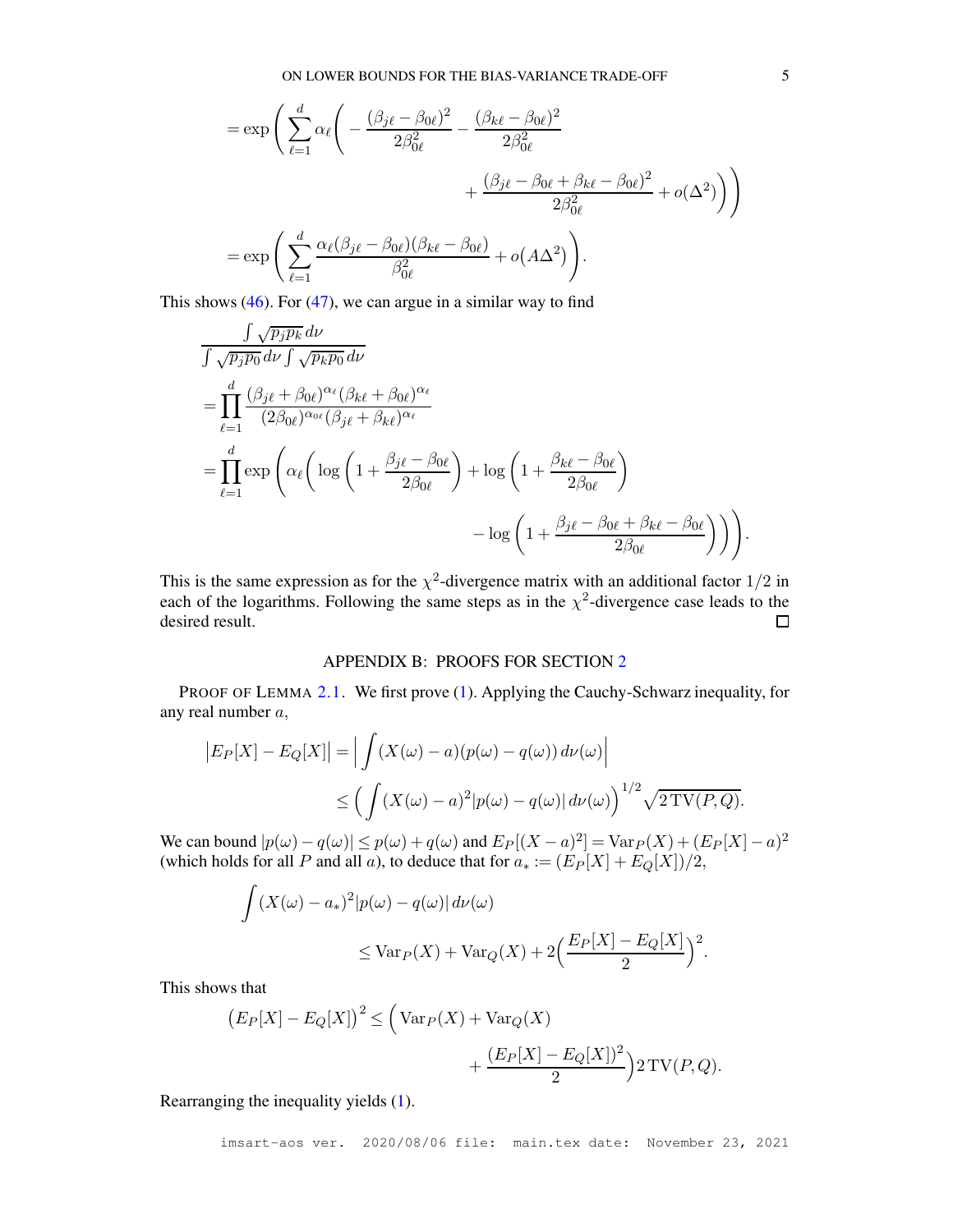$$
= \exp\Bigg( \sum_{\ell=1}^d \alpha_\ell \Bigg( - \frac{(\beta_{j\ell}-\beta_{0\ell})^2}{2\beta_{0\ell}^2} - \frac{(\beta_{k\ell}-\beta_{0\ell})^2}{2\beta_{0\ell}^2} + \frac{(\beta_{j\ell}-\beta_{0\ell}+\beta_{k\ell}-\beta_{0\ell})^2}{2\beta_{0\ell}^2} + o(\Delta^2) \Bigg) \Bigg)
$$

$$
= \exp\Bigg( \sum_{\ell=1}^d \frac{\alpha_\ell(\beta_{j\ell}-\beta_{0\ell})(\beta_{k\ell}-\beta_{0\ell})}{\beta_{0\ell}^2} + o\big(A\Delta^2\big) \Bigg).
$$

This shows (46). For (47), we can argue in a similar way to find

$$
\frac{\int \sqrt{p_j p_k}\, d\nu}{\int \sqrt{p_j p_0}\, d\nu \int \sqrt{p_k p_0}\, d\nu}
$$

$$
= \prod_{\ell=1}^d \frac{(\beta_{j\ell}+\beta_{0\ell})^{\alpha_\ell}(\beta_{k\ell}+\beta_{0\ell})^{\alpha_\ell}}{(2\beta_{0\ell})^{\alpha_{0\ell}}(\beta_{j\ell}+\beta_{k\ell})^{\alpha_\ell}}
$$

$$
= \prod_{\ell=1}^d \exp\Bigg( \alpha_\ell \Bigg( \log\left(1+\frac{\beta_{j\ell}-\beta_{0\ell}}{2\beta_{0\ell}}\right) + \log\left(1+\frac{\beta_{k\ell}-\beta_{0\ell}}{2\beta_{0\ell}}\right) - \log\left(1+\frac{\beta_{j\ell}-\beta_{0\ell}+\beta_{k\ell}-\beta_{0\ell}}{2\beta_{0\ell}}\right)\Bigg)\Bigg).
$$

This is the same expression as for the $\chi^2$-divergence matrix with an additional factor $1/2$ in each of the logarithms. Following the same steps as in the $\chi^2$-divergence case leads to the desired result. □

## APPENDIX B: PROOFS FOR SECTION 2

PROOF OF LEMMA 2.1. We first prove (1). Applying the Cauchy-Schwarz inequality, for any real number $a$,

$$
\big|E_P[X]-E_Q[X]\big| = \Big| \int (X(\omega)-a)(p(\omega)-q(\omega))\, d\nu(\omega) \Big|
\leq \Big( \int (X(\omega)-a)^2 |p(\omega)-q(\omega)|\, d\nu(\omega) \Big)^{1/2} \sqrt{2\,\mathrm{TV}(P,Q)}.
$$

We can bound $|p(\omega)-q(\omega)| \leq p(\omega)+q(\omega)$ and $E_P[(X-a)^2] = \mathrm{Var}_P(X) + (E_P[X]-a)^2$ (which holds for all $P$ and all $a$), to deduce that for $a_* := (E_P[X]+E_Q[X])/2$,

$$
\int (X(\omega)-a_*)^2 |p(\omega)-q(\omega)|\, d\nu(\omega)
\leq \mathrm{Var}_P(X) + \mathrm{Var}_Q(X) + 2\Big(\frac{E_P[X]-E_Q[X]}{2}\Big)^2.
$$

This shows that

$$
\big(E_P[X]-E_Q[X]\big)^2 \leq \Big( \mathrm{Var}_P(X) + \mathrm{Var}_Q(X) + \frac{(E_P[X]-E_Q[X])^2}{2} \Big) 2\,\mathrm{TV}(P,Q).
$$

Rearranging the inequality yields (1).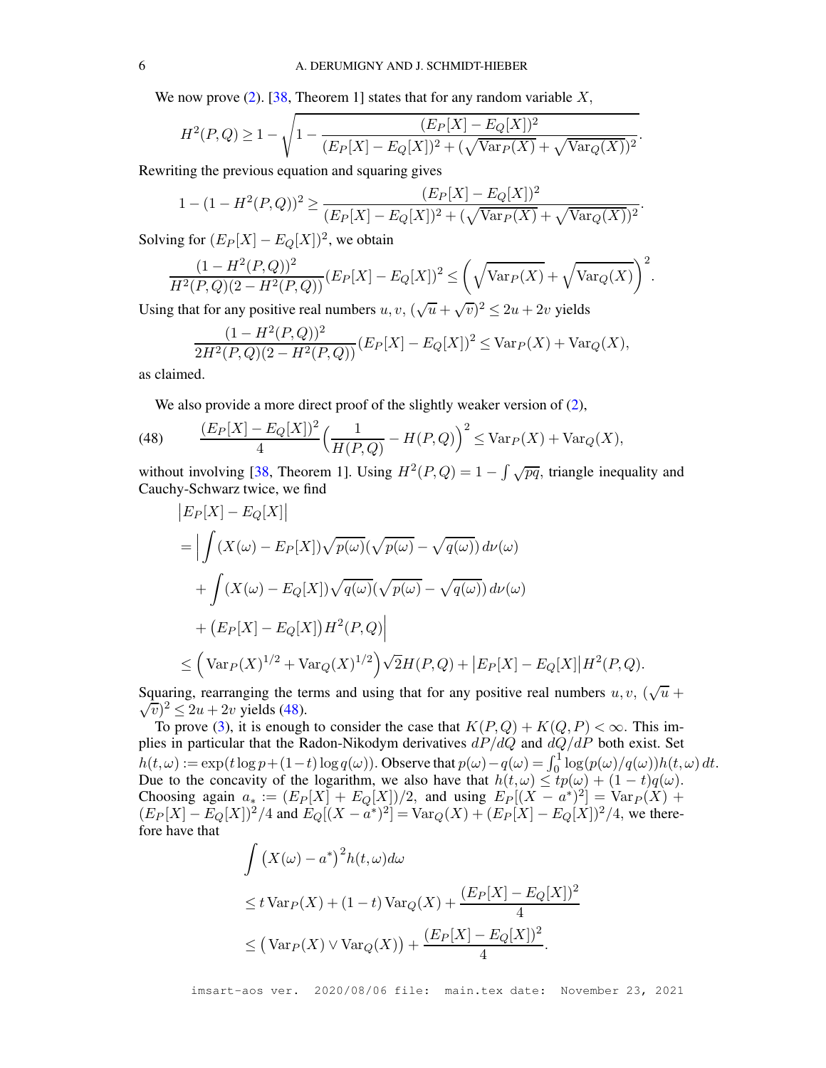We now prove (2). [38, Theorem 1] states that for any random variable $X$,

$$H^2(P,Q) \geq 1 - \sqrt{1 - \frac{(E_P[X]-E_Q[X])^2}{(E_P[X]-E_Q[X])^2 + (\sqrt{\operatorname{Var}_P(X)} + \sqrt{\operatorname{Var}_Q(X)})^2}}.$$

Rewriting the previous equation and squaring gives

$$1 - (1-H^2(P,Q))^2 \geq \frac{(E_P[X]-E_Q[X])^2}{(E_P[X]-E_Q[X])^2 + (\sqrt{\operatorname{Var}_P(X)} + \sqrt{\operatorname{Var}_Q(X)})^2}.$$

Solving for $(E_P[X]-E_Q[X])^2$, we obtain

$$\frac{(1-H^2(P,Q))^2}{H^2(P,Q)(2-H^2(P,Q))}(E_P[X]-E_Q[X])^2 \leq \Big(\sqrt{\operatorname{Var}_P(X)} + \sqrt{\operatorname{Var}_Q(X)}\Big)^2.$$

Using that for any positive real numbers $u, v$, $(\sqrt{u}+\sqrt{v})^2 \leq 2u + 2v$ yields

$$\frac{(1-H^2(P,Q))^2}{2H^2(P,Q)(2-H^2(P,Q))}(E_P[X]-E_Q[X])^2 \leq \operatorname{Var}_P(X) + \operatorname{Var}_Q(X),$$

as claimed.

We also provide a more direct proof of the slightly weaker version of (2),

$$\frac{(E_P[X]-E_Q[X])^2}{4}\Big(\frac{1}{H(P,Q)} - H(P,Q)\Big)^2 \leq \operatorname{Var}_P(X) + \operatorname{Var}_Q(X), \tag{48}$$

without involving [38, Theorem 1]. Using $H^2(P,Q) = 1 - \int \sqrt{pq}$, triangle inequality and Cauchy-Schwarz twice, we find

$$\begin{aligned}
&\big|E_P[X]-E_Q[X]\big| \\
&= \Big| \int (X(\omega) - E_P[X])\sqrt{p(\omega)}(\sqrt{p(\omega)} - \sqrt{q(\omega)})\, d\nu(\omega) \\
&\quad + \int (X(\omega) - E_Q[X])\sqrt{q(\omega)}(\sqrt{p(\omega)} - \sqrt{q(\omega)})\, d\nu(\omega) \\
&\quad + \big(E_P[X]-E_Q[X]\big) H^2(P,Q) \Big| \\
&\leq \Big(\operatorname{Var}_P(X)^{1/2} + \operatorname{Var}_Q(X)^{1/2}\Big)\sqrt{2}H(P,Q) + \big|E_P[X]-E_Q[X]\big| H^2(P,Q).
\end{aligned}$$

Squaring, rearranging the terms and using that for any positive real numbers $u, v$, $(\sqrt{u} + \sqrt{v})^2 \leq 2u + 2v$ yields (48).

To prove (3), it is enough to consider the case that $K(P,Q) + K(Q,P) < \infty$. This implies in particular that the Radon-Nikodym derivatives $dP/dQ$ and $dQ/dP$ both exist. Set $h(t,\omega) := \exp(t\log p + (1-t)\log q(\omega))$. Observe that $p(\omega) - q(\omega) = \int_0^1 \log(p(\omega)/q(\omega))h(t,\omega)\, dt$. Due to the concavity of the logarithm, we also have that $h(t,\omega) \leq tp(\omega) + (1-t)q(\omega)$. Choosing again $a_* := (E_P[X] + E_Q[X])/2$, and using $E_P[(X - a^*)^2] = \operatorname{Var}_P(X) + (E_P[X]-E_Q[X])^2/4$ and $E_Q[(X-a^*)^2] = \operatorname{Var}_Q(X) + (E_P[X]-E_Q[X])^2/4$, we therefore have that

$$\begin{aligned}
&\int \big(X(\omega) - a^*\big)^2 h(t,\omega) d\omega \\
&\leq t\operatorname{Var}_P(X) + (1-t)\operatorname{Var}_Q(X) + \frac{(E_P[X]-E_Q[X])^2}{4} \\
&\leq \big(\operatorname{Var}_P(X) \vee \operatorname{Var}_Q(X)\big) + \frac{(E_P[X]-E_Q[X])^2}{4}.
\end{aligned}$$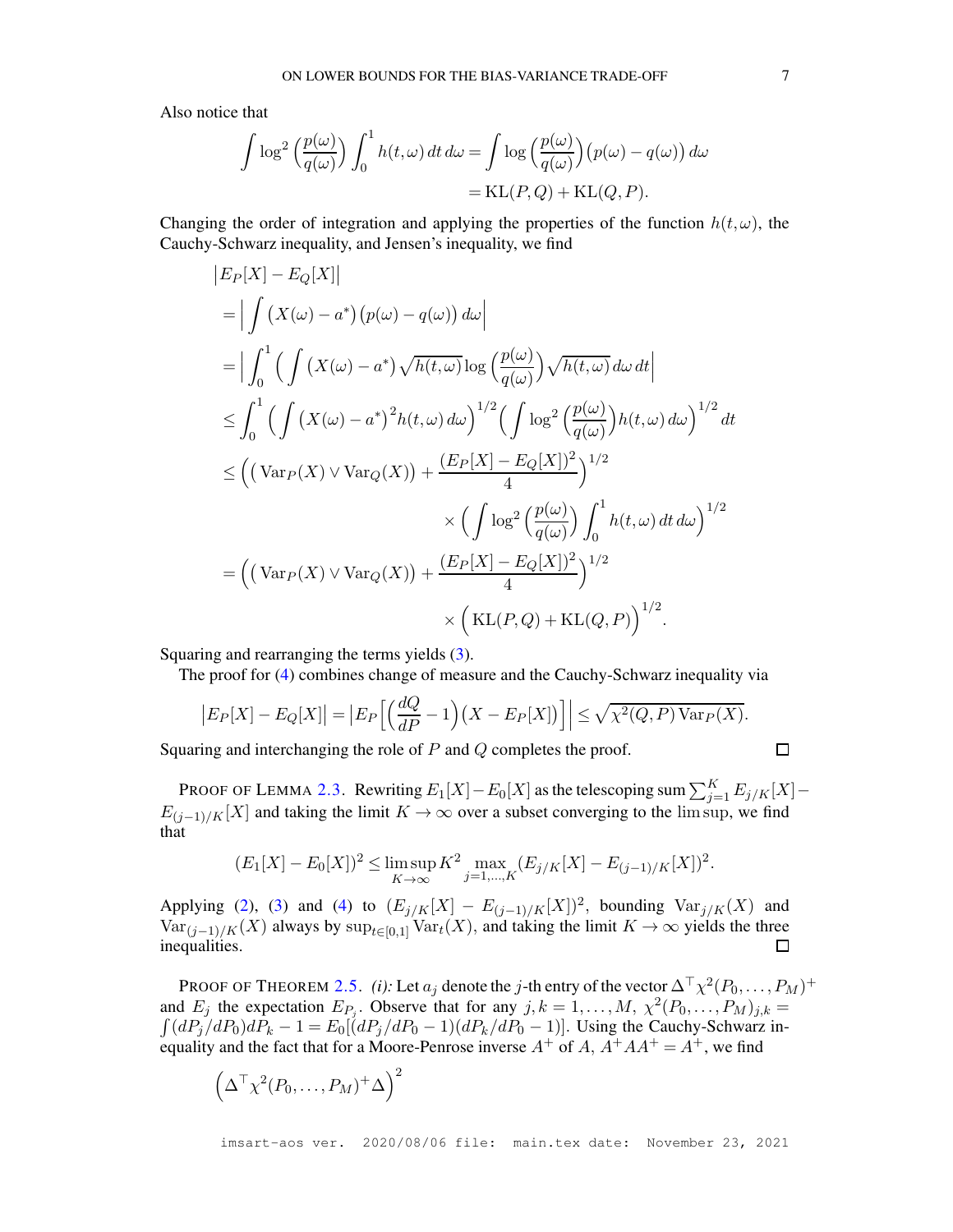Also notice that

$$\int \log^2\Big(\frac{p(\omega)}{q(\omega)}\Big)\int_0^1 h(t,\omega)\,dt\,d\omega = \int \log\Big(\frac{p(\omega)}{q(\omega)}\Big)\big(p(\omega)-q(\omega)\big)\,d\omega$$
$$= \mathrm{KL}(P,Q)+\mathrm{KL}(Q,P).$$

Changing the order of integration and applying the properties of the function $h(t,\omega)$, the Cauchy-Schwarz inequality, and Jensen's inequality, we find

$$\begin{aligned}
&\big|E_P[X]-E_Q[X]\big| \\
&= \Big|\int \big(X(\omega)-a^*\big)\big(p(\omega)-q(\omega)\big)\,d\omega\Big| \\
&= \Big|\int_0^1 \Big(\int \big(X(\omega)-a^*\big)\sqrt{h(t,\omega)}\log\Big(\frac{p(\omega)}{q(\omega)}\Big)\sqrt{h(t,\omega)}\,d\omega\,dt\Big| \\
&\le \int_0^1 \Big(\int \big(X(\omega)-a^*\big)^2 h(t,\omega)\,d\omega\Big)^{1/2}\Big(\int \log^2\Big(\frac{p(\omega)}{q(\omega)}\Big)h(t,\omega)\,d\omega\Big)^{1/2}dt \\
&\le \Big(\big(\mathrm{Var}_P(X)\vee\mathrm{Var}_Q(X)\big)+\frac{(E_P[X]-E_Q[X])^2}{4}\Big)^{1/2} \\
&\qquad\qquad \times\Big(\int \log^2\Big(\frac{p(\omega)}{q(\omega)}\Big)\int_0^1 h(t,\omega)\,dt\,d\omega\Big)^{1/2} \\
&= \Big(\big(\mathrm{Var}_P(X)\vee\mathrm{Var}_Q(X)\big)+\frac{(E_P[X]-E_Q[X])^2}{4}\Big)^{1/2} \\
&\qquad\qquad \times\Big(\mathrm{KL}(P,Q)+\mathrm{KL}(Q,P)\Big)^{1/2}.
\end{aligned}$$

Squaring and rearranging the terms yields (3).

The proof for (4) combines change of measure and the Cauchy-Schwarz inequality via

$$\big|E_P[X]-E_Q[X]\big| = \Big|E_P\Big[\Big(\frac{dQ}{dP}-1\Big)\big(X-E_P[X]\big)\Big]\Big| \le \sqrt{\chi^2(Q,P)\,\mathrm{Var}_P(X)}.$$

Squaring and interchanging the role of $P$ and $Q$ completes the proof. ☐

PROOF OF LEMMA 2.3. Rewriting $E_1[X]-E_0[X]$ as the telescoping sum $\sum_{j=1}^K E_{j/K}[X]-E_{(j-1)/K}[X]$ and taking the limit $K\to\infty$ over a subset converging to the lim sup, we find that

$$(E_1[X]-E_0[X])^2 \le \limsup_{K\to\infty} K^2 \max_{j=1,\dots,K}(E_{j/K}[X]-E_{(j-1)/K}[X])^2.$$

Applying (2), (3) and (4) to $(E_{j/K}[X]-E_{(j-1)/K}[X])^2$, bounding $\mathrm{Var}_{j/K}(X)$ and $\mathrm{Var}_{(j-1)/K}(X)$ always by $\sup_{t\in[0,1]}\mathrm{Var}_t(X)$, and taking the limit $K\to\infty$ yields the three inequalities. ☐

PROOF OF THEOREM 2.5. *(i):* Let $a_j$ denote the $j$-th entry of the vector $\Delta^\top\chi^2(P_0,\dots,P_M)^+$ and $E_j$ the expectation $E_{P_j}$. Observe that for any $j,k=1,\dots,M$, $\chi^2(P_0,\dots,P_M)_{j,k} = \int(dP_j/dP_0)dP_k - 1 = E_0[(dP_j/dP_0-1)(dP_k/dP_0-1)]$. Using the Cauchy-Schwarz inequality and the fact that for a Moore-Penrose inverse $A^+$ of $A$, $A^+AA^+ = A^+$, we find

$$\Big(\Delta^\top\chi^2(P_0,\dots,P_M)^+\Delta\Big)^2$$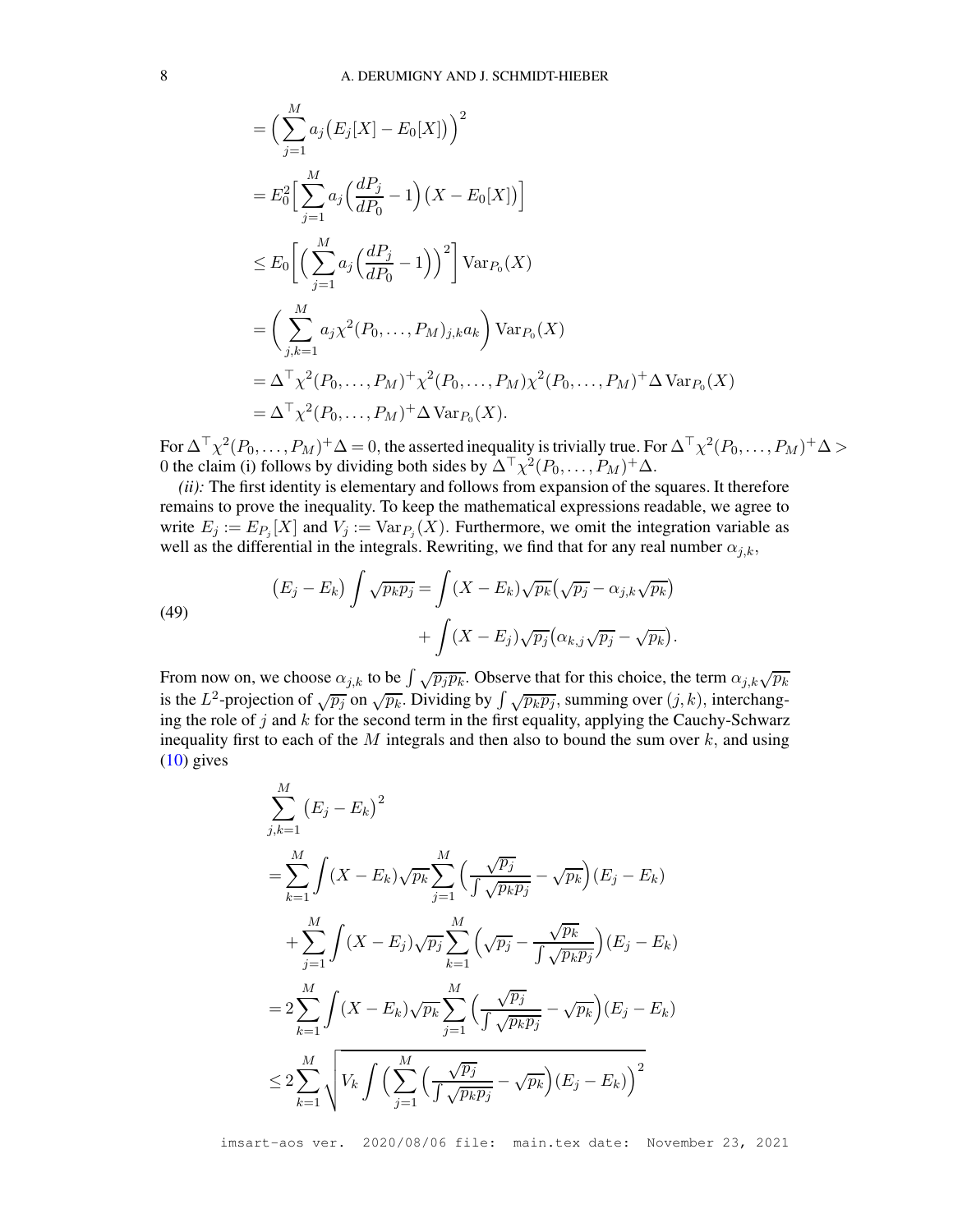$$
\begin{aligned}
&= \Big(\sum_{j=1}^M a_j \big(E_j[X] - E_0[X]\big)\Big)^2 \\
&= E_0^2 \Big[\sum_{j=1}^M a_j \Big(\frac{dP_j}{dP_0} - 1\Big)\big(X - E_0[X]\big)\Big] \\
&\leq E_0\bigg[\Big(\sum_{j=1}^M a_j \Big(\frac{dP_j}{dP_0} - 1\Big)\Big)^2\bigg] \operatorname{Var}_{P_0}(X) \\
&= \bigg(\sum_{j,k=1}^M a_j \chi^2(P_0, \dots, P_M)_{j,k} a_k\bigg) \operatorname{Var}_{P_0}(X) \\
&= \Delta^\top \chi^2(P_0, \dots, P_M)^+ \chi^2(P_0, \dots, P_M) \chi^2(P_0, \dots, P_M)^+ \Delta \operatorname{Var}_{P_0}(X) \\
&= \Delta^\top \chi^2(P_0, \dots, P_M)^+ \Delta \operatorname{Var}_{P_0}(X).
\end{aligned}
$$

For $\Delta^\top \chi^2(P_0, \dots, P_M)^+ \Delta = 0$, the asserted inequality is trivially true. For $\Delta^\top \chi^2(P_0, \dots, P_M)^+ \Delta > 0$ the claim (i) follows by dividing both sides by $\Delta^\top \chi^2(P_0, \dots, P_M)^+ \Delta$.

*(ii):* The first identity is elementary and follows from expansion of the squares. It therefore remains to prove the inequality. To keep the mathematical expressions readable, we agree to write $E_j := E_{P_j}[X]$ and $V_j := \operatorname{Var}_{P_j}(X)$. Furthermore, we omit the integration variable as well as the differential in the integrals. Rewriting, we find that for any real number $\alpha_{j,k}$,

$$
\begin{aligned}
\big(E_j - E_k\big) \int \sqrt{p_k p_j} &= \int (X - E_k) \sqrt{p_k} \big(\sqrt{p_j} - \alpha_{j,k} \sqrt{p_k}\big) \\
&\quad + \int (X - E_j) \sqrt{p_j} \big(\alpha_{k,j} \sqrt{p_j} - \sqrt{p_k}\big).
\end{aligned} \tag{49}
$$

From now on, we choose $\alpha_{j,k}$ to be $\int \sqrt{p_j p_k}$. Observe that for this choice, the term $\alpha_{j,k}\sqrt{p_k}$ is the $L^2$-projection of $\sqrt{p_j}$ on $\sqrt{p_k}$. Dividing by $\int \sqrt{p_k p_j}$, summing over $(j,k)$, interchanging the role of $j$ and $k$ for the second term in the first equality, applying the Cauchy-Schwarz inequality first to each of the $M$ integrals and then also to bound the sum over $k$, and using (10) gives

$$
\begin{aligned}
&\sum_{j,k=1}^M \big(E_j - E_k\big)^2 \\
&= \sum_{k=1}^M \int (X - E_k) \sqrt{p_k} \sum_{j=1}^M \Big(\frac{\sqrt{p_j}}{\int \sqrt{p_k p_j}} - \sqrt{p_k}\Big)(E_j - E_k) \\
&\quad + \sum_{j=1}^M \int (X - E_j) \sqrt{p_j} \sum_{k=1}^M \Big(\sqrt{p_j} - \frac{\sqrt{p_k}}{\int \sqrt{p_k p_j}}\Big)(E_j - E_k) \\
&= 2 \sum_{k=1}^M \int (X - E_k) \sqrt{p_k} \sum_{j=1}^M \Big(\frac{\sqrt{p_j}}{\int \sqrt{p_k p_j}} - \sqrt{p_k}\Big)(E_j - E_k) \\
&\leq 2 \sum_{k=1}^M \sqrt{V_k \int \Big(\sum_{j=1}^M \Big(\frac{\sqrt{p_j}}{\int \sqrt{p_k p_j}} - \sqrt{p_k}\Big)(E_j - E_k)\Big)^2}
\end{aligned}
$$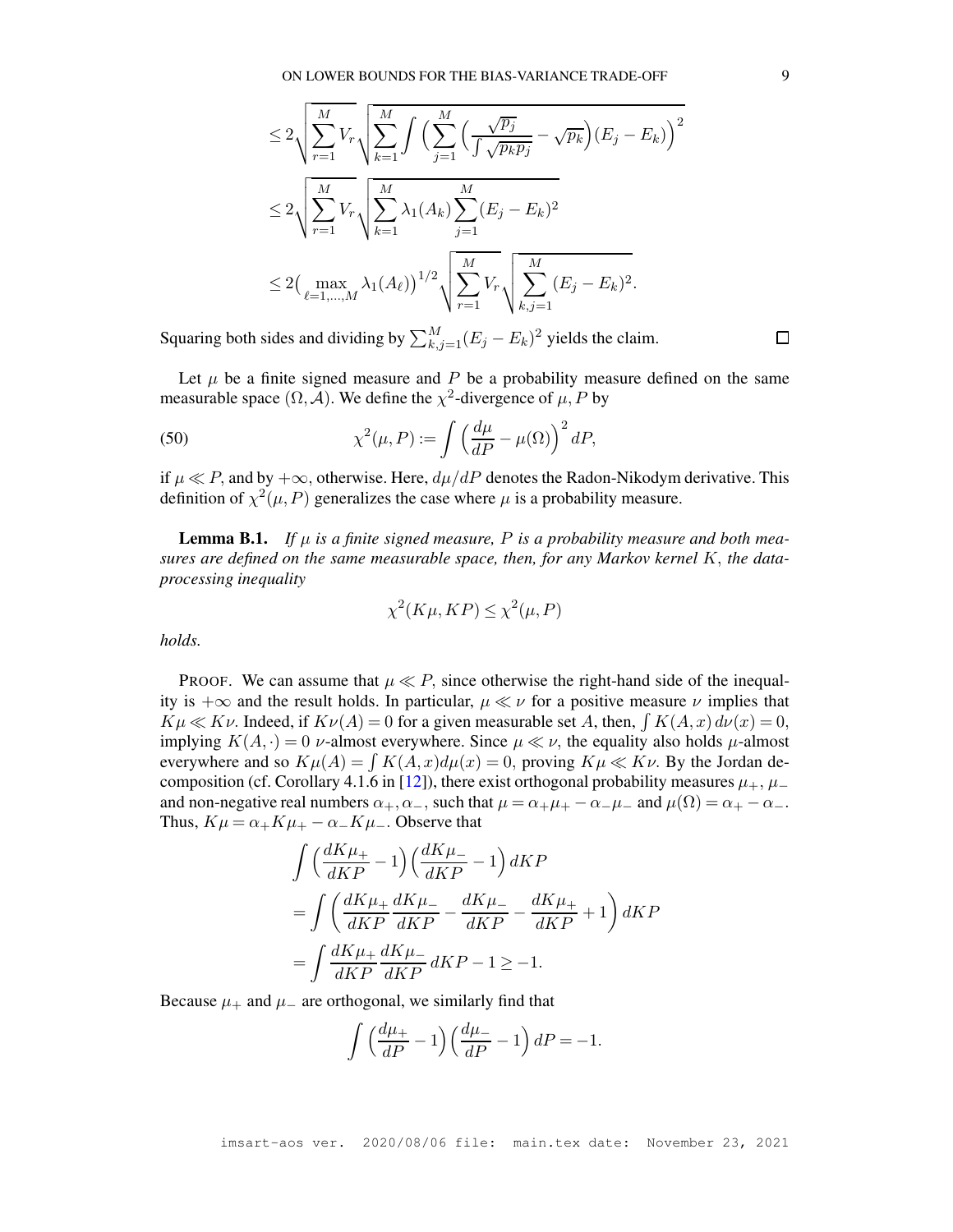$$
\leq 2\sqrt{\sum_{r=1}^{M} V_r}\sqrt{\sum_{k=1}^{M}\int\Big(\sum_{j=1}^{M}\Big(\frac{\sqrt{p_j}}{\int\sqrt{p_k p_j}}-\sqrt{p_k}\Big)(E_j-E_k)\Big)^2}
$$

$$
\leq 2\sqrt{\sum_{r=1}^{M} V_r}\sqrt{\sum_{k=1}^{M}\lambda_1(A_k)\sum_{j=1}^{M}(E_j-E_k)^2}
$$

$$
\leq 2\big(\max_{\ell=1,\ldots,M}\lambda_1(A_\ell)\big)^{1/2}\sqrt{\sum_{r=1}^{M} V_r}\sqrt{\sum_{k,j=1}^{M}(E_j-E_k)^2}.
$$

Squaring both sides and dividing by $\sum_{k,j=1}^{M}(E_j-E_k)^2$ yields the claim. $\square$

Let $\mu$ be a finite signed measure and $P$ be a probability measure defined on the same measurable space $(\Omega,\mathcal{A})$. We define the $\chi^2$-divergence of $\mu,P$ by

$$
\chi^2(\mu,P) := \int\Big(\frac{d\mu}{dP}-\mu(\Omega)\Big)^2 dP, \tag{50}
$$

if $\mu \ll P$, and by $+\infty$, otherwise. Here, $d\mu/dP$ denotes the Radon-Nikodym derivative. This definition of $\chi^2(\mu,P)$ generalizes the case where $\mu$ is a probability measure.

**Lemma B.1.** *If $\mu$ is a finite signed measure, $P$ is a probability measure and both measures are defined on the same measurable space, then, for any Markov kernel $K$, the data-processing inequality*

$$
\chi^2(K\mu,KP) \leq \chi^2(\mu,P)
$$

*holds.*

PROOF. We can assume that $\mu \ll P$, since otherwise the right-hand side of the inequality is $+\infty$ and the result holds. In particular, $\mu \ll \nu$ for a positive measure $\nu$ implies that $K\mu \ll K\nu$. Indeed, if $K\nu(A)=0$ for a given measurable set $A$, then, $\int K(A,x)\,d\nu(x)=0$, implying $K(A,\cdot)=0$ $\nu$-almost everywhere. Since $\mu \ll \nu$, the equality also holds $\mu$-almost everywhere and so $K\mu(A)=\int K(A,x)d\mu(x)=0$, proving $K\mu \ll K\nu$. By the Jordan decomposition (cf. Corollary 4.1.6 in [12]), there exist orthogonal probability measures $\mu_+,\mu_-$ and non-negative real numbers $\alpha_+,\alpha_-$, such that $\mu=\alpha_+\mu_+-\alpha_-\mu_-$ and $\mu(\Omega)=\alpha_+-\alpha_-$. Thus, $K\mu=\alpha_+K\mu_+-\alpha_-K\mu_-$. Observe that

$$
\int\Big(\frac{dK\mu_+}{dKP}-1\Big)\Big(\frac{dK\mu_-}{dKP}-1\Big)\,dKP
$$

$$
=\int\bigg(\frac{dK\mu_+}{dKP}\frac{dK\mu_-}{dKP}-\frac{dK\mu_-}{dKP}-\frac{dK\mu_+}{dKP}+1\bigg)\,dKP
$$

$$
=\int\frac{dK\mu_+}{dKP}\frac{dK\mu_-}{dKP}\,dKP-1\geq -1.
$$

Because $\mu_+$ and $\mu_-$ are orthogonal, we similarly find that

$$
\int\Big(\frac{d\mu_+}{dP}-1\Big)\Big(\frac{d\mu_-}{dP}-1\Big)\,dP=-1.
$$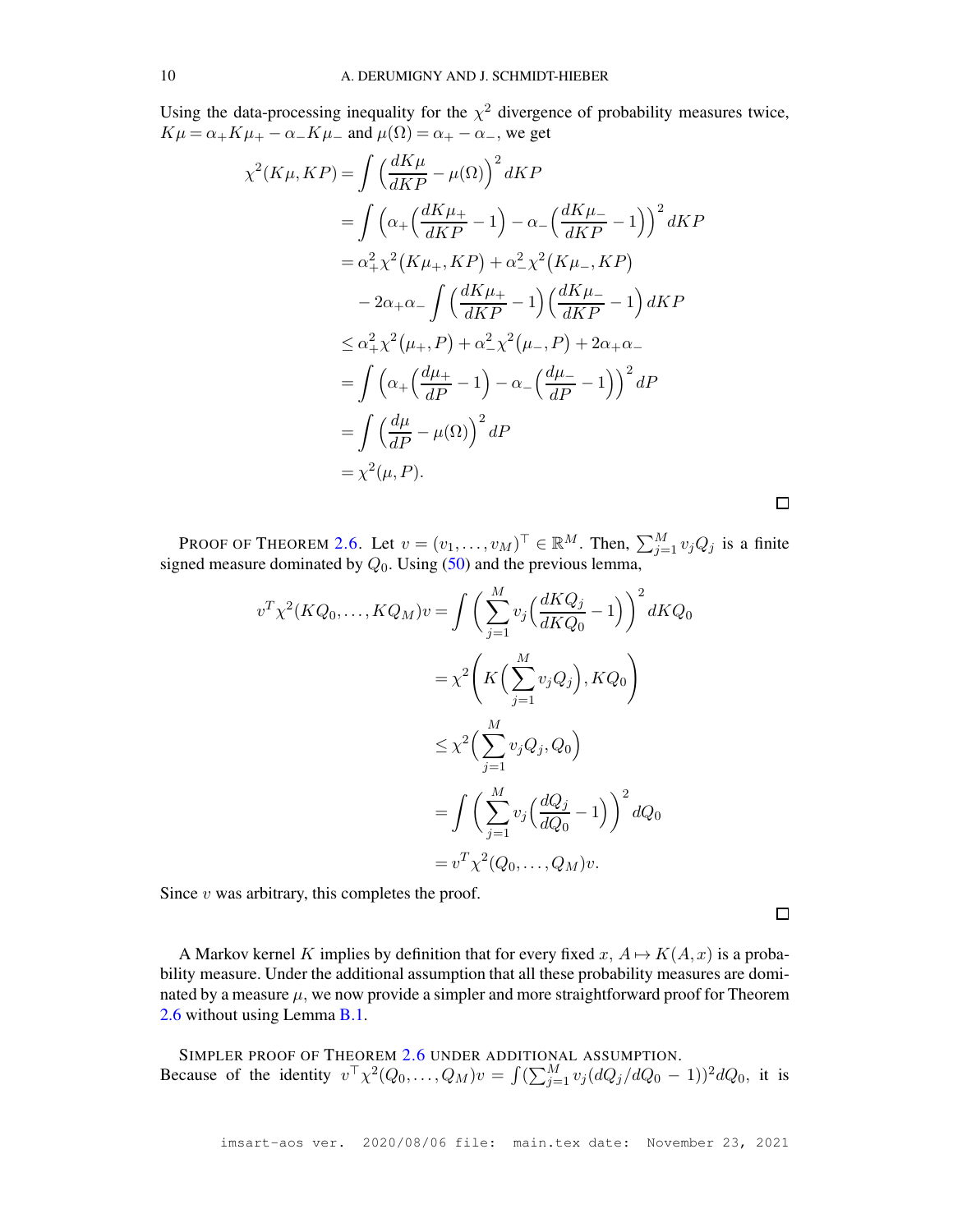Using the data-processing inequality for the $\chi^2$ divergence of probability measures twice, $K\mu = \alpha_+ K\mu_+ - \alpha_- K\mu_-$ and $\mu(\Omega) = \alpha_+ - \alpha_-$, we get

$$
\begin{aligned}
\chi^2(K\mu, KP) &= \int \Big(\frac{dK\mu}{dKP} - \mu(\Omega)\Big)^2 dKP \\
&= \int \Big(\alpha_+\Big(\frac{dK\mu_+}{dKP} - 1\Big) - \alpha_-\Big(\frac{dK\mu_-}{dKP} - 1\Big)\Big)^2 dKP \\
&= \alpha_+^2 \chi^2\big(K\mu_+, KP\big) + \alpha_-^2 \chi^2\big(K\mu_-, KP\big) \\
&\quad - 2\alpha_+\alpha_- \int \Big(\frac{dK\mu_+}{dKP} - 1\Big)\Big(\frac{dK\mu_-}{dKP} - 1\Big) dKP \\
&\leq \alpha_+^2 \chi^2\big(\mu_+, P\big) + \alpha_-^2 \chi^2\big(\mu_-, P\big) + 2\alpha_+\alpha_- \\
&= \int \Big(\alpha_+\Big(\frac{d\mu_+}{dP} - 1\Big) - \alpha_-\Big(\frac{d\mu_-}{dP} - 1\Big)\Big)^2 dP \\
&= \int \Big(\frac{d\mu}{dP} - \mu(\Omega)\Big)^2 dP \\
&= \chi^2(\mu, P).
\end{aligned}
$$

□

PROOF OF THEOREM 2.6. Let $v = (v_1, \dots, v_M)^\top \in \mathbb{R}^M$. Then, $\sum_{j=1}^M v_j Q_j$ is a finite signed measure dominated by $Q_0$. Using (50) and the previous lemma,

$$
\begin{aligned}
v^T \chi^2(KQ_0, \dots, KQ_M) v &= \int \bigg(\sum_{j=1}^M v_j \Big(\frac{dKQ_j}{dKQ_0} - 1\Big)\bigg)^2 dKQ_0 \\
&= \chi^2\bigg(K\Big(\sum_{j=1}^M v_j Q_j\Big), KQ_0\bigg) \\
&\leq \chi^2\Big(\sum_{j=1}^M v_j Q_j, Q_0\Big) \\
&= \int \bigg(\sum_{j=1}^M v_j \Big(\frac{dQ_j}{dQ_0} - 1\Big)\bigg)^2 dQ_0 \\
&= v^T \chi^2(Q_0, \dots, Q_M) v.
\end{aligned}
$$

Since $v$ was arbitrary, this completes the proof.

□

A Markov kernel $K$ implies by definition that for every fixed $x$, $A \mapsto K(A, x)$ is a probability measure. Under the additional assumption that all these probability measures are dominated by a measure $\mu$, we now provide a simpler and more straightforward proof for Theorem 2.6 without using Lemma B.1.

SIMPLER PROOF OF THEOREM 2.6 UNDER ADDITIONAL ASSUMPTION.
Because of the identity $v^\top \chi^2(Q_0, \dots, Q_M) v = \int (\sum_{j=1}^M v_j (dQ_j/dQ_0 - 1))^2 dQ_0$, it is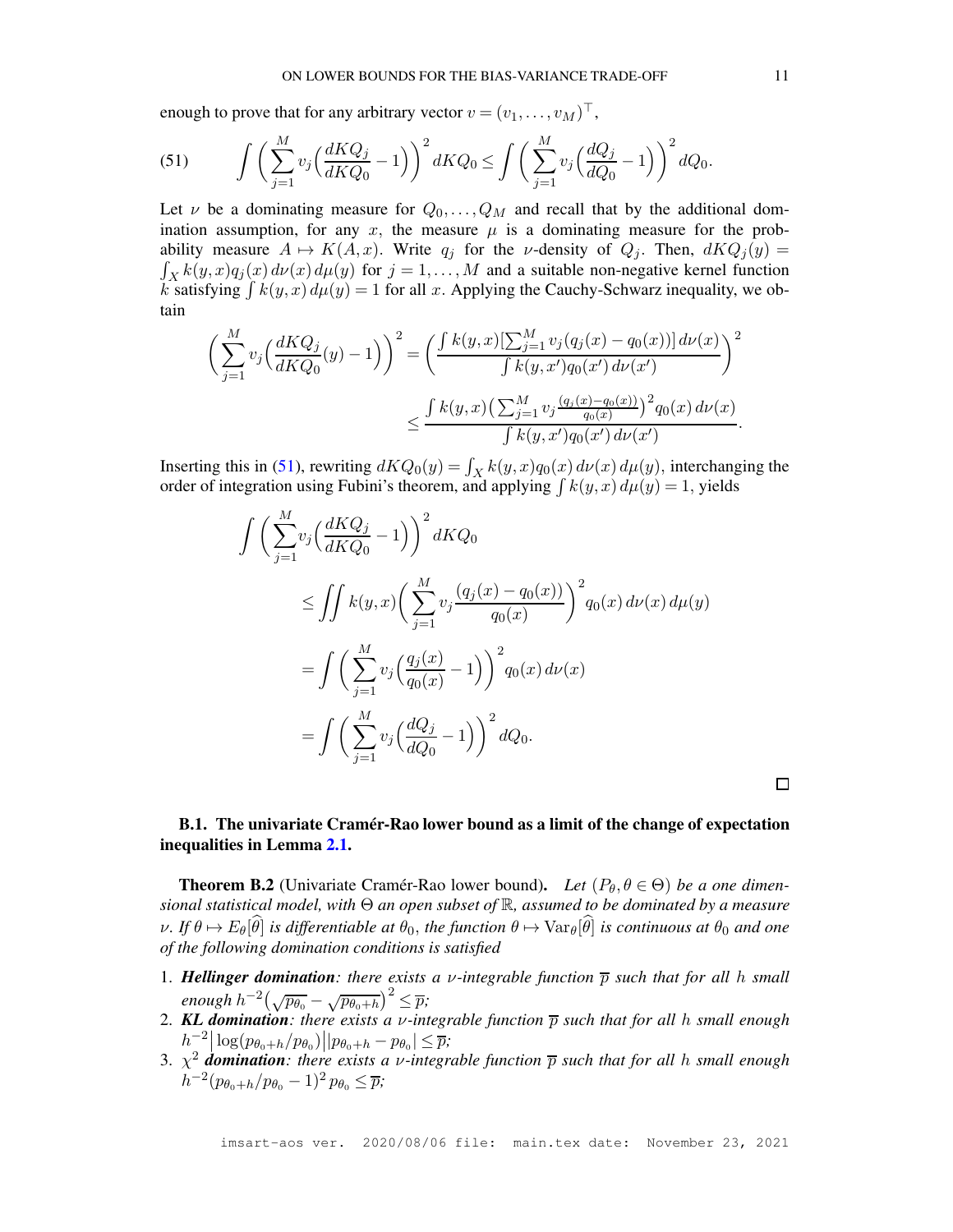enough to prove that for any arbitrary vector $v = (v_1, \dots, v_M)^\top$,

$$\int \Big( \sum_{j=1}^M v_j \Big( \frac{dKQ_j}{dKQ_0} - 1 \Big) \Big)^2 dKQ_0 \leq \int \Big( \sum_{j=1}^M v_j \Big( \frac{dQ_j}{dQ_0} - 1 \Big) \Big)^2 dQ_0. \tag{51}$$

Let $\nu$ be a dominating measure for $Q_0, \dots, Q_M$ and recall that by the additional domination assumption, for any $x$, the measure $\mu$ is a dominating measure for the probability measure $A \mapsto K(A, x)$. Write $q_j$ for the $\nu$-density of $Q_j$. Then, $dKQ_j(y) = \int_X k(y,x) q_j(x)\, d\nu(x)\, d\mu(y)$ for $j = 1, \dots, M$ and a suitable non-negative kernel function $k$ satisfying $\int k(y,x)\, d\mu(y) = 1$ for all $x$. Applying the Cauchy-Schwarz inequality, we obtain

$$\begin{aligned}
\Big( \sum_{j=1}^M v_j \Big( \frac{dKQ_j}{dKQ_0}(y) - 1 \Big) \Big)^2 &= \Big( \frac{\int k(y,x) [\sum_{j=1}^M v_j (q_j(x) - q_0(x))]\, d\nu(x)}{\int k(y,x') q_0(x')\, d\nu(x')} \Big)^2 \\
&\leq \frac{\int k(y,x) \big( \sum_{j=1}^M v_j \frac{(q_j(x) - q_0(x))}{q_0(x)} \big)^2 q_0(x)\, d\nu(x)}{\int k(y,x') q_0(x')\, d\nu(x')}.
\end{aligned}$$

Inserting this in (51), rewriting $dKQ_0(y) = \int_X k(y,x) q_0(x)\, d\nu(x)\, d\mu(y)$, interchanging the order of integration using Fubini's theorem, and applying $\int k(y,x)\, d\mu(y) = 1$, yields

$$\begin{aligned}
\int \Big( \sum_{j=1}^M & v_j \Big( \frac{dKQ_j}{dKQ_0} - 1 \Big) \Big)^2 dKQ_0 \\
&\leq \iint k(y,x) \Big( \sum_{j=1}^M v_j \frac{(q_j(x) - q_0(x))}{q_0(x)} \Big)^2 q_0(x)\, d\nu(x)\, d\mu(y) \\
&= \int \Big( \sum_{j=1}^M v_j \Big( \frac{q_j(x)}{q_0(x)} - 1 \Big) \Big)^2 q_0(x)\, d\nu(x) \\
&= \int \Big( \sum_{j=1}^M v_j \Big( \frac{dQ_j}{dQ_0} - 1 \Big) \Big)^2 dQ_0.
\end{aligned}$$

□

### B.1. The univariate Cramér-Rao lower bound as a limit of the change of expectation inequalities in Lemma 2.1.

**Theorem B.2** (Univariate Cramér-Rao lower bound). *Let $(P_\theta, \theta \in \Theta)$ be a one dimensional statistical model, with $\Theta$ an open subset of $\mathbb{R}$, assumed to be dominated by a measure $\nu$. If $\theta \mapsto E_\theta[\widehat{\theta}]$ is differentiable at $\theta_0$, the function $\theta \mapsto \operatorname{Var}_\theta[\widehat{\theta}]$ is continuous at $\theta_0$ and one of the following domination conditions is satisfied*

1. ***Hellinger domination**: there exists a $\nu$-integrable function $\overline{p}$ such that for all $h$ small enough $h^{-2}\big(\sqrt{p_{\theta_0}} - \sqrt{p_{\theta_0+h}}\big)^2 \leq \overline{p}$;*
2. ***KL domination**: there exists a $\nu$-integrable function $\overline{p}$ such that for all $h$ small enough $h^{-2}\big|\log(p_{\theta_0+h}/p_{\theta_0})\big|\big|p_{\theta_0+h} - p_{\theta_0}\big| \leq \overline{p}$;*
3. *$\chi^2$ **domination**: there exists a $\nu$-integrable function $\overline{p}$ such that for all $h$ small enough $h^{-2}(p_{\theta_0+h}/p_{\theta_0} - 1)^2\, p_{\theta_0} \leq \overline{p}$;*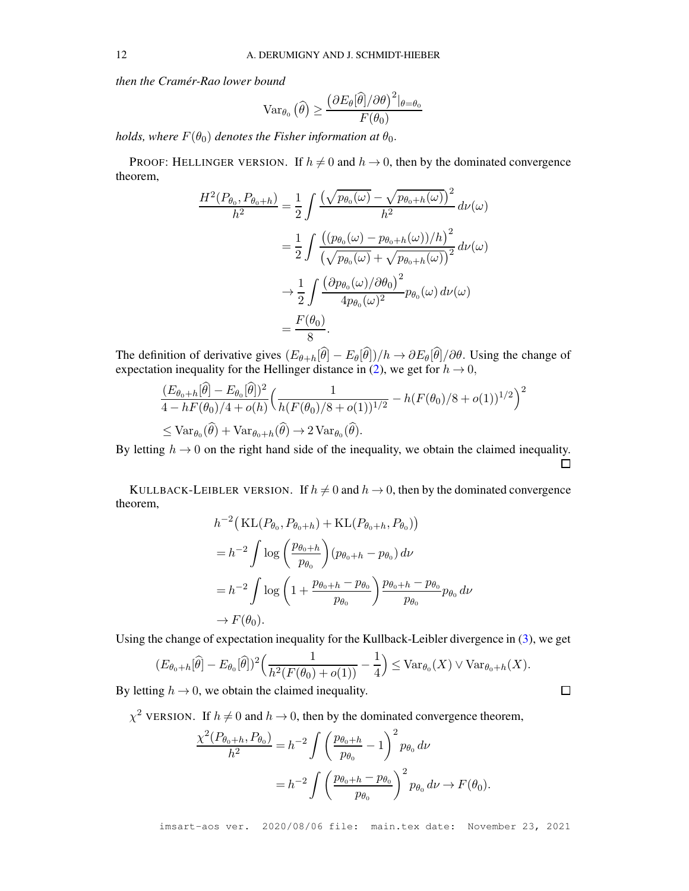*then the Cramér-Rao lower bound*

$$\mathrm{Var}_{\theta_0}\big(\widehat{\theta}\big) \geq \frac{\big(\partial E_\theta[\widehat{\theta}]/\partial\theta\big)^2|_{\theta=\theta_0}}{F(\theta_0)}$$

*holds, where $F(\theta_0)$ denotes the Fisher information at $\theta_0$.*

PROOF: HELLINGER VERSION. If $h \neq 0$ and $h \to 0$, then by the dominated convergence theorem,

$$\begin{aligned}
\frac{H^2(P_{\theta_0}, P_{\theta_0+h})}{h^2} &= \frac{1}{2}\int \frac{\big(\sqrt{p_{\theta_0}(\omega)} - \sqrt{p_{\theta_0+h}(\omega)}\big)^2}{h^2}\, d\nu(\omega) \\
&= \frac{1}{2}\int \frac{\big((p_{\theta_0}(\omega) - p_{\theta_0+h}(\omega))/h\big)^2}{\big(\sqrt{p_{\theta_0}(\omega)} + \sqrt{p_{\theta_0+h}(\omega)}\big)^2}\, d\nu(\omega) \\
&\to \frac{1}{2}\int \frac{\big(\partial p_{\theta_0}(\omega)/\partial\theta_0\big)^2}{4p_{\theta_0}(\omega)^2} p_{\theta_0}(\omega)\, d\nu(\omega) \\
&= \frac{F(\theta_0)}{8}.
\end{aligned}$$

The definition of derivative gives $(E_{\theta+h}[\widehat{\theta}] - E_\theta[\widehat{\theta}])/h \to \partial E_\theta[\widehat{\theta}]/\partial\theta$. Using the change of expectation inequality for the Hellinger distance in (2), we get for $h \to 0$,

$$\begin{aligned}
&\frac{(E_{\theta_0+h}[\widehat{\theta}] - E_{\theta_0}[\widehat{\theta}])^2}{4 - hF(\theta_0)/4 + o(h)}\Big(\frac{1}{h(F(\theta_0)/8 + o(1))^{1/2}} - h(F(\theta_0)/8 + o(1))^{1/2}\Big)^2 \\
&\leq \mathrm{Var}_{\theta_0}(\widehat{\theta}) + \mathrm{Var}_{\theta_0+h}(\widehat{\theta}) \to 2\,\mathrm{Var}_{\theta_0}(\widehat{\theta}).
\end{aligned}$$

By letting $h \to 0$ on the right hand side of the inequality, we obtain the claimed inequality. □

KULLBACK-LEIBLER VERSION. If $h \neq 0$ and $h \to 0$, then by the dominated convergence theorem,

$$\begin{aligned}
&h^{-2}\big(\mathrm{KL}(P_{\theta_0}, P_{\theta_0+h}) + \mathrm{KL}(P_{\theta_0+h}, P_{\theta_0})\big) \\
&= h^{-2}\int \log\left(\frac{p_{\theta_0+h}}{p_{\theta_0}}\right)(p_{\theta_0+h} - p_{\theta_0})\, d\nu \\
&= h^{-2}\int \log\left(1 + \frac{p_{\theta_0+h} - p_{\theta_0}}{p_{\theta_0}}\right)\frac{p_{\theta_0+h} - p_{\theta_0}}{p_{\theta_0}} p_{\theta_0}\, d\nu \\
&\to F(\theta_0).
\end{aligned}$$

Using the change of expectation inequality for the Kullback-Leibler divergence in (3), we get

$$(E_{\theta_0+h}[\widehat{\theta}] - E_{\theta_0}[\widehat{\theta}])^2\Big(\frac{1}{h^2(F(\theta_0) + o(1))} - \frac{1}{4}\Big) \leq \mathrm{Var}_{\theta_0}(X) \vee \mathrm{Var}_{\theta_0+h}(X).$$

By letting $h \to 0$, we obtain the claimed inequality. □

$\chi^2$ VERSION. If $h \neq 0$ and $h \to 0$, then by the dominated convergence theorem,

$$\begin{aligned}
\frac{\chi^2(P_{\theta_0+h}, P_{\theta_0})}{h^2} &= h^{-2}\int \left(\frac{p_{\theta_0+h}}{p_{\theta_0}} - 1\right)^2 p_{\theta_0}\, d\nu \\
&= h^{-2}\int \left(\frac{p_{\theta_0+h} - p_{\theta_0}}{p_{\theta_0}}\right)^2 p_{\theta_0}\, d\nu \to F(\theta_0).
\end{aligned}$$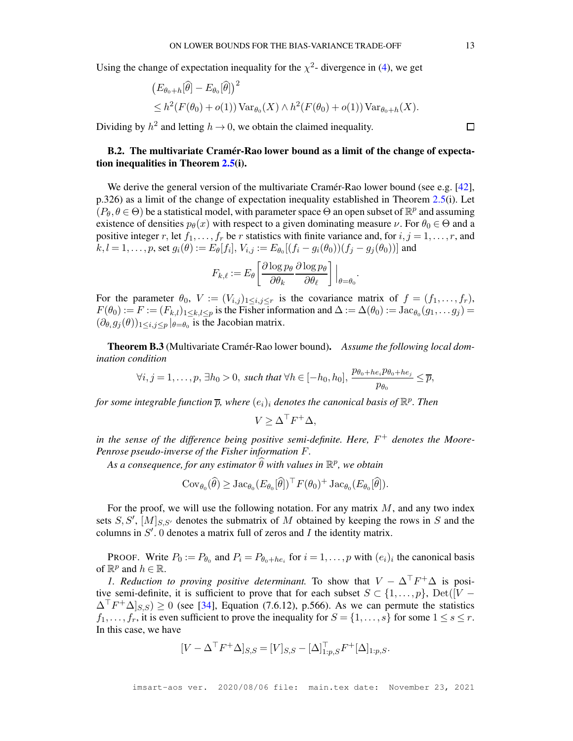Using the change of expectation inequality for the $\chi^2$- divergence in (4), we get

$$
\begin{aligned}
&\big(E_{\theta_0+h}[\widehat{\theta}] - E_{\theta_0}[\widehat{\theta}]\big)^2 \\
&\leq h^2(F(\theta_0) + o(1)) \operatorname{Var}_{\theta_0}(X) \wedge h^2(F(\theta_0) + o(1)) \operatorname{Var}_{\theta_0+h}(X).
\end{aligned}
$$

Dividing by $h^2$ and letting $h \to 0$, we obtain the claimed inequality. □

### B.2. The multivariate Cramér-Rao lower bound as a limit of the change of expectation inequalities in Theorem 2.5(i).

We derive the general version of the multivariate Cramér-Rao lower bound (see e.g. [42], p.326) as a limit of the change of expectation inequality established in Theorem 2.5(i). Let $(P_\theta, \theta \in \Theta)$ be a statistical model, with parameter space $\Theta$ an open subset of $\mathbb{R}^p$ and assuming existence of densities $p_\theta(x)$ with respect to a given dominating measure $\nu$. For $\theta_0 \in \Theta$ and a positive integer $r$, let $f_1, \ldots, f_r$ be $r$ statistics with finite variance and, for $i, j = 1, \ldots, r$, and $k, l = 1, \ldots, p$, set $g_i(\theta) := E_\theta[f_i]$, $V_{i,j} := E_{\theta_0}[(f_i - g_i(\theta_0))(f_j - g_j(\theta_0))]$ and

$$
F_{k,\ell} := E_\theta\left[\frac{\partial \log p_\theta}{\partial \theta_k} \frac{\partial \log p_\theta}{\partial \theta_\ell}\right]\Big|_{\theta=\theta_0}.
$$

For the parameter $\theta_0$, $V := (V_{i,j})_{1 \leq i,j \leq r}$ is the covariance matrix of $f = (f_1, \ldots, f_r)$, $F(\theta_0) := F := (F_{k,l})_{1 \leq k,l \leq p}$ is the Fisher information and $\Delta := \Delta(\theta_0) := \operatorname{Jac}_{\theta_0}(g_1, \ldots g_j) = (\partial_\theta g_j(\theta))_{1 \leq i,j \leq p}\,|_{\theta=\theta_0}$ is the Jacobian matrix.

**Theorem B.3** (Multivariate Cramér-Rao lower bound). *Assume the following local domination condition*

$$
\forall i, j = 1, \ldots, p,\ \exists h_0 > 0,\ \text{such that } \forall h \in [-h_0, h_0],\ \frac{p_{\theta_0+he_i} p_{\theta_0+he_j}}{p_{\theta_0}} \leq \overline{p},
$$

*for some integrable function $\overline{p}$, where $(e_i)_i$ denotes the canonical basis of $\mathbb{R}^p$. Then*

$$
V \geq \Delta^\top F^+ \Delta,
$$

*in the sense of the difference being positive semi-definite. Here, $F^+$ denotes the Moore-Penrose pseudo-inverse of the Fisher information $F$.*

*As a consequence, for any estimator $\widehat{\theta}$ with values in $\mathbb{R}^p$, we obtain*

$$
\operatorname{Cov}_{\theta_0}(\widehat{\theta}) \geq \operatorname{Jac}_{\theta_0}(E_{\theta_0}[\widehat{\theta}])^\top F(\theta_0)^+ \operatorname{Jac}_{\theta_0}(E_{\theta_0}[\widehat{\theta}]).
$$

For the proof, we will use the following notation. For any matrix $M$, and any two index sets $S, S'$, $[M]_{S,S'}$ denotes the submatrix of $M$ obtained by keeping the rows in $S$ and the columns in $S'$. $0$ denotes a matrix full of zeros and $I$ the identity matrix.

PROOF. Write $P_0 := P_{\theta_0}$ and $P_i = P_{\theta_0+he_i}$ for $i = 1, \ldots, p$ with $(e_i)_i$ the canonical basis of $\mathbb{R}^p$ and $h \in \mathbb{R}$.

*1. Reduction to proving positive determinant.* To show that $V - \Delta^\top F^+ \Delta$ is positive semi-definite, it is sufficient to prove that for each subset $S \subset \{1, \ldots, p\}$, $\operatorname{Det}([V - \Delta^\top F^+ \Delta]_{S,S}) \geq 0$ (see [34], Equation (7.6.12), p.566). As we can permute the statistics $f_1, \ldots, f_r$, it is even sufficient to prove the inequality for $S = \{1, \ldots, s\}$ for some $1 \leq s \leq r$. In this case, we have

$$
[V - \Delta^\top F^+ \Delta]_{S,S} = [V]_{S,S} - [\Delta]_{1:p,S}^\top F^+ [\Delta]_{1:p,S}.
$$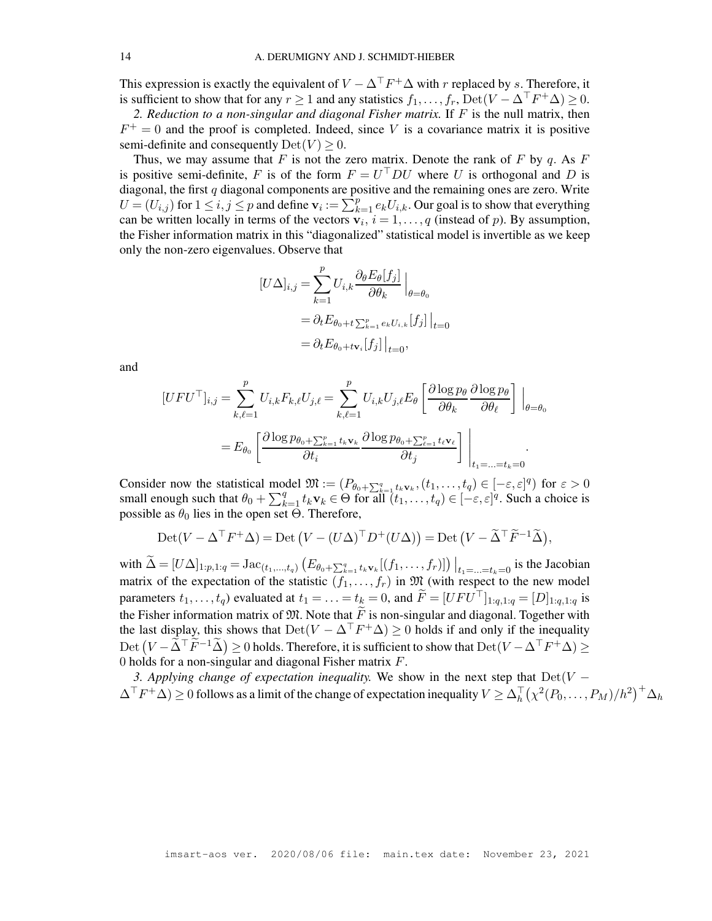This expression is exactly the equivalent of $V - \Delta^\top F^+ \Delta$ with $r$ replaced by $s$. Therefore, it is sufficient to show that for any $r \geq 1$ and any statistics $f_1, \ldots, f_r$, $\mathrm{Det}(V - \Delta^\top F^+ \Delta) \geq 0$.

*2. Reduction to a non-singular and diagonal Fisher matrix.* If $F$ is the null matrix, then $F^+ = 0$ and the proof is completed. Indeed, since $V$ is a covariance matrix it is positive semi-definite and consequently $\mathrm{Det}(V) \geq 0$.

Thus, we may assume that $F$ is not the zero matrix. Denote the rank of $F$ by $q$. As $F$ is positive semi-definite, $F$ is of the form $F = U^\top D U$ where $U$ is orthogonal and $D$ is diagonal, the first $q$ diagonal components are positive and the remaining ones are zero. Write $U = (U_{i,j})$ for $1 \leq i, j \leq p$ and define $\mathbf{v}_i := \sum_{k=1}^p e_k U_{i,k}$. Our goal is to show that everything can be written locally in terms of the vectors $\mathbf{v}_i$, $i = 1, \ldots, q$ (instead of $p$). By assumption, the Fisher information matrix in this "diagonalized" statistical model is invertible as we keep only the non-zero eigenvalues. Observe that

$$
\begin{aligned}
[U\Delta]_{i,j} &= \sum_{k=1}^p U_{i,k} \frac{\partial_\theta E_\theta[f_j]}{\partial \theta_k}\Big|_{\theta=\theta_0} \\
&= \partial_t E_{\theta_0 + t \sum_{k=1}^p e_k U_{i,k}}[f_j]\big|_{t=0} \\
&= \partial_t E_{\theta_0 + t\mathbf{v}_i}[f_j]\big|_{t=0},
\end{aligned}
$$

and

$$
\begin{aligned}
[UFU^\top]_{i,j} &= \sum_{k,\ell=1}^p U_{i,k} F_{k,\ell} U_{j,\ell} = \sum_{k,\ell=1}^p U_{i,k} U_{j,\ell} E_\theta\left[\frac{\partial \log p_\theta}{\partial \theta_k} \frac{\partial \log p_\theta}{\partial \theta_\ell}\right]\Big|_{\theta=\theta_0} \\
&= E_{\theta_0}\left[\frac{\partial \log p_{\theta_0 + \sum_{k=1}^p t_k \mathbf{v}_k}}{\partial t_i} \frac{\partial \log p_{\theta_0 + \sum_{\ell=1}^p t_\ell \mathbf{v}_\ell}}{\partial t_j}\right]\Bigg|_{t_1 = \ldots = t_k = 0}.
\end{aligned}
$$

Consider now the statistical model $\mathfrak{M} := (P_{\theta_0 + \sum_{k=1}^q t_k \mathbf{v}_k}, (t_1, \ldots, t_q) \in [-\varepsilon, \varepsilon]^q)$ for $\varepsilon > 0$ small enough such that $\theta_0 + \sum_{k=1}^q t_k \mathbf{v}_k \in \Theta$ for all $(t_1, \ldots, t_q) \in [-\varepsilon, \varepsilon]^q$. Such a choice is possible as $\theta_0$ lies in the open set $\Theta$. Therefore,

$$
\mathrm{Det}(V - \Delta^\top F^+ \Delta) = \mathrm{Det}\big(V - (U\Delta)^\top D^+ (U\Delta)\big) = \mathrm{Det}\big(V - \widetilde{\Delta}^\top \widetilde{F}^{-1} \widetilde{\Delta}\big),
$$

with $\widetilde{\Delta} = [U\Delta]_{1:p,1:q} = \mathrm{Jac}_{(t_1,\ldots,t_q)}\big(E_{\theta_0 + \sum_{k=1}^q t_k \mathbf{v}_k}[(f_1, \ldots, f_r)]\big)\big|_{t_1 = \ldots = t_k = 0}$ is the Jacobian matrix of the expectation of the statistic $(f_1, \ldots, f_r)$ in $\mathfrak{M}$ (with respect to the new model parameters $t_1, \ldots, t_q$) evaluated at $t_1 = \ldots = t_k = 0$, and $\widetilde{F} = [UFU^\top]_{1:q,1:q} = [D]_{1:q,1:q}$ is the Fisher information matrix of $\mathfrak{M}$. Note that $\widetilde{F}$ is non-singular and diagonal. Together with the last display, this shows that $\mathrm{Det}(V - \Delta^\top F^+ \Delta) \geq 0$ holds if and only if the inequality $\mathrm{Det}\big(V - \widetilde{\Delta}^\top \widetilde{F}^{-1} \widetilde{\Delta}\big) \geq 0$ holds. Therefore, it is sufficient to show that $\mathrm{Det}(V - \Delta^\top F^+ \Delta) \geq 0$ holds for a non-singular and diagonal Fisher matrix $F$.

*3. Applying change of expectation inequality.* We show in the next step that $\mathrm{Det}(V - \Delta^\top F^+ \Delta) \geq 0$ follows as a limit of the change of expectation inequality $V \geq \Delta_h^\top \big(\chi^2(P_0, \ldots, P_M)/h^2\big)^+ \Delta_h$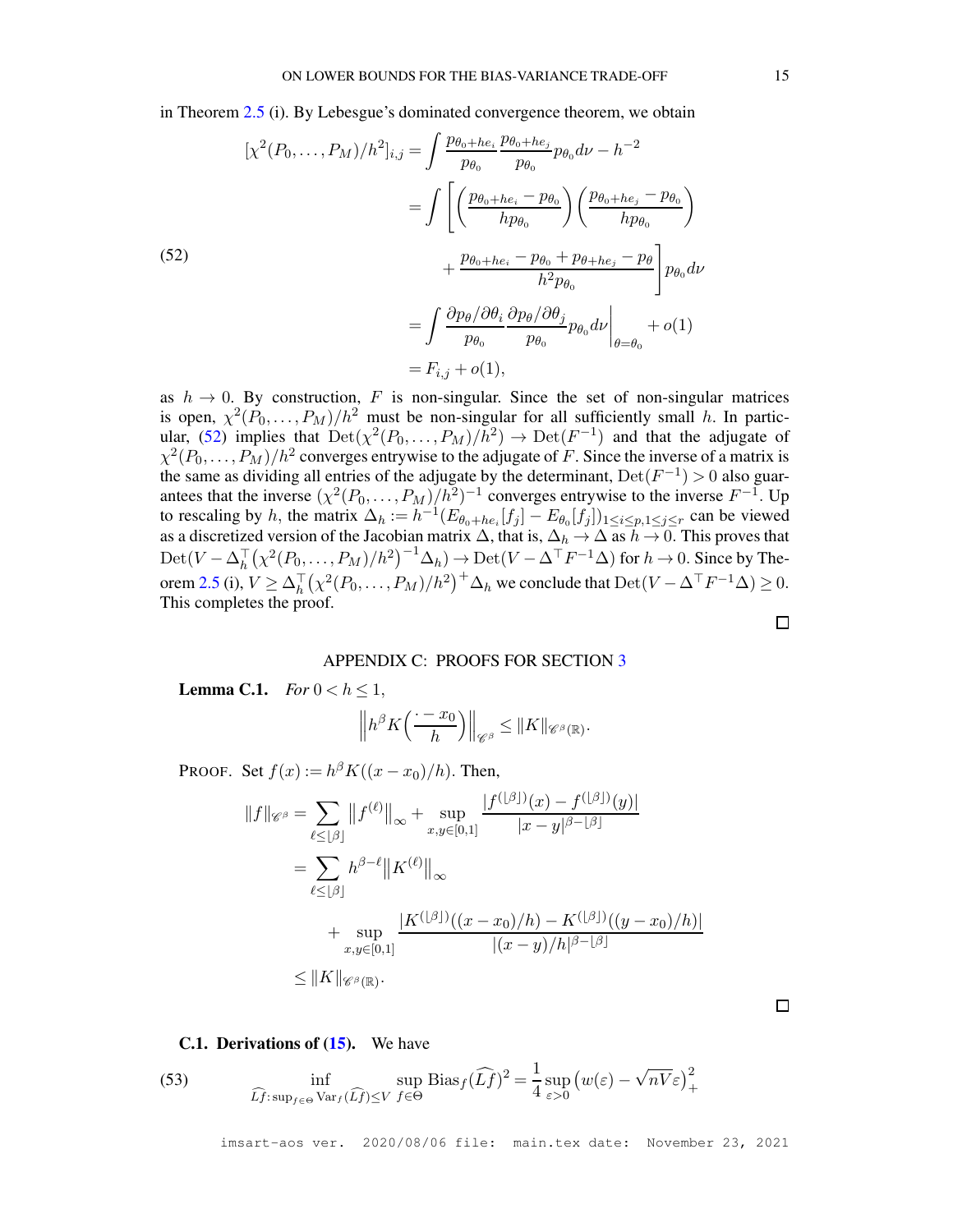in Theorem 2.5 (i). By Lebesgue's dominated convergence theorem, we obtain

$$
\begin{aligned}
[\chi^2(P_0,\dots,P_M)/h^2]_{i,j} &= \int \frac{p_{\theta_0+he_i}}{p_{\theta_0}}\frac{p_{\theta_0+he_j}}{p_{\theta_0}}p_{\theta_0}d\nu - h^{-2} \\
&= \int \Bigg[\left(\frac{p_{\theta_0+he_i}-p_{\theta_0}}{hp_{\theta_0}}\right)\left(\frac{p_{\theta_0+he_j}-p_{\theta_0}}{hp_{\theta_0}}\right) \\
&\qquad + \frac{p_{\theta_0+he_i}-p_{\theta_0}+p_{\theta+he_j}-p_{\theta}}{h^2p_{\theta_0}}\Bigg]p_{\theta_0}d\nu \\
&= \int \frac{\partial p_\theta/\partial\theta_i}{p_{\theta_0}}\frac{\partial p_\theta/\partial\theta_j}{p_{\theta_0}}p_{\theta_0}d\nu\Bigg|_{\theta=\theta_0} + o(1) \\
&= F_{i,j}+o(1),
\end{aligned}
\tag{52}
$$

as $h\to 0$. By construction, $F$ is non-singular. Since the set of non-singular matrices is open, $\chi^2(P_0,\dots,P_M)/h^2$ must be non-singular for all sufficiently small $h$. In particular, (52) implies that $\operatorname{Det}(\chi^2(P_0,\dots,P_M)/h^2)\to\operatorname{Det}(F^{-1})$ and that the adjugate of $\chi^2(P_0,\dots,P_M)/h^2$ converges entrywise to the adjugate of $F$. Since the inverse of a matrix is the same as dividing all entries of the adjugate by the determinant, $\operatorname{Det}(F^{-1})>0$ also guarantees that the inverse $(\chi^2(P_0,\dots,P_M)/h^2)^{-1}$ converges entrywise to the inverse $F^{-1}$. Up to rescaling by $h$, the matrix $\Delta_h := h^{-1}(E_{\theta_0+he_i}[f_j]-E_{\theta_0}[f_j])_{1\le i\le p,1\le j\le r}$ can be viewed as a discretized version of the Jacobian matrix $\Delta$, that is, $\Delta_h\to\Delta$ as $h\to 0$. This proves that $\operatorname{Det}(V-\Delta_h^\top(\chi^2(P_0,\dots,P_M)/h^2)^{-1}\Delta_h)\to\operatorname{Det}(V-\Delta^\top F^{-1}\Delta)$ for $h\to 0$. Since by Theorem 2.5 (i), $V\ge\Delta_h^\top(\chi^2(P_0,\dots,P_M)/h^2)^{+}\Delta_h$ we conclude that $\operatorname{Det}(V-\Delta^\top F^{-1}\Delta)\ge 0$. This completes the proof. □

## APPENDIX C: PROOFS FOR SECTION 3

**Lemma C.1.** *For $0<h\le 1$,*

$$
\left\| h^\beta K\Big(\frac{\cdot - x_0}{h}\Big)\right\|_{\mathscr{C}^\beta} \le \|K\|_{\mathscr{C}^\beta(\mathbb{R})}.
$$

PROOF. Set $f(x):=h^\beta K((x-x_0)/h)$. Then,

$$
\begin{aligned}
\|f\|_{\mathscr{C}^\beta} &= \sum_{\ell\le\lfloor\beta\rfloor}\big\|f^{(\ell)}\big\|_\infty + \sup_{x,y\in[0,1]}\frac{|f^{(\lfloor\beta\rfloor)}(x)-f^{(\lfloor\beta\rfloor)}(y)|}{|x-y|^{\beta-\lfloor\beta\rfloor}} \\
&= \sum_{\ell\le\lfloor\beta\rfloor} h^{\beta-\ell}\big\|K^{(\ell)}\big\|_\infty \\
&\qquad + \sup_{x,y\in[0,1]}\frac{|K^{(\lfloor\beta\rfloor)}((x-x_0)/h)-K^{(\lfloor\beta\rfloor)}((y-x_0)/h)|}{|(x-y)/h|^{\beta-\lfloor\beta\rfloor}} \\
&\le \|K\|_{\mathscr{C}^\beta(\mathbb{R})}.
\end{aligned}
$$

□

**C.1. Derivations of (15).** We have

$$
\inf_{\widehat{Lf}:\,\sup_{f\in\Theta}\operatorname{Var}_f(\widehat{Lf})\le V}\ \sup_{f\in\Theta}\operatorname{Bias}_f(\widehat{Lf})^2 = \frac{1}{4}\sup_{\varepsilon>0}\big(w(\varepsilon)-\sqrt{nV}\varepsilon\big)_+^2
\tag{53}
$$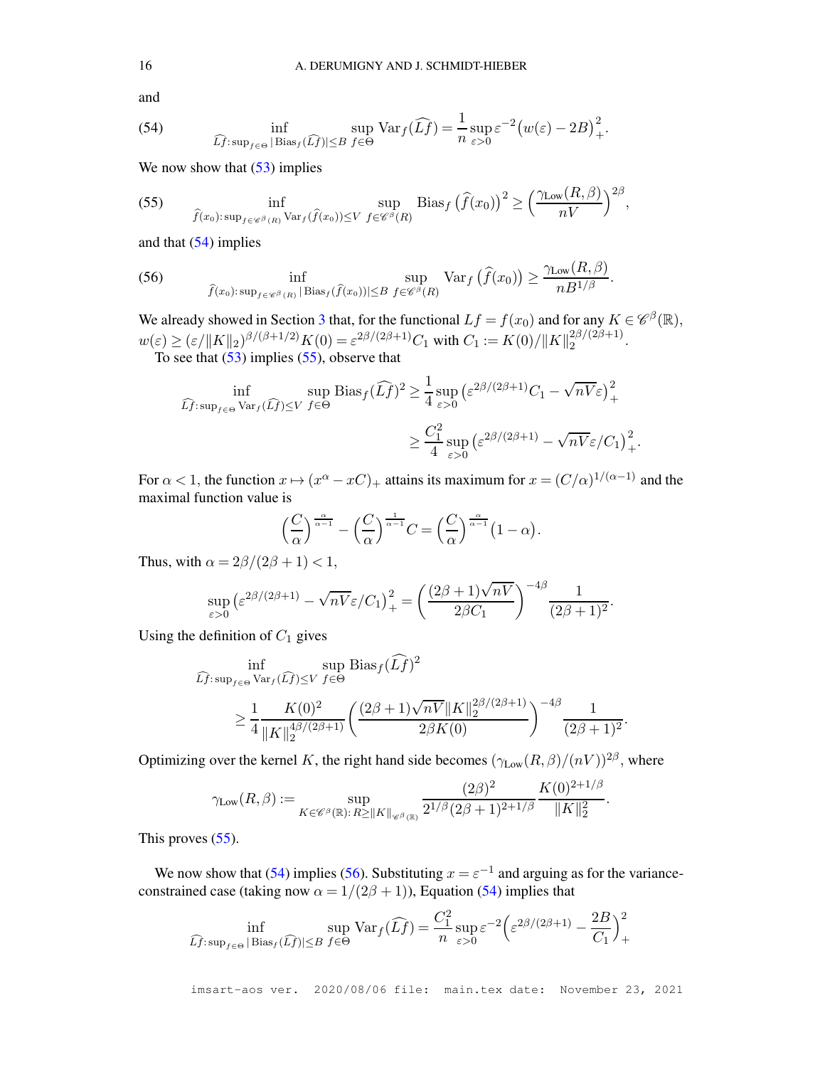and

$$
\inf_{\widehat{Lf}:\sup_{f\in\Theta}|\operatorname{Bias}_f(\widehat{Lf})|\leq B}\ \sup_{f\in\Theta} \operatorname{Var}_f(\widehat{Lf}) = \frac{1}{n}\sup_{\varepsilon>0}\varepsilon^{-2}\big(w(\varepsilon)-2B\big)_+^2. \tag{54}
$$

We now show that (53) implies

$$
\inf_{\widehat{f}(x_0):\sup_{f\in\mathscr{C}^\beta(R)}\operatorname{Var}_f(\widehat{f}(x_0))\leq V}\ \sup_{f\in\mathscr{C}^\beta(R)} \operatorname{Bias}_f\big(\widehat{f}(x_0)\big)^2 \geq \Big(\frac{\gamma_{\mathrm{Low}}(R,\beta)}{nV}\Big)^{2\beta}, \tag{55}
$$

and that (54) implies

$$
\inf_{\widehat{f}(x_0):\sup_{f\in\mathscr{C}^\beta(R)}|\operatorname{Bias}_f(\widehat{f}(x_0))|\leq B}\ \sup_{f\in\mathscr{C}^\beta(R)} \operatorname{Var}_f\big(\widehat{f}(x_0)\big) \geq \frac{\gamma_{\mathrm{Low}}(R,\beta)}{nB^{1/\beta}}. \tag{56}
$$

We already showed in Section 3 that, for the functional $Lf=f(x_0)$ and for any $K\in\mathscr{C}^\beta(\mathbb{R})$, $w(\varepsilon)\geq(\varepsilon/\|K\|_2)^{\beta/(\beta+1/2)}K(0)=\varepsilon^{2\beta/(2\beta+1)}C_1$ with $C_1:=K(0)/\|K\|_2^{2\beta/(2\beta+1)}$.

To see that (53) implies (55), observe that

$$
\begin{aligned}
\inf_{\widehat{Lf}:\sup_{f\in\Theta}\operatorname{Var}_f(\widehat{Lf})\leq V}\ \sup_{f\in\Theta}\operatorname{Bias}_f(\widehat{Lf})^2 &\geq \frac{1}{4}\sup_{\varepsilon>0}\big(\varepsilon^{2\beta/(2\beta+1)}C_1-\sqrt{nV}\varepsilon\big)_+^2\\
&\geq \frac{C_1^2}{4}\sup_{\varepsilon>0}\big(\varepsilon^{2\beta/(2\beta+1)}-\sqrt{nV}\varepsilon/C_1\big)_+^2.
\end{aligned}
$$

For $\alpha<1$, the function $x\mapsto(x^\alpha-xC)_+$ attains its maximum for $x=(C/\alpha)^{1/(\alpha-1)}$ and the maximal function value is

$$
\Big(\frac{C}{\alpha}\Big)^{\frac{\alpha}{\alpha-1}}-\Big(\frac{C}{\alpha}\Big)^{\frac{1}{\alpha-1}}C=\Big(\frac{C}{\alpha}\Big)^{\frac{\alpha}{\alpha-1}}\big(1-\alpha\big).
$$

Thus, with $\alpha=2\beta/(2\beta+1)<1$,

$$
\sup_{\varepsilon>0}\big(\varepsilon^{2\beta/(2\beta+1)}-\sqrt{nV}\varepsilon/C_1\big)_+^2=\bigg(\frac{(2\beta+1)\sqrt{nV}}{2\beta C_1}\bigg)^{-4\beta}\frac{1}{(2\beta+1)^2}.
$$

Using the definition of $C_1$ gives

$$
\begin{aligned}
&\inf_{\widehat{Lf}:\sup_{f\in\Theta}\operatorname{Var}_f(\widehat{Lf})\leq V}\ \sup_{f\in\Theta}\operatorname{Bias}_f(\widehat{Lf})^2\\
&\qquad\geq \frac{1}{4}\frac{K(0)^2}{\|K\|_2^{4\beta/(2\beta+1)}}\bigg(\frac{(2\beta+1)\sqrt{nV}\|K\|_2^{2\beta/(2\beta+1)}}{2\beta K(0)}\bigg)^{-4\beta}\frac{1}{(2\beta+1)^2}.
\end{aligned}
$$

Optimizing over the kernel $K$, the right hand side becomes $(\gamma_{\mathrm{Low}}(R,\beta)/(nV))^{2\beta}$, where

$$
\gamma_{\mathrm{Low}}(R,\beta):=\sup_{K\in\mathscr{C}^\beta(\mathbb{R}):\,R\geq\|K\|_{\mathscr{C}^\beta(\mathbb{R})}}\frac{(2\beta)^2}{2^{1/\beta}(2\beta+1)^{2+1/\beta}}\frac{K(0)^{2+1/\beta}}{\|K\|_2^2}.
$$

This proves (55).

We now show that (54) implies (56). Substituting $x=\varepsilon^{-1}$ and arguing as for the variance-constrained case (taking now $\alpha=1/(2\beta+1)$), Equation (54) implies that

$$
\inf_{\widehat{Lf}:\sup_{f\in\Theta}|\operatorname{Bias}_f(\widehat{Lf})|\leq B}\ \sup_{f\in\Theta}\operatorname{Var}_f(\widehat{Lf})=\frac{C_1^2}{n}\sup_{\varepsilon>0}\varepsilon^{-2}\Big(\varepsilon^{2\beta/(2\beta+1)}-\frac{2B}{C_1}\Big)_+^2
$$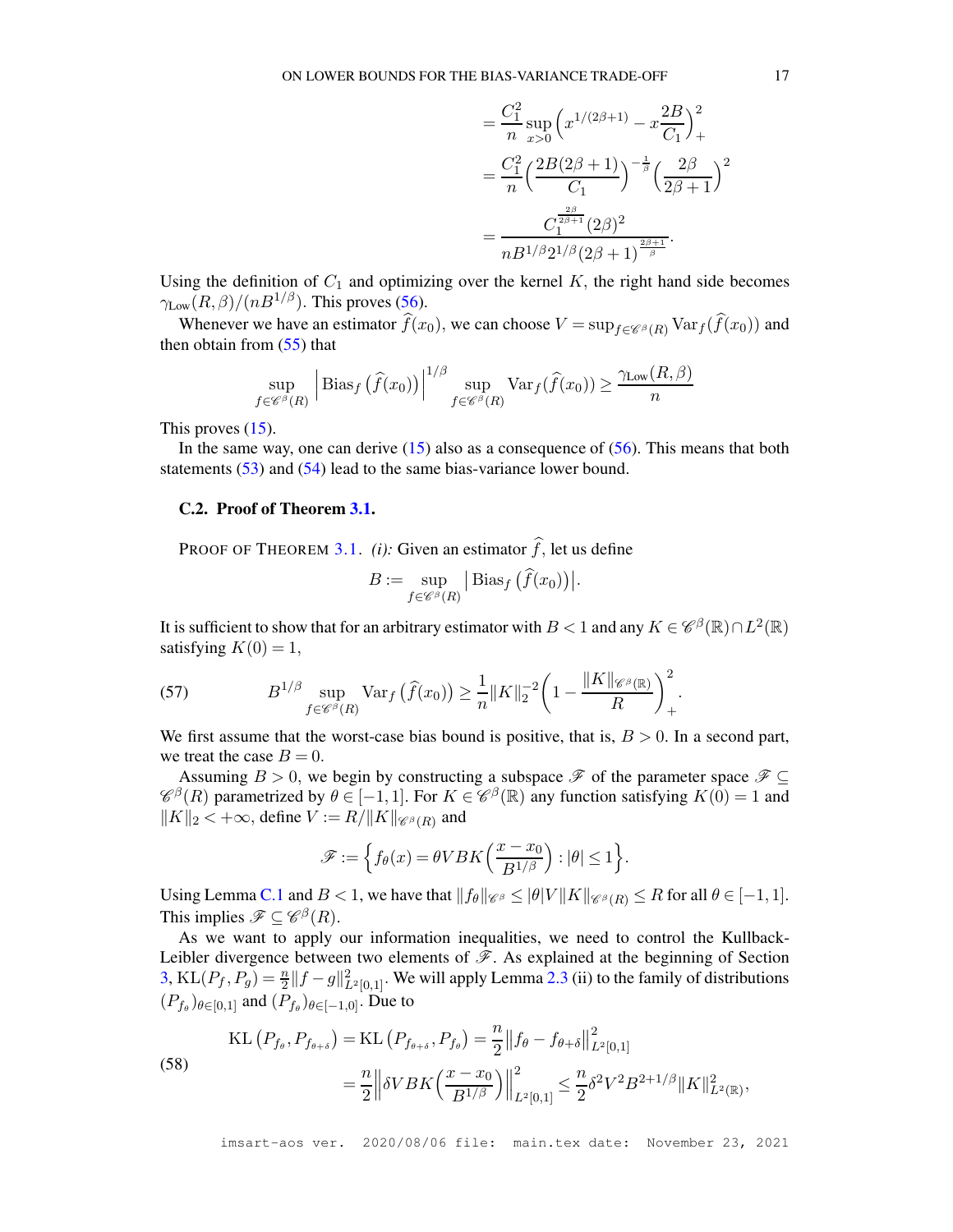$$= \frac{C_1^2}{n} \sup_{x>0} \Big( x^{1/(2\beta+1)} - x\frac{2B}{C_1}\Big)_+^2$$

$$= \frac{C_1^2}{n}\Big(\frac{2B(2\beta+1)}{C_1}\Big)^{-\frac{1}{\beta}}\Big(\frac{2\beta}{2\beta+1}\Big)^2$$

$$= \frac{C_1^{\frac{2\beta}{2\beta+1}}(2\beta)^2}{nB^{1/\beta}2^{1/\beta}(2\beta+1)^{\frac{2\beta+1}{\beta}}}.$$

Using the definition of $C_1$ and optimizing over the kernel $K$, the right hand side becomes $\gamma_{\text{Low}}(R,\beta)/(nB^{1/\beta})$. This proves (56).

Whenever we have an estimator $\widehat{f}(x_0)$, we can choose $V = \sup_{f\in\mathscr{C}^\beta(R)} \operatorname{Var}_f(\widehat{f}(x_0))$ and then obtain from (55) that

$$\sup_{f\in\mathscr{C}^\beta(R)} \Big|\operatorname{Bias}_f\big(\widehat{f}(x_0)\big)\Big|^{1/\beta} \sup_{f\in\mathscr{C}^\beta(R)} \operatorname{Var}_f(\widehat{f}(x_0)) \geq \frac{\gamma_{\text{Low}}(R,\beta)}{n}$$

This proves (15).

In the same way, one can derive (15) also as a consequence of (56). This means that both statements (53) and (54) lead to the same bias-variance lower bound.

### C.2. Proof of Theorem 3.1.

PROOF OF THEOREM 3.1. *(i):* Given an estimator $\widehat{f}$, let us define

$$B := \sup_{f\in\mathscr{C}^\beta(R)} \big|\operatorname{Bias}_f\big(\widehat{f}(x_0)\big)\big|.$$

It is sufficient to show that for an arbitrary estimator with $B<1$ and any $K\in\mathscr{C}^\beta(\mathbb{R})\cap L^2(\mathbb{R})$ satisfying $K(0)=1$,

$$B^{1/\beta} \sup_{f\in\mathscr{C}^\beta(R)} \operatorname{Var}_f\big(\widehat{f}(x_0)\big) \geq \frac{1}{n}\|K\|_2^{-2}\Big(1-\frac{\|K\|_{\mathscr{C}^\beta(\mathbb{R})}}{R}\Big)_+^2. \tag{57}$$

We first assume that the worst-case bias bound is positive, that is, $B>0$. In a second part, we treat the case $B=0$.

Assuming $B>0$, we begin by constructing a subspace $\mathscr{F}$ of the parameter space $\mathscr{F}\subseteq\mathscr{C}^\beta(R)$ parametrized by $\theta\in[-1,1]$. For $K\in\mathscr{C}^\beta(\mathbb{R})$ any function satisfying $K(0)=1$ and $\|K\|_2<+\infty$, define $V:=R/\|K\|_{\mathscr{C}^\beta(R)}$ and

$$\mathscr{F} := \Big\{ f_\theta(x) = \theta VBK\Big(\frac{x-x_0}{B^{1/\beta}}\Big) : |\theta|\leq 1\Big\}.$$

Using Lemma C.1 and $B<1$, we have that $\|f_\theta\|_{\mathscr{C}^\beta} \leq |\theta|V\|K\|_{\mathscr{C}^\beta(R)} \leq R$ for all $\theta\in[-1,1]$. This implies $\mathscr{F}\subseteq\mathscr{C}^\beta(R)$.

As we want to apply our information inequalities, we need to control the Kullback-Leibler divergence between two elements of $\mathscr{F}$. As explained at the beginning of Section 3, $\operatorname{KL}(P_f,P_g) = \frac{n}{2}\|f-g\|_{L^2[0,1]}^2$. We will apply Lemma 2.3 (ii) to the family of distributions $(P_{f_\theta})_{\theta\in[0,1]}$ and $(P_{f_\theta})_{\theta\in[-1,0]}$. Due to

$$\begin{aligned}
\operatorname{KL}\big(P_{f_\theta},P_{f_{\theta+\delta}}\big) &= \operatorname{KL}\big(P_{f_{\theta+\delta}},P_{f_\theta}\big) = \frac{n}{2}\big\|f_\theta - f_{\theta+\delta}\big\|_{L^2[0,1]}^2 \\
&= \frac{n}{2}\Big\|\delta VBK\Big(\frac{x-x_0}{B^{1/\beta}}\Big)\Big\|_{L^2[0,1]}^2 \leq \frac{n}{2}\delta^2V^2B^{2+1/\beta}\|K\|_{L^2(\mathbb{R})}^2,
\end{aligned} \tag{58}$$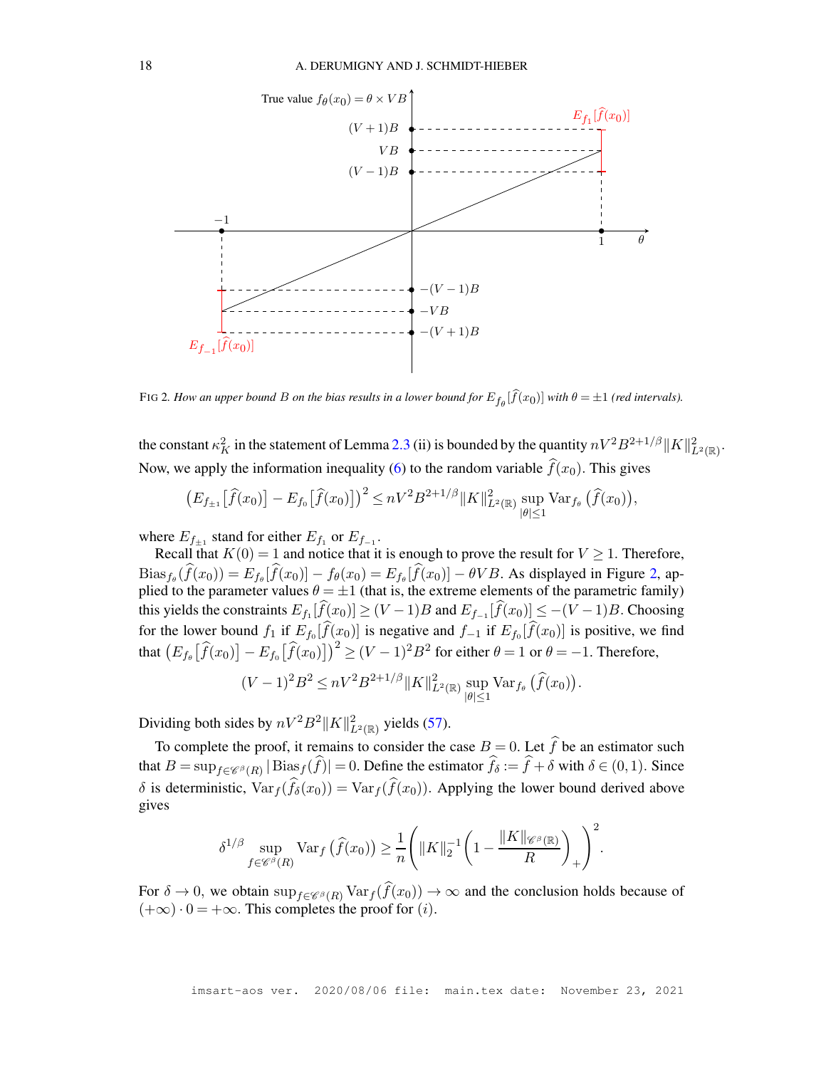FIG 2. *How an upper bound $B$ on the bias results in a lower bound for $E_{f_\theta}[\widehat{f}(x_0)]$ with $\theta = \pm 1$ (red intervals).*

the constant $\kappa_K^2$ in the statement of Lemma 2.3 (ii) is bounded by the quantity $nV^2 B^{2+1/\beta}\|K\|^2_{L^2(\mathbb{R})}$. Now, we apply the information inequality (6) to the random variable $\widehat{f}(x_0)$. This gives

$$\big(E_{f_{\pm 1}}\big[\widehat{f}(x_0)\big] - E_{f_0}\big[\widehat{f}(x_0)\big]\big)^2 \leq nV^2 B^{2+1/\beta}\|K\|^2_{L^2(\mathbb{R})} \sup_{|\theta|\leq 1} \operatorname{Var}_{f_\theta}\big(\widehat{f}(x_0)\big),$$

where $E_{f_{\pm 1}}$ stand for either $E_{f_1}$ or $E_{f_{-1}}$.

Recall that $K(0) = 1$ and notice that it is enough to prove the result for $V \geq 1$. Therefore, $\operatorname{Bias}_{f_\theta}(\widehat{f}(x_0)) = E_{f_\theta}[\widehat{f}(x_0)] - f_\theta(x_0) = E_{f_\theta}[\widehat{f}(x_0)] - \theta V B$. As displayed in Figure 2, applied to the parameter values $\theta = \pm 1$ (that is, the extreme elements of the parametric family) this yields the constraints $E_{f_1}[\widehat{f}(x_0)] \geq (V-1)B$ and $E_{f_{-1}}[\widehat{f}(x_0)] \leq -(V-1)B$. Choosing for the lower bound $f_1$ if $E_{f_0}[\widehat{f}(x_0)]$ is negative and $f_{-1}$ if $E_{f_0}[\widehat{f}(x_0)]$ is positive, we find that $\big(E_{f_\theta}\big[\widehat{f}(x_0)\big] - E_{f_0}\big[\widehat{f}(x_0)\big]\big)^2 \geq (V-1)^2 B^2$ for either $\theta = 1$ or $\theta = -1$. Therefore,

$$(V-1)^2 B^2 \leq nV^2 B^{2+1/\beta}\|K\|^2_{L^2(\mathbb{R})} \sup_{|\theta|\leq 1} \operatorname{Var}_{f_\theta}\big(\widehat{f}(x_0)\big).$$

Dividing both sides by $nV^2 B^2 \|K\|^2_{L^2(\mathbb{R})}$ yields (57).

To complete the proof, it remains to consider the case $B = 0$. Let $\widehat{f}$ be an estimator such that $B = \sup_{f\in\mathscr{C}^\beta(R)} |\operatorname{Bias}_f(\widehat{f})| = 0$. Define the estimator $\widehat{f}_\delta := \widehat{f} + \delta$ with $\delta \in (0,1)$. Since $\delta$ is deterministic, $\operatorname{Var}_f(\widehat{f}_\delta(x_0)) = \operatorname{Var}_f(\widehat{f}(x_0))$. Applying the lower bound derived above gives

$$\delta^{1/\beta} \sup_{f\in\mathscr{C}^\beta(R)} \operatorname{Var}_f\big(\widehat{f}(x_0)\big) \geq \frac{1}{n}\left(\|K\|_2^{-1}\left(1 - \frac{\|K\|_{\mathscr{C}^\beta(\mathbb{R})}}{R}\right)_+\right)^2.$$

For $\delta \to 0$, we obtain $\sup_{f\in\mathscr{C}^\beta(R)} \operatorname{Var}_f(\widehat{f}(x_0)) \to \infty$ and the conclusion holds because of $(+\infty)\cdot 0 = +\infty$. This completes the proof for $(i)$.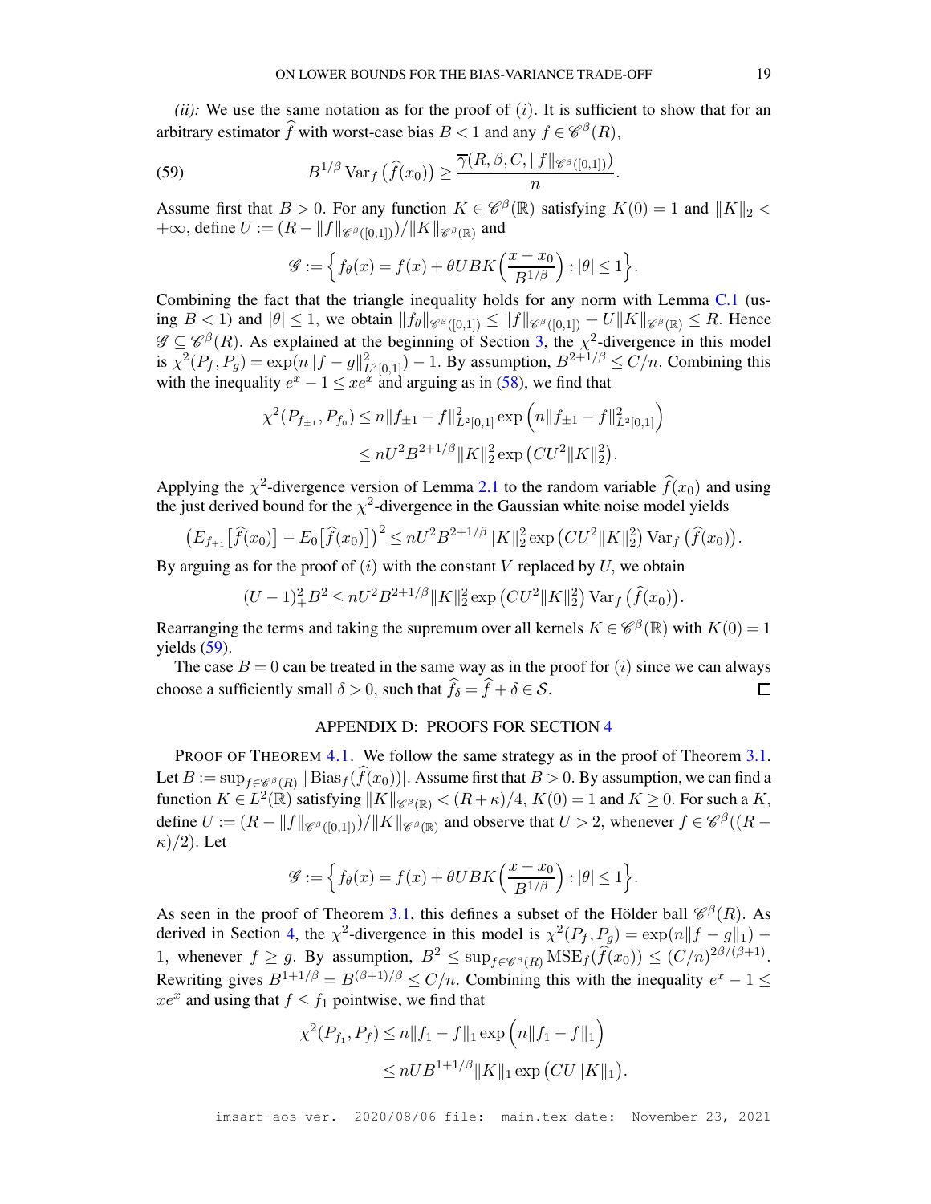*(ii):* We use the same notation as for the proof of $(i)$. It is sufficient to show that for an arbitrary estimator $\widehat{f}$ with worst-case bias $B < 1$ and any $f \in \mathscr{C}^\beta(R)$,

$$B^{1/\beta} \operatorname{Var}_f\big(\widehat{f}(x_0)\big) \geq \frac{\overline{\gamma}(R, \beta, C, \|f\|_{\mathscr{C}^\beta([0,1])})}{n}. \tag{59}$$

Assume first that $B > 0$. For any function $K \in \mathscr{C}^\beta(\mathbb{R})$ satisfying $K(0) = 1$ and $\|K\|_2 < +\infty$, define $U := (R - \|f\|_{\mathscr{C}^\beta([0,1])})/\|K\|_{\mathscr{C}^\beta(\mathbb{R})}$ and

$$\mathscr{G} := \Big\{ f_\theta(x) = f(x) + \theta U B K\Big(\frac{x - x_0}{B^{1/\beta}}\Big) : |\theta| \leq 1 \Big\}.$$

Combining the fact that the triangle inequality holds for any norm with Lemma C.1 (using $B < 1$) and $|\theta| \leq 1$, we obtain $\|f_\theta\|_{\mathscr{C}^\beta([0,1])} \leq \|f\|_{\mathscr{C}^\beta([0,1])} + U\|K\|_{\mathscr{C}^\beta(\mathbb{R})} \leq R$. Hence $\mathscr{G} \subseteq \mathscr{C}^\beta(R)$. As explained at the beginning of Section 3, the $\chi^2$-divergence in this model is $\chi^2(P_f, P_g) = \exp(n\|f - g\|^2_{L^2[0,1]}) - 1$. By assumption, $B^{2+1/\beta} \leq C/n$. Combining this with the inequality $e^x - 1 \leq xe^x$ and arguing as in (58), we find that

$$\begin{aligned}
\chi^2(P_{f_{\pm 1}}, P_{f_0}) &\leq n\|f_{\pm 1} - f\|^2_{L^2[0,1]} \exp\Big(n\|f_{\pm 1} - f\|^2_{L^2[0,1]}\Big) \\
&\leq nU^2 B^{2+1/\beta} \|K\|_2^2 \exp\big(CU^2\|K\|_2^2\big).
\end{aligned}$$

Applying the $\chi^2$-divergence version of Lemma 2.1 to the random variable $\widehat{f}(x_0)$ and using the just derived bound for the $\chi^2$-divergence in the Gaussian white noise model yields

$$\big(E_{f_{\pm 1}}\big[\widehat{f}(x_0)\big] - E_0\big[\widehat{f}(x_0)\big]\big)^2 \leq nU^2 B^{2+1/\beta} \|K\|_2^2 \exp\big(CU^2\|K\|_2^2\big) \operatorname{Var}_f\big(\widehat{f}(x_0)\big).$$

By arguing as for the proof of $(i)$ with the constant $V$ replaced by $U$, we obtain

$$(U - 1)_+^2 B^2 \leq nU^2 B^{2+1/\beta} \|K\|_2^2 \exp\big(CU^2\|K\|_2^2\big) \operatorname{Var}_f\big(\widehat{f}(x_0)\big).$$

Rearranging the terms and taking the supremum over all kernels $K \in \mathscr{C}^\beta(\mathbb{R})$ with $K(0) = 1$ yields (59).

The case $B = 0$ can be treated in the same way as in the proof for $(i)$ since we can always choose a sufficiently small $\delta > 0$, such that $\widehat{f}_\delta = \widehat{f} + \delta \in \mathcal{S}$. $\square$

## APPENDIX D: PROOFS FOR SECTION 4

PROOF OF THEOREM 4.1. We follow the same strategy as in the proof of Theorem 3.1. Let $B := \sup_{f \in \mathscr{C}^\beta(R)} |\operatorname{Bias}_f(\widehat{f}(x_0))|$. Assume first that $B > 0$. By assumption, we can find a function $K \in L^2(\mathbb{R})$ satisfying $\|K\|_{\mathscr{C}^\beta(\mathbb{R})} < (R + \kappa)/4$, $K(0) = 1$ and $K \geq 0$. For such a $K$, define $U := (R - \|f\|_{\mathscr{C}^\beta([0,1])})/\|K\|_{\mathscr{C}^\beta(\mathbb{R})}$ and observe that $U > 2$, whenever $f \in \mathscr{C}^\beta((R - \kappa)/2)$. Let

$$\mathscr{G} := \Big\{ f_\theta(x) = f(x) + \theta U B K\Big(\frac{x - x_0}{B^{1/\beta}}\Big) : |\theta| \leq 1 \Big\}.$$

As seen in the proof of Theorem 3.1, this defines a subset of the Hölder ball $\mathscr{C}^\beta(R)$. As derived in Section 4, the $\chi^2$-divergence in this model is $\chi^2(P_f, P_g) = \exp(n\|f - g\|_1) - 1$, whenever $f \geq g$. By assumption, $B^2 \leq \sup_{f \in \mathscr{C}^\beta(R)} \operatorname{MSE}_f(\widehat{f}(x_0)) \leq (C/n)^{2\beta/(\beta+1)}$. Rewriting gives $B^{1+1/\beta} = B^{(\beta+1)/\beta} \leq C/n$. Combining this with the inequality $e^x - 1 \leq xe^x$ and using that $f \leq f_1$ pointwise, we find that

$$\begin{aligned}
\chi^2(P_{f_1}, P_f) &\leq n\|f_1 - f\|_1 \exp\Big(n\|f_1 - f\|_1\Big) \\
&\leq nUB^{1+1/\beta}\|K\|_1 \exp\big(CU\|K\|_1\big).
\end{aligned}$$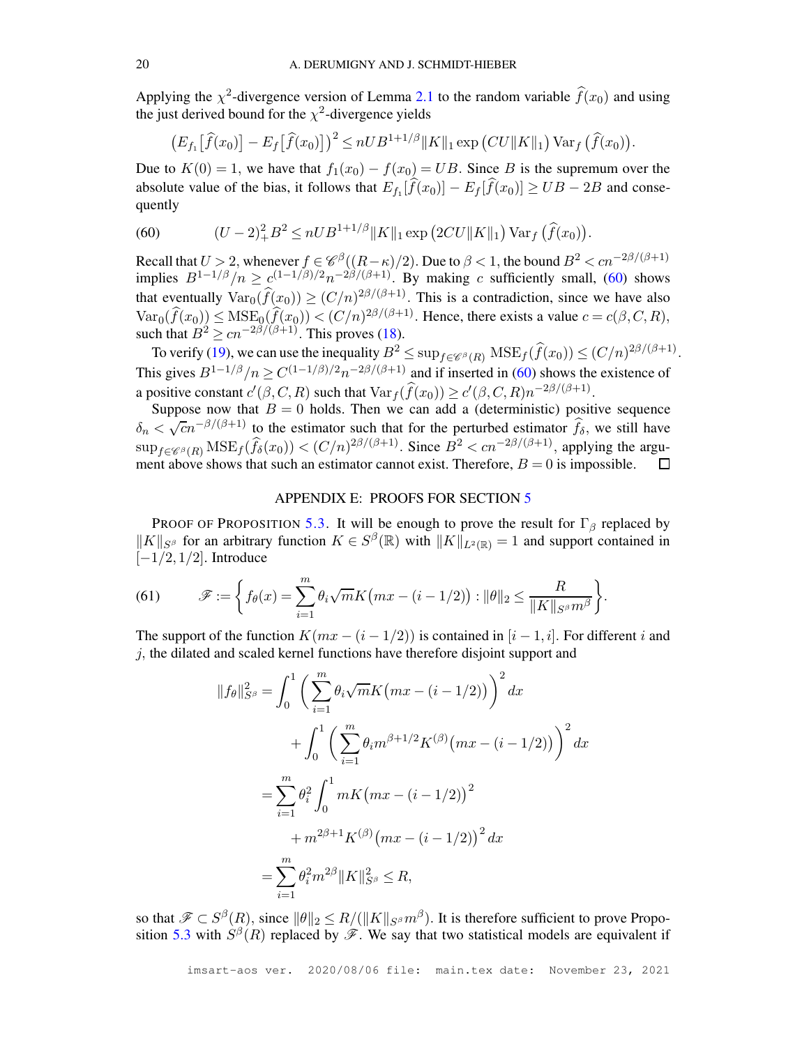Applying the $\chi^2$-divergence version of Lemma 2.1 to the random variable $\widehat{f}(x_0)$ and using the just derived bound for the $\chi^2$-divergence yields

$$\big(E_{f_1}\big[\widehat{f}(x_0)\big] - E_f\big[\widehat{f}(x_0)\big]\big)^2 \leq nUB^{1+1/\beta}\|K\|_1 \exp\big(CU\|K\|_1\big) \operatorname{Var}_f\big(\widehat{f}(x_0)\big).$$

Due to $K(0)=1$, we have that $f_1(x_0) - f(x_0) = UB$. Since $B$ is the supremum over the absolute value of the bias, it follows that $E_{f_1}[\widehat{f}(x_0)] - E_f[\widehat{f}(x_0)] \geq UB - 2B$ and consequently

$$(U-2)_+^2 B^2 \leq nUB^{1+1/\beta}\|K\|_1 \exp\big(2CU\|K\|_1\big) \operatorname{Var}_f\big(\widehat{f}(x_0)\big). \tag{60}$$

Recall that $U > 2$, whenever $f \in \mathscr{C}^\beta((R-\kappa)/2)$. Due to $\beta < 1$, the bound $B^2 < cn^{-2\beta/(\beta+1)}$ implies $B^{1-1/\beta}/n \geq c^{(1-1/\beta)/2} n^{-2\beta/(\beta+1)}$. By making $c$ sufficiently small, (60) shows that eventually $\operatorname{Var}_0(\widehat{f}(x_0)) \geq (C/n)^{2\beta/(\beta+1)}$. This is a contradiction, since we have also $\operatorname{Var}_0(\widehat{f}(x_0)) \leq \operatorname{MSE}_0(\widehat{f}(x_0)) < (C/n)^{2\beta/(\beta+1)}$. Hence, there exists a value $c = c(\beta, C, R)$, such that $B^2 \geq cn^{-2\beta/(\beta+1)}$. This proves (18).

To verify (19), we can use the inequality $B^2 \leq \sup_{f\in\mathscr{C}^\beta(R)} \operatorname{MSE}_f(\widehat{f}(x_0)) \leq (C/n)^{2\beta/(\beta+1)}$. This gives $B^{1-1/\beta}/n \geq C^{(1-1/\beta)/2} n^{-2\beta/(\beta+1)}$ and if inserted in (60) shows the existence of a positive constant $c'(\beta, C, R)$ such that $\operatorname{Var}_f(\widehat{f}(x_0)) \geq c'(\beta, C, R) n^{-2\beta/(\beta+1)}$.

Suppose now that $B = 0$ holds. Then we can add a (deterministic) positive sequence $\delta_n < \sqrt{c} n^{-\beta/(\beta+1)}$ to the estimator such that for the perturbed estimator $\widehat{f}_\delta$, we still have $\sup_{f\in\mathscr{C}^\beta(R)} \operatorname{MSE}_f(\widehat{f}_\delta(x_0)) < (C/n)^{2\beta/(\beta+1)}$. Since $B^2 < cn^{-2\beta/(\beta+1)}$, applying the argument above shows that such an estimator cannot exist. Therefore, $B = 0$ is impossible. $\square$

## APPENDIX E: PROOFS FOR SECTION 5

PROOF OF PROPOSITION 5.3. It will be enough to prove the result for $\Gamma_\beta$ replaced by $\|K\|_{S^\beta}$ for an arbitrary function $K \in S^\beta(\mathbb{R})$ with $\|K\|_{L^2(\mathbb{R})} = 1$ and support contained in $[-1/2, 1/2]$. Introduce

$$\mathscr{F} := \bigg\{ f_\theta(x) = \sum_{i=1}^m \theta_i \sqrt{m} K\big(mx - (i-1/2)\big) : \|\theta\|_2 \leq \frac{R}{\|K\|_{S^\beta} m^\beta} \bigg\}. \tag{61}$$

The support of the function $K(mx - (i-1/2))$ is contained in $[i-1, i]$. For different $i$ and $j$, the dilated and scaled kernel functions have therefore disjoint support and

$$\begin{aligned}
\|f_\theta\|_{S^\beta}^2 &= \int_0^1 \bigg( \sum_{i=1}^m \theta_i \sqrt{m} K\big(mx - (i-1/2)\big) \bigg)^2 dx \\
&\quad + \int_0^1 \bigg( \sum_{i=1}^m \theta_i m^{\beta+1/2} K^{(\beta)}\big(mx - (i-1/2)\big) \bigg)^2 dx \\
&= \sum_{i=1}^m \theta_i^2 \int_0^1 mK\big(mx - (i-1/2)\big)^2 \\
&\quad + m^{2\beta+1} K^{(\beta)}\big(mx - (i-1/2)\big)^2 dx \\
&= \sum_{i=1}^m \theta_i^2 m^{2\beta} \|K\|_{S^\beta}^2 \leq R,
\end{aligned}$$

so that $\mathscr{F} \subset S^\beta(R)$, since $\|\theta\|_2 \leq R/(\|K\|_{S^\beta} m^\beta)$. It is therefore sufficient to prove Proposition 5.3 with $S^\beta(R)$ replaced by $\mathscr{F}$. We say that two statistical models are equivalent if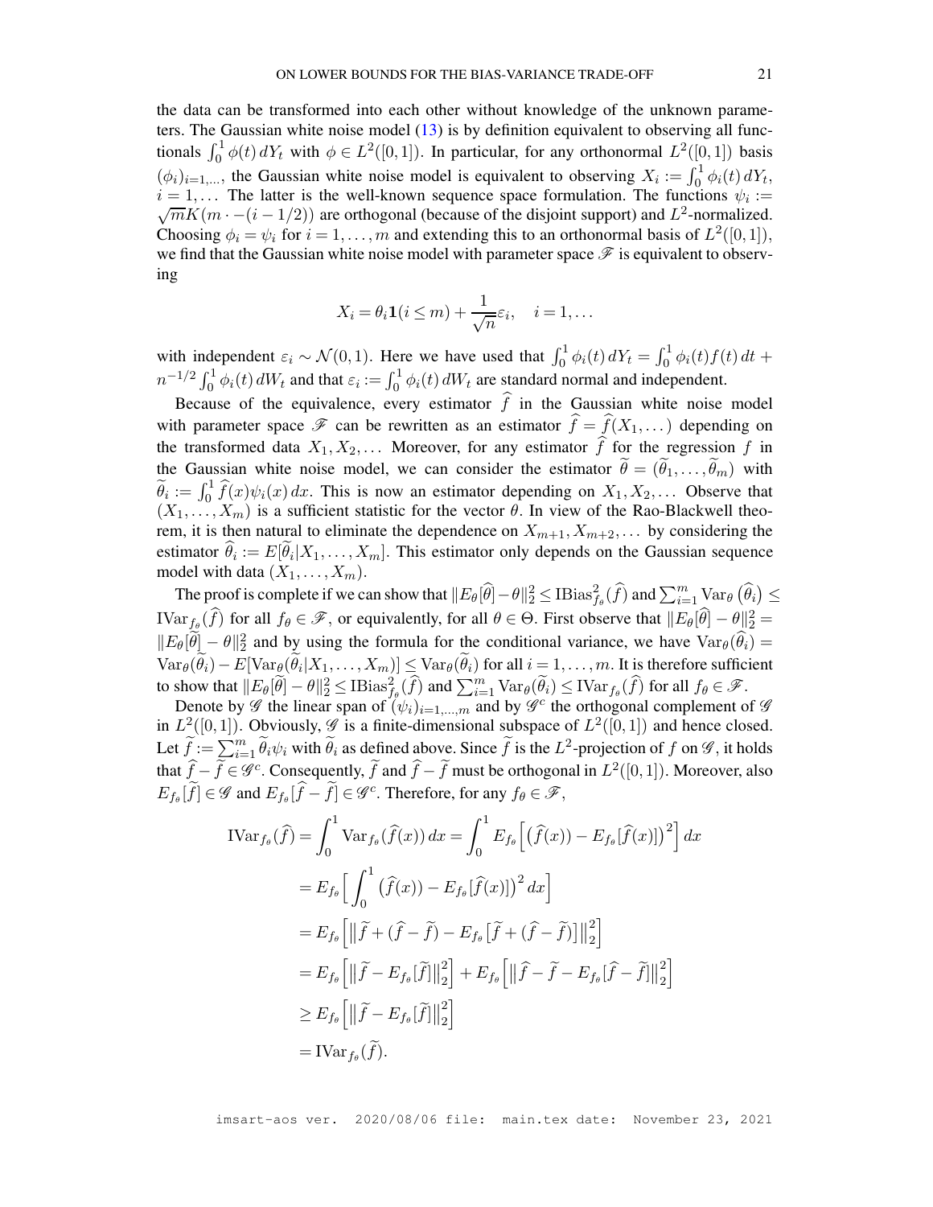the data can be transformed into each other without knowledge of the unknown parameters. The Gaussian white noise model (13) is by definition equivalent to observing all functionals $\int_0^1 \phi(t)\, dY_t$ with $\phi \in L^2([0,1])$. In particular, for any orthonormal $L^2([0,1])$ basis $(\phi_i)_{i=1,\ldots}$, the Gaussian white noise model is equivalent to observing $X_i := \int_0^1 \phi_i(t)\, dY_t$, $i = 1, \ldots$ The latter is the well-known sequence space formulation. The functions $\psi_i := \sqrt{m}K(m \cdot -(i-1/2))$ are orthogonal (because of the disjoint support) and $L^2$-normalized. Choosing $\phi_i = \psi_i$ for $i = 1, \ldots, m$ and extending this to an orthonormal basis of $L^2([0,1])$, we find that the Gaussian white noise model with parameter space $\mathscr{F}$ is equivalent to observing

$$X_i = \theta_i \mathbf{1}(i \leq m) + \frac{1}{\sqrt{n}}\varepsilon_i, \quad i = 1, \ldots$$

with independent $\varepsilon_i \sim \mathcal{N}(0,1)$. Here we have used that $\int_0^1 \phi_i(t)\, dY_t = \int_0^1 \phi_i(t) f(t)\, dt + n^{-1/2}\int_0^1 \phi_i(t)\, dW_t$ and that $\varepsilon_i := \int_0^1 \phi_i(t)\, dW_t$ are standard normal and independent.

Because of the equivalence, every estimator $\widehat{f}$ in the Gaussian white noise model with parameter space $\mathscr{F}$ can be rewritten as an estimator $\widehat{f} = \widehat{f}(X_1, \ldots)$ depending on the transformed data $X_1, X_2, \ldots$ Moreover, for any estimator $\widehat{f}$ for the regression $f$ in the Gaussian white noise model, we can consider the estimator $\widetilde{\theta} = (\widetilde{\theta}_1, \ldots, \widetilde{\theta}_m)$ with $\widetilde{\theta}_i := \int_0^1 \widehat{f}(x)\psi_i(x)\, dx$. This is now an estimator depending on $X_1, X_2, \ldots$ Observe that $(X_1, \ldots, X_m)$ is a sufficient statistic for the vector $\theta$. In view of the Rao-Blackwell theorem, it is then natural to eliminate the dependence on $X_{m+1}, X_{m+2}, \ldots$ by considering the estimator $\widehat{\theta}_i := E[\widetilde{\theta}_i | X_1, \ldots, X_m]$. This estimator only depends on the Gaussian sequence model with data $(X_1, \ldots, X_m)$.

The proof is complete if we can show that $\|E_\theta[\widehat{\theta}] - \theta\|_2^2 \leq \mathrm{IBias}^2_{f_\theta}(\widehat{f})$ and $\sum_{i=1}^m \mathrm{Var}_\theta\big(\widehat{\theta}_i\big) \leq \mathrm{IVar}_{f_\theta}(\widehat{f})$ for all $f_\theta \in \mathscr{F}$, or equivalently, for all $\theta \in \Theta$. First observe that $\|E_\theta[\widehat{\theta}] - \theta\|_2^2 = \|E_\theta[\widetilde{\theta}] - \theta\|_2^2$ and by using the formula for the conditional variance, we have $\mathrm{Var}_\theta(\widehat{\theta}_i) = \mathrm{Var}_\theta(\widetilde{\theta}_i) - E[\mathrm{Var}_\theta(\widetilde{\theta}_i | X_1, \ldots, X_m)] \leq \mathrm{Var}_\theta(\widetilde{\theta}_i)$ for all $i = 1, \ldots, m$. It is therefore sufficient to show that $\|E_\theta[\widetilde{\theta}] - \theta\|_2^2 \leq \mathrm{IBias}^2_{f_\theta}(\widehat{f})$ and $\sum_{i=1}^m \mathrm{Var}_\theta(\widetilde{\theta}_i) \leq \mathrm{IVar}_{f_\theta}(\widehat{f})$ for all $f_\theta \in \mathscr{F}$.

Denote by $\mathscr{G}$ the linear span of $(\psi_i)_{i=1,\ldots,m}$ and by $\mathscr{G}^c$ the orthogonal complement of $\mathscr{G}$ in $L^2([0,1])$. Obviously, $\mathscr{G}$ is a finite-dimensional subspace of $L^2([0,1])$ and hence closed. Let $\widetilde{f} := \sum_{i=1}^m \widetilde{\theta}_i \psi_i$ with $\widetilde{\theta}_i$ as defined above. Since $\widetilde{f}$ is the $L^2$-projection of $f$ on $\mathscr{G}$, it holds that $\widehat{f} - \widetilde{f} \in \mathscr{G}^c$. Consequently, $\widetilde{f}$ and $\widehat{f} - \widetilde{f}$ must be orthogonal in $L^2([0,1])$. Moreover, also $E_{f_\theta}[\widetilde{f}] \in \mathscr{G}$ and $E_{f_\theta}[\widehat{f} - \widetilde{f}] \in \mathscr{G}^c$. Therefore, for any $f_\theta \in \mathscr{F}$,

$$\begin{aligned}
\mathrm{IVar}_{f_\theta}(\widehat{f}) &= \int_0^1 \mathrm{Var}_{f_\theta}(\widehat{f}(x))\, dx = \int_0^1 E_{f_\theta}\Big[\big(\widehat{f}(x)) - E_{f_\theta}[\widehat{f}(x)]\big)^2\Big]\, dx \\
&= E_{f_\theta}\Big[\int_0^1 \big(\widehat{f}(x)) - E_{f_\theta}[\widehat{f}(x)]\big)^2\, dx\Big] \\
&= E_{f_\theta}\Big[\big\|\widetilde{f} + (\widehat{f} - \widetilde{f}) - E_{f_\theta}\big[\widetilde{f} + (\widehat{f} - \widetilde{f})\big]\big\|_2^2\Big] \\
&= E_{f_\theta}\Big[\big\|\widetilde{f} - E_{f_\theta}[\widetilde{f}]\big\|_2^2\Big] + E_{f_\theta}\Big[\big\|\widehat{f} - \widetilde{f} - E_{f_\theta}[\widehat{f} - \widetilde{f}]\big\|_2^2\Big] \\
&\geq E_{f_\theta}\Big[\big\|\widetilde{f} - E_{f_\theta}[\widetilde{f}]\big\|_2^2\Big] \\
&= \mathrm{IVar}_{f_\theta}(\widetilde{f}).
\end{aligned}$$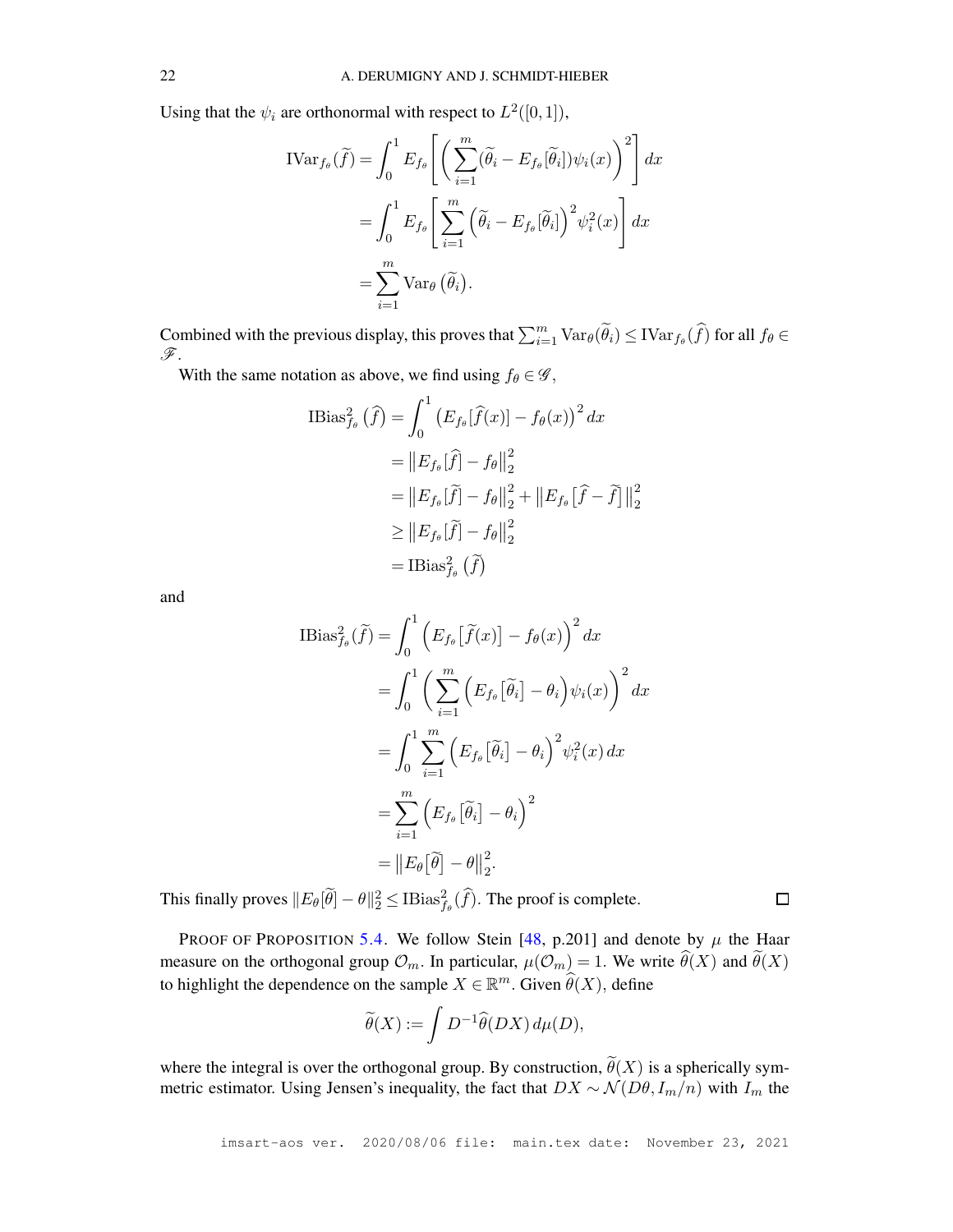Using that the $\psi_i$ are orthonormal with respect to $L^2([0,1])$,

$$
\begin{aligned}
\mathrm{IVar}_{f_\theta}(\widetilde{f}) &= \int_0^1 E_{f_\theta}\left[\left(\sum_{i=1}^m (\widetilde{\theta}_i - E_{f_\theta}[\widetilde{\theta}_i])\psi_i(x)\right)^2\right] dx \\
&= \int_0^1 E_{f_\theta}\left[\sum_{i=1}^m \left(\widetilde{\theta}_i - E_{f_\theta}[\widetilde{\theta}_i]\right)^2 \psi_i^2(x)\right] dx \\
&= \sum_{i=1}^m \mathrm{Var}_\theta\left(\widetilde{\theta}_i\right).
\end{aligned}
$$

Combined with the previous display, this proves that $\sum_{i=1}^m \mathrm{Var}_\theta(\widetilde{\theta}_i) \leq \mathrm{IVar}_{f_\theta}(\widehat{f})$ for all $f_\theta \in \mathscr{F}$.

With the same notation as above, we find using $f_\theta \in \mathscr{G}$,

$$
\begin{aligned}
\mathrm{IBias}^2_{f_\theta}\left(\widehat{f}\right) &= \int_0^1 \left(E_{f_\theta}[\widehat{f}(x)] - f_\theta(x)\right)^2 dx \\
&= \left\|E_{f_\theta}[\widehat{f}] - f_\theta\right\|_2^2 \\
&= \left\|E_{f_\theta}[\widetilde{f}] - f_\theta\right\|_2^2 + \left\|E_{f_\theta}\left[\widehat{f} - \widetilde{f}\right]\right\|_2^2 \\
&\geq \left\|E_{f_\theta}[\widetilde{f}] - f_\theta\right\|_2^2 \\
&= \mathrm{IBias}^2_{f_\theta}\left(\widetilde{f}\right)
\end{aligned}
$$

and

$$
\begin{aligned}
\mathrm{IBias}^2_{f_\theta}(\widetilde{f}) &= \int_0^1 \left(E_{f_\theta}\left[\widetilde{f}(x)\right] - f_\theta(x)\right)^2 dx \\
&= \int_0^1 \left(\sum_{i=1}^m \left(E_{f_\theta}\left[\widetilde{\theta}_i\right] - \theta_i\right)\psi_i(x)\right)^2 dx \\
&= \int_0^1 \sum_{i=1}^m \left(E_{f_\theta}\left[\widetilde{\theta}_i\right] - \theta_i\right)^2 \psi_i^2(x)\, dx \\
&= \sum_{i=1}^m \left(E_{f_\theta}\left[\widetilde{\theta}_i\right] - \theta_i\right)^2 \\
&= \left\|E_\theta\left[\widetilde{\theta}\right] - \theta\right\|_2^2.
\end{aligned}
$$

This finally proves $\|E_\theta[\widetilde{\theta}] - \theta\|_2^2 \leq \mathrm{IBias}^2_{f_\theta}(\widehat{f})$. The proof is complete. $\square$

PROOF OF PROPOSITION 5.4. We follow Stein [48, p.201] and denote by $\mu$ the Haar measure on the orthogonal group $\mathcal{O}_m$. In particular, $\mu(\mathcal{O}_m) = 1$. We write $\widehat{\theta}(X)$ and $\widetilde{\theta}(X)$ to highlight the dependence on the sample $X \in \mathbb{R}^m$. Given $\widehat{\theta}(X)$, define

$$
\widetilde{\theta}(X) := \int D^{-1}\widehat{\theta}(DX)\, d\mu(D),
$$

where the integral is over the orthogonal group. By construction, $\widetilde{\theta}(X)$ is a spherically symmetric estimator. Using Jensen's inequality, the fact that $DX \sim \mathcal{N}(D\theta, I_m/n)$ with $I_m$ the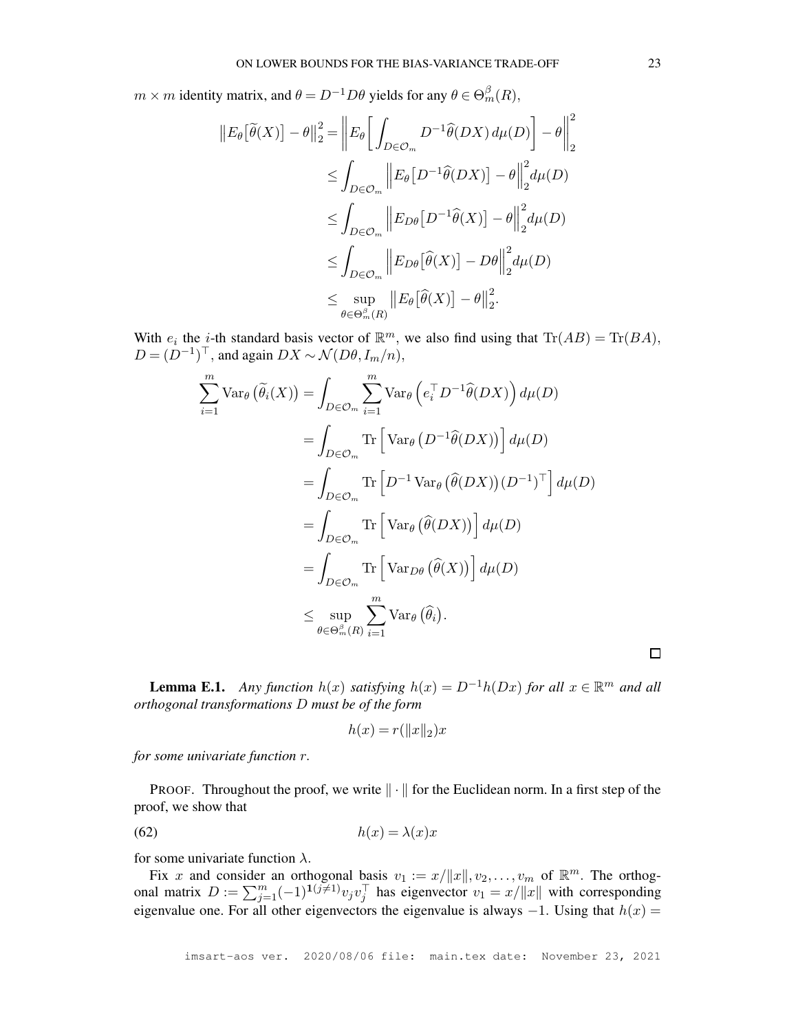$m \times m$ identity matrix, and $\theta = D^{-1}D\theta$ yields for any $\theta \in \Theta_m^\beta(R)$,

$$
\begin{aligned}
\big\|E_\theta\big[\widetilde{\theta}(X)\big] - \theta\big\|_2^2 &= \left\| E_\theta\bigg[\int_{D\in\mathcal{O}_m} D^{-1}\widehat{\theta}(DX)\,d\mu(D)\bigg] - \theta\right\|_2^2 \\
&\le \int_{D\in\mathcal{O}_m} \Big\|E_\theta\big[D^{-1}\widehat{\theta}(DX)\big] - \theta\Big\|_2^2 d\mu(D) \\
&\le \int_{D\in\mathcal{O}_m} \Big\|E_{D\theta}\big[D^{-1}\widehat{\theta}(X)\big] - \theta\Big\|_2^2 d\mu(D) \\
&\le \int_{D\in\mathcal{O}_m} \Big\|E_{D\theta}\big[\widehat{\theta}(X)\big] - D\theta\Big\|_2^2 d\mu(D) \\
&\le \sup_{\theta\in\Theta_m^\beta(R)} \big\|E_\theta\big[\widehat{\theta}(X)\big] - \theta\big\|_2^2.
\end{aligned}
$$

With $e_i$ the $i$-th standard basis vector of $\mathbb{R}^m$, we also find using that $\mathrm{Tr}(AB) = \mathrm{Tr}(BA)$, $D = (D^{-1})^\top$, and again $DX \sim \mathcal{N}(D\theta, I_m/n)$,

$$
\begin{aligned}
\sum_{i=1}^m \mathrm{Var}_\theta\big(\widetilde{\theta}_i(X)\big) &= \int_{D\in\mathcal{O}_m} \sum_{i=1}^m \mathrm{Var}_\theta\Big(e_i^\top D^{-1}\widehat{\theta}(DX)\Big)\,d\mu(D) \\
&= \int_{D\in\mathcal{O}_m} \mathrm{Tr}\Big[\mathrm{Var}_\theta\big(D^{-1}\widehat{\theta}(DX)\big)\Big]\,d\mu(D) \\
&= \int_{D\in\mathcal{O}_m} \mathrm{Tr}\Big[D^{-1}\,\mathrm{Var}_\theta\big(\widehat{\theta}(DX)\big)(D^{-1})^\top\Big]\,d\mu(D) \\
&= \int_{D\in\mathcal{O}_m} \mathrm{Tr}\Big[\mathrm{Var}_\theta\big(\widehat{\theta}(DX)\big)\Big]\,d\mu(D) \\
&= \int_{D\in\mathcal{O}_m} \mathrm{Tr}\Big[\mathrm{Var}_{D\theta}\big(\widehat{\theta}(X)\big)\Big]\,d\mu(D) \\
&\le \sup_{\theta\in\Theta_m^\beta(R)} \sum_{i=1}^m \mathrm{Var}_\theta\big(\widehat{\theta}_i\big).
\end{aligned}
$$

□

**Lemma E.1.** *Any function $h(x)$ satisfying $h(x) = D^{-1}h(Dx)$ for all $x \in \mathbb{R}^m$ and all orthogonal transformations $D$ must be of the form*

$$
h(x) = r(\|x\|_2)x
$$

*for some univariate function $r$.*

PROOF. Throughout the proof, we write $\|\cdot\|$ for the Euclidean norm. In a first step of the proof, we show that

$$
h(x) = \lambda(x)x \tag{62}
$$

for some univariate function $\lambda$.

Fix $x$ and consider an orthogonal basis $v_1 := x/\|x\|, v_2, \ldots, v_m$ of $\mathbb{R}^m$. The orthogonal matrix $D := \sum_{j=1}^m (-1)^{\mathbf{1}(j\neq 1)} v_j v_j^\top$ has eigenvector $v_1 = x/\|x\|$ with corresponding eigenvalue one. For all other eigenvectors the eigenvalue is always $-1$. Using that $h(x) =$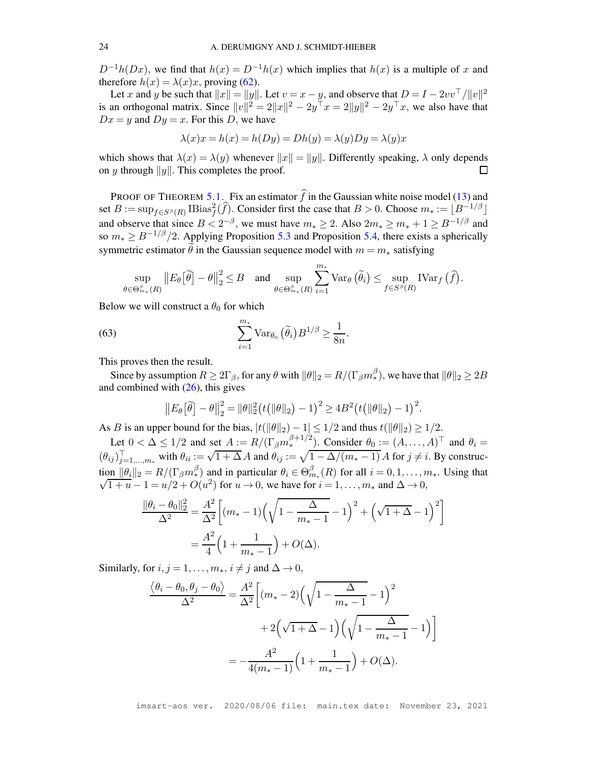$D^{-1}h(Dx)$, we find that $h(x) = D^{-1}h(x)$ which implies that $h(x)$ is a multiple of $x$ and therefore $h(x) = \lambda(x)x$, proving (62).

Let $x$ and $y$ be such that $\|x\| = \|y\|$. Let $v = x - y$, and observe that $D = I - 2vv^\top/\|v\|^2$ is an orthogonal matrix. Since $\|v\|^2 = 2\|x\|^2 - 2y^\top x = 2\|y\|^2 - 2y^\top x$, we also have that $Dx = y$ and $Dy = x$. For this $D$, we have

$$\lambda(x)x = h(x) = h(Dy) = Dh(y) = \lambda(y)Dy = \lambda(y)x$$

which shows that $\lambda(x) = \lambda(y)$ whenever $\|x\| = \|y\|$. Differently speaking, $\lambda$ only depends on $y$ through $\|y\|$. This completes the proof. □

PROOF OF THEOREM 5.1. Fix an estimator $\widehat{f}$ in the Gaussian white noise model (13) and set $B := \sup_{f\in S^\beta(R)} \mathrm{IBias}_f^2(\widehat{f})$. Consider first the case that $B > 0$. Choose $m_* := \lfloor B^{-1/\beta} \rfloor$ and observe that since $B < 2^{-\beta}$, we must have $m_* \geq 2$. Also $2m_* \geq m_* + 1 \geq B^{-1/\beta}$ and so $m_* \geq B^{-1/\beta}/2$. Applying Proposition 5.3 and Proposition 5.4, there exists a spherically symmetric estimator $\widetilde{\theta}$ in the Gaussian sequence model with $m = m_*$ satisfying

$$\sup_{\theta\in\Theta^\beta_{m_*}(R)} \big\|E_\theta\big[\widetilde{\theta}\big] - \theta\big\|_2^2 \leq B \quad \text{and} \quad \sup_{\theta\in\Theta^\beta_{m_*}(R)} \sum_{i=1}^{m_*} \mathrm{Var}_\theta\big(\widetilde{\theta}_i\big) \leq \sup_{f\in S^\beta(R)} \mathrm{IVar}_f\big(\widehat{f}\big).$$

Below we will construct a $\theta_0$ for which

$$\sum_{i=1}^{m_*} \mathrm{Var}_{\theta_0}\big(\widetilde{\theta}_i\big) B^{1/\beta} \geq \frac{1}{8n}. \tag{63}$$

This proves then the result.

Since by assumption $R \geq 2\Gamma_\beta$, for any $\theta$ with $\|\theta\|_2 = R/(\Gamma_\beta m_*^\beta)$, we have that $\|\theta\|_2 \geq 2B$ and combined with (26), this gives

$$\big\|E_\theta\big[\widetilde{\theta}\big] - \theta\big\|_2^2 = \|\theta\|_2^2\big(t\big(\|\theta\|_2\big) - 1\big)^2 \geq 4B^2\big(t\big(\|\theta\|_2\big) - 1\big)^2.$$

As $B$ is an upper bound for the bias, $|t(\|\theta\|_2) - 1| \leq 1/2$ and thus $t(\|\theta\|_2) \geq 1/2$.

Let $0 < \Delta \leq 1/2$ and set $A := R/(\Gamma_\beta m_*^{\beta+1/2})$. Consider $\theta_0 := (A, \ldots, A)^\top$ and $\theta_i = (\theta_{ij})_{j=1,\ldots,m_*}^\top$ with $\theta_{ii} := \sqrt{1+\Delta}\,A$ and $\theta_{ij} := \sqrt{1 - \Delta/(m_*-1)}\,A$ for $j \neq i$. By construction $\|\theta_i\|_2 = R/(\Gamma_\beta m_*^\beta)$ and in particular $\theta_i \in \Theta^\beta_{m_*}(R)$ for all $i = 0, 1, \ldots, m_*$. Using that $\sqrt{1+u} - 1 = u/2 + O(u^2)$ for $u \to 0$, we have for $i = 1, \ldots, m_*$ and $\Delta \to 0$,

$$\begin{aligned}
\frac{\|\theta_i - \theta_0\|_2^2}{\Delta^2} &= \frac{A^2}{\Delta^2}\bigg[(m_*-1)\Big(\sqrt{1 - \frac{\Delta}{m_*-1}} - 1\Big)^2 + \Big(\sqrt{1+\Delta} - 1\Big)^2\bigg] \\
&= \frac{A^2}{4}\Big(1 + \frac{1}{m_*-1}\Big) + O(\Delta).
\end{aligned}$$

Similarly, for $i, j = 1, \ldots, m_*$, $i \neq j$ and $\Delta \to 0$,

$$\begin{aligned}
\frac{\big\langle \theta_i - \theta_0, \theta_j - \theta_0 \big\rangle}{\Delta^2} &= \frac{A^2}{\Delta^2}\bigg[(m_*-2)\Big(\sqrt{1 - \frac{\Delta}{m_*-1}} - 1\Big)^2 \\
&\qquad + 2\Big(\sqrt{1+\Delta} - 1\Big)\Big(\sqrt{1 - \frac{\Delta}{m_*-1}} - 1\Big)\bigg] \\
&= -\frac{A^2}{4(m_*-1)}\Big(1 + \frac{1}{m_*-1}\Big) + O(\Delta).
\end{aligned}$$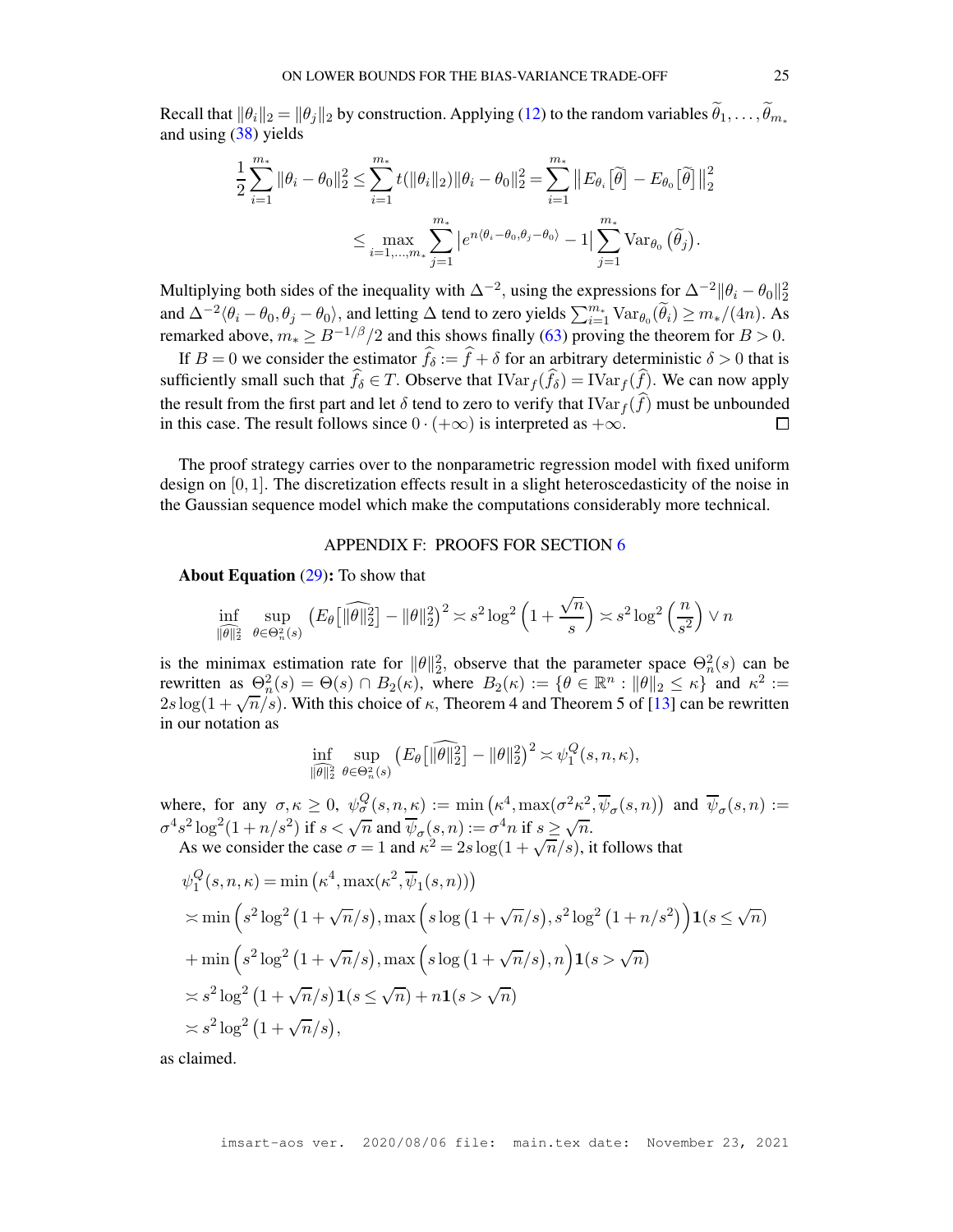Recall that $\|\theta_i\|_2 = \|\theta_j\|_2$ by construction. Applying (12) to the random variables $\widetilde{\theta}_1, \dots, \widetilde{\theta}_{m_*}$ and using (38) yields

$$\frac{1}{2}\sum_{i=1}^{m_*} \|\theta_i - \theta_0\|_2^2 \leq \sum_{i=1}^{m_*} t(\|\theta_i\|_2)\|\theta_i - \theta_0\|_2^2 = \sum_{i=1}^{m_*} \left\| E_{\theta_i}\big[\widetilde{\theta}\big] - E_{\theta_0}\big[\widetilde{\theta}\big]\right\|_2^2$$

$$\leq \max_{i=1,\dots,m_*} \sum_{j=1}^{m_*} \left| e^{n\langle \theta_i - \theta_0, \theta_j - \theta_0\rangle} - 1\right| \sum_{j=1}^{m_*} \operatorname{Var}_{\theta_0}\big(\widetilde{\theta}_j\big).$$

Multiplying both sides of the inequality with $\Delta^{-2}$, using the expressions for $\Delta^{-2}\|\theta_i - \theta_0\|_2^2$ and $\Delta^{-2}\langle \theta_i - \theta_0, \theta_j - \theta_0\rangle$, and letting $\Delta$ tend to zero yields $\sum_{i=1}^{m_*} \operatorname{Var}_{\theta_0}(\widetilde{\theta}_i) \geq m_*/(4n)$. As remarked above, $m_* \geq B^{-1/\beta}/2$ and this shows finally (63) proving the theorem for $B > 0$.

If $B = 0$ we consider the estimator $\widehat{f}_\delta := \widehat{f} + \delta$ for an arbitrary deterministic $\delta > 0$ that is sufficiently small such that $\widehat{f}_\delta \in T$. Observe that $\operatorname{IVar}_f(\widehat{f}_\delta) = \operatorname{IVar}_f(\widehat{f})$. We can now apply the result from the first part and let $\delta$ tend to zero to verify that $\operatorname{IVar}_f(\widehat{f})$ must be unbounded in this case. The result follows since $0 \cdot (+\infty)$ is interpreted as $+\infty$. $\square$

The proof strategy carries over to the nonparametric regression model with fixed uniform design on $[0, 1]$. The discretization effects result in a slight heteroscedasticity of the noise in the Gaussian sequence model which make the computations considerably more technical.

## APPENDIX F: PROOFS FOR SECTION 6

**About Equation (29):** To show that

$$\inf_{\widehat{\|\theta\|_2^2}} \sup_{\theta \in \Theta_n^2(s)} \left(E_\theta\big[\widehat{\|\theta\|_2^2}\big] - \|\theta\|_2^2\right)^2 \asymp s^2 \log^2\left(1 + \frac{\sqrt{n}}{s}\right) \asymp s^2 \log^2\left(\frac{n}{s^2}\right) \vee n$$

is the minimax estimation rate for $\|\theta\|_2^2$, observe that the parameter space $\Theta_n^2(s)$ can be rewritten as $\Theta_n^2(s) = \Theta(s) \cap B_2(\kappa)$, where $B_2(\kappa) := \{\theta \in \mathbb{R}^n : \|\theta\|_2 \leq \kappa\}$ and $\kappa^2 := 2s\log(1 + \sqrt{n}/s)$. With this choice of $\kappa$, Theorem 4 and Theorem 5 of [13] can be rewritten in our notation as

$$\inf_{\widehat{\|\theta\|_2^2}} \sup_{\theta \in \Theta_n^2(s)} \left(E_\theta\big[\widehat{\|\theta\|_2^2}\big] - \|\theta\|_2^2\right)^2 \asymp \psi_1^Q(s, n, \kappa),$$

where, for any $\sigma, \kappa \geq 0$, $\psi_\sigma^Q(s, n, \kappa) := \min\left(\kappa^4, \max(\sigma^2\kappa^2, \overline{\psi}_\sigma(s, n)\right)$ and $\overline{\psi}_\sigma(s, n) := \sigma^4 s^2 \log^2(1 + n/s^2)$ if $s < \sqrt{n}$ and $\overline{\psi}_\sigma(s, n) := \sigma^4 n$ if $s \geq \sqrt{n}$.

As we consider the case $\sigma = 1$ and $\kappa^2 = 2s\log(1 + \sqrt{n}/s)$, it follows that

$$\psi_1^Q(s, n, \kappa) = \min\left(\kappa^4, \max(\kappa^2, \overline{\psi}_1(s, n))\right)$$

$$\asymp \min\Big(s^2 \log^2\big(1 + \sqrt{n}/s\big), \max\Big(s\log\big(1 + \sqrt{n}/s\big), s^2\log^2\big(1 + n/s^2\big)\Big)\mathbf{1}(s \leq \sqrt{n})$$

$$+ \min\Big(s^2 \log^2\big(1 + \sqrt{n}/s\big), \max\Big(s\log\big(1 + \sqrt{n}/s\big), n\Big)\mathbf{1}(s > \sqrt{n})$$

$$\asymp s^2 \log^2\big(1 + \sqrt{n}/s\big)\mathbf{1}(s \leq \sqrt{n}) + n\mathbf{1}(s > \sqrt{n})$$

$$\asymp s^2 \log^2\big(1 + \sqrt{n}/s\big),$$

as claimed.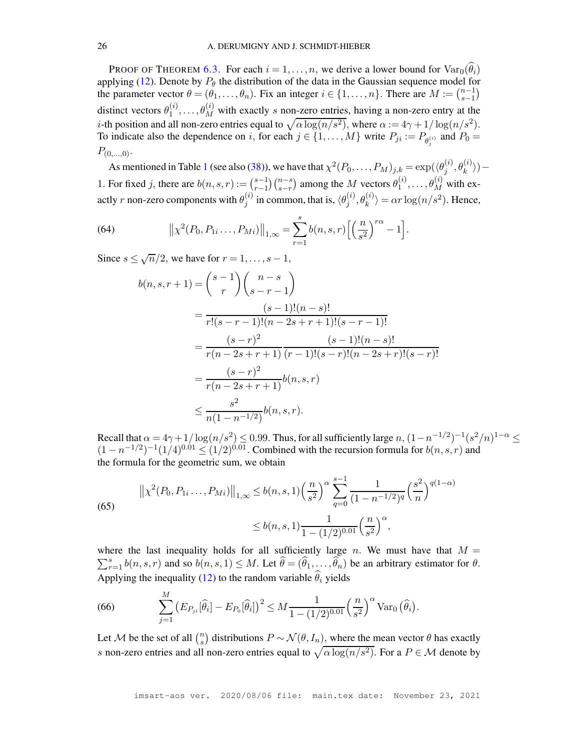PROOF OF THEOREM 6.3. For each $i = 1, \ldots, n$, we derive a lower bound for $\operatorname{Var}_0(\widehat{\theta}_i)$ applying (12). Denote by $P_\theta$ the distribution of the data in the Gaussian sequence model for the parameter vector $\theta = (\theta_1, \ldots, \theta_n)$. Fix an integer $i \in \{1, \ldots, n\}$. There are $M := \binom{n-1}{s-1}$ distinct vectors $\theta_1^{(i)}, \ldots, \theta_M^{(i)}$ with exactly $s$ non-zero entries, having a non-zero entry at the $i$-th position and all non-zero entries equal to $\sqrt{\alpha \log(n/s^2)}$, where $\alpha := 4\gamma + 1/\log(n/s^2)$. To indicate also the dependence on $i$, for each $j \in \{1, \ldots, M\}$ write $P_{ji} := P_{\theta_j^{(i)}}$ and $P_0 = P_{(0,\ldots,0)}$.

As mentioned in Table 1 (see also (38)), we have that $\chi^2(P_0, \ldots, P_M)_{j,k} = \exp(\langle \theta_j^{(i)}, \theta_k^{(i)} \rangle) - 1$. For fixed $j$, there are $b(n,s,r) := \binom{s-1}{r-1}\binom{n-s}{s-r}$ among the $M$ vectors $\theta_1^{(i)}, \ldots, \theta_M^{(i)}$ with exactly $r$ non-zero components with $\theta_j^{(i)}$ in common, that is, $\langle \theta_j^{(i)}, \theta_k^{(i)} \rangle = \alpha r \log(n/s^2)$. Hence,

$$\big\| \chi^2(P_0, P_{1i} \ldots, P_{Mi}) \big\|_{1,\infty} = \sum_{r=1}^{s} b(n,s,r) \Big[ \Big(\frac{n}{s^2}\Big)^{r\alpha} - 1 \Big]. \tag{64}$$

Since $s \leq \sqrt{n}/2$, we have for $r = 1, \ldots, s-1$,

$$\begin{aligned}
b(n,s,r+1) &= \binom{s-1}{r}\binom{n-s}{s-r-1} \\
&= \frac{(s-1)!(n-s)!}{r!(s-r-1)!(n-2s+r+1)!(s-r-1)!} \\
&= \frac{(s-r)^2}{r(n-2s+r+1)} \frac{(s-1)!(n-s)!}{(r-1)!(s-r)!(n-2s+r)!(s-r)!} \\
&= \frac{(s-r)^2}{r(n-2s+r+1)} b(n,s,r) \\
&\leq \frac{s^2}{n(1-n^{-1/2})} b(n,s,r).
\end{aligned}$$

Recall that $\alpha = 4\gamma + 1/\log(n/s^2) \leq 0.99$. Thus, for all sufficiently large $n$, $(1-n^{-1/2})^{-1}(s^2/n)^{1-\alpha} \leq (1-n^{-1/2})^{-1}(1/4)^{0.01} \leq (1/2)^{0.01}$. Combined with the recursion formula for $b(n,s,r)$ and the formula for the geometric sum, we obtain

$$\begin{aligned}
\big\| \chi^2(P_0, P_{1i} \ldots, P_{Mi}) \big\|_{1,\infty} &\leq b(n,s,1) \Big(\frac{n}{s^2}\Big)^{\alpha} \sum_{q=0}^{s-1} \frac{1}{(1-n^{-1/2})^q} \Big(\frac{s^2}{n}\Big)^{q(1-\alpha)} \\
&\leq b(n,s,1) \frac{1}{1-(1/2)^{0.01}} \Big(\frac{n}{s^2}\Big)^{\alpha},
\end{aligned} \tag{65}$$

where the last inequality holds for all sufficiently large $n$. We must have that $M = \sum_{r=1}^{s} b(n,s,r)$ and so $b(n,s,1) \leq M$. Let $\widehat{\theta} = (\widehat{\theta}_1, \ldots, \widehat{\theta}_n)$ be an arbitrary estimator for $\theta$. Applying the inequality (12) to the random variable $\widehat{\theta}_i$ yields

$$\sum_{j=1}^{M} \big( E_{P_{ji}}[\widehat{\theta}_i] - E_{P_0}[\widehat{\theta}_i] \big)^2 \leq M \frac{1}{1-(1/2)^{0.01}} \Big(\frac{n}{s^2}\Big)^{\alpha} \operatorname{Var}_0\big(\widehat{\theta}_i\big). \tag{66}$$

Let $\mathcal{M}$ be the set of all $\binom{n}{s}$ distributions $P \sim \mathcal{N}(\theta, I_n)$, where the mean vector $\theta$ has exactly $s$ non-zero entries and all non-zero entries equal to $\sqrt{\alpha \log(n/s^2)}$. For a $P \in \mathcal{M}$ denote by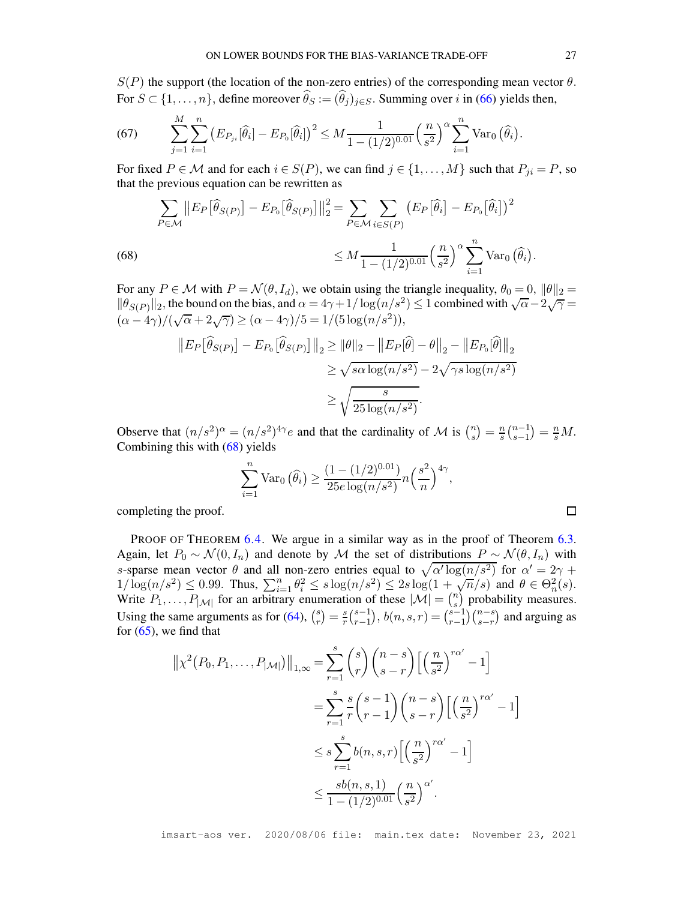$S(P)$ the support (the location of the non-zero entries) of the corresponding mean vector $\theta$. For $S \subset \{1, \dots, n\}$, define moreover $\widehat{\theta}_S := (\widehat{\theta}_j)_{j \in S}$. Summing over $i$ in (66) yields then,

$$\sum_{j=1}^{M} \sum_{i=1}^{n} \left(E_{P_{ji}}[\widehat{\theta}_i] - E_{P_0}[\widehat{\theta}_i]\right)^2 \leq M \frac{1}{1-(1/2)^{0.01}} \left(\frac{n}{s^2}\right)^{\alpha} \sum_{i=1}^{n} \operatorname{Var}_0\left(\widehat{\theta}_i\right). \tag{67}$$

For fixed $P \in \mathcal{M}$ and for each $i \in S(P)$, we can find $j \in \{1, \dots, M\}$ such that $P_{ji} = P$, so that the previous equation can be rewritten as

$$\begin{aligned}
\sum_{P \in \mathcal{M}} \left\| E_P\left[\widehat{\theta}_{S(P)}\right] - E_{P_0}\left[\widehat{\theta}_{S(P)}\right] \right\|_2^2 &= \sum_{P \in \mathcal{M}} \sum_{i \in S(P)} \left(E_P\left[\widehat{\theta}_i\right] - E_{P_0}\left[\widehat{\theta}_i\right]\right)^2 \\
&\leq M \frac{1}{1-(1/2)^{0.01}} \left(\frac{n}{s^2}\right)^{\alpha} \sum_{i=1}^{n} \operatorname{Var}_0\left(\widehat{\theta}_i\right).
\end{aligned} \tag{68}$$

For any $P \in \mathcal{M}$ with $P = \mathcal{N}(\theta, I_d)$, we obtain using the triangle inequality, $\theta_0 = 0$, $\|\theta\|_2 = \|\theta_{S(P)}\|_2$, the bound on the bias, and $\alpha = 4\gamma + 1/\log(n/s^2) \leq 1$ combined with $\sqrt{\alpha} - 2\sqrt{\gamma} = (\alpha - 4\gamma)/(\sqrt{\alpha} + 2\sqrt{\gamma}) \geq (\alpha - 4\gamma)/5 = 1/(5\log(n/s^2))$,

$$\begin{aligned}
\left\| E_P\left[\widehat{\theta}_{S(P)}\right] - E_{P_0}\left[\widehat{\theta}_{S(P)}\right] \right\|_2 &\geq \|\theta\|_2 - \left\| E_P[\widehat{\theta}] - \theta \right\|_2 - \left\| E_{P_0}[\widehat{\theta}] \right\|_2 \\
&\geq \sqrt{s\alpha \log(n/s^2)} - 2\sqrt{\gamma s \log(n/s^2)} \\
&\geq \sqrt{\frac{s}{25\log(n/s^2)}}.
\end{aligned}$$

Observe that $(n/s^2)^{\alpha} = (n/s^2)^{4\gamma} e$ and that the cardinality of $\mathcal{M}$ is $\binom{n}{s} = \frac{n}{s}\binom{n-1}{s-1} = \frac{n}{s} M$. Combining this with (68) yields

$$\sum_{i=1}^{n} \operatorname{Var}_0\left(\widehat{\theta}_i\right) \geq \frac{(1-(1/2)^{0.01})}{25e\log(n/s^2)} n \left(\frac{s^2}{n}\right)^{4\gamma},$$

completing the proof. $\square$

PROOF OF THEOREM 6.4. We argue in a similar way as in the proof of Theorem 6.3. Again, let $P_0 \sim \mathcal{N}(0, I_n)$ and denote by $\mathcal{M}$ the set of distributions $P \sim \mathcal{N}(\theta, I_n)$ with $s$-sparse mean vector $\theta$ and all non-zero entries equal to $\sqrt{\alpha' \log(n/s^2)}$ for $\alpha' = 2\gamma + 1/\log(n/s^2) \leq 0.99$. Thus, $\sum_{i=1}^{n} \theta_i^2 \leq s\log(n/s^2) \leq 2s\log(1 + \sqrt{n}/s)$ and $\theta \in \Theta_n^2(s)$. Write $P_1, \dots, P_{|\mathcal{M}|}$ for an arbitrary enumeration of these $|\mathcal{M}| = \binom{n}{s}$ probability measures. Using the same arguments as for (64), $\binom{s}{r} = \frac{s}{r}\binom{s-1}{r-1}$, $b(n,s,r) = \binom{s-1}{r-1}\binom{n-s}{s-r}$ and arguing as for (65), we find that

$$\begin{aligned}
\left\| \chi^2(P_0, P_1, \dots, P_{|\mathcal{M}|}) \right\|_{1,\infty} &= \sum_{r=1}^{s} \binom{s}{r} \binom{n-s}{s-r} \left[\left(\frac{n}{s^2}\right)^{r\alpha'} - 1\right] \\
&= \sum_{r=1}^{s} \frac{s}{r} \binom{s-1}{r-1} \binom{n-s}{s-r} \left[\left(\frac{n}{s^2}\right)^{r\alpha'} - 1\right] \\
&\leq s \sum_{r=1}^{s} b(n,s,r) \left[\left(\frac{n}{s^2}\right)^{r\alpha'} - 1\right] \\
&\leq \frac{sb(n,s,1)}{1-(1/2)^{0.01}} \left(\frac{n}{s^2}\right)^{\alpha'}.
\end{aligned}$$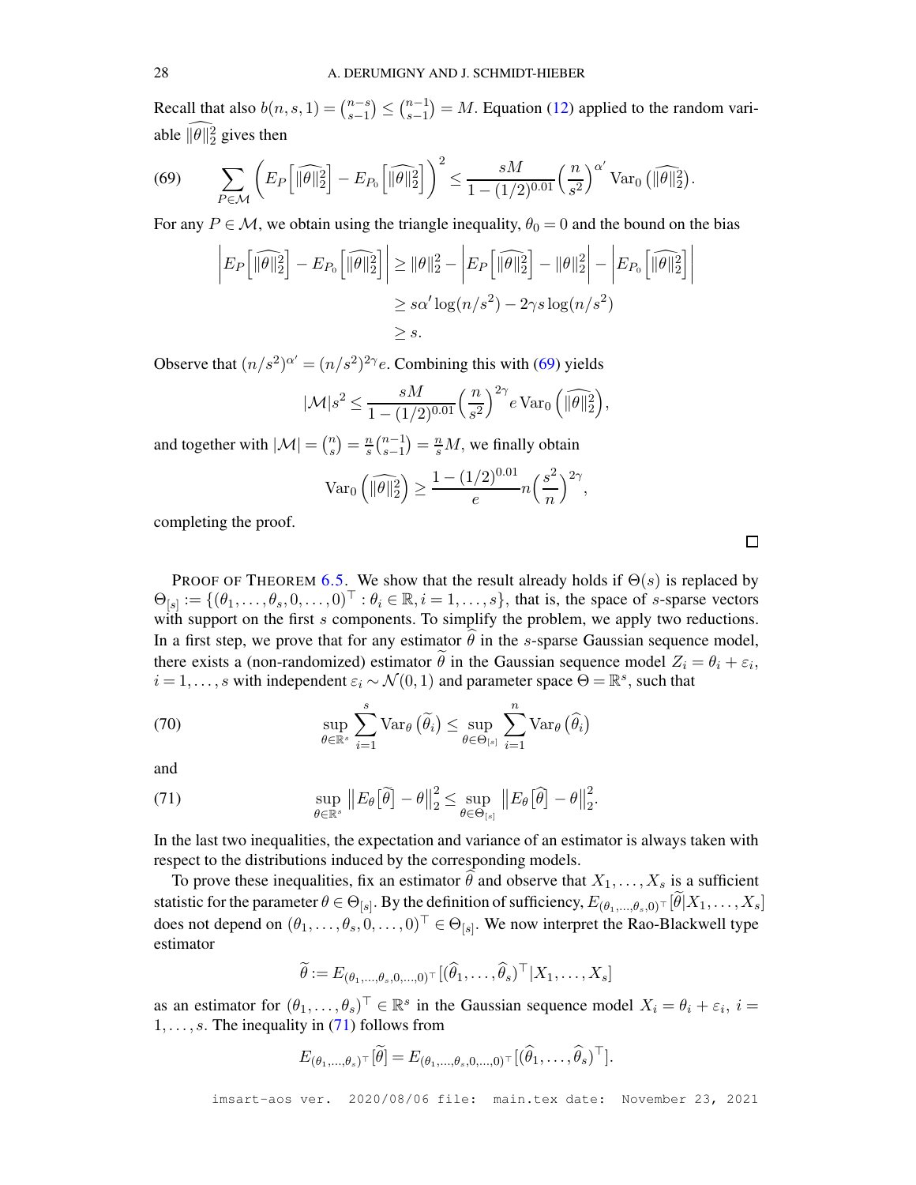Recall that also $b(n,s,1) = \binom{n-s}{s-1} \leq \binom{n-1}{s-1} = M$. Equation (12) applied to the random variable $\widehat{\|\theta\|_2^2}$ gives then

$$\sum_{P \in \mathcal{M}} \left( E_P\left[\widehat{\|\theta\|_2^2}\right] - E_{P_0}\left[\widehat{\|\theta\|_2^2}\right] \right)^2 \leq \frac{sM}{1-(1/2)^{0.01}} \Big(\frac{n}{s^2}\Big)^{\alpha'} \operatorname{Var}_0\left(\widehat{\|\theta\|_2^2}\right). \tag{69}$$

For any $P \in \mathcal{M}$, we obtain using the triangle inequality, $\theta_0 = 0$ and the bound on the bias

$$\begin{aligned}
\left| E_P\left[\widehat{\|\theta\|_2^2}\right] - E_{P_0}\left[\widehat{\|\theta\|_2^2}\right] \right| &\geq \|\theta\|_2^2 - \left| E_P\left[\widehat{\|\theta\|_2^2}\right] - \|\theta\|_2^2 \right| - \left| E_{P_0}\left[\widehat{\|\theta\|_2^2}\right] \right| \\
&\geq s\alpha' \log(n/s^2) - 2\gamma s \log(n/s^2) \\
&\geq s.
\end{aligned}$$

Observe that $(n/s^2)^{\alpha'} = (n/s^2)^{2\gamma} e$. Combining this with (69) yields

$$|\mathcal{M}| s^2 \leq \frac{sM}{1-(1/2)^{0.01}} \Big(\frac{n}{s^2}\Big)^{2\gamma} e \operatorname{Var}_0\left(\widehat{\|\theta\|_2^2}\right),$$

and together with $|\mathcal{M}| = \binom{n}{s} = \frac{n}{s}\binom{n-1}{s-1} = \frac{n}{s} M$, we finally obtain

$$\operatorname{Var}_0\left(\widehat{\|\theta\|_2^2}\right) \geq \frac{1-(1/2)^{0.01}}{e} n \Big(\frac{s^2}{n}\Big)^{2\gamma},$$

completing the proof. $\square$

PROOF OF THEOREM 6.5. We show that the result already holds if $\Theta(s)$ is replaced by $\Theta_{[s]} := \{(\theta_1, \dots, \theta_s, 0, \dots, 0)^\top : \theta_i \in \mathbb{R}, i = 1, \dots, s\}$, that is, the space of $s$-sparse vectors with support on the first $s$ components. To simplify the problem, we apply two reductions. In a first step, we prove that for any estimator $\widehat{\theta}$ in the $s$-sparse Gaussian sequence model, there exists a (non-randomized) estimator $\widetilde{\theta}$ in the Gaussian sequence model $Z_i = \theta_i + \varepsilon_i$, $i = 1, \dots, s$ with independent $\varepsilon_i \sim \mathcal{N}(0,1)$ and parameter space $\Theta = \mathbb{R}^s$, such that

$$\sup_{\theta \in \mathbb{R}^s} \sum_{i=1}^s \operatorname{Var}_\theta\left(\widetilde{\theta}_i\right) \leq \sup_{\theta \in \Theta_{[s]}} \sum_{i=1}^n \operatorname{Var}_\theta\left(\widehat{\theta}_i\right) \tag{70}$$

and

$$\sup_{\theta \in \mathbb{R}^s} \left\| E_\theta\big[\widetilde{\theta}\big] - \theta \right\|_2^2 \leq \sup_{\theta \in \Theta_{[s]}} \left\| E_\theta\big[\widehat{\theta}\big] - \theta \right\|_2^2. \tag{71}$$

In the last two inequalities, the expectation and variance of an estimator is always taken with respect to the distributions induced by the corresponding models.

To prove these inequalities, fix an estimator $\widehat{\theta}$ and observe that $X_1, \dots, X_s$ is a sufficient statistic for the parameter $\theta \in \Theta_{[s]}$. By the definition of sufficiency, $E_{(\theta_1,\dots,\theta_s,0,\dots,0)^\top}[\widetilde{\theta} | X_1, \dots, X_s]$ does not depend on $(\theta_1, \dots, \theta_s, 0, \dots, 0)^\top \in \Theta_{[s]}$. We now interpret the Rao-Blackwell type estimator

$$\widetilde{\theta} := E_{(\theta_1,\dots,\theta_s,0,\dots,0)^\top}[(\widehat{\theta}_1, \dots, \widehat{\theta}_s)^\top | X_1, \dots, X_s]$$

as an estimator for $(\theta_1, \dots, \theta_s)^\top \in \mathbb{R}^s$ in the Gaussian sequence model $X_i = \theta_i + \varepsilon_i$, $i = 1, \dots, s$. The inequality in (71) follows from

$$E_{(\theta_1,\dots,\theta_s)^\top}[\widetilde{\theta}] = E_{(\theta_1,\dots,\theta_s,0,\dots,0)^\top}[(\widehat{\theta}_1, \dots, \widehat{\theta}_s)^\top].$$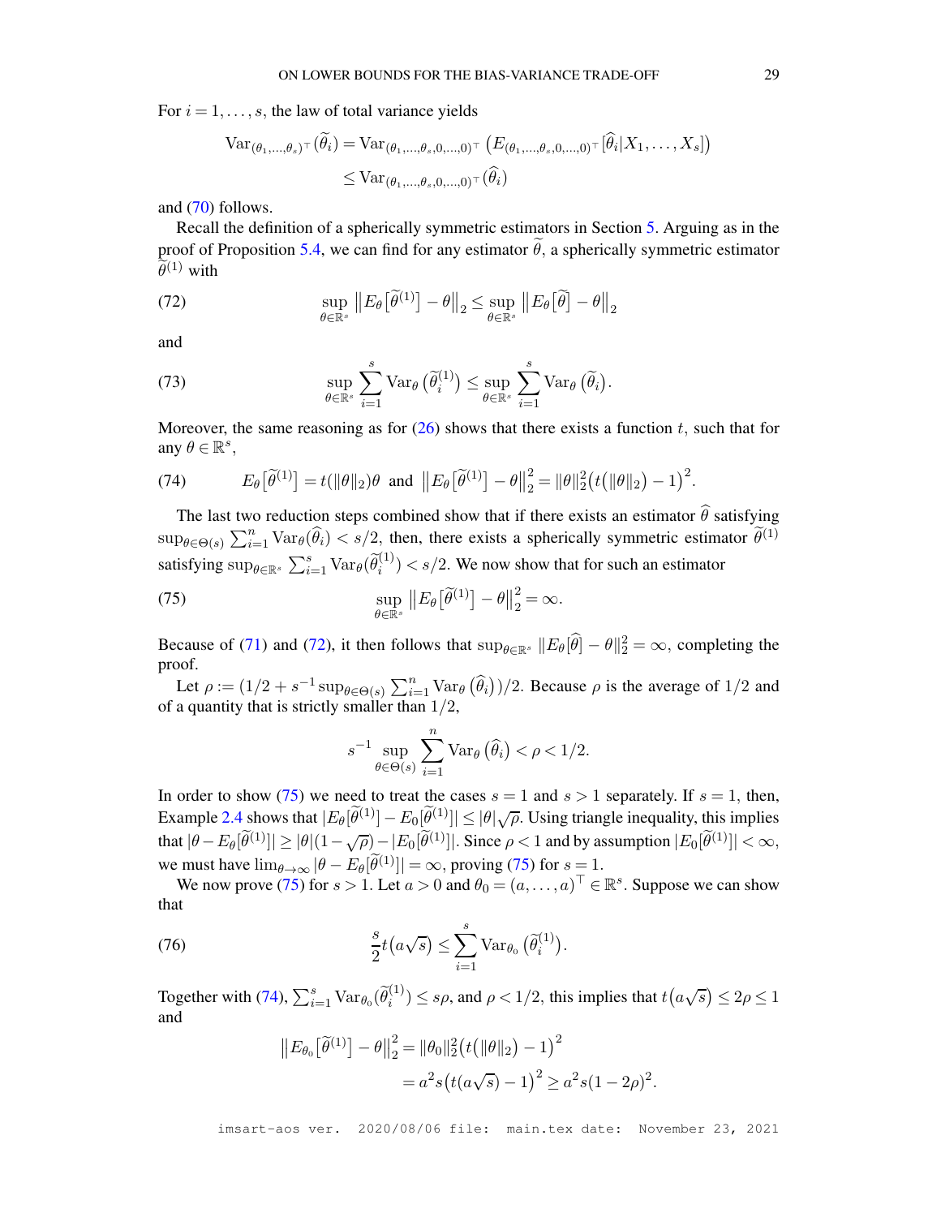For $i = 1, \ldots, s$, the law of total variance yields

$$\operatorname{Var}_{(\theta_1,\ldots,\theta_s)^\top}(\widetilde{\theta}_i) = \operatorname{Var}_{(\theta_1,\ldots,\theta_s,0,\ldots,0)^\top}\left(E_{(\theta_1,\ldots,\theta_s,0,\ldots,0)^\top}[\widehat{\theta}_i | X_1, \ldots, X_s]\right)$$
$$\leq \operatorname{Var}_{(\theta_1,\ldots,\theta_s,0,\ldots,0)^\top}(\widehat{\theta}_i)$$

and (70) follows.

Recall the definition of a spherically symmetric estimators in Section 5. Arguing as in the proof of Proposition 5.4, we can find for any estimator $\widetilde{\theta}$, a spherically symmetric estimator $\widetilde{\theta}^{(1)}$ with

$$\sup_{\theta\in\mathbb{R}^s} \left\|E_\theta\big[\widetilde{\theta}^{(1)}\big] - \theta\right\|_2 \leq \sup_{\theta\in\mathbb{R}^s} \left\|E_\theta\big[\widetilde{\theta}\big] - \theta\right\|_2 \tag{72}$$

and

$$\sup_{\theta\in\mathbb{R}^s} \sum_{i=1}^s \operatorname{Var}_\theta\left(\widetilde{\theta}_i^{(1)}\right) \leq \sup_{\theta\in\mathbb{R}^s} \sum_{i=1}^s \operatorname{Var}_\theta\left(\widetilde{\theta}_i\right). \tag{73}$$

Moreover, the same reasoning as for (26) shows that there exists a function $t$, such that for any $\theta \in \mathbb{R}^s$,

$$E_\theta\big[\widetilde{\theta}^{(1)}\big] = t(\|\theta\|_2)\theta \ \text{ and } \ \left\|E_\theta\big[\widetilde{\theta}^{(1)}\big] - \theta\right\|_2^2 = \|\theta\|_2^2\big(t(\|\theta\|_2) - 1\big)^2. \tag{74}$$

The last two reduction steps combined show that if there exists an estimator $\widehat{\theta}$ satisfying $\sup_{\theta\in\Theta(s)} \sum_{i=1}^n \operatorname{Var}_\theta(\widehat{\theta}_i) < s/2$, then, there exists a spherically symmetric estimator $\widetilde{\theta}^{(1)}$ satisfying $\sup_{\theta\in\mathbb{R}^s} \sum_{i=1}^s \operatorname{Var}_\theta(\widetilde{\theta}_i^{(1)}) < s/2$. We now show that for such an estimator

$$\sup_{\theta\in\mathbb{R}^s} \left\|E_\theta\big[\widetilde{\theta}^{(1)}\big] - \theta\right\|_2^2 = \infty. \tag{75}$$

Because of (71) and (72), it then follows that $\sup_{\theta\in\mathbb{R}^s} \|E_\theta[\widehat{\theta}] - \theta\|_2^2 = \infty$, completing the proof.

Let $\rho := (1/2 + s^{-1}\sup_{\theta\in\Theta(s)} \sum_{i=1}^n \operatorname{Var}_\theta\left(\widehat{\theta}_i\right))/2$. Because $\rho$ is the average of $1/2$ and of a quantity that is strictly smaller than $1/2$,

$$s^{-1} \sup_{\theta\in\Theta(s)} \sum_{i=1}^n \operatorname{Var}_\theta\left(\widehat{\theta}_i\right) < \rho < 1/2.$$

In order to show (75) we need to treat the cases $s = 1$ and $s > 1$ separately. If $s = 1$, then, Example 2.4 shows that $|E_\theta[\widetilde{\theta}^{(1)}] - E_0[\widetilde{\theta}^{(1)}]| \leq |\theta|\sqrt{\rho}$. Using triangle inequality, this implies that $|\theta - E_\theta[\widetilde{\theta}^{(1)}]| \geq |\theta|(1-\sqrt{\rho}) - |E_0[\widetilde{\theta}^{(1)}]|$. Since $\rho < 1$ and by assumption $|E_0[\widetilde{\theta}^{(1)}]| < \infty$, we must have $\lim_{\theta\to\infty} |\theta - E_\theta[\widetilde{\theta}^{(1)}]| = \infty$, proving (75) for $s = 1$.

We now prove (75) for $s > 1$. Let $a > 0$ and $\theta_0 = (a, \ldots, a)^\top \in \mathbb{R}^s$. Suppose we can show that

$$\frac{s}{2} t\big(a\sqrt{s}\big) \leq \sum_{i=1}^s \operatorname{Var}_{\theta_0}\left(\widetilde{\theta}_i^{(1)}\right). \tag{76}$$

Together with (74), $\sum_{i=1}^s \operatorname{Var}_{\theta_0}(\widetilde{\theta}_i^{(1)}) \leq s\rho$, and $\rho < 1/2$, this implies that $t\big(a\sqrt{s}\big) \leq 2\rho \leq 1$ and

$$\left\|E_{\theta_0}\big[\widetilde{\theta}^{(1)}\big] - \theta\right\|_2^2 = \|\theta_0\|_2^2\big(t(\|\theta\|_2) - 1\big)^2$$
$$= a^2 s\big(t(a\sqrt{s}) - 1\big)^2 \geq a^2 s(1 - 2\rho)^2.$$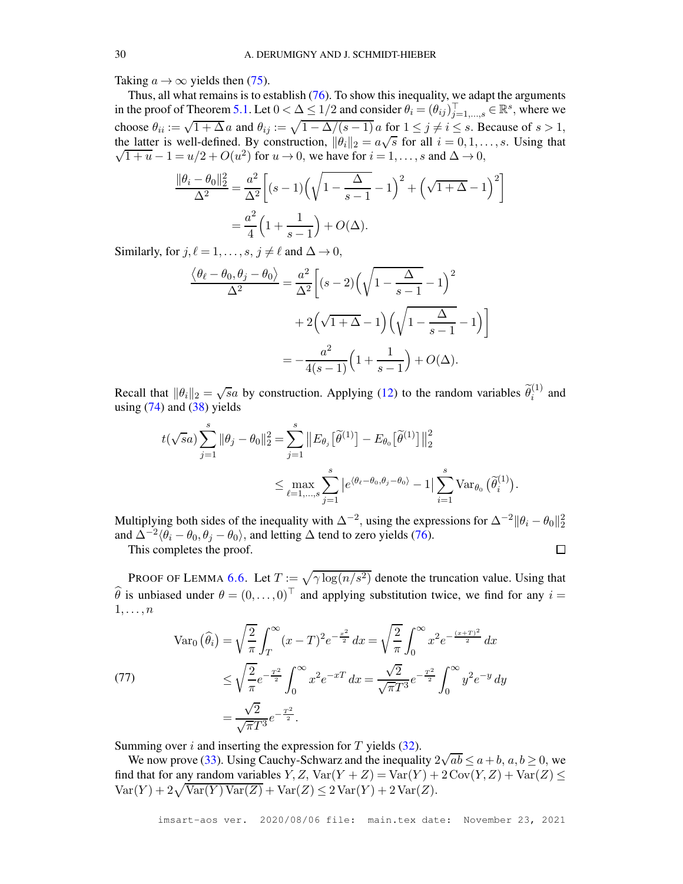Taking $a \to \infty$ yields then (75).

Thus, all what remains is to establish (76). To show this inequality, we adapt the arguments in the proof of Theorem 5.1. Let $0 < \Delta \leq 1/2$ and consider $\theta_i = (\theta_{ij})_{j=1,\dots,s}^\top \in \mathbb{R}^s$, where we choose $\theta_{ii} := \sqrt{1+\Delta}\, a$ and $\theta_{ij} := \sqrt{1-\Delta/(s-1)}\, a$ for $1 \leq j \neq i \leq s$. Because of $s > 1$, the latter is well-defined. By construction, $\|\theta_i\|_2 = a\sqrt{s}$ for all $i = 0, 1, \dots, s$. Using that $\sqrt{1+u} - 1 = u/2 + O(u^2)$ for $u \to 0$, we have for $i = 1, \dots, s$ and $\Delta \to 0$,

$$
\begin{aligned}
\frac{\|\theta_i - \theta_0\|_2^2}{\Delta^2} &= \frac{a^2}{\Delta^2}\Big[(s-1)\Big(\sqrt{1-\frac{\Delta}{s-1}} - 1\Big)^2 + \Big(\sqrt{1+\Delta} - 1\Big)^2\Big] \\
&= \frac{a^2}{4}\Big(1 + \frac{1}{s-1}\Big) + O(\Delta).
\end{aligned}
$$

Similarly, for $j, \ell = 1, \dots, s$, $j \neq \ell$ and $\Delta \to 0$,

$$
\begin{aligned}
\frac{\langle \theta_\ell - \theta_0, \theta_j - \theta_0 \rangle}{\Delta^2} &= \frac{a^2}{\Delta^2}\Big[(s-2)\Big(\sqrt{1-\frac{\Delta}{s-1}} - 1\Big)^2 \\
&\qquad + 2\Big(\sqrt{1+\Delta} - 1\Big)\Big(\sqrt{1-\frac{\Delta}{s-1}} - 1\Big)\Big] \\
&= -\frac{a^2}{4(s-1)}\Big(1 + \frac{1}{s-1}\Big) + O(\Delta).
\end{aligned}
$$

Recall that $\|\theta_i\|_2 = \sqrt{s}a$ by construction. Applying (12) to the random variables $\widetilde{\theta}_i^{(1)}$ and using (74) and (38) yields

$$
\begin{aligned}
t(\sqrt{s}a) \sum_{j=1}^s \|\theta_j - \theta_0\|_2^2 &= \sum_{j=1}^s \big\| E_{\theta_j}\big[\widetilde{\theta}^{(1)}\big] - E_{\theta_0}\big[\widetilde{\theta}^{(1)}\big]\big\|_2^2 \\
&\leq \max_{\ell=1,\dots,s} \sum_{j=1}^s \big|e^{\langle \theta_\ell - \theta_0, \theta_j - \theta_0 \rangle} - 1\big| \sum_{i=1}^s \operatorname{Var}_{\theta_0}\big(\widetilde{\theta}_i^{(1)}\big).
\end{aligned}
$$

Multiplying both sides of the inequality with $\Delta^{-2}$, using the expressions for $\Delta^{-2}\|\theta_i - \theta_0\|_2^2$ and $\Delta^{-2}\langle \theta_i - \theta_0, \theta_j - \theta_0 \rangle$, and letting $\Delta$ tend to zero yields (76).

This completes the proof. $\square$

Proof of Lemma 6.6. Let $T := \sqrt{\gamma \log(n/s^2)}$ denote the truncation value. Using that $\widehat{\theta}$ is unbiased under $\theta = (0, \dots, 0)^\top$ and applying substitution twice, we find for any $i = 1, \dots, n$

$$
\begin{aligned}
\operatorname{Var}_0\big(\widehat{\theta}_i\big) &= \sqrt{\frac{2}{\pi}} \int_T^\infty (x - T)^2 e^{-\frac{x^2}{2}}\, dx = \sqrt{\frac{2}{\pi}} \int_0^\infty x^2 e^{-\frac{(x+T)^2}{2}}\, dx \\
&\leq \sqrt{\frac{2}{\pi}} e^{-\frac{T^2}{2}} \int_0^\infty x^2 e^{-xT}\, dx = \frac{\sqrt{2}}{\sqrt{\pi} T^3} e^{-\frac{T^2}{2}} \int_0^\infty y^2 e^{-y}\, dy \\
&= \frac{\sqrt{2}}{\sqrt{\pi} T^3} e^{-\frac{T^2}{2}}.
\end{aligned} \tag{77}
$$

Summing over $i$ and inserting the expression for $T$ yields (32).

We now prove (33). Using Cauchy-Schwarz and the inequality $2\sqrt{ab} \leq a + b$, $a, b \geq 0$, we find that for any random variables $Y, Z$, $\operatorname{Var}(Y + Z) = \operatorname{Var}(Y) + 2\operatorname{Cov}(Y, Z) + \operatorname{Var}(Z) \leq \operatorname{Var}(Y) + 2\sqrt{\operatorname{Var}(Y)\operatorname{Var}(Z)} + \operatorname{Var}(Z) \leq 2\operatorname{Var}(Y) + 2\operatorname{Var}(Z)$.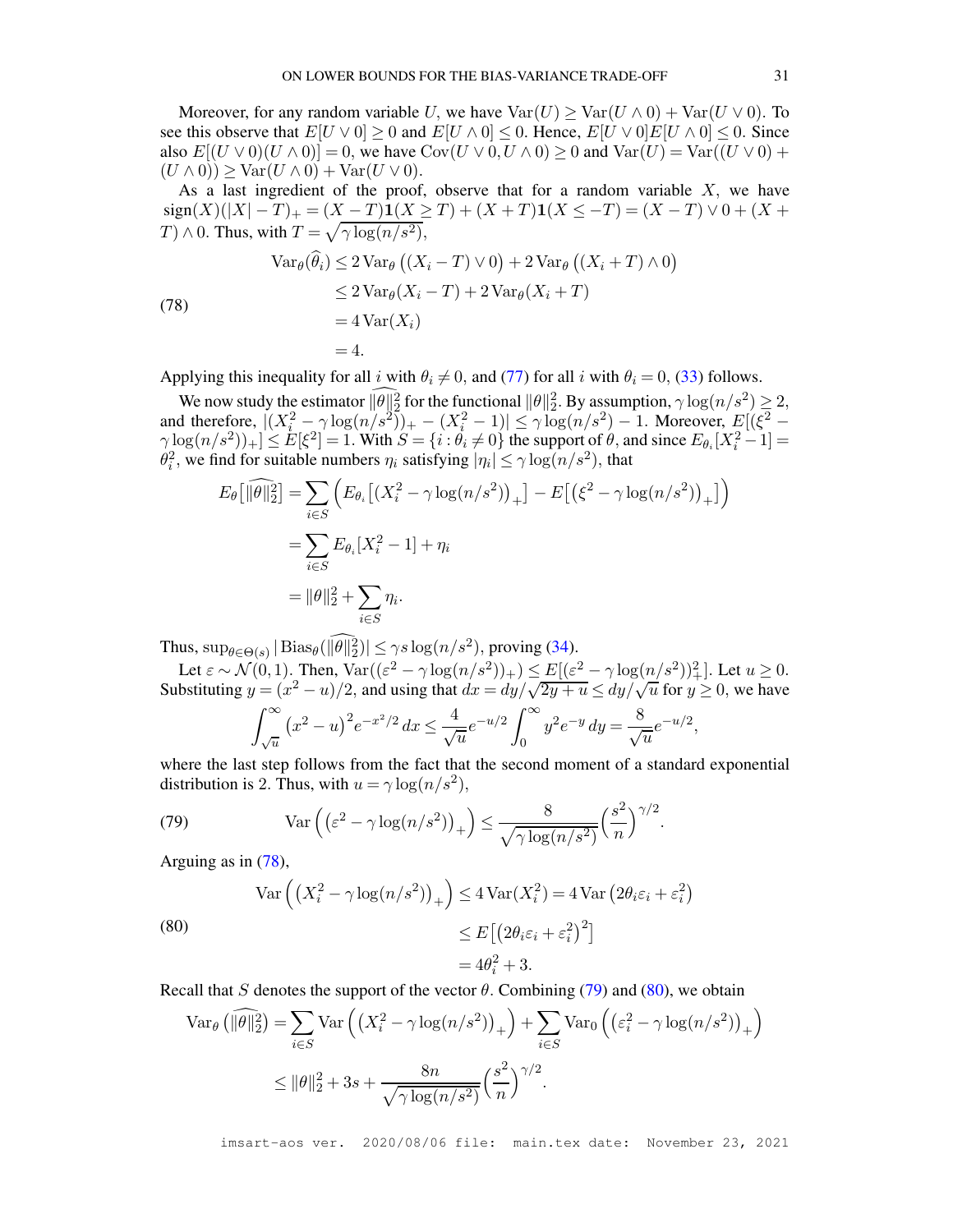Moreover, for any random variable $U$, we have $\operatorname{Var}(U) \geq \operatorname{Var}(U \wedge 0) + \operatorname{Var}(U \vee 0)$. To see this observe that $E[U \vee 0] \geq 0$ and $E[U \wedge 0] \leq 0$. Hence, $E[U \vee 0]E[U \wedge 0] \leq 0$. Since also $E[(U \vee 0)(U \wedge 0)] = 0$, we have $\operatorname{Cov}(U \vee 0, U \wedge 0) \geq 0$ and $\operatorname{Var}(U) = \operatorname{Var}((U \vee 0) + (U \wedge 0)) \geq \operatorname{Var}(U \wedge 0) + \operatorname{Var}(U \vee 0)$.

As a last ingredient of the proof, observe that for a random variable $X$, we have $\operatorname{sign}(X)(|X| - T)_+ = (X - T)\mathbf{1}(X \geq T) + (X + T)\mathbf{1}(X \leq -T) = (X - T) \vee 0 + (X + T) \wedge 0$. Thus, with $T = \sqrt{\gamma \log(n/s^2)}$,

$$
\begin{aligned}
\operatorname{Var}_\theta(\widehat{\theta}_i) &\leq 2 \operatorname{Var}_\theta\big((X_i - T) \vee 0\big) + 2 \operatorname{Var}_\theta\big((X_i + T) \wedge 0\big) \\
&\leq 2 \operatorname{Var}_\theta(X_i - T) + 2 \operatorname{Var}_\theta(X_i + T) \\
&= 4 \operatorname{Var}(X_i) \\
&= 4.
\end{aligned} \tag{78}
$$

Applying this inequality for all $i$ with $\theta_i \neq 0$, and (77) for all $i$ with $\theta_i = 0$, (33) follows.

We now study the estimator $\widehat{\|\theta\|_2^2}$ for the functional $\|\theta\|_2^2$. By assumption, $\gamma \log(n/s^2) \geq 2$, and therefore, $|(X_i^2 - \gamma \log(n/s^2))_+ - (X_i^2 - 1)| \leq \gamma \log(n/s^2) - 1$. Moreover, $E[(\xi^2 - \gamma \log(n/s^2))_+] \leq E[\xi^2] = 1$. With $S = \{i : \theta_i \neq 0\}$ the support of $\theta$, and since $E_{\theta_i}[X_i^2 - 1] = \theta_i^2$, we find for suitable numbers $\eta_i$ satisfying $|\eta_i| \leq \gamma \log(n/s^2)$, that

$$
\begin{aligned}
E_\theta\big[\widehat{\|\theta\|_2^2}\big] &= \sum_{i \in S} \Big( E_{\theta_i}\big[(X_i^2 - \gamma \log(n/s^2))_+\big] - E\big[(\xi^2 - \gamma \log(n/s^2))_+\big] \Big) \\
&= \sum_{i \in S} E_{\theta_i}[X_i^2 - 1] + \eta_i \\
&= \|\theta\|_2^2 + \sum_{i \in S} \eta_i.
\end{aligned}
$$

Thus, $\sup_{\theta \in \Theta(s)} |\operatorname{Bias}_\theta(\widehat{\|\theta\|_2^2})| \leq \gamma s \log(n/s^2)$, proving (34).

Let $\varepsilon \sim \mathcal{N}(0,1)$. Then, $\operatorname{Var}((\varepsilon^2 - \gamma \log(n/s^2))_+) \leq E[(\varepsilon^2 - \gamma \log(n/s^2))_+^2]$. Let $u \geq 0$. Substituting $y = (x^2 - u)/2$, and using that $dx = dy/\sqrt{2y + u} \leq dy/\sqrt{u}$ for $y \geq 0$, we have

$$
\int_{\sqrt{u}}^\infty \big(x^2 - u\big)^2 e^{-x^2/2}\, dx \leq \frac{4}{\sqrt{u}} e^{-u/2} \int_0^\infty y^2 e^{-y}\, dy = \frac{8}{\sqrt{u}} e^{-u/2},
$$

where the last step follows from the fact that the second moment of a standard exponential distribution is 2. Thus, with $u = \gamma \log(n/s^2)$,

$$
\operatorname{Var}\Big(\big(\varepsilon^2 - \gamma \log(n/s^2)\big)_+\Big) \leq \frac{8}{\sqrt{\gamma \log(n/s^2)}} \Big(\frac{s^2}{n}\Big)^{\gamma/2}. \tag{79}
$$

Arguing as in (78),

$$
\begin{aligned}
\operatorname{Var}\Big(\big(X_i^2 - \gamma \log(n/s^2)\big)_+\Big) &\leq 4 \operatorname{Var}(X_i^2) = 4 \operatorname{Var}\big(2\theta_i \varepsilon_i + \varepsilon_i^2\big) \\
&\leq E\big[\big(2\theta_i \varepsilon_i + \varepsilon_i^2\big)^2\big] \\
&= 4\theta_i^2 + 3.
\end{aligned} \tag{80}
$$

Recall that $S$ denotes the support of the vector $\theta$. Combining (79) and (80), we obtain

$$
\begin{aligned}
\operatorname{Var}_\theta\big(\widehat{\|\theta\|_2^2}\big) &= \sum_{i \in S} \operatorname{Var}\Big(\big(X_i^2 - \gamma \log(n/s^2)\big)_+\Big) + \sum_{i \in S} \operatorname{Var}_0\Big(\big(\varepsilon_i^2 - \gamma \log(n/s^2)\big)_+\Big) \\
&\leq \|\theta\|_2^2 + 3s + \frac{8n}{\sqrt{\gamma \log(n/s^2)}} \Big(\frac{s^2}{n}\Big)^{\gamma/2}.
\end{aligned}
$$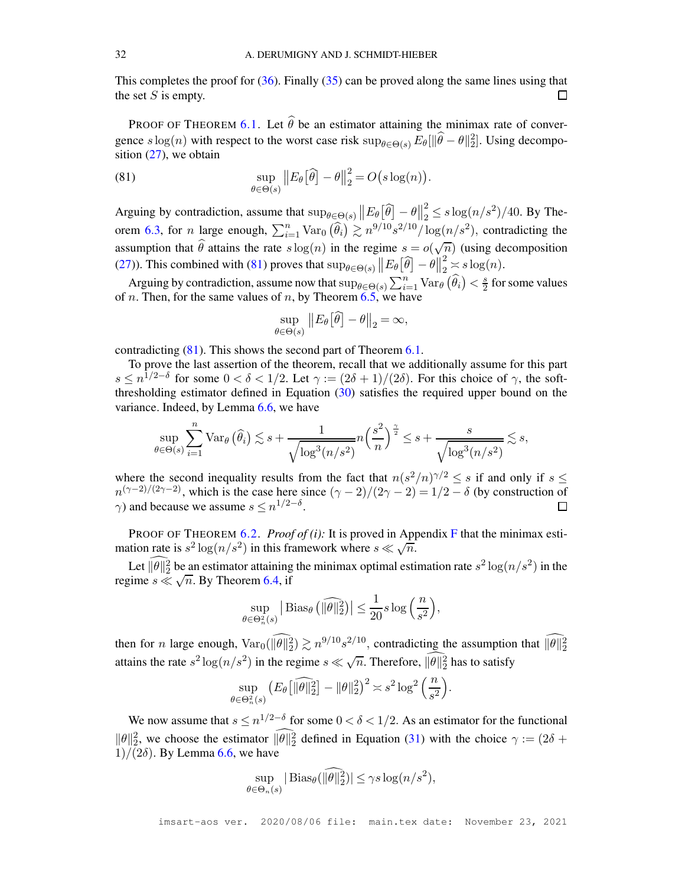This completes the proof for (36). Finally (35) can be proved along the same lines using that the set $S$ is empty. $\square$

PROOF OF THEOREM 6.1. Let $\widehat{\theta}$ be an estimator attaining the minimax rate of convergence $s\log(n)$ with respect to the worst case risk $\sup_{\theta\in\Theta(s)} E_\theta[\|\widehat{\theta}-\theta\|_2^2]$. Using decomposition (27), we obtain

$$\sup_{\theta\in\Theta(s)} \big\|E_\theta\big[\widehat{\theta}\big]-\theta\big\|_2^2 = O\big(s\log(n)\big). \tag{81}$$

Arguing by contradiction, assume that $\sup_{\theta\in\Theta(s)} \big\|E_\theta\big[\widehat{\theta}\big]-\theta\big\|_2^2 \leq s\log(n/s^2)/40$. By Theorem 6.3, for $n$ large enough, $\sum_{i=1}^n \operatorname{Var}_0\big(\widehat{\theta}_i\big) \gtrsim n^{9/10}s^{2/10}/\log(n/s^2)$, contradicting the assumption that $\widehat{\theta}$ attains the rate $s\log(n)$ in the regime $s=o(\sqrt{n})$ (using decomposition (27)). This combined with (81) proves that $\sup_{\theta\in\Theta(s)} \big\|E_\theta\big[\widehat{\theta}\big]-\theta\big\|_2^2 \asymp s\log(n)$.

Arguing by contradiction, assume now that $\sup_{\theta\in\Theta(s)} \sum_{i=1}^n \operatorname{Var}_\theta\big(\widehat{\theta}_i\big) < \frac{s}{2}$ for some values of $n$. Then, for the same values of $n$, by Theorem 6.5, we have

$$\sup_{\theta\in\Theta(s)} \big\|E_\theta\big[\widehat{\theta}\big]-\theta\big\|_2 = \infty,$$

contradicting (81). This shows the second part of Theorem 6.1.

To prove the last assertion of the theorem, recall that we additionally assume for this part $s\leq n^{1/2-\delta}$ for some $0<\delta<1/2$. Let $\gamma:=(2\delta+1)/(2\delta)$. For this choice of $\gamma$, the soft-thresholding estimator defined in Equation (30) satisfies the required upper bound on the variance. Indeed, by Lemma 6.6, we have

$$\sup_{\theta\in\Theta(s)} \sum_{i=1}^n \operatorname{Var}_\theta\big(\widehat{\theta}_i\big) \lesssim s + \frac{1}{\sqrt{\log^3(n/s^2)}} n\Big(\frac{s^2}{n}\Big)^{\frac{\gamma}{2}} \leq s + \frac{s}{\sqrt{\log^3(n/s^2)}} \lesssim s,$$

where the second inequality results from the fact that $n(s^2/n)^{\gamma/2}\leq s$ if and only if $s\leq n^{(\gamma-2)/(2\gamma-2)}$, which is the case here since $(\gamma-2)/(2\gamma-2)=1/2-\delta$ (by construction of $\gamma$) and because we assume $s\leq n^{1/2-\delta}$. $\square$

PROOF OF THEOREM 6.2. *Proof of (i):* It is proved in Appendix F that the minimax estimation rate is $s^2\log(n/s^2)$ in this framework where $s\ll\sqrt{n}$.

Let $\widehat{\|\theta\|_2^2}$ be an estimator attaining the minimax optimal estimation rate $s^2\log(n/s^2)$ in the regime $s\ll\sqrt{n}$. By Theorem 6.4, if

$$\sup_{\theta\in\Theta_n^2(s)} \big|\operatorname{Bias}_\theta\big(\widehat{\|\theta\|_2^2}\big)\big| \leq \frac{1}{20} s\log\Big(\frac{n}{s^2}\Big),$$

then for $n$ large enough, $\operatorname{Var}_0(\widehat{\|\theta\|_2^2})\gtrsim n^{9/10}s^{2/10}$, contradicting the assumption that $\widehat{\|\theta\|_2^2}$ attains the rate $s^2\log(n/s^2)$ in the regime $s\ll\sqrt{n}$. Therefore, $\widehat{\|\theta\|_2^2}$ has to satisfy

$$\sup_{\theta\in\Theta_n^2(s)} \Big(E_\theta\big[\widehat{\|\theta\|_2^2}\big]-\|\theta\|_2^2\Big)^2 \asymp s^2\log^2\Big(\frac{n}{s^2}\Big).$$

We now assume that $s\leq n^{1/2-\delta}$ for some $0<\delta<1/2$. As an estimator for the functional $\|\theta\|_2^2$, we choose the estimator $\widehat{\|\theta\|_2^2}$ defined in Equation (31) with the choice $\gamma:=(2\delta+1)/(2\delta)$. By Lemma 6.6, we have

$$\sup_{\theta\in\Theta_n(s)} \big|\operatorname{Bias}_\theta(\widehat{\|\theta\|_2^2})\big| \leq \gamma s\log(n/s^2),$$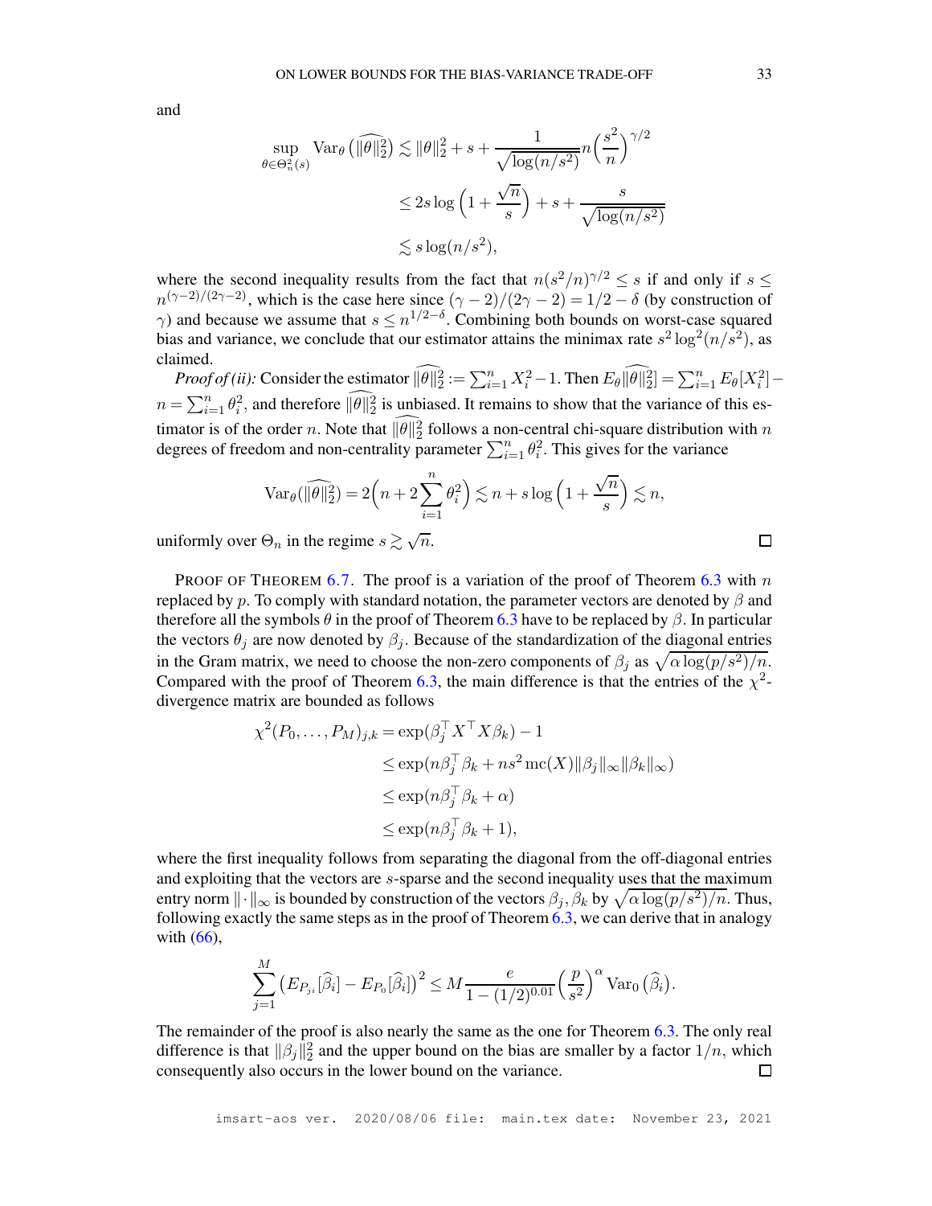and

$$
\begin{aligned}
\sup_{\theta\in\Theta_n^2(s)} \operatorname{Var}_\theta\left(\widehat{\|\theta\|_2^2}\right) &\lesssim \|\theta\|_2^2 + s + \frac{1}{\sqrt{\log(n/s^2)}} n\Big(\frac{s^2}{n}\Big)^{\gamma/2} \\
&\le 2s\log\Big(1+\frac{\sqrt{n}}{s}\Big) + s + \frac{s}{\sqrt{\log(n/s^2)}} \\
&\lesssim s\log(n/s^2),
\end{aligned}
$$

where the second inequality results from the fact that $n(s^2/n)^{\gamma/2} \le s$ if and only if $s \le n^{(\gamma-2)/(2\gamma-2)}$, which is the case here since $(\gamma-2)/(2\gamma-2) = 1/2-\delta$ (by construction of $\gamma$) and because we assume that $s \le n^{1/2-\delta}$. Combining both bounds on worst-case squared bias and variance, we conclude that our estimator attains the minimax rate $s^2\log^2(n/s^2)$, as claimed.

*Proof of (ii):* Consider the estimator $\widehat{\|\theta\|_2^2} := \sum_{i=1}^n X_i^2 - 1$. Then $E_\theta \widehat{\|\theta\|_2^2} = \sum_{i=1}^n E_\theta[X_i^2] - n = \sum_{i=1}^n \theta_i^2$, and therefore $\widehat{\|\theta\|_2^2}$ is unbiased. It remains to show that the variance of this estimator is of the order $n$. Note that $\widehat{\|\theta\|_2^2}$ follows a non-central chi-square distribution with $n$ degrees of freedom and non-centrality parameter $\sum_{i=1}^n \theta_i^2$. This gives for the variance

$$
\operatorname{Var}_\theta(\widehat{\|\theta\|_2^2}) = 2\Big(n + 2\sum_{i=1}^n \theta_i^2\Big) \lesssim n + s\log\Big(1+\frac{\sqrt{n}}{s}\Big) \lesssim n,
$$

uniformly over $\Theta_n$ in the regime $s \gtrsim \sqrt{n}$. □

PROOF OF THEOREM 6.7. The proof is a variation of the proof of Theorem 6.3 with $n$ replaced by $p$. To comply with standard notation, the parameter vectors are denoted by $\beta$ and therefore all the symbols $\theta$ in the proof of Theorem 6.3 have to be replaced by $\beta$. In particular the vectors $\theta_j$ are now denoted by $\beta_j$. Because of the standardization of the diagonal entries in the Gram matrix, we need to choose the non-zero components of $\beta_j$ as $\sqrt{\alpha\log(p/s^2)/n}$. Compared with the proof of Theorem 6.3, the main difference is that the entries of the $\chi^2$-divergence matrix are bounded as follows

$$
\begin{aligned}
\chi^2(P_0,\ldots,P_M)_{j,k} &= \exp(\beta_j^\top X^\top X\beta_k) - 1 \\
&\le \exp(n\beta_j^\top\beta_k + ns^2\operatorname{mc}(X)\|\beta_j\|_\infty\|\beta_k\|_\infty) \\
&\le \exp(n\beta_j^\top\beta_k + \alpha) \\
&\le \exp(n\beta_j^\top\beta_k + 1),
\end{aligned}
$$

where the first inequality follows from separating the diagonal from the off-diagonal entries and exploiting that the vectors are $s$-sparse and the second inequality uses that the maximum entry norm $\|\cdot\|_\infty$ is bounded by construction of the vectors $\beta_j, \beta_k$ by $\sqrt{\alpha\log(p/s^2)/n}$. Thus, following exactly the same steps as in the proof of Theorem 6.3, we can derive that in analogy with (66),

$$
\sum_{j=1}^M \big(E_{P_j}[\widehat{\beta}_i] - E_{P_0}[\widehat{\beta}_i]\big)^2 \le M\frac{e}{1-(1/2)^{0.01}}\Big(\frac{p}{s^2}\Big)^\alpha \operatorname{Var}_0\big(\widehat{\beta}_i\big).
$$

The remainder of the proof is also nearly the same as the one for Theorem 6.3. The only real difference is that $\|\beta_j\|_2^2$ and the upper bound on the bias are smaller by a factor $1/n$, which consequently also occurs in the lower bound on the variance. □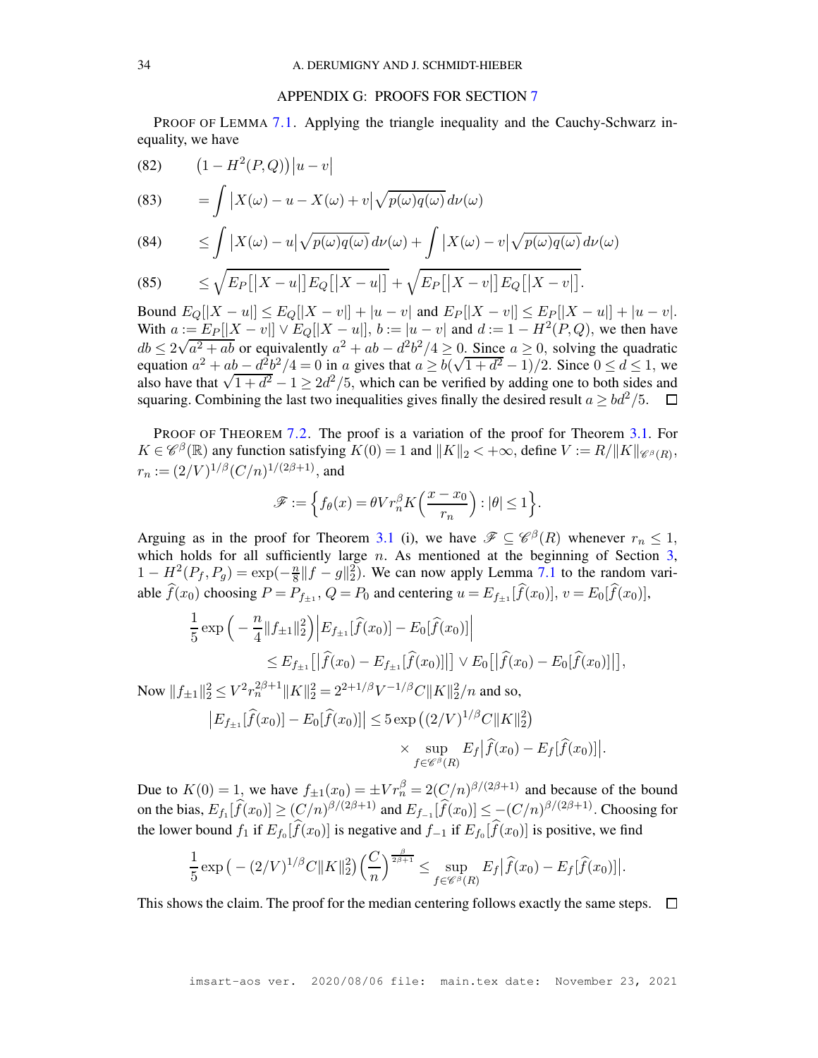## APPENDIX G: PROOFS FOR SECTION 7

PROOF OF LEMMA 7.1. Applying the triangle inequality and the Cauchy-Schwarz inequality, we have

$$
\begin{aligned}
&(82) \qquad \big(1 - H^2(P,Q)\big)\big|u - v\big| \\
&(83) \qquad = \int \big|X(\omega) - u - X(\omega) + v\big| \sqrt{p(\omega)q(\omega)}\, d\nu(\omega) \\
&(84) \qquad \leq \int \big|X(\omega) - u\big| \sqrt{p(\omega)q(\omega)}\, d\nu(\omega) + \int \big|X(\omega) - v\big| \sqrt{p(\omega)q(\omega)}\, d\nu(\omega) \\
&(85) \qquad \leq \sqrt{E_P\big[\big|X-u\big|\big] E_Q\big[\big|X-u\big|\big]} + \sqrt{E_P\big[\big|X-v\big|\big] E_Q\big[\big|X-v\big|\big]}.
\end{aligned}
$$

Bound $E_Q[|X-u|] \leq E_Q[|X-v|] + |u-v|$ and $E_P[|X-v|] \leq E_P[|X-u|] + |u-v|$. With $a := E_P[|X-v|] \vee E_Q[|X-u|]$, $b := |u-v|$ and $d := 1 - H^2(P,Q)$, we then have $db \leq 2\sqrt{a^2+ab}$ or equivalently $a^2 + ab - d^2b^2/4 \geq 0$. Since $a \geq 0$, solving the quadratic equation $a^2 + ab - d^2b^2/4 = 0$ in $a$ gives that $a \geq b(\sqrt{1+d^2}-1)/2$. Since $0 \leq d \leq 1$, we also have that $\sqrt{1+d^2} - 1 \geq 2d^2/5$, which can be verified by adding one to both sides and squaring. Combining the last two inequalities gives finally the desired result $a \geq bd^2/5$. $\square$

PROOF OF THEOREM 7.2. The proof is a variation of the proof for Theorem 3.1. For $K \in \mathscr{C}^\beta(\mathbb{R})$ any function satisfying $K(0) = 1$ and $\|K\|_2 < +\infty$, define $V := R/\|K\|_{\mathscr{C}^\beta(R)}$, $r_n := (2/V)^{1/\beta}(C/n)^{1/(2\beta+1)}$, and

$$
\mathscr{F} := \Big\{ f_\theta(x) = \theta V r_n^\beta K\Big(\frac{x - x_0}{r_n}\Big) : |\theta| \leq 1 \Big\}.
$$

Arguing as in the proof for Theorem 3.1 (i), we have $\mathscr{F} \subseteq \mathscr{C}^\beta(R)$ whenever $r_n \leq 1$, which holds for all sufficiently large $n$. As mentioned at the beginning of Section 3, $1 - H^2(P_f, P_g) = \exp(-\frac{n}{8}\|f-g\|_2^2)$. We can now apply Lemma 7.1 to the random variable $\widehat{f}(x_0)$ choosing $P = P_{f_{\pm 1}}$, $Q = P_0$ and centering $u = E_{f_{\pm 1}}[\widehat{f}(x_0)]$, $v = E_0[\widehat{f}(x_0)]$,

$$
\begin{aligned}
\frac{1}{5}\exp\Big(-\frac{n}{4}\|f_{\pm 1}\|_2^2\Big)\Big|E_{f_{\pm1}}[\widehat{f}(x_0)] - E_0[\widehat{f}(x_0)]\Big| \\
\leq E_{f_{\pm1}}\big[\big|\widehat{f}(x_0) - E_{f_{\pm1}}[\widehat{f}(x_0)]\big|\big] \vee E_0\big[\big|\widehat{f}(x_0) - E_0[\widehat{f}(x_0)]\big|\big],
\end{aligned}
$$

Now $\|f_{\pm1}\|_2^2 \leq V^2 r_n^{2\beta+1}\|K\|_2^2 = 2^{2+1/\beta}V^{-1/\beta}C\|K\|_2^2/n$ and so,

$$
\begin{aligned}
\big|E_{f_{\pm1}}[\widehat{f}(x_0)] - E_0[\widehat{f}(x_0)]\big| \leq 5\exp\big((2/V)^{1/\beta}C\|K\|_2^2\big) \\
\times \sup_{f \in \mathscr{C}^\beta(R)} E_f\big|\widehat{f}(x_0) - E_f[\widehat{f}(x_0)]\big|.
\end{aligned}
$$

Due to $K(0) = 1$, we have $f_{\pm1}(x_0) = \pm V r_n^\beta = 2(C/n)^{\beta/(2\beta+1)}$ and because of the bound on the bias, $E_{f_1}[\widehat{f}(x_0)] \geq (C/n)^{\beta/(2\beta+1)}$ and $E_{f_{-1}}[\widehat{f}(x_0)] \leq -(C/n)^{\beta/(2\beta+1)}$. Choosing for the lower bound $f_1$ if $E_{f_0}[\widehat{f}(x_0)]$ is negative and $f_{-1}$ if $E_{f_0}[\widehat{f}(x_0)]$ is positive, we find

$$
\frac{1}{5}\exp\big(-(2/V)^{1/\beta}C\|K\|_2^2\big)\Big(\frac{C}{n}\Big)^{\frac{\beta}{2\beta+1}} \leq \sup_{f \in \mathscr{C}^\beta(R)} E_f\big|\widehat{f}(x_0) - E_f[\widehat{f}(x_0)]\big|.
$$

This shows the claim. The proof for the median centering follows exactly the same steps. $\square$